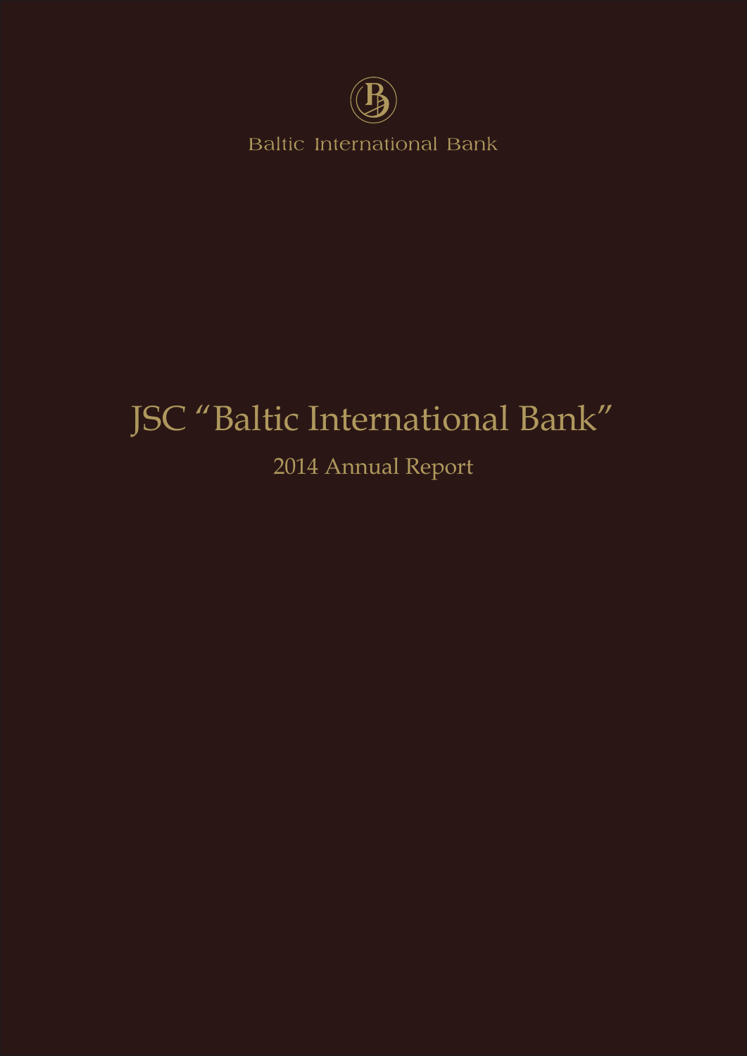Baltic International Bank

# JSC "Baltic International Bank"

## 2014 Annual Report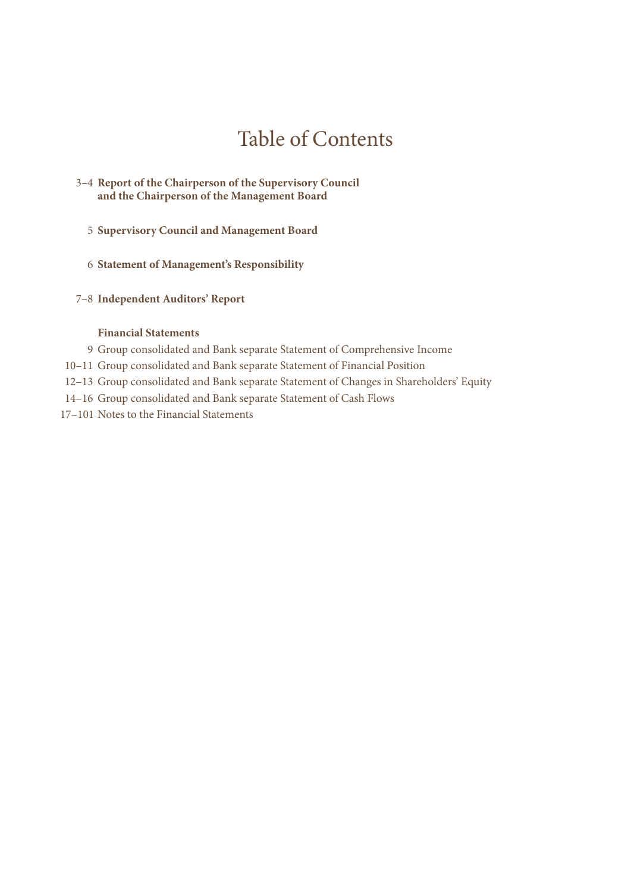# Table of Contents

3–4 **Report of the Chairperson of the Supervisory Council and the Chairperson of the Management Board**

5 **Supervisory Council and Management Board**

6 **Statement of Management's Responsibility**

7–8 **Independent Auditors' Report**

**Financial Statements**

9 Group consolidated and Bank separate Statement of Comprehensive Income

10–11 Group consolidated and Bank separate Statement of Financial Position

12–13 Group consolidated and Bank separate Statement of Changes in Shareholders' Equity

14–16 Group consolidated and Bank separate Statement of Cash Flows

17–101 Notes to the Financial Statements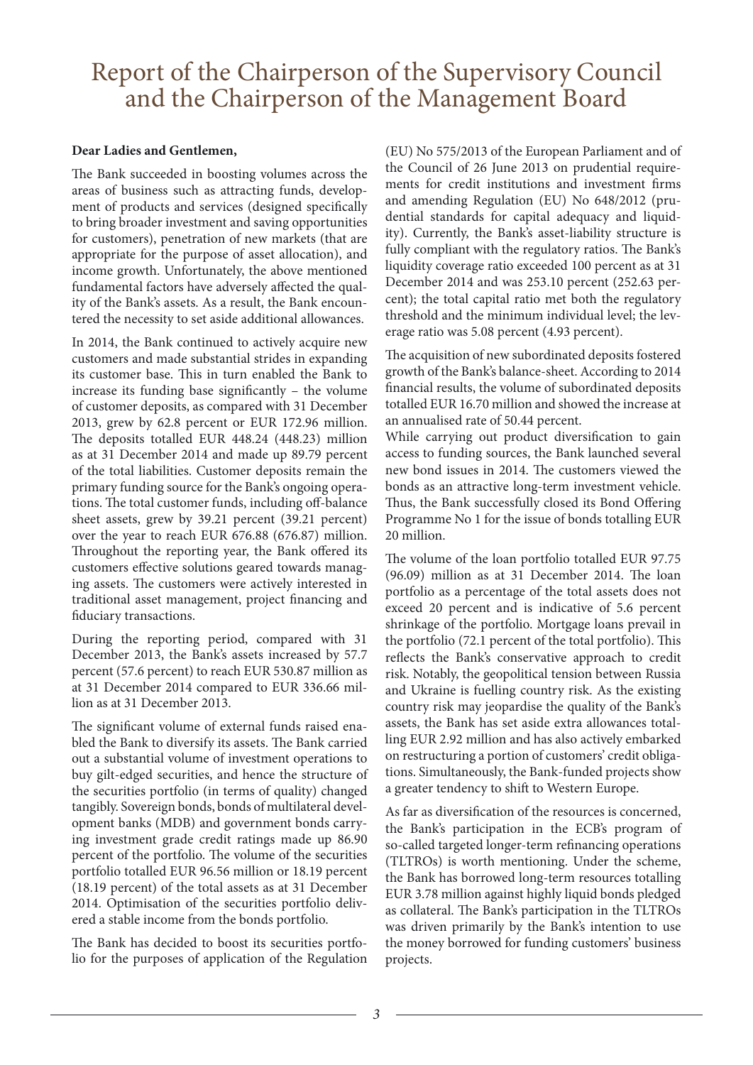# Report of the Chairperson of the Supervisory Council and the Chairperson of the Management Board

**Dear Ladies and Gentlemen,**

The Bank succeeded in boosting volumes across the areas of business such as attracting funds, development of products and services (designed specifically to bring broader investment and saving opportunities for customers), penetration of new markets (that are appropriate for the purpose of asset allocation), and income growth. Unfortunately, the above mentioned fundamental factors have adversely affected the quality of the Bank's assets. As a result, the Bank encountered the necessity to set aside additional allowances.

In 2014, the Bank continued to actively acquire new customers and made substantial strides in expanding its customer base. This in turn enabled the Bank to increase its funding base significantly – the volume of customer deposits, as compared with 31 December 2013, grew by 62.8 percent or EUR 172.96 million. The deposits totalled EUR 448.24 (448.23) million as at 31 December 2014 and made up 89.79 percent of the total liabilities. Customer deposits remain the primary funding source for the Bank's ongoing operations. The total customer funds, including off-balance sheet assets, grew by 39.21 percent (39.21 percent) over the year to reach EUR 676.88 (676.87) million. Throughout the reporting year, the Bank offered its customers effective solutions geared towards managing assets. The customers were actively interested in traditional asset management, project financing and fiduciary transactions.

During the reporting period, compared with 31 December 2013, the Bank's assets increased by 57.7 percent (57.6 percent) to reach EUR 530.87 million as at 31 December 2014 compared to EUR 336.66 million as at 31 December 2013.

The significant volume of external funds raised enabled the Bank to diversify its assets. The Bank carried out a substantial volume of investment operations to buy gilt-edged securities, and hence the structure of the securities portfolio (in terms of quality) changed tangibly. Sovereign bonds, bonds of multilateral development banks (MDB) and government bonds carrying investment grade credit ratings made up 86.90 percent of the portfolio. The volume of the securities portfolio totalled EUR 96.56 million or 18.19 percent (18.19 percent) of the total assets as at 31 December 2014. Optimisation of the securities portfolio delivered a stable income from the bonds portfolio.

The Bank has decided to boost its securities portfolio for the purposes of application of the Regulation (EU) No 575/2013 of the European Parliament and of the Council of 26 June 2013 on prudential requirements for credit institutions and investment firms and amending Regulation (EU) No 648/2012 (prudential standards for capital adequacy and liquidity). Currently, the Bank's asset-liability structure is fully compliant with the regulatory ratios. The Bank's liquidity coverage ratio exceeded 100 percent as at 31 December 2014 and was 253.10 percent (252.63 percent); the total capital ratio met both the regulatory threshold and the minimum individual level; the leverage ratio was 5.08 percent (4.93 percent).

The acquisition of new subordinated deposits fostered growth of the Bank's balance-sheet. According to 2014 financial results, the volume of subordinated deposits totalled EUR 16.70 million and showed the increase at an annualised rate of 50.44 percent.

While carrying out product diversification to gain access to funding sources, the Bank launched several new bond issues in 2014. The customers viewed the bonds as an attractive long-term investment vehicle. Thus, the Bank successfully closed its Bond Offering Programme No 1 for the issue of bonds totalling EUR 20 million.

The volume of the loan portfolio totalled EUR 97.75 (96.09) million as at 31 December 2014. The loan portfolio as a percentage of the total assets does not exceed 20 percent and is indicative of 5.6 percent shrinkage of the portfolio. Mortgage loans prevail in the portfolio (72.1 percent of the total portfolio). This reflects the Bank's conservative approach to credit risk. Notably, the geopolitical tension between Russia and Ukraine is fuelling country risk. As the existing country risk may jeopardise the quality of the Bank's assets, the Bank has set aside extra allowances totalling EUR 2.92 million and has also actively embarked on restructuring a portion of customers' credit obligations. Simultaneously, the Bank-funded projects show a greater tendency to shift to Western Europe.

As far as diversification of the resources is concerned, the Bank's participation in the ECB's program of so-called targeted longer-term refinancing operations (TLTROs) is worth mentioning. Under the scheme, the Bank has borrowed long-term resources totalling EUR 3.78 million against highly liquid bonds pledged as collateral. The Bank's participation in the TLTROs was driven primarily by the Bank's intention to use the money borrowed for funding customers' business projects.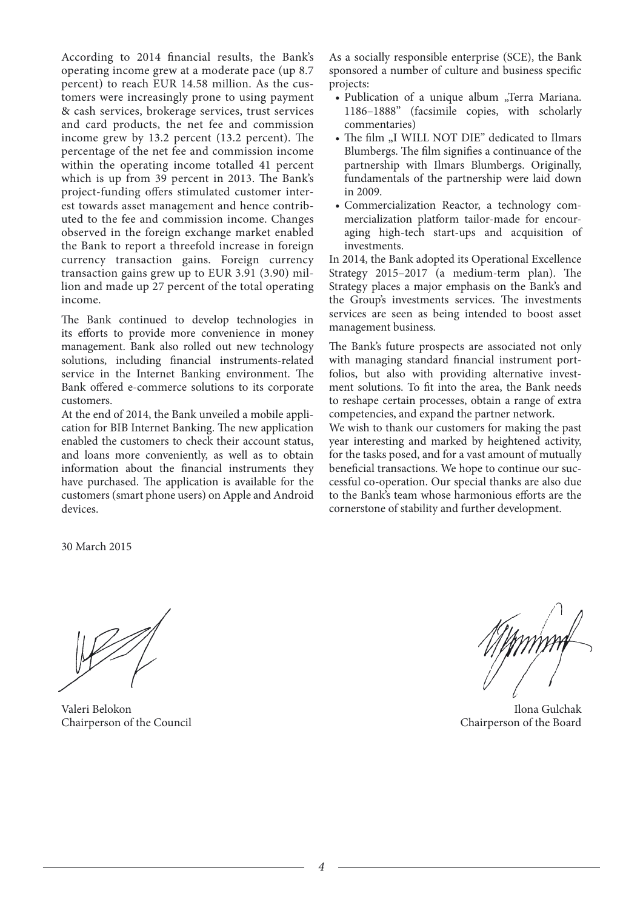According to 2014 financial results, the Bank's operating income grew at a moderate pace (up 8.7 percent) to reach EUR 14.58 million. As the customers were increasingly prone to using payment & cash services, brokerage services, trust services and card products, the net fee and commission income grew by 13.2 percent (13.2 percent). The percentage of the net fee and commission income within the operating income totalled 41 percent which is up from 39 percent in 2013. The Bank's project-funding offers stimulated customer interest towards asset management and hence contributed to the fee and commission income. Changes observed in the foreign exchange market enabled the Bank to report a threefold increase in foreign currency transaction gains. Foreign currency transaction gains grew up to EUR 3.91 (3.90) million and made up 27 percent of the total operating income.

The Bank continued to develop technologies in its efforts to provide more convenience in money management. Bank also rolled out new technology solutions, including financial instruments-related service in the Internet Banking environment. The Bank offered e-commerce solutions to its corporate customers.

At the end of 2014, the Bank unveiled a mobile application for BIB Internet Banking. The new application enabled the customers to check their account status, and loans more conveniently, as well as to obtain information about the financial instruments they have purchased. The application is available for the customers (smart phone users) on Apple and Android devices.

As a socially responsible enterprise (SCE), the Bank sponsored a number of culture and business specific projects:

- Publication of a unique album „Terra Mariana. 1186–1888" (facsimile copies, with scholarly commentaries)
- The film „I WILL NOT DIE" dedicated to Ilmars Blumbergs. The film signifies a continuance of the partnership with Ilmars Blumbergs. Originally, fundamentals of the partnership were laid down in 2009.
- Commercialization Reactor, a technology commercialization platform tailor-made for encouraging high-tech start-ups and acquisition of investments.

In 2014, the Bank adopted its Operational Excellence Strategy 2015–2017 (a medium-term plan). The Strategy places a major emphasis on the Bank's and the Group's investments services. The investments services are seen as being intended to boost asset management business.

The Bank's future prospects are associated not only with managing standard financial instrument portfolios, but also with providing alternative investment solutions. To fit into the area, the Bank needs to reshape certain processes, obtain a range of extra competencies, and expand the partner network.

We wish to thank our customers for making the past year interesting and marked by heightened activity, for the tasks posed, and for a vast amount of mutually beneficial transactions. We hope to continue our successful co-operation. Our special thanks are also due to the Bank's team whose harmonious efforts are the cornerstone of stability and further development.

30 March 2015

Valeri Belokon
Chairperson of the Council

Ilona Gulchak
Chairperson of the Board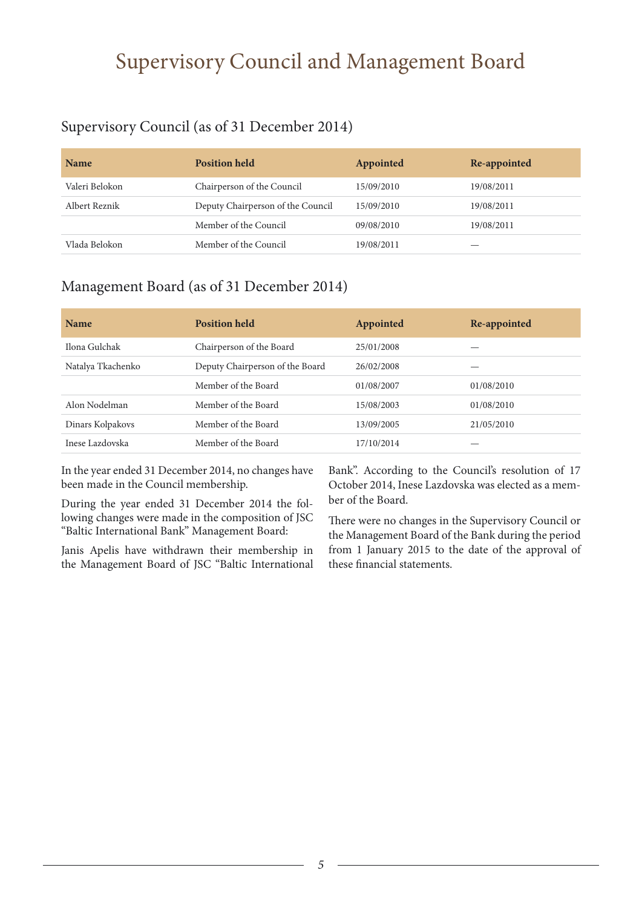# Supervisory Council and Management Board

## Supervisory Council (as of 31 December 2014)

| Name | Position held | Appointed | Re-appointed |
| --- | --- | --- | --- |
| Valeri Belokon | Chairperson of the Council | 15/09/2010 | 19/08/2011 |
| Albert Reznik | Deputy Chairperson of the Council | 15/09/2010 | 19/08/2011 |
|  | Member of the Council | 09/08/2010 | 19/08/2011 |
| Vlada Belokon | Member of the Council | 19/08/2011 | — |

## Management Board (as of 31 December 2014)

| Name | Position held | Appointed | Re-appointed |
| --- | --- | --- | --- |
| Ilona Gulchak | Chairperson of the Board | 25/01/2008 | — |
| Natalya Tkachenko | Deputy Chairperson of the Board | 26/02/2008 | — |
|  | Member of the Board | 01/08/2007 | 01/08/2010 |
| Alon Nodelman | Member of the Board | 15/08/2003 | 01/08/2010 |
| Dinars Kolpakovs | Member of the Board | 13/09/2005 | 21/05/2010 |
| Inese Lazdovska | Member of the Board | 17/10/2014 | — |

In the year ended 31 December 2014, no changes have been made in the Council membership.

During the year ended 31 December 2014 the following changes were made in the composition of JSC "Baltic International Bank" Management Board:

Janis Apelis have withdrawn their membership in the Management Board of JSC "Baltic International Bank". According to the Council's resolution of 17 October 2014, Inese Lazdovska was elected as a member of the Board.

There were no changes in the Supervisory Council or the Management Board of the Bank during the period from 1 January 2015 to the date of the approval of these financial statements.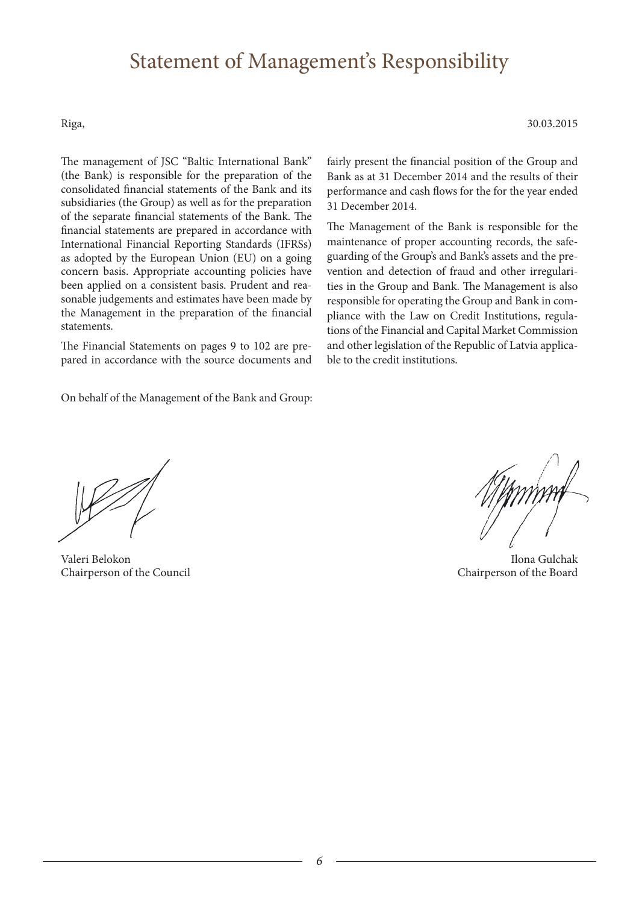# Statement of Management's Responsibility

Riga, 30.03.2015

The management of JSC "Baltic International Bank" (the Bank) is responsible for the preparation of the consolidated financial statements of the Bank and its subsidiaries (the Group) as well as for the preparation of the separate financial statements of the Bank. The financial statements are prepared in accordance with International Financial Reporting Standards (IFRSs) as adopted by the European Union (EU) on a going concern basis. Appropriate accounting policies have been applied on a consistent basis. Prudent and reasonable judgements and estimates have been made by the Management in the preparation of the financial statements.

The Financial Statements on pages 9 to 102 are prepared in accordance with the source documents and fairly present the financial position of the Group and Bank as at 31 December 2014 and the results of their performance and cash flows for the for the year ended 31 December 2014.

The Management of the Bank is responsible for the maintenance of proper accounting records, the safeguarding of the Group's and Bank's assets and the prevention and detection of fraud and other irregularities in the Group and Bank. The Management is also responsible for operating the Group and Bank in compliance with the Law on Credit Institutions, regulations of the Financial and Capital Market Commission and other legislation of the Republic of Latvia applicable to the credit institutions.

On behalf of the Management of the Bank and Group:

Valeri Belokon
Chairperson of the Council

Ilona Gulchak
Chairperson of the Board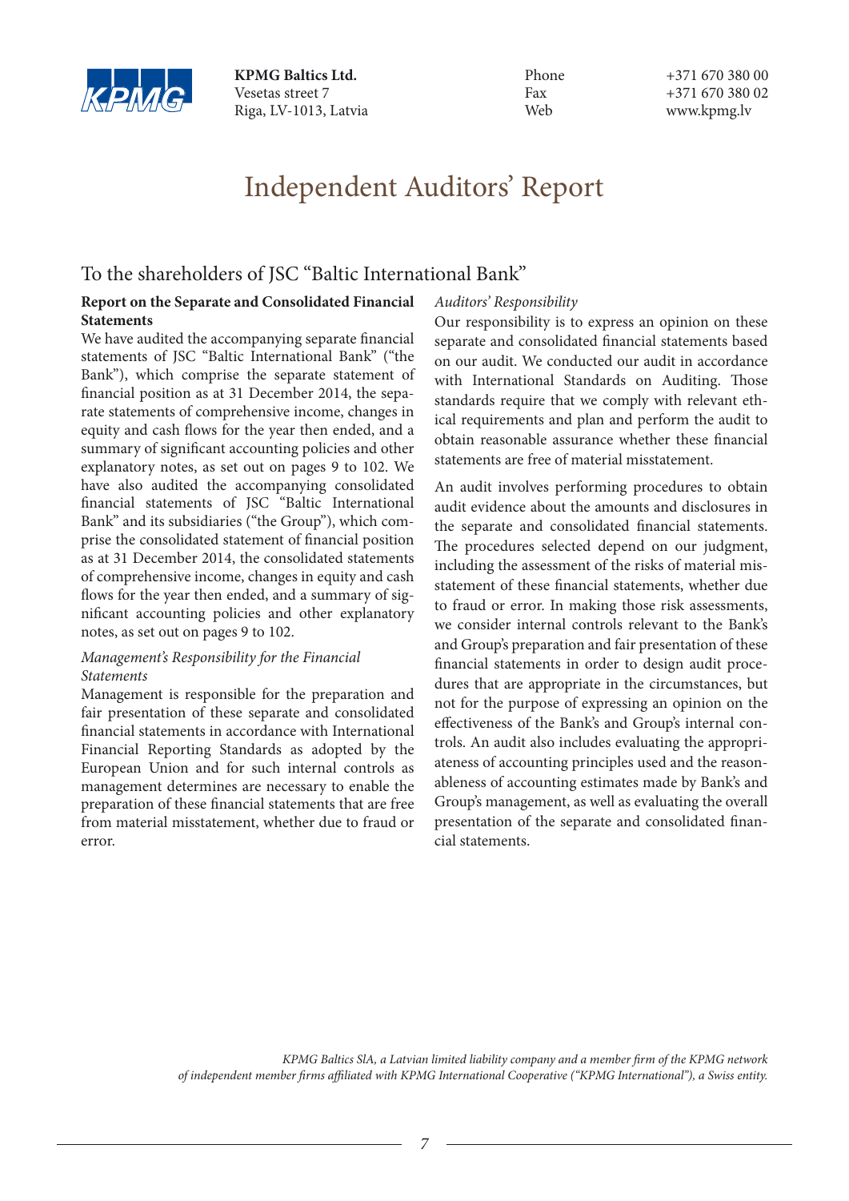KPMG

**KPMG Baltics Ltd.**
Vesetas street 7
Riga, LV-1013, Latvia

Phone +371 670 380 00
Fax +371 670 380 02
Web www.kpmg.lv

# Independent Auditors' Report

## To the shareholders of JSC "Baltic International Bank"

**Report on the Separate and Consolidated Financial Statements**

We have audited the accompanying separate financial statements of JSC "Baltic International Bank" ("the Bank"), which comprise the separate statement of financial position as at 31 December 2014, the separate statements of comprehensive income, changes in equity and cash flows for the year then ended, and a summary of significant accounting policies and other explanatory notes, as set out on pages 9 to 102. We have also audited the accompanying consolidated financial statements of JSC "Baltic International Bank" and its subsidiaries ("the Group"), which comprise the consolidated statement of financial position as at 31 December 2014, the consolidated statements of comprehensive income, changes in equity and cash flows for the year then ended, and a summary of significant accounting policies and other explanatory notes, as set out on pages 9 to 102.

*Management's Responsibility for the Financial Statements*

Management is responsible for the preparation and fair presentation of these separate and consolidated financial statements in accordance with International Financial Reporting Standards as adopted by the European Union and for such internal controls as management determines are necessary to enable the preparation of these financial statements that are free from material misstatement, whether due to fraud or error.

*Auditors' Responsibility*

Our responsibility is to express an opinion on these separate and consolidated financial statements based on our audit. We conducted our audit in accordance with International Standards on Auditing. Those standards require that we comply with relevant ethical requirements and plan and perform the audit to obtain reasonable assurance whether these financial statements are free of material misstatement.

An audit involves performing procedures to obtain audit evidence about the amounts and disclosures in the separate and consolidated financial statements. The procedures selected depend on our judgment, including the assessment of the risks of material misstatement of these financial statements, whether due to fraud or error. In making those risk assessments, we consider internal controls relevant to the Bank's and Group's preparation and fair presentation of these financial statements in order to design audit procedures that are appropriate in the circumstances, but not for the purpose of expressing an opinion on the effectiveness of the Bank's and Group's internal controls. An audit also includes evaluating the appropriateness of accounting principles used and the reasonableness of accounting estimates made by Bank's and Group's management, as well as evaluating the overall presentation of the separate and consolidated financial statements.

*KPMG Baltics SIA, a Latvian limited liability company and a member firm of the KPMG network of independent member firms affiliated with KPMG International Cooperative ("KPMG International"), a Swiss entity.*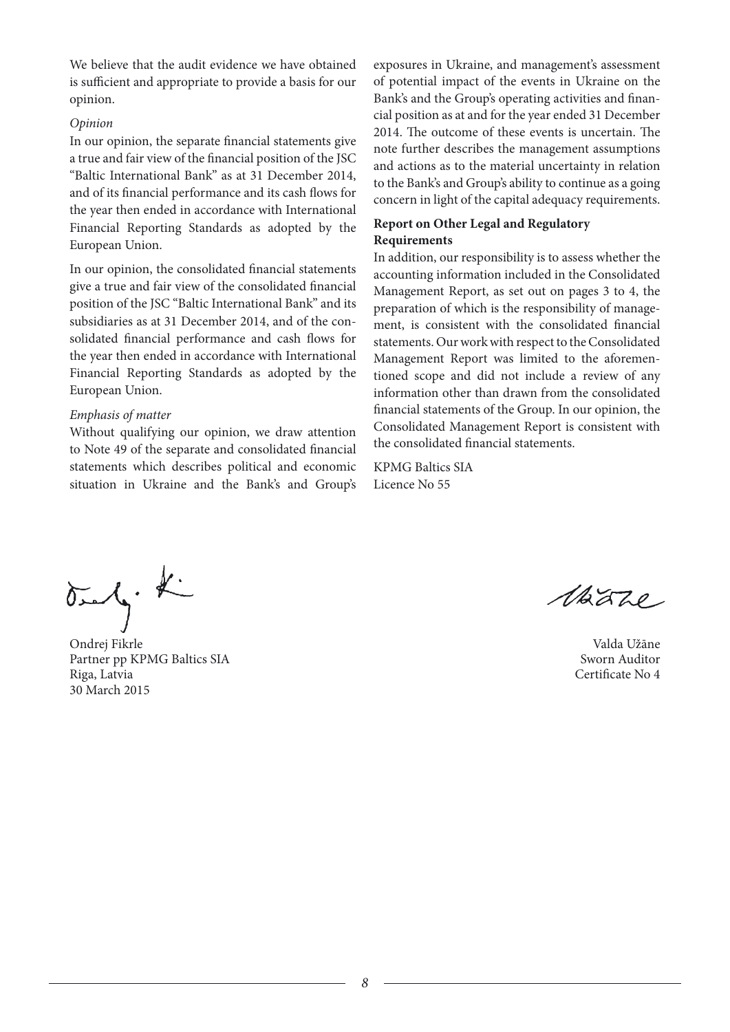We believe that the audit evidence we have obtained is sufficient and appropriate to provide a basis for our opinion.

*Opinion*

In our opinion, the separate financial statements give a true and fair view of the financial position of the JSC "Baltic International Bank" as at 31 December 2014, and of its financial performance and its cash flows for the year then ended in accordance with International Financial Reporting Standards as adopted by the European Union.

In our opinion, the consolidated financial statements give a true and fair view of the consolidated financial position of the JSC "Baltic International Bank" and its subsidiaries as at 31 December 2014, and of the consolidated financial performance and cash flows for the year then ended in accordance with International Financial Reporting Standards as adopted by the European Union.

*Emphasis of matter*

Without qualifying our opinion, we draw attention to Note 49 of the separate and consolidated financial statements which describes political and economic situation in Ukraine and the Bank's and Group's exposures in Ukraine, and management's assessment of potential impact of the events in Ukraine on the Bank's and the Group's operating activities and financial position as at and for the year ended 31 December 2014. The outcome of these events is uncertain. The note further describes the management assumptions and actions as to the material uncertainty in relation to the Bank's and Group's ability to continue as a going concern in light of the capital adequacy requirements.

**Report on Other Legal and Regulatory Requirements**

In addition, our responsibility is to assess whether the accounting information included in the Consolidated Management Report, as set out on pages 3 to 4, the preparation of which is the responsibility of management, is consistent with the consolidated financial statements. Our work with respect to the Consolidated Management Report was limited to the aforementioned scope and did not include a review of any information other than drawn from the consolidated financial statements of the Group. In our opinion, the Consolidated Management Report is consistent with the consolidated financial statements.

KPMG Baltics SIA
Licence No 55

Ondrej Fikrle
Partner pp KPMG Baltics SIA
Riga, Latvia
30 March 2015

Valda Užāne
Sworn Auditor
Certificate No 4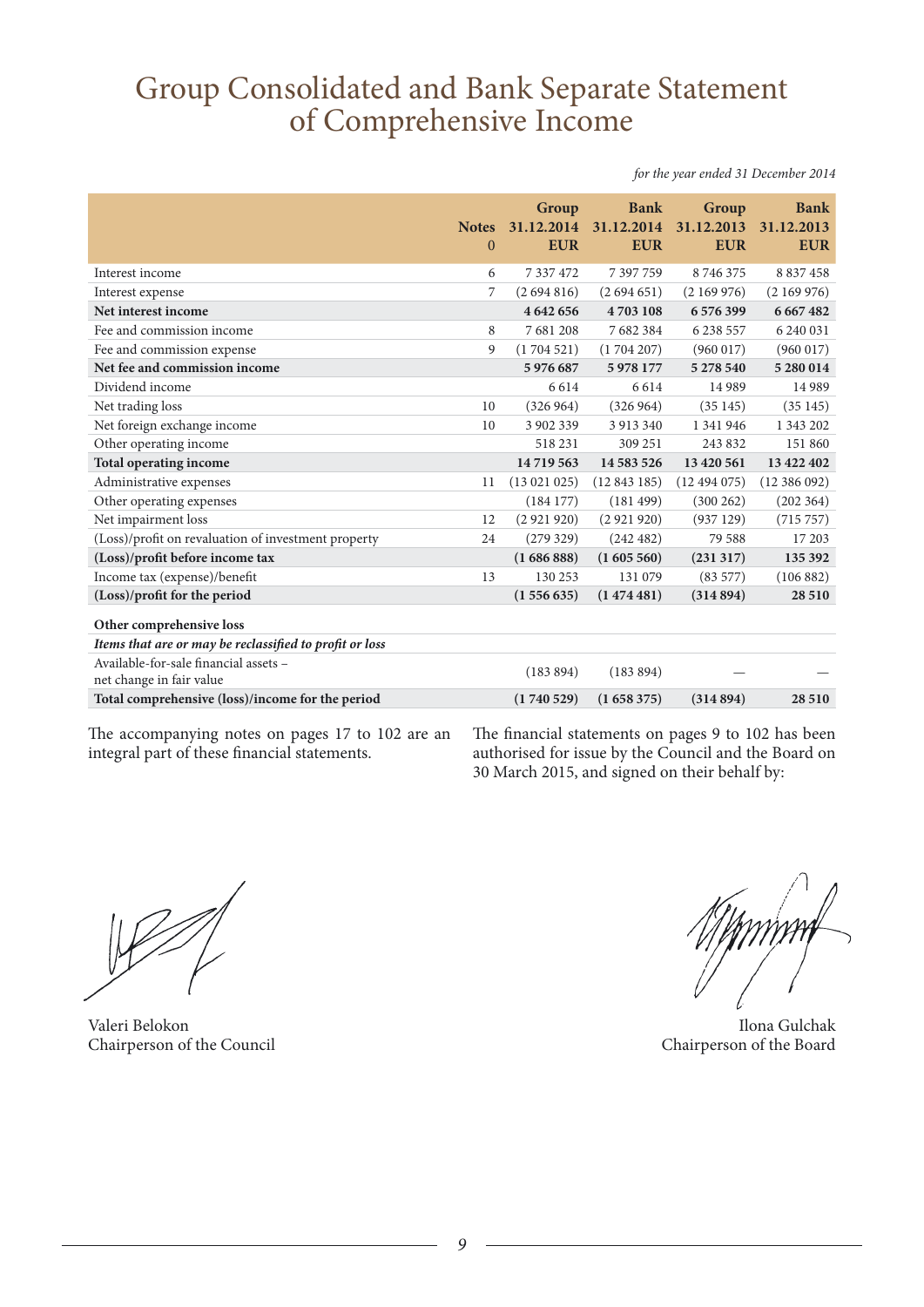# Group Consolidated and Bank Separate Statement of Comprehensive Income

*for the year ended 31 December 2014*

| | Notes 0 | Group 31.12.2014 EUR | Bank 31.12.2014 EUR | Group 31.12.2013 EUR | Bank 31.12.2013 EUR |
|---|---|---|---|---|---|
| Interest income | 6 | 7 337 472 | 7 397 759 | 8 746 375 | 8 837 458 |
| Interest expense | 7 | (2 694 816) | (2 694 651) | (2 169 976) | (2 169 976) |
| **Net interest income** | | **4 642 656** | **4 703 108** | **6 576 399** | **6 667 482** |
| Fee and commission income | 8 | 7 681 208 | 7 682 384 | 6 238 557 | 6 240 031 |
| Fee and commission expense | 9 | (1 704 521) | (1 704 207) | (960 017) | (960 017) |
| **Net fee and commission income** | | **5 976 687** | **5 978 177** | **5 278 540** | **5 280 014** |
| Dividend income | | 6 614 | 6 614 | 14 989 | 14 989 |
| Net trading loss | 10 | (326 964) | (326 964) | (35 145) | (35 145) |
| Net foreign exchange income | 10 | 3 902 339 | 3 913 340 | 1 341 946 | 1 343 202 |
| Other operating income | | 518 231 | 309 251 | 243 832 | 151 860 |
| **Total operating income** | | **14 719 563** | **14 583 526** | **13 420 561** | **13 422 402** |
| Administrative expenses | 11 | (13 021 025) | (12 843 185) | (12 494 075) | (12 386 092) |
| Other operating expenses | | (184 177) | (181 499) | (300 262) | (202 364) |
| Net impairment loss | 12 | (2 921 920) | (2 921 920) | (937 129) | (715 757) |
| (Loss)/profit on revaluation of investment property | 24 | (279 329) | (242 482) | 79 588 | 17 203 |
| **(Loss)/profit before income tax** | | **(1 686 888)** | **(1 605 560)** | **(231 317)** | **135 392** |
| Income tax (expense)/benefit | 13 | 130 253 | 131 079 | (83 577) | (106 882) |
| **(Loss)/profit for the period** | | **(1 556 635)** | **(1 474 481)** | **(314 894)** | **28 510** |
| **Other comprehensive loss** | | | | | |
| ***Items that are or may be reclassified to profit or loss*** | | | | | |
| Available-for-sale financial assets – net change in fair value | | (183 894) | (183 894) | — | — |
| **Total comprehensive (loss)/income for the period** | | **(1 740 529)** | **(1 658 375)** | **(314 894)** | **28 510** |

The accompanying notes on pages 17 to 102 are an integral part of these financial statements.

The financial statements on pages 9 to 102 has been authorised for issue by the Council and the Board on 30 March 2015, and signed on their behalf by:

Valeri Belokon
Chairperson of the Council

Ilona Gulchak
Chairperson of the Board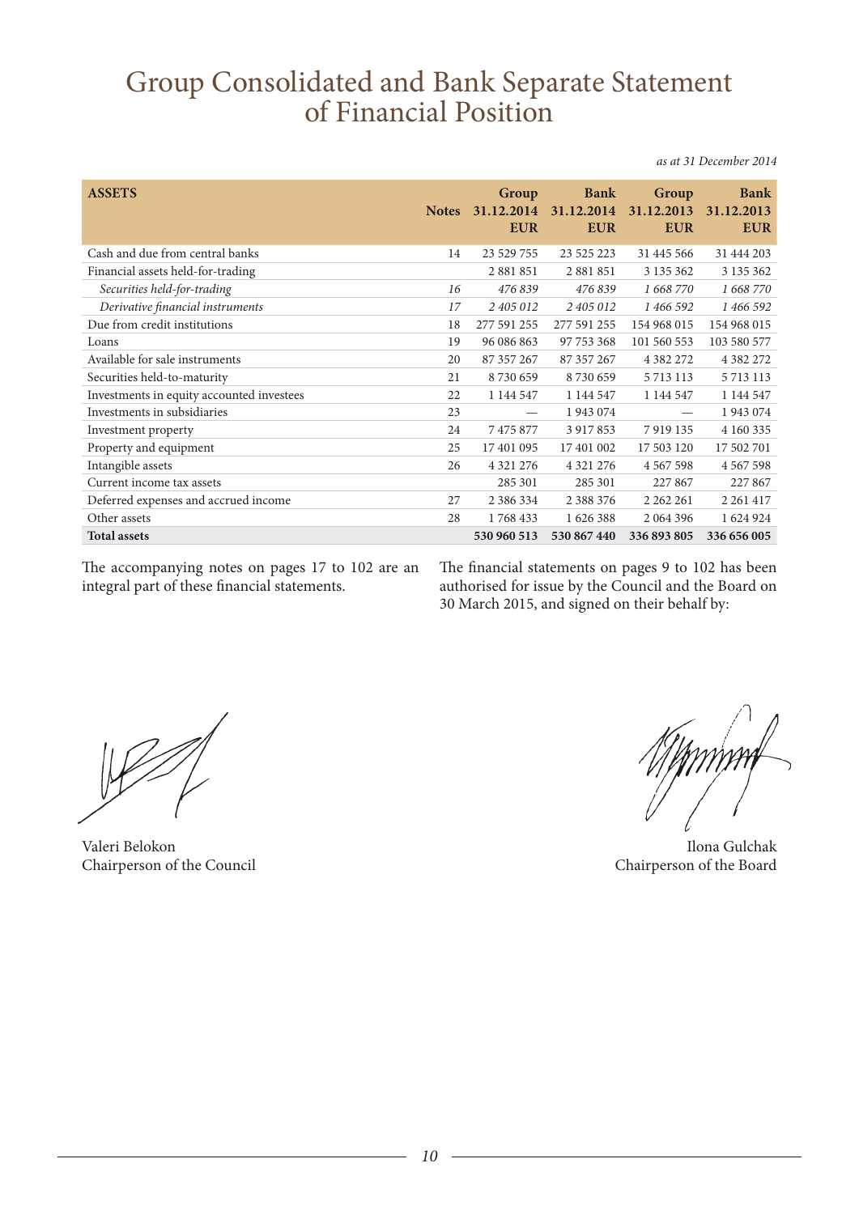# Group Consolidated and Bank Separate Statement of Financial Position

*as at 31 December 2014*

| **ASSETS** | **Notes** | **Group 31.12.2014 EUR** | **Bank 31.12.2014 EUR** | **Group 31.12.2013 EUR** | **Bank 31.12.2013 EUR** |
|---|---|---|---|---|---|
| Cash and due from central banks | 14 | 23 529 755 | 23 525 223 | 31 445 566 | 31 444 203 |
| Financial assets held-for-trading | | 2 881 851 | 2 881 851 | 3 135 362 | 3 135 362 |
| *Securities held-for-trading* | *16* | *476 839* | *476 839* | *1 668 770* | *1 668 770* |
| *Derivative financial instruments* | *17* | *2 405 012* | *2 405 012* | *1 466 592* | *1 466 592* |
| Due from credit institutions | 18 | 277 591 255 | 277 591 255 | 154 968 015 | 154 968 015 |
| Loans | 19 | 96 086 863 | 97 753 368 | 101 560 553 | 103 580 577 |
| Available for sale instruments | 20 | 87 357 267 | 87 357 267 | 4 382 272 | 4 382 272 |
| Securities held-to-maturity | 21 | 8 730 659 | 8 730 659 | 5 713 113 | 5 713 113 |
| Investments in equity accounted investees | 22 | 1 144 547 | 1 144 547 | 1 144 547 | 1 144 547 |
| Investments in subsidiaries | 23 | — | 1 943 074 | — | 1 943 074 |
| Investment property | 24 | 7 475 877 | 3 917 853 | 7 919 135 | 4 160 335 |
| Property and equipment | 25 | 17 401 095 | 17 401 002 | 17 503 120 | 17 502 701 |
| Intangible assets | 26 | 4 321 276 | 4 321 276 | 4 567 598 | 4 567 598 |
| Current income tax assets | | 285 301 | 285 301 | 227 867 | 227 867 |
| Deferred expenses and accrued income | 27 | 2 386 334 | 2 388 376 | 2 262 261 | 2 261 417 |
| Other assets | 28 | 1 768 433 | 1 626 388 | 2 064 396 | 1 624 924 |
| **Total assets** | | **530 960 513** | **530 867 440** | **336 893 805** | **336 656 005** |

The accompanying notes on pages 17 to 102 are an integral part of these financial statements.

The financial statements on pages 9 to 102 has been authorised for issue by the Council and the Board on 30 March 2015, and signed on their behalf by:

Valeri Belokon
Chairperson of the Council

Ilona Gulchak
Chairperson of the Board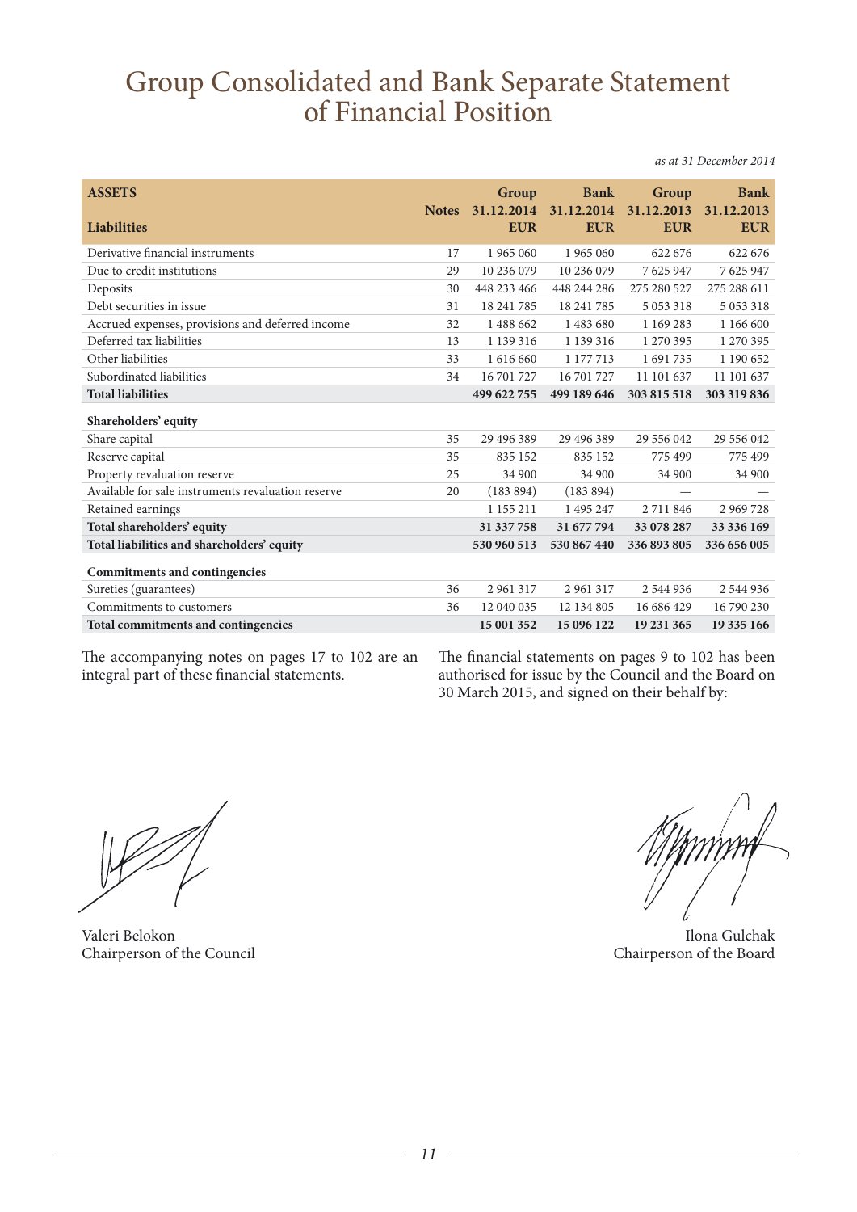# Group Consolidated and Bank Separate Statement of Financial Position

*as at 31 December 2014*

| ASSETS<br>Liabilities | Notes | Group 31.12.2014 EUR | Bank 31.12.2014 EUR | Group 31.12.2013 EUR | Bank 31.12.2013 EUR |
|---|---|---|---|---|---|
| Derivative financial instruments | 17 | 1 965 060 | 1 965 060 | 622 676 | 622 676 |
| Due to credit institutions | 29 | 10 236 079 | 10 236 079 | 7 625 947 | 7 625 947 |
| Deposits | 30 | 448 233 466 | 448 244 286 | 275 280 527 | 275 288 611 |
| Debt securities in issue | 31 | 18 241 785 | 18 241 785 | 5 053 318 | 5 053 318 |
| Accrued expenses, provisions and deferred income | 32 | 1 488 662 | 1 483 680 | 1 169 283 | 1 166 600 |
| Deferred tax liabilities | 13 | 1 139 316 | 1 139 316 | 1 270 395 | 1 270 395 |
| Other liabilities | 33 | 1 616 660 | 1 177 713 | 1 691 735 | 1 190 652 |
| Subordinated liabilities | 34 | 16 701 727 | 16 701 727 | 11 101 637 | 11 101 637 |
| **Total liabilities** | | **499 622 755** | **499 189 646** | **303 815 518** | **303 319 836** |
| **Shareholders' equity** | | | | | |
| Share capital | 35 | 29 496 389 | 29 496 389 | 29 556 042 | 29 556 042 |
| Reserve capital | 35 | 835 152 | 835 152 | 775 499 | 775 499 |
| Property revaluation reserve | 25 | 34 900 | 34 900 | 34 900 | 34 900 |
| Available for sale instruments revaluation reserve | 20 | (183 894) | (183 894) | — | — |
| Retained earnings | | 1 155 211 | 1 495 247 | 2 711 846 | 2 969 728 |
| **Total shareholders' equity** | | **31 337 758** | **31 677 794** | **33 078 287** | **33 336 169** |
| **Total liabilities and shareholders' equity** | | **530 960 513** | **530 867 440** | **336 893 805** | **336 656 005** |
| **Commitments and contingencies** | | | | | |
| Sureties (guarantees) | 36 | 2 961 317 | 2 961 317 | 2 544 936 | 2 544 936 |
| Commitments to customers | 36 | 12 040 035 | 12 134 805 | 16 686 429 | 16 790 230 |
| **Total commitments and contingencies** | | **15 001 352** | **15 096 122** | **19 231 365** | **19 335 166** |

The accompanying notes on pages 17 to 102 are an integral part of these financial statements.

The financial statements on pages 9 to 102 has been authorised for issue by the Council and the Board on 30 March 2015, and signed on their behalf by:

Valeri Belokon
Chairperson of the Council

Ilona Gulchak
Chairperson of the Board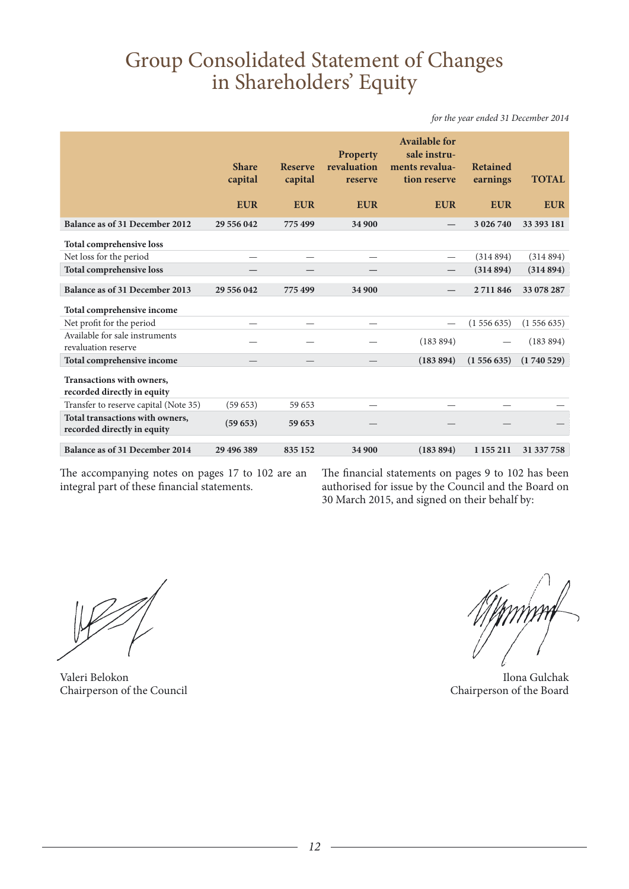# Group Consolidated Statement of Changes in Shareholders' Equity

*for the year ended 31 December 2014*

| | Share capital | Reserve capital | Property revaluation reserve | Available for sale instruments revaluation reserve | Retained earnings | TOTAL |
|---|---|---|---|---|---|---|
| | EUR | EUR | EUR | EUR | EUR | EUR |
| **Balance as of 31 December 2012** | **29 556 042** | **775 499** | **34 900** | **—** | **3 026 740** | **33 393 181** |
| **Total comprehensive loss** | | | | | | |
| Net loss for the period | — | — | — | — | (314 894) | (314 894) |
| **Total comprehensive loss** | **—** | **—** | **—** | **—** | **(314 894)** | **(314 894)** |
| **Balance as of 31 December 2013** | **29 556 042** | **775 499** | **34 900** | **—** | **2 711 846** | **33 078 287** |
| **Total comprehensive income** | | | | | | |
| Net profit for the period | — | — | — | — | (1 556 635) | (1 556 635) |
| Available for sale instruments revaluation reserve | — | — | — | (183 894) | — | (183 894) |
| **Total comprehensive income** | **—** | **—** | **—** | **(183 894)** | **(1 556 635)** | **(1 740 529)** |
| **Transactions with owners, recorded directly in equity** | | | | | | |
| Transfer to reserve capital (Note 35) | (59 653) | 59 653 | — | — | — | — |
| **Total transactions with owners, recorded directly in equity** | **(59 653)** | **59 653** | — | — | — | — |
| **Balance as of 31 December 2014** | **29 496 389** | **835 152** | **34 900** | **(183 894)** | **1 155 211** | **31 337 758** |

The accompanying notes on pages 17 to 102 are an integral part of these financial statements.

The financial statements on pages 9 to 102 has been authorised for issue by the Council and the Board on 30 March 2015, and signed on their behalf by:

Valeri Belokon
Chairperson of the Council

Ilona Gulchak
Chairperson of the Board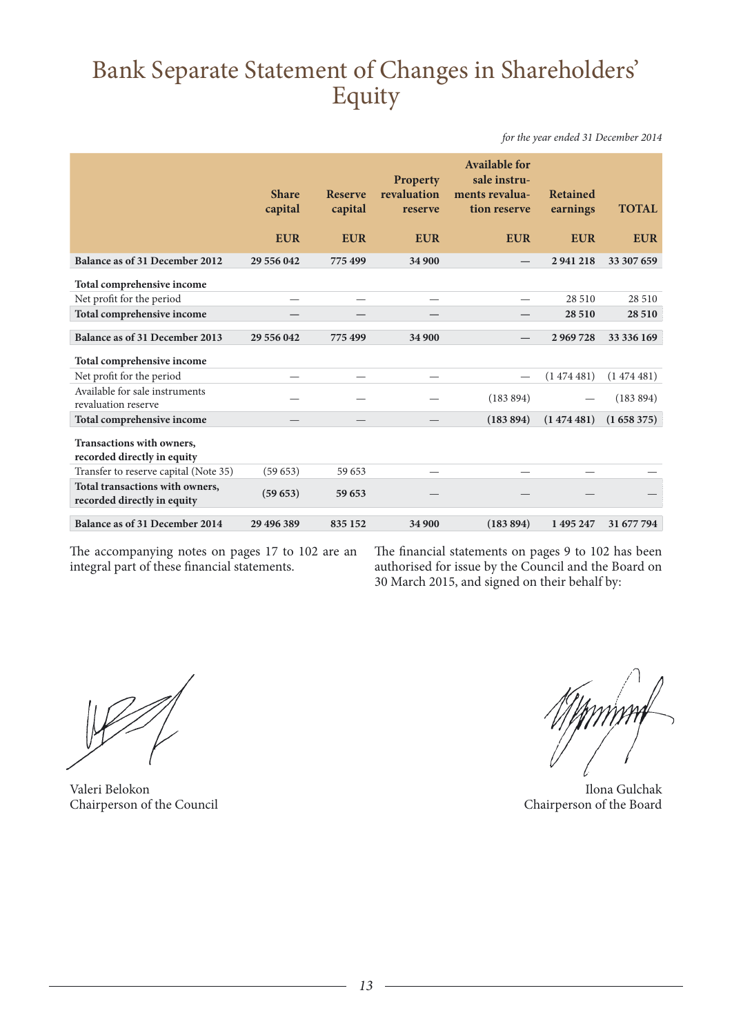# Bank Separate Statement of Changes in Shareholders' Equity

*for the year ended 31 December 2014*

| | Share capital | Reserve capital | Property revaluation reserve | Available for sale instruments revaluation reserve | Retained earnings | TOTAL |
|---|---|---|---|---|---|---|
| | EUR | EUR | EUR | EUR | EUR | EUR |
| **Balance as of 31 December 2012** | **29 556 042** | **775 499** | **34 900** | **—** | **2 941 218** | **33 307 659** |
| **Total comprehensive income** | | | | | | |
| Net profit for the period | — | — | — | — | 28 510 | 28 510 |
| **Total comprehensive income** | **—** | **—** | **—** | **—** | **28 510** | **28 510** |
| **Balance as of 31 December 2013** | **29 556 042** | **775 499** | **34 900** | **—** | **2 969 728** | **33 336 169** |
| **Total comprehensive income** | | | | | | |
| Net profit for the period | — | — | — | — | (1 474 481) | (1 474 481) |
| Available for sale instruments revaluation reserve | — | — | — | (183 894) | — | (183 894) |
| **Total comprehensive income** | **—** | **—** | **—** | **(183 894)** | **(1 474 481)** | **(1 658 375)** |
| **Transactions with owners, recorded directly in equity** | | | | | | |
| Transfer to reserve capital (Note 35) | (59 653) | 59 653 | — | — | — | — |
| **Total transactions with owners, recorded directly in equity** | **(59 653)** | **59 653** | — | — | — | — |
| **Balance as of 31 December 2014** | **29 496 389** | **835 152** | **34 900** | **(183 894)** | **1 495 247** | **31 677 794** |

The accompanying notes on pages 17 to 102 are an integral part of these financial statements.

The financial statements on pages 9 to 102 has been authorised for issue by the Council and the Board on 30 March 2015, and signed on their behalf by:

Valeri Belokon
Chairperson of the Council

Ilona Gulchak
Chairperson of the Board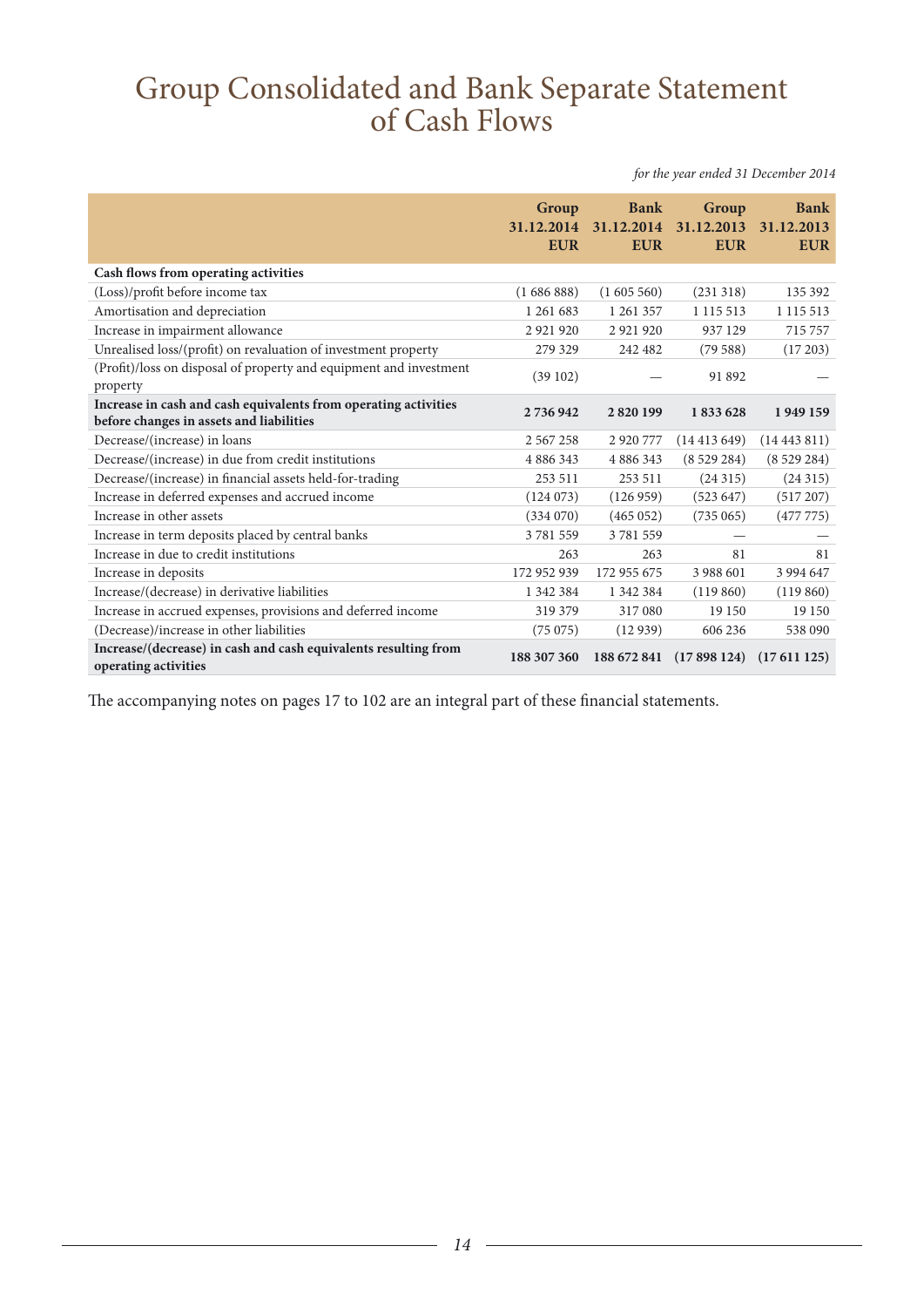# Group Consolidated and Bank Separate Statement of Cash Flows

*for the year ended 31 December 2014*

| | Group 31.12.2014 EUR | Bank 31.12.2014 EUR | Group 31.12.2013 EUR | Bank 31.12.2013 EUR |
|---|---|---|---|---|
| **Cash flows from operating activities** | | | | |
| (Loss)/profit before income tax | (1 686 888) | (1 605 560) | (231 318) | 135 392 |
| Amortisation and depreciation | 1 261 683 | 1 261 357 | 1 115 513 | 1 115 513 |
| Increase in impairment allowance | 2 921 920 | 2 921 920 | 937 129 | 715 757 |
| Unrealised loss/(profit) on revaluation of investment property | 279 329 | 242 482 | (79 588) | (17 203) |
| (Profit)/loss on disposal of property and equipment and investment property | (39 102) | — | 91 892 | — |
| **Increase in cash and cash equivalents from operating activities before changes in assets and liabilities** | **2 736 942** | **2 820 199** | **1 833 628** | **1 949 159** |
| Decrease/(increase) in loans | 2 567 258 | 2 920 777 | (14 413 649) | (14 443 811) |
| Decrease/(increase) in due from credit institutions | 4 886 343 | 4 886 343 | (8 529 284) | (8 529 284) |
| Decrease/(increase) in financial assets held-for-trading | 253 511 | 253 511 | (24 315) | (24 315) |
| Increase in deferred expenses and accrued income | (124 073) | (126 959) | (523 647) | (517 207) |
| Increase in other assets | (334 070) | (465 052) | (735 065) | (477 775) |
| Increase in term deposits placed by central banks | 3 781 559 | 3 781 559 | — | — |
| Increase in due to credit institutions | 263 | 263 | 81 | 81 |
| Increase in deposits | 172 952 939 | 172 955 675 | 3 988 601 | 3 994 647 |
| Increase/(decrease) in derivative liabilities | 1 342 384 | 1 342 384 | (119 860) | (119 860) |
| Increase in accrued expenses, provisions and deferred income | 319 379 | 317 080 | 19 150 | 19 150 |
| (Decrease)/increase in other liabilities | (75 075) | (12 939) | 606 236 | 538 090 |
| **Increase/(decrease) in cash and cash equivalents resulting from operating activities** | **188 307 360** | **188 672 841** | **(17 898 124)** | **(17 611 125)** |

The accompanying notes on pages 17 to 102 are an integral part of these financial statements.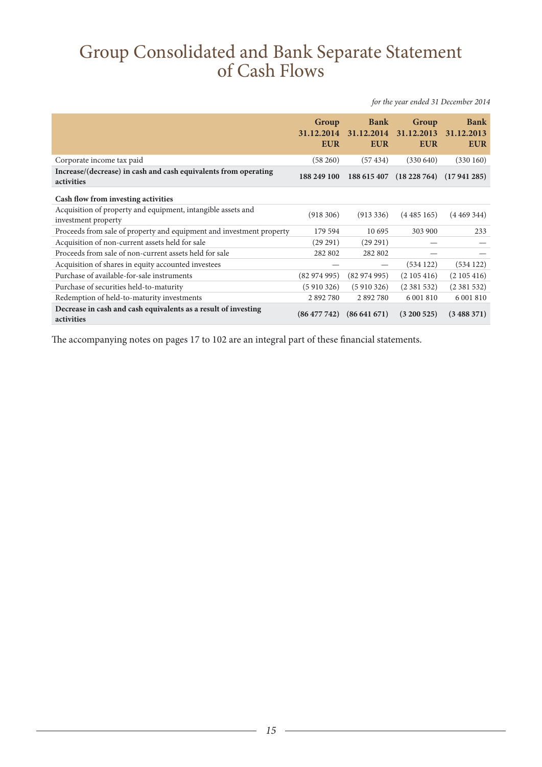# Group Consolidated and Bank Separate Statement of Cash Flows

*for the year ended 31 December 2014*

| | Group 31.12.2014 EUR | Bank 31.12.2014 EUR | Group 31.12.2013 EUR | Bank 31.12.2013 EUR |
|---|---|---|---|---|
| Corporate income tax paid | (58 260) | (57 434) | (330 640) | (330 160) |
| **Increase/(decrease) in cash and cash equivalents from operating activities** | **188 249 100** | **188 615 407** | **(18 228 764)** | **(17 941 285)** |
| **Cash flow from investing activities** | | | | |
| Acquisition of property and equipment, intangible assets and investment property | (918 306) | (913 336) | (4 485 165) | (4 469 344) |
| Proceeds from sale of property and equipment and investment property | 179 594 | 10 695 | 303 900 | 233 |
| Acquisition of non-current assets held for sale | (29 291) | (29 291) | — | — |
| Proceeds from sale of non-current assets held for sale | 282 802 | 282 802 | — | — |
| Acquisition of shares in equity accounted investees | — | — | (534 122) | (534 122) |
| Purchase of available-for-sale instruments | (82 974 995) | (82 974 995) | (2 105 416) | (2 105 416) |
| Purchase of securities held-to-maturity | (5 910 326) | (5 910 326) | (2 381 532) | (2 381 532) |
| Redemption of held-to-maturity investments | 2 892 780 | 2 892 780 | 6 001 810 | 6 001 810 |
| **Decrease in cash and cash equivalents as a result of investing activities** | **(86 477 742)** | **(86 641 671)** | **(3 200 525)** | **(3 488 371)** |

The accompanying notes on pages 17 to 102 are an integral part of these financial statements.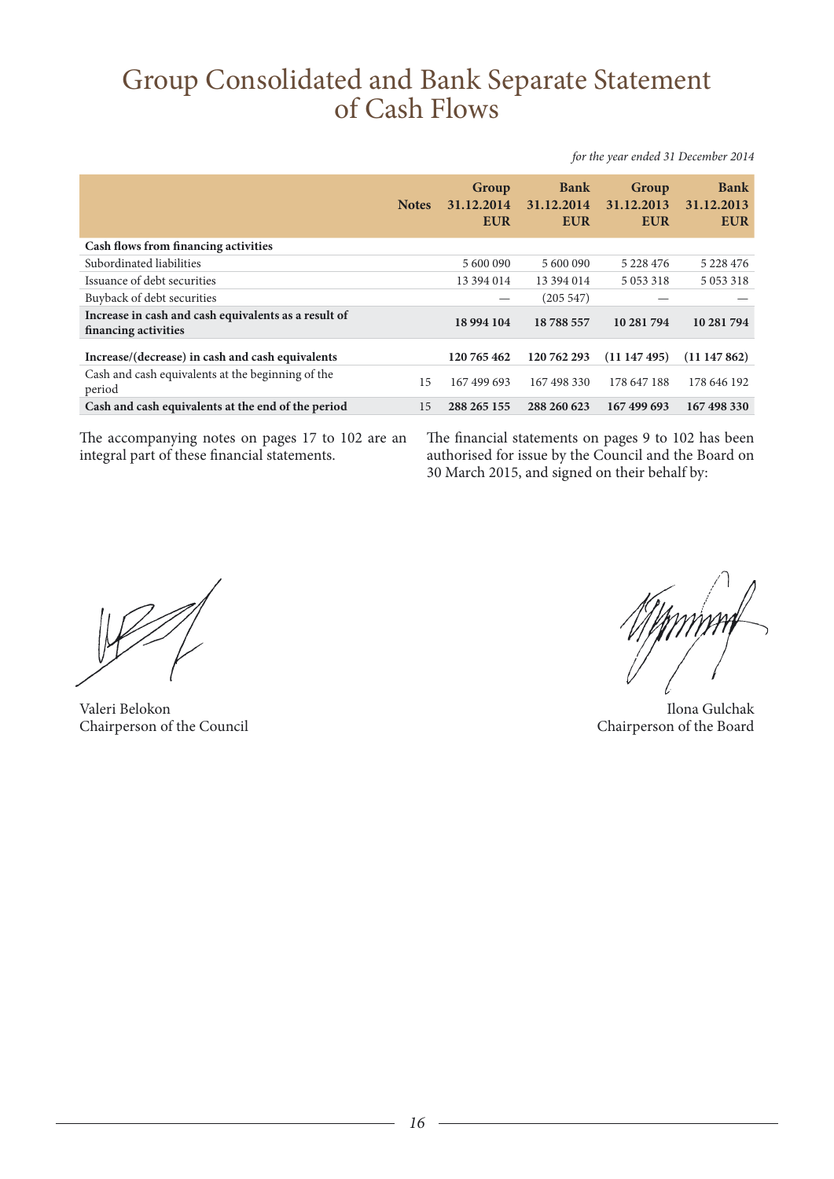# Group Consolidated and Bank Separate Statement of Cash Flows

*for the year ended 31 December 2014*

| | Notes | Group 31.12.2014 EUR | Bank 31.12.2014 EUR | Group 31.12.2013 EUR | Bank 31.12.2013 EUR |
|---|---|---|---|---|---|
| **Cash flows from financing activities** | | | | | |
| Subordinated liabilities | | 5 600 090 | 5 600 090 | 5 228 476 | 5 228 476 |
| Issuance of debt securities | | 13 394 014 | 13 394 014 | 5 053 318 | 5 053 318 |
| Buyback of debt securities | | — | (205 547) | — | — |
| **Increase in cash and cash equivalents as a result of financing activities** | | **18 994 104** | **18 788 557** | **10 281 794** | **10 281 794** |
| **Increase/(decrease) in cash and cash equivalents** | | **120 765 462** | **120 762 293** | **(11 147 495)** | **(11 147 862)** |
| Cash and cash equivalents at the beginning of the period | 15 | 167 499 693 | 167 498 330 | 178 647 188 | 178 646 192 |
| **Cash and cash equivalents at the end of the period** | 15 | **288 265 155** | **288 260 623** | **167 499 693** | **167 498 330** |

The accompanying notes on pages 17 to 102 are an integral part of these financial statements.

The financial statements on pages 9 to 102 has been authorised for issue by the Council and the Board on 30 March 2015, and signed on their behalf by:

Valeri Belokon
Chairperson of the Council

Ilona Gulchak
Chairperson of the Board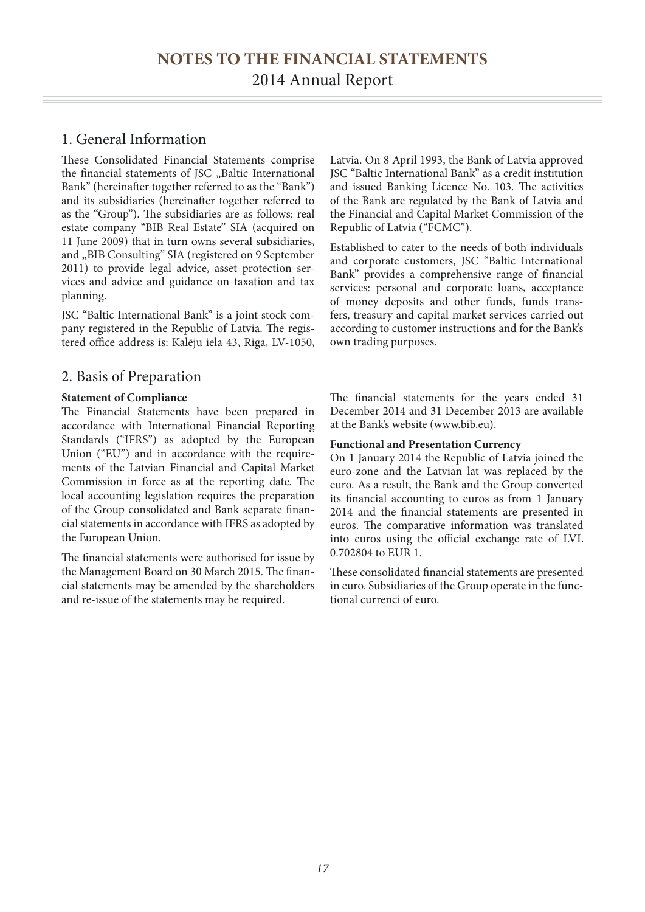# NOTES TO THE FINANCIAL STATEMENTS

2014 Annual Report

## 1. General Information

These Consolidated Financial Statements comprise the financial statements of JSC „Baltic International Bank" (hereinafter together referred to as the "Bank") and its subsidiaries (hereinafter together referred to as the "Group"). The subsidiaries are as follows: real estate company "BIB Real Estate" SIA (acquired on 11 June 2009) that in turn owns several subsidiaries, and „BIB Consulting" SIA (registered on 9 September 2011) to provide legal advice, asset protection services and advice and guidance on taxation and tax planning.

JSC "Baltic International Bank" is a joint stock company registered in the Republic of Latvia. The registered office address is: Kalēju iela 43, Riga, LV-1050, Latvia. On 8 April 1993, the Bank of Latvia approved JSC "Baltic International Bank" as a credit institution and issued Banking Licence No. 103. The activities of the Bank are regulated by the Bank of Latvia and the Financial and Capital Market Commission of the Republic of Latvia ("FCMC").

Established to cater to the needs of both individuals and corporate customers, JSC "Baltic International Bank" provides a comprehensive range of financial services: personal and corporate loans, acceptance of money deposits and other funds, funds transfers, treasury and capital market services carried out according to customer instructions and for the Bank's own trading purposes.

## 2. Basis of Preparation

**Statement of Compliance**

The Financial Statements have been prepared in accordance with International Financial Reporting Standards ("IFRS") as adopted by the European Union ("EU") and in accordance with the requirements of the Latvian Financial and Capital Market Commission in force as at the reporting date. The local accounting legislation requires the preparation of the Group consolidated and Bank separate financial statements in accordance with IFRS as adopted by the European Union.

The financial statements were authorised for issue by the Management Board on 30 March 2015. The financial statements may be amended by the shareholders and re-issue of the statements may be required.

The financial statements for the years ended 31 December 2014 and 31 December 2013 are available at the Bank's website (www.bib.eu).

**Functional and Presentation Currency**

On 1 January 2014 the Republic of Latvia joined the euro-zone and the Latvian lat was replaced by the euro. As a result, the Bank and the Group converted its financial accounting to euros as from 1 January 2014 and the financial statements are presented in euros. The comparative information was translated into euros using the official exchange rate of LVL 0.702804 to EUR 1.

These consolidated financial statements are presented in euro. Subsidiaries of the Group operate in the functional currenci of euro.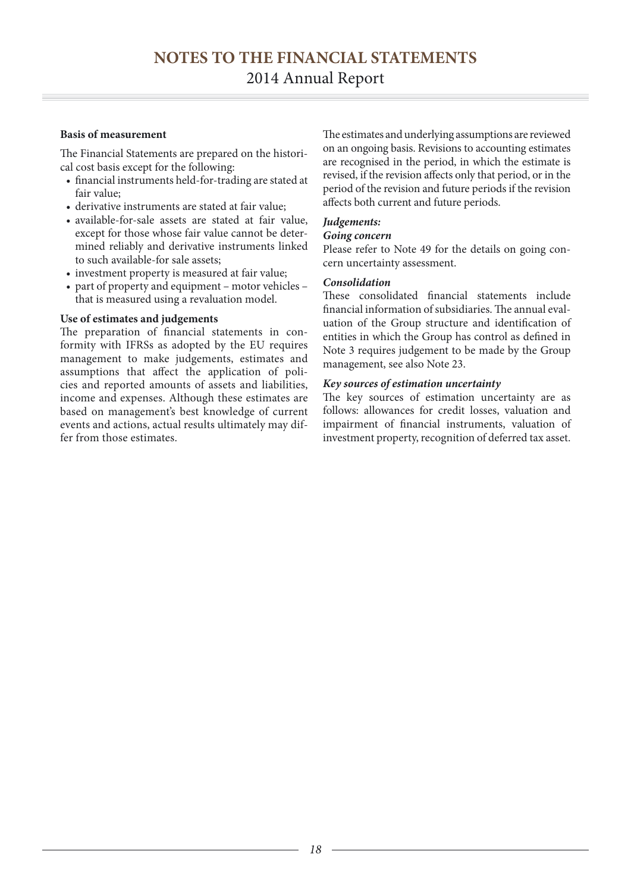**Basis of measurement**

The Financial Statements are prepared on the historical cost basis except for the following:

- financial instruments held-for-trading are stated at fair value;
- derivative instruments are stated at fair value;
- available-for-sale assets are stated at fair value, except for those whose fair value cannot be determined reliably and derivative instruments linked to such available-for sale assets;
- investment property is measured at fair value;
- part of property and equipment – motor vehicles – that is measured using a revaluation model.

**Use of estimates and judgements**

The preparation of financial statements in conformity with IFRSs as adopted by the EU requires management to make judgements, estimates and assumptions that affect the application of policies and reported amounts of assets and liabilities, income and expenses. Although these estimates are based on management's best knowledge of current events and actions, actual results ultimately may differ from those estimates.

The estimates and underlying assumptions are reviewed on an ongoing basis. Revisions to accounting estimates are recognised in the period, in which the estimate is revised, if the revision affects only that period, or in the period of the revision and future periods if the revision affects both current and future periods.

***Judgements:***

***Going concern***

Please refer to Note 49 for the details on going concern uncertainty assessment.

***Consolidation***

These consolidated financial statements include financial information of subsidiaries. The annual evaluation of the Group structure and identification of entities in which the Group has control as defined in Note 3 requires judgement to be made by the Group management, see also Note 23.

***Key sources of estimation uncertainty***

The key sources of estimation uncertainty are as follows: allowances for credit losses, valuation and impairment of financial instruments, valuation of investment property, recognition of deferred tax asset.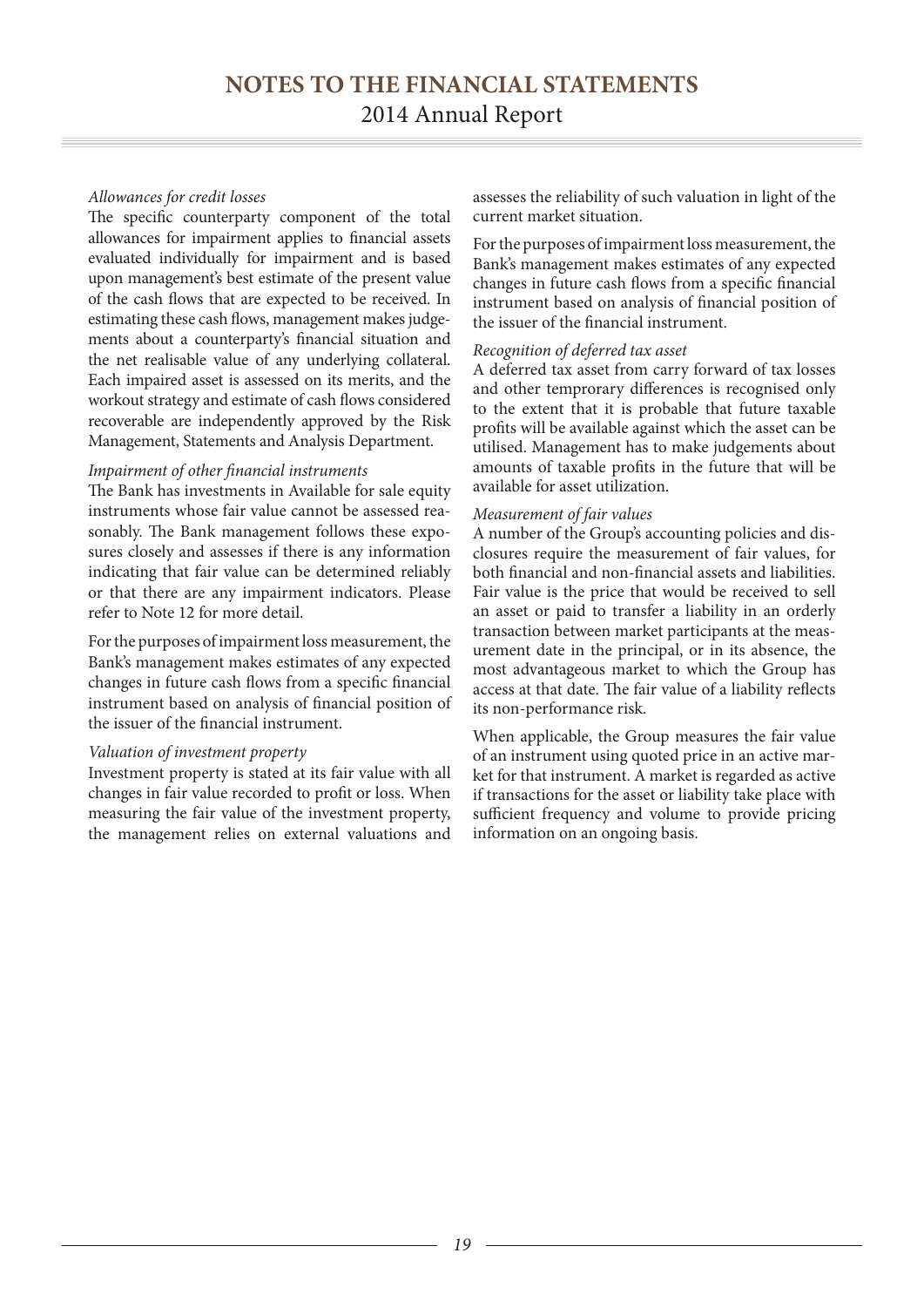*Allowances for credit losses*

The specific counterparty component of the total allowances for impairment applies to financial assets evaluated individually for impairment and is based upon management's best estimate of the present value of the cash flows that are expected to be received. In estimating these cash flows, management makes judgements about a counterparty's financial situation and the net realisable value of any underlying collateral. Each impaired asset is assessed on its merits, and the workout strategy and estimate of cash flows considered recoverable are independently approved by the Risk Management, Statements and Analysis Department.

*Impairment of other financial instruments*

The Bank has investments in Available for sale equity instruments whose fair value cannot be assessed reasonably. The Bank management follows these exposures closely and assesses if there is any information indicating that fair value can be determined reliably or that there are any impairment indicators. Please refer to Note 12 for more detail.

For the purposes of impairment loss measurement, the Bank's management makes estimates of any expected changes in future cash flows from a specific financial instrument based on analysis of financial position of the issuer of the financial instrument.

*Valuation of investment property*

Investment property is stated at its fair value with all changes in fair value recorded to profit or loss. When measuring the fair value of the investment property, the management relies on external valuations and assesses the reliability of such valuation in light of the current market situation.

For the purposes of impairment loss measurement, the Bank's management makes estimates of any expected changes in future cash flows from a specific financial instrument based on analysis of financial position of the issuer of the financial instrument.

*Recognition of deferred tax asset*

A deferred tax asset from carry forward of tax losses and other temprorary differences is recognised only to the extent that it is probable that future taxable profits will be available against which the asset can be utilised. Management has to make judgements about amounts of taxable profits in the future that will be available for asset utilization.

*Measurement of fair values*

A number of the Group's accounting policies and disclosures require the measurement of fair values, for both financial and non-financial assets and liabilities. Fair value is the price that would be received to sell an asset or paid to transfer a liability in an orderly transaction between market participants at the measurement date in the principal, or in its absence, the most advantageous market to which the Group has access at that date. The fair value of a liability reflects its non-performance risk.

When applicable, the Group measures the fair value of an instrument using quoted price in an active market for that instrument. A market is regarded as active if transactions for the asset or liability take place with sufficient frequency and volume to provide pricing information on an ongoing basis.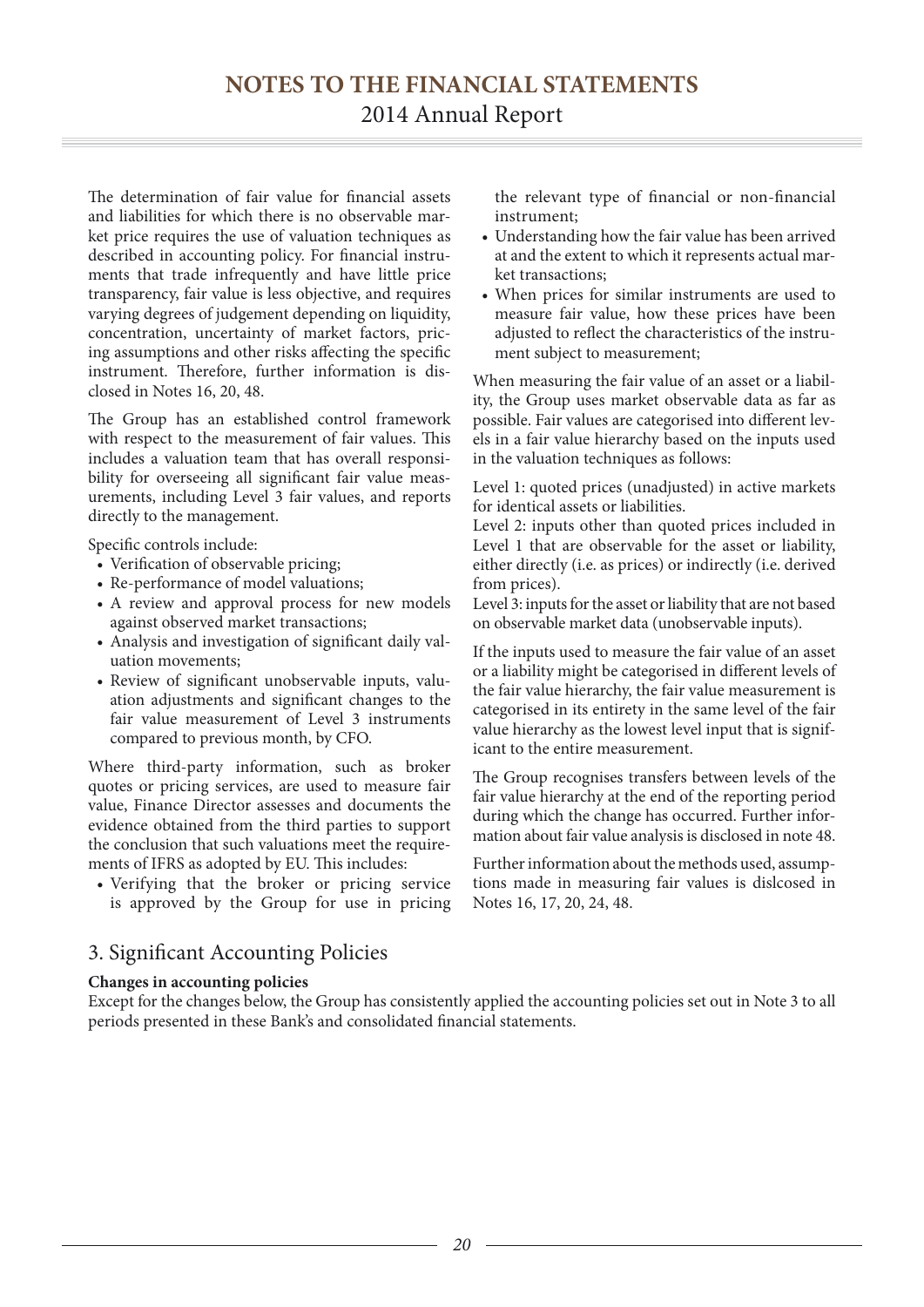The determination of fair value for financial assets and liabilities for which there is no observable market price requires the use of valuation techniques as described in accounting policy. For financial instruments that trade infrequently and have little price transparency, fair value is less objective, and requires varying degrees of judgement depending on liquidity, concentration, uncertainty of market factors, pricing assumptions and other risks affecting the specific instrument. Therefore, further information is disclosed in Notes 16, 20, 48.

The Group has an established control framework with respect to the measurement of fair values. This includes a valuation team that has overall responsibility for overseeing all significant fair value measurements, including Level 3 fair values, and reports directly to the management.

Specific controls include:

- Verification of observable pricing;
- Re-performance of model valuations;
- A review and approval process for new models against observed market transactions;
- Analysis and investigation of significant daily valuation movements;
- Review of significant unobservable inputs, valuation adjustments and significant changes to the fair value measurement of Level 3 instruments compared to previous month, by CFO.

Where third-party information, such as broker quotes or pricing services, are used to measure fair value, Finance Director assesses and documents the evidence obtained from the third parties to support the conclusion that such valuations meet the requirements of IFRS as adopted by EU. This includes:

- Verifying that the broker or pricing service is approved by the Group for use in pricing the relevant type of financial or non-financial instrument;
- Understanding how the fair value has been arrived at and the extent to which it represents actual market transactions;
- When prices for similar instruments are used to measure fair value, how these prices have been adjusted to reflect the characteristics of the instrument subject to measurement;

When measuring the fair value of an asset or a liability, the Group uses market observable data as far as possible. Fair values are categorised into different levels in a fair value hierarchy based on the inputs used in the valuation techniques as follows:

Level 1: quoted prices (unadjusted) in active markets for identical assets or liabilities.
Level 2: inputs other than quoted prices included in Level 1 that are observable for the asset or liability, either directly (i.e. as prices) or indirectly (i.e. derived from prices).
Level 3: inputs for the asset or liability that are not based on observable market data (unobservable inputs).

If the inputs used to measure the fair value of an asset or a liability might be categorised in different levels of the fair value hierarchy, the fair value measurement is categorised in its entirety in the same level of the fair value hierarchy as the lowest level input that is significant to the entire measurement.

The Group recognises transfers between levels of the fair value hierarchy at the end of the reporting period during which the change has occurred. Further information about fair value analysis is disclosed in note 48.

Further information about the methods used, assumptions made in measuring fair values is dislcosed in Notes 16, 17, 20, 24, 48.

## 3. Significant Accounting Policies

**Changes in accounting policies**

Except for the changes below, the Group has consistently applied the accounting policies set out in Note 3 to all periods presented in these Bank's and consolidated financial statements.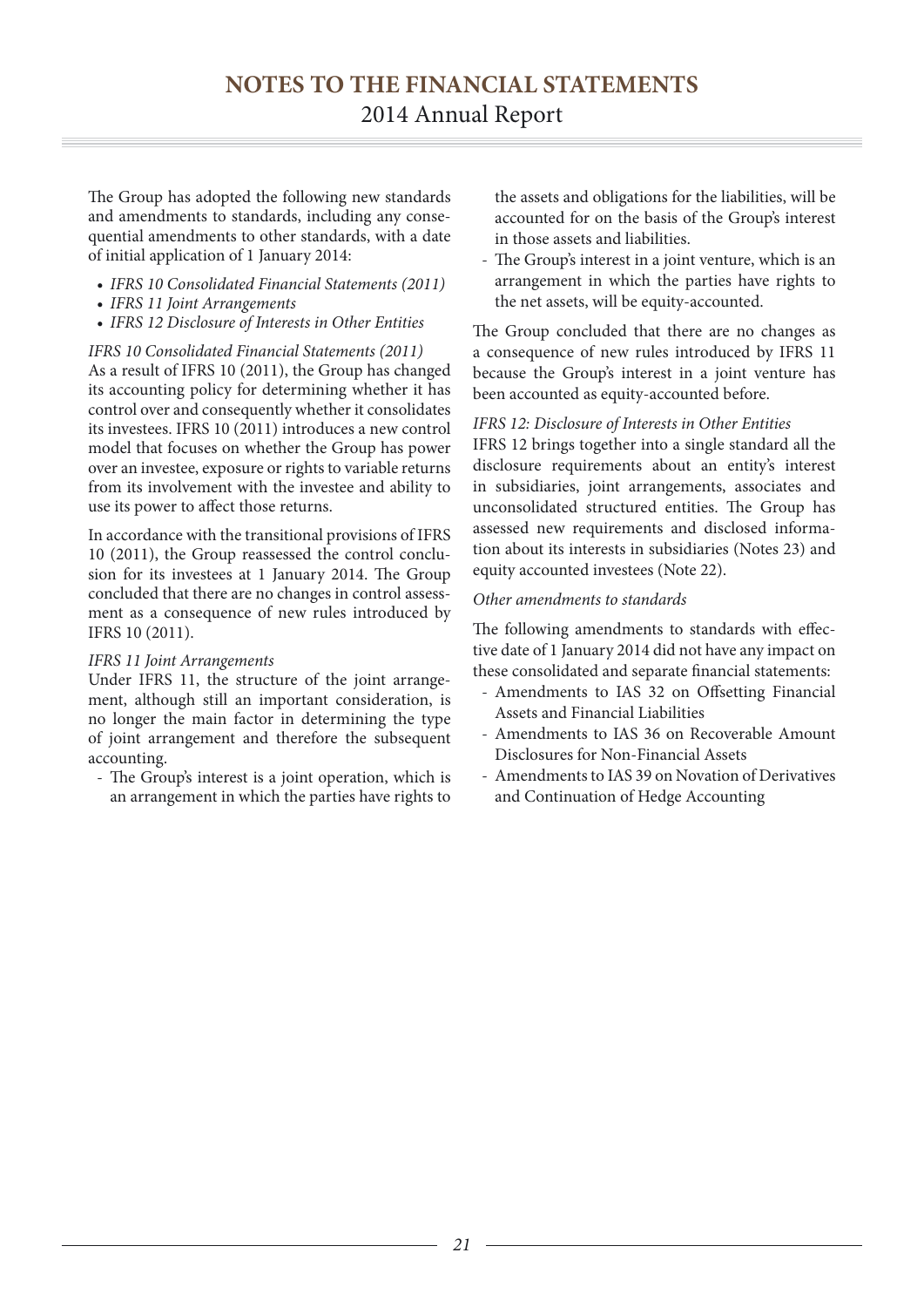The Group has adopted the following new standards and amendments to standards, including any consequential amendments to other standards, with a date of initial application of 1 January 2014:

- *IFRS 10 Consolidated Financial Statements (2011)*
- *IFRS 11 Joint Arrangements*
- *IFRS 12 Disclosure of Interests in Other Entities*

*IFRS 10 Consolidated Financial Statements (2011)*

As a result of IFRS 10 (2011), the Group has changed its accounting policy for determining whether it has control over and consequently whether it consolidates its investees. IFRS 10 (2011) introduces a new control model that focuses on whether the Group has power over an investee, exposure or rights to variable returns from its involvement with the investee and ability to use its power to affect those returns.

In accordance with the transitional provisions of IFRS 10 (2011), the Group reassessed the control conclusion for its investees at 1 January 2014. The Group concluded that there are no changes in control assessment as a consequence of new rules introduced by IFRS 10 (2011).

*IFRS 11 Joint Arrangements*

Under IFRS 11, the structure of the joint arrangement, although still an important consideration, is no longer the main factor in determining the type of joint arrangement and therefore the subsequent accounting.

- The Group's interest is a joint operation, which is an arrangement in which the parties have rights to the assets and obligations for the liabilities, will be accounted for on the basis of the Group's interest in those assets and liabilities.
- The Group's interest in a joint venture, which is an arrangement in which the parties have rights to the net assets, will be equity-accounted.

The Group concluded that there are no changes as a consequence of new rules introduced by IFRS 11 because the Group's interest in a joint venture has been accounted as equity-accounted before.

*IFRS 12: Disclosure of Interests in Other Entities*

IFRS 12 brings together into a single standard all the disclosure requirements about an entity's interest in subsidiaries, joint arrangements, associates and unconsolidated structured entities. The Group has assessed new requirements and disclosed information about its interests in subsidiaries (Notes 23) and equity accounted investees (Note 22).

*Other amendments to standards*

The following amendments to standards with effective date of 1 January 2014 did not have any impact on these consolidated and separate financial statements:

- Amendments to IAS 32 on Offsetting Financial Assets and Financial Liabilities
- Amendments to IAS 36 on Recoverable Amount Disclosures for Non-Financial Assets
- Amendments to IAS 39 on Novation of Derivatives and Continuation of Hedge Accounting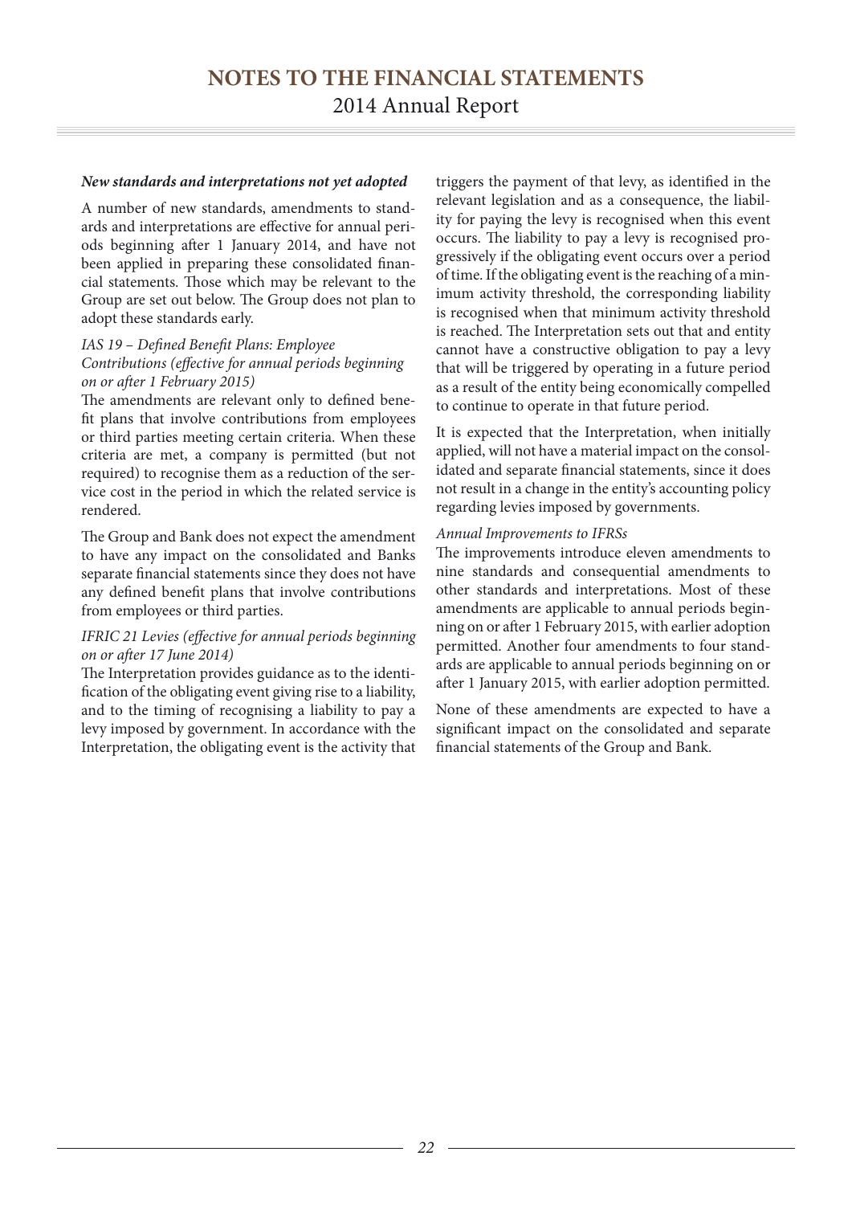***New standards and interpretations not yet adopted***

A number of new standards, amendments to standards and interpretations are effective for annual periods beginning after 1 January 2014, and have not been applied in preparing these consolidated financial statements. Those which may be relevant to the Group are set out below. The Group does not plan to adopt these standards early.

*IAS 19 – Defined Benefit Plans: Employee Contributions (effective for annual periods beginning on or after 1 February 2015)*

The amendments are relevant only to defined benefit plans that involve contributions from employees or third parties meeting certain criteria. When these criteria are met, a company is permitted (but not required) to recognise them as a reduction of the service cost in the period in which the related service is rendered.

The Group and Bank does not expect the amendment to have any impact on the consolidated and Banks separate financial statements since they does not have any defined benefit plans that involve contributions from employees or third parties.

*IFRIC 21 Levies (effective for annual periods beginning on or after 17 June 2014)*

The Interpretation provides guidance as to the identification of the obligating event giving rise to a liability, and to the timing of recognising a liability to pay a levy imposed by government. In accordance with the Interpretation, the obligating event is the activity that triggers the payment of that levy, as identified in the relevant legislation and as a consequence, the liability for paying the levy is recognised when this event occurs. The liability to pay a levy is recognised progressively if the obligating event occurs over a period of time. If the obligating event is the reaching of a minimum activity threshold, the corresponding liability is recognised when that minimum activity threshold is reached. The Interpretation sets out that and entity cannot have a constructive obligation to pay a levy that will be triggered by operating in a future period as a result of the entity being economically compelled to continue to operate in that future period.

It is expected that the Interpretation, when initially applied, will not have a material impact on the consolidated and separate financial statements, since it does not result in a change in the entity's accounting policy regarding levies imposed by governments.

*Annual Improvements to IFRSs*

The improvements introduce eleven amendments to nine standards and consequential amendments to other standards and interpretations. Most of these amendments are applicable to annual periods beginning on or after 1 February 2015, with earlier adoption permitted. Another four amendments to four standards are applicable to annual periods beginning on or after 1 January 2015, with earlier adoption permitted.

None of these amendments are expected to have a significant impact on the consolidated and separate financial statements of the Group and Bank.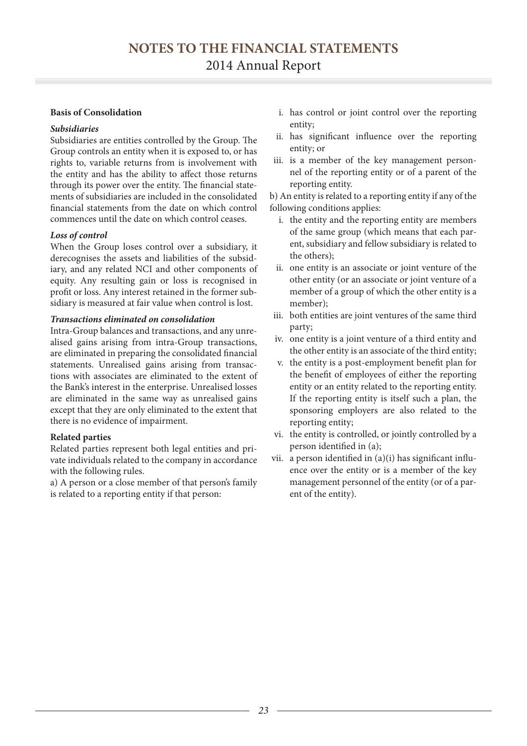**Basis of Consolidation**

***Subsidiaries***

Subsidiaries are entities controlled by the Group. The Group controls an entity when it is exposed to, or has rights to, variable returns from is involvement with the entity and has the ability to affect those returns through its power over the entity. The financial statements of subsidiaries are included in the consolidated financial statements from the date on which control commences until the date on which control ceases.

***Loss of control***

When the Group loses control over a subsidiary, it derecognises the assets and liabilities of the subsidiary, and any related NCI and other components of equity. Any resulting gain or loss is recognised in profit or loss. Any interest retained in the former subsidiary is measured at fair value when control is lost.

***Transactions eliminated on consolidation***

Intra-Group balances and transactions, and any unrealised gains arising from intra-Group transactions, are eliminated in preparing the consolidated financial statements. Unrealised gains arising from transactions with associates are eliminated to the extent of the Bank's interest in the enterprise. Unrealised losses are eliminated in the same way as unrealised gains except that they are only eliminated to the extent that there is no evidence of impairment.

**Related parties**

Related parties represent both legal entities and private individuals related to the company in accordance with the following rules.

a) A person or a close member of that person's family is related to a reporting entity if that person:

i. has control or joint control over the reporting entity;
ii. has significant influence over the reporting entity; or
iii. is a member of the key management personnel of the reporting entity or of a parent of the reporting entity.

b) An entity is related to a reporting entity if any of the following conditions applies:

i. the entity and the reporting entity are members of the same group (which means that each parent, subsidiary and fellow subsidiary is related to the others);
ii. one entity is an associate or joint venture of the other entity (or an associate or joint venture of a member of a group of which the other entity is a member);
iii. both entities are joint ventures of the same third party;
iv. one entity is a joint venture of a third entity and the other entity is an associate of the third entity;
v. the entity is a post-employment benefit plan for the benefit of employees of either the reporting entity or an entity related to the reporting entity. If the reporting entity is itself such a plan, the sponsoring employers are also related to the reporting entity;
vi. the entity is controlled, or jointly controlled by a person identified in (a);
vii. a person identified in (a)(i) has significant influence over the entity or is a member of the key management personnel of the entity (or of a parent of the entity).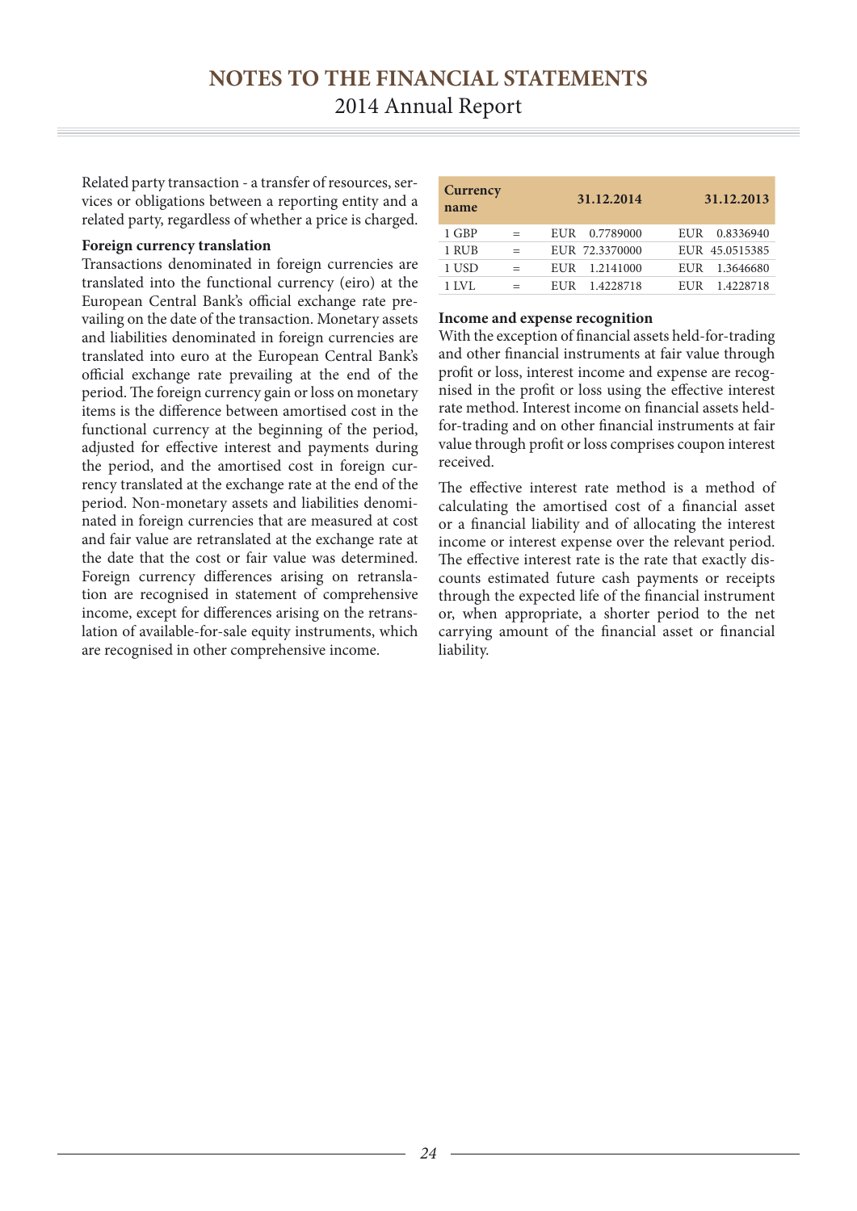Related party transaction - a transfer of resources, services or obligations between a reporting entity and a related party, regardless of whether a price is charged.

**Foreign currency translation**

Transactions denominated in foreign currencies are translated into the functional currency (eiro) at the European Central Bank's official exchange rate prevailing on the date of the transaction. Monetary assets and liabilities denominated in foreign currencies are translated into euro at the European Central Bank's official exchange rate prevailing at the end of the period. The foreign currency gain or loss on monetary items is the difference between amortised cost in the functional currency at the beginning of the period, adjusted for effective interest and payments during the period, and the amortised cost in foreign currency translated at the exchange rate at the end of the period. Non-monetary assets and liabilities denominated in foreign currencies that are measured at cost and fair value are retranslated at the exchange rate at the date that the cost or fair value was determined. Foreign currency differences arising on retranslation are recognised in statement of comprehensive income, except for differences arising on the retranslation of available-for-sale equity instruments, which are recognised in other comprehensive income.

| Currency name | | 31.12.2014 | 31.12.2013 |
|---|---|---|---|
| 1 GBP | = | EUR 0.7789000 | EUR 0.8336940 |
| 1 RUB | = | EUR 72.3370000 | EUR 45.0515385 |
| 1 USD | = | EUR 1.2141000 | EUR 1.3646680 |
| 1 LVL | = | EUR 1.4228718 | EUR 1.4228718 |

**Income and expense recognition**

With the exception of financial assets held-for-trading and other financial instruments at fair value through profit or loss, interest income and expense are recognised in the profit or loss using the effective interest rate method. Interest income on financial assets held-for-trading and on other financial instruments at fair value through profit or loss comprises coupon interest received.

The effective interest rate method is a method of calculating the amortised cost of a financial asset or a financial liability and of allocating the interest income or interest expense over the relevant period. The effective interest rate is the rate that exactly discounts estimated future cash payments or receipts through the expected life of the financial instrument or, when appropriate, a shorter period to the net carrying amount of the financial asset or financial liability.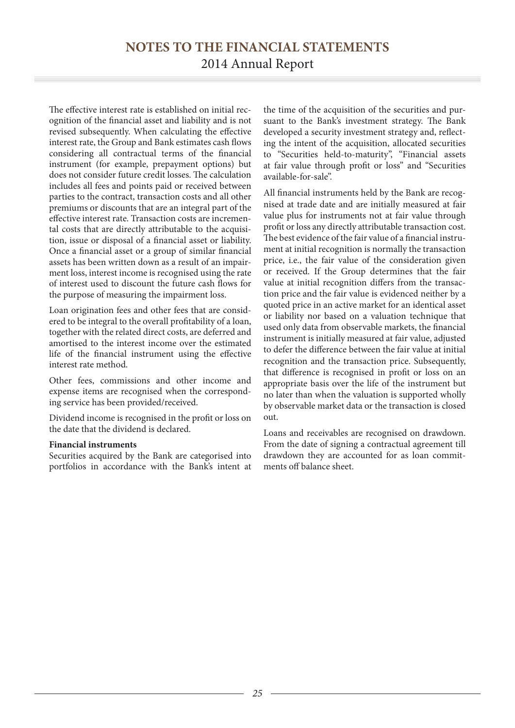The effective interest rate is established on initial recognition of the financial asset and liability and is not revised subsequently. When calculating the effective interest rate, the Group and Bank estimates cash flows considering all contractual terms of the financial instrument (for example, prepayment options) but does not consider future credit losses. The calculation includes all fees and points paid or received between parties to the contract, transaction costs and all other premiums or discounts that are an integral part of the effective interest rate. Transaction costs are incremental costs that are directly attributable to the acquisition, issue or disposal of a financial asset or liability. Once a financial asset or a group of similar financial assets has been written down as a result of an impairment loss, interest income is recognised using the rate of interest used to discount the future cash flows for the purpose of measuring the impairment loss.

Loan origination fees and other fees that are considered to be integral to the overall profitability of a loan, together with the related direct costs, are deferred and amortised to the interest income over the estimated life of the financial instrument using the effective interest rate method.

Other fees, commissions and other income and expense items are recognised when the corresponding service has been provided/received.

Dividend income is recognised in the profit or loss on the date that the dividend is declared.

**Financial instruments**

Securities acquired by the Bank are categorised into portfolios in accordance with the Bank's intent at the time of the acquisition of the securities and pursuant to the Bank's investment strategy. The Bank developed a security investment strategy and, reflecting the intent of the acquisition, allocated securities to "Securities held-to-maturity", "Financial assets at fair value through profit or loss" and "Securities available-for-sale".

All financial instruments held by the Bank are recognised at trade date and are initially measured at fair value plus for instruments not at fair value through profit or loss any directly attributable transaction cost. The best evidence of the fair value of a financial instrument at initial recognition is normally the transaction price, i.e., the fair value of the consideration given or received. If the Group determines that the fair value at initial recognition differs from the transaction price and the fair value is evidenced neither by a quoted price in an active market for an identical asset or liability nor based on a valuation technique that used only data from observable markets, the financial instrument is initially measured at fair value, adjusted to defer the difference between the fair value at initial recognition and the transaction price. Subsequently, that difference is recognised in profit or loss on an appropriate basis over the life of the instrument but no later than when the valuation is supported wholly by observable market data or the transaction is closed out.

Loans and receivables are recognised on drawdown. From the date of signing a contractual agreement till drawdown they are accounted for as loan commitments off balance sheet.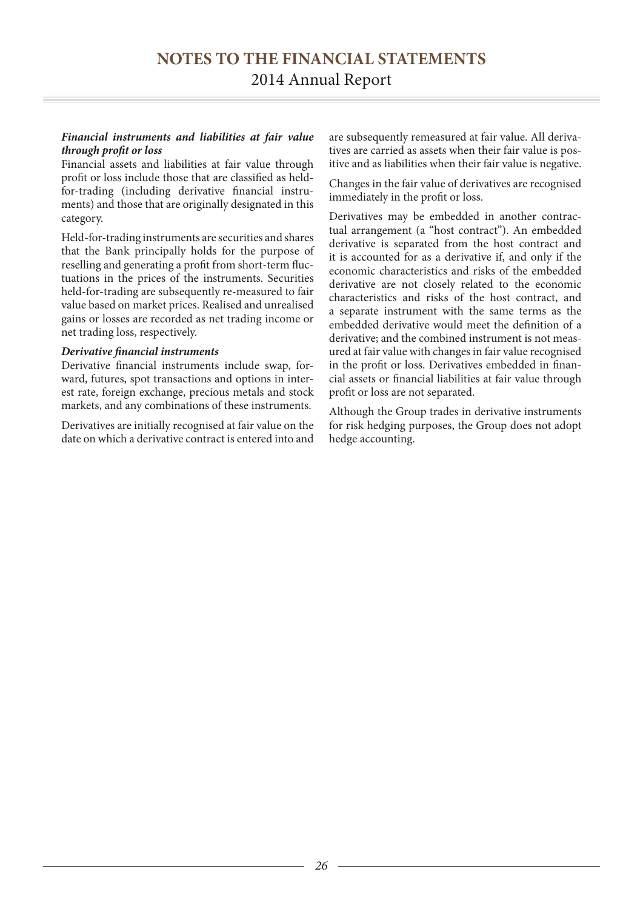***Financial instruments and liabilities at fair value through profit or loss***

Financial assets and liabilities at fair value through profit or loss include those that are classified as held-for-trading (including derivative financial instruments) and those that are originally designated in this category.

Held-for-trading instruments are securities and shares that the Bank principally holds for the purpose of reselling and generating a profit from short-term fluctuations in the prices of the instruments. Securities held-for-trading are subsequently re-measured to fair value based on market prices. Realised and unrealised gains or losses are recorded as net trading income or net trading loss, respectively.

***Derivative financial instruments***

Derivative financial instruments include swap, forward, futures, spot transactions and options in interest rate, foreign exchange, precious metals and stock markets, and any combinations of these instruments.

Derivatives are initially recognised at fair value on the date on which a derivative contract is entered into and are subsequently remeasured at fair value. All derivatives are carried as assets when their fair value is positive and as liabilities when their fair value is negative.

Changes in the fair value of derivatives are recognised immediately in the profit or loss.

Derivatives may be embedded in another contractual arrangement (a "host contract"). An embedded derivative is separated from the host contract and it is accounted for as a derivative if, and only if the economic characteristics and risks of the embedded derivative are not closely related to the economic characteristics and risks of the host contract, and a separate instrument with the same terms as the embedded derivative would meet the definition of a derivative; and the combined instrument is not measured at fair value with changes in fair value recognised in the profit or loss. Derivatives embedded in financial assets or financial liabilities at fair value through profit or loss are not separated.

Although the Group trades in derivative instruments for risk hedging purposes, the Group does not adopt hedge accounting.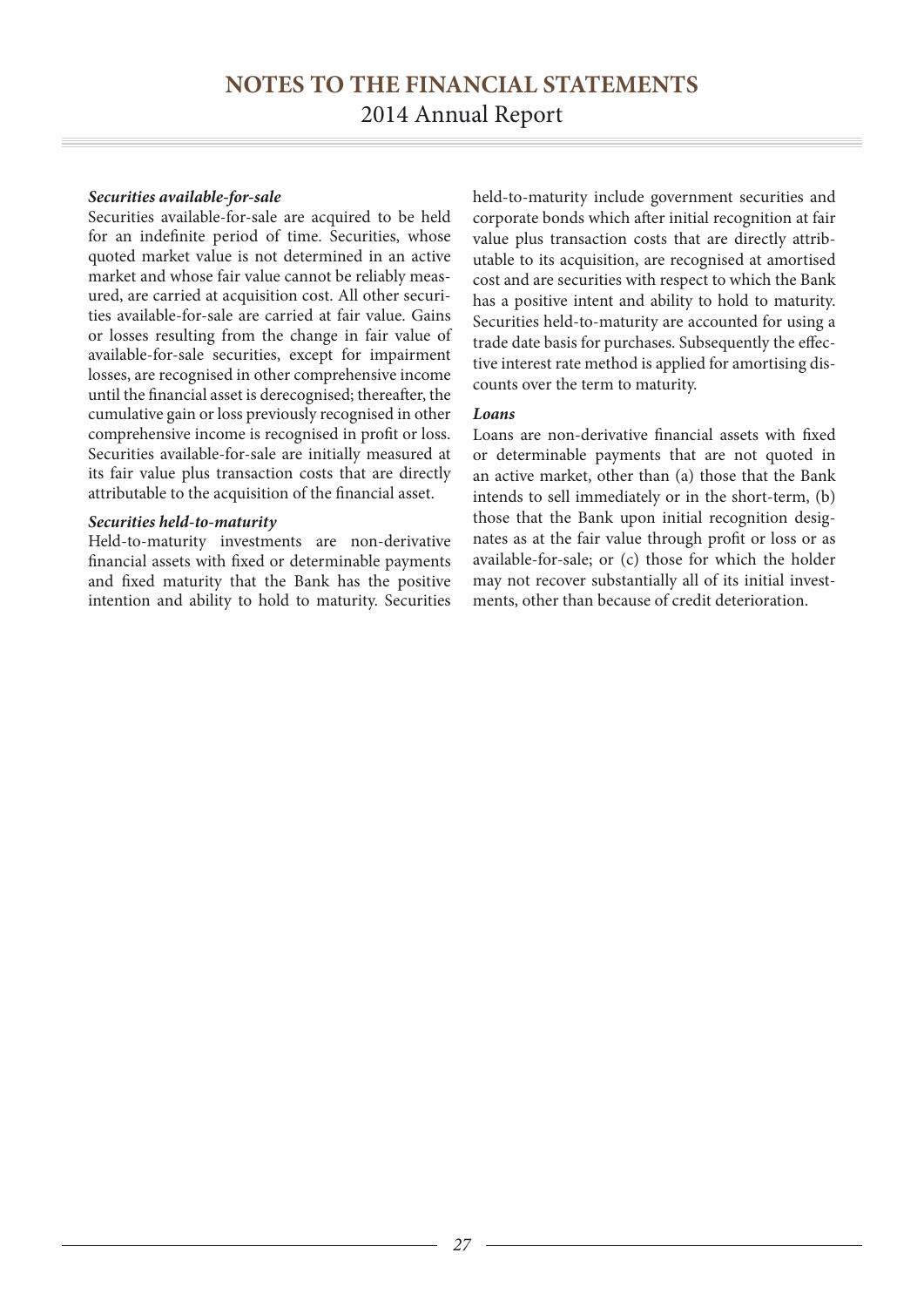***Securities available-for-sale***

Securities available-for-sale are acquired to be held for an indefinite period of time. Securities, whose quoted market value is not determined in an active market and whose fair value cannot be reliably measured, are carried at acquisition cost. All other securities available-for-sale are carried at fair value. Gains or losses resulting from the change in fair value of available-for-sale securities, except for impairment losses, are recognised in other comprehensive income until the financial asset is derecognised; thereafter, the cumulative gain or loss previously recognised in other comprehensive income is recognised in profit or loss. Securities available-for-sale are initially measured at its fair value plus transaction costs that are directly attributable to the acquisition of the financial asset.

***Securities held-to-maturity***

Held-to-maturity investments are non-derivative financial assets with fixed or determinable payments and fixed maturity that the Bank has the positive intention and ability to hold to maturity. Securities held-to-maturity include government securities and corporate bonds which after initial recognition at fair value plus transaction costs that are directly attributable to its acquisition, are recognised at amortised cost and are securities with respect to which the Bank has a positive intent and ability to hold to maturity. Securities held-to-maturity are accounted for using a trade date basis for purchases. Subsequently the effective interest rate method is applied for amortising discounts over the term to maturity.

***Loans***

Loans are non-derivative financial assets with fixed or determinable payments that are not quoted in an active market, other than (a) those that the Bank intends to sell immediately or in the short-term, (b) those that the Bank upon initial recognition designates as at the fair value through profit or loss or as available-for-sale; or (c) those for which the holder may not recover substantially all of its initial investments, other than because of credit deterioration.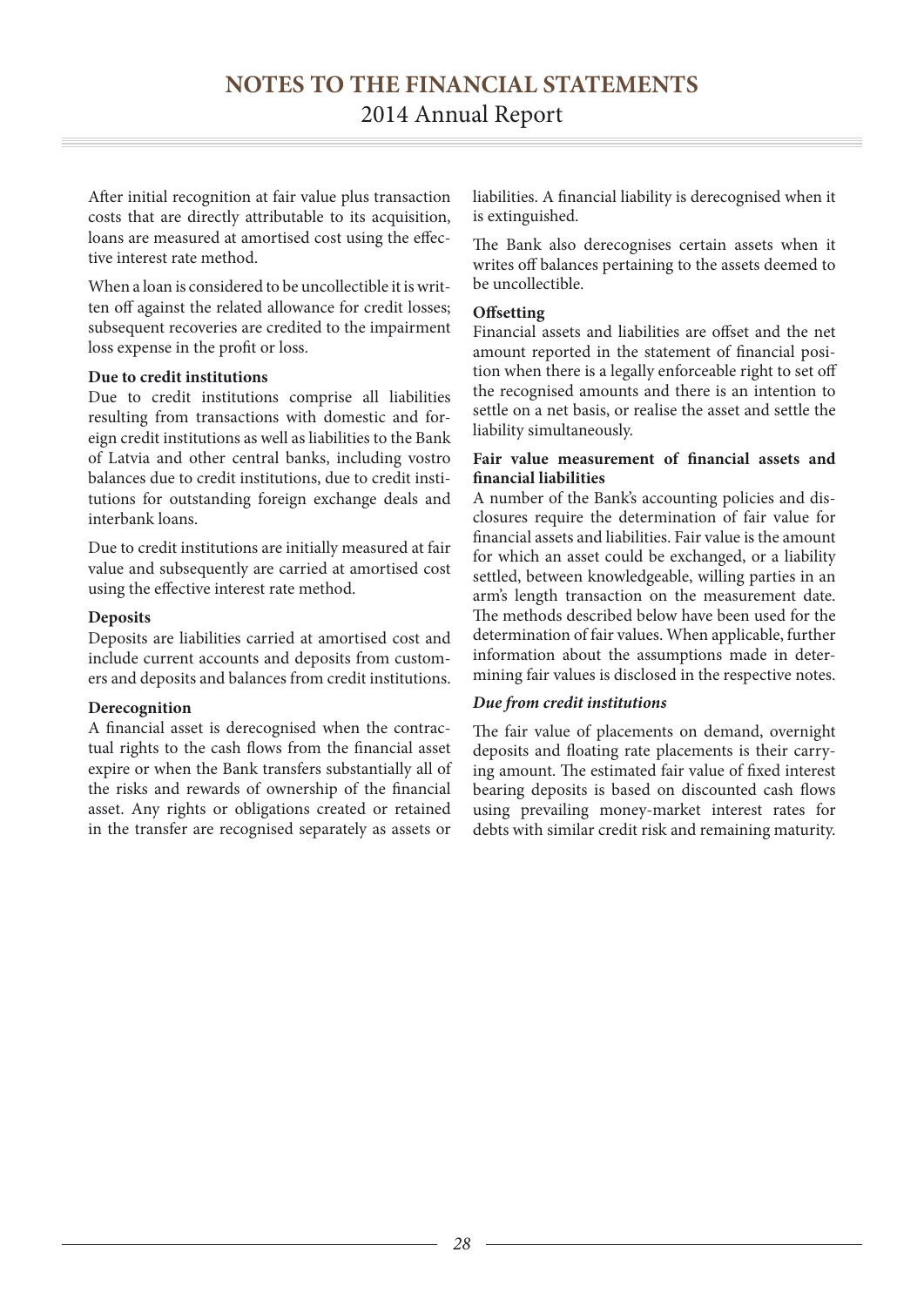After initial recognition at fair value plus transaction costs that are directly attributable to its acquisition, loans are measured at amortised cost using the effective interest rate method.

When a loan is considered to be uncollectible it is written off against the related allowance for credit losses; subsequent recoveries are credited to the impairment loss expense in the profit or loss.

**Due to credit institutions**

Due to credit institutions comprise all liabilities resulting from transactions with domestic and foreign credit institutions as well as liabilities to the Bank of Latvia and other central banks, including vostro balances due to credit institutions, due to credit institutions for outstanding foreign exchange deals and interbank loans.

Due to credit institutions are initially measured at fair value and subsequently are carried at amortised cost using the effective interest rate method.

**Deposits**

Deposits are liabilities carried at amortised cost and include current accounts and deposits from customers and deposits and balances from credit institutions.

**Derecognition**

A financial asset is derecognised when the contractual rights to the cash flows from the financial asset expire or when the Bank transfers substantially all of the risks and rewards of ownership of the financial asset. Any rights or obligations created or retained in the transfer are recognised separately as assets or liabilities. A financial liability is derecognised when it is extinguished.

The Bank also derecognises certain assets when it writes off balances pertaining to the assets deemed to be uncollectible.

**Offsetting**

Financial assets and liabilities are offset and the net amount reported in the statement of financial position when there is a legally enforceable right to set off the recognised amounts and there is an intention to settle on a net basis, or realise the asset and settle the liability simultaneously.

**Fair value measurement of financial assets and financial liabilities**

A number of the Bank's accounting policies and disclosures require the determination of fair value for financial assets and liabilities. Fair value is the amount for which an asset could be exchanged, or a liability settled, between knowledgeable, willing parties in an arm's length transaction on the measurement date. The methods described below have been used for the determination of fair values. When applicable, further information about the assumptions made in determining fair values is disclosed in the respective notes.

***Due from credit institutions***

The fair value of placements on demand, overnight deposits and floating rate placements is their carrying amount. The estimated fair value of fixed interest bearing deposits is based on discounted cash flows using prevailing money-market interest rates for debts with similar credit risk and remaining maturity.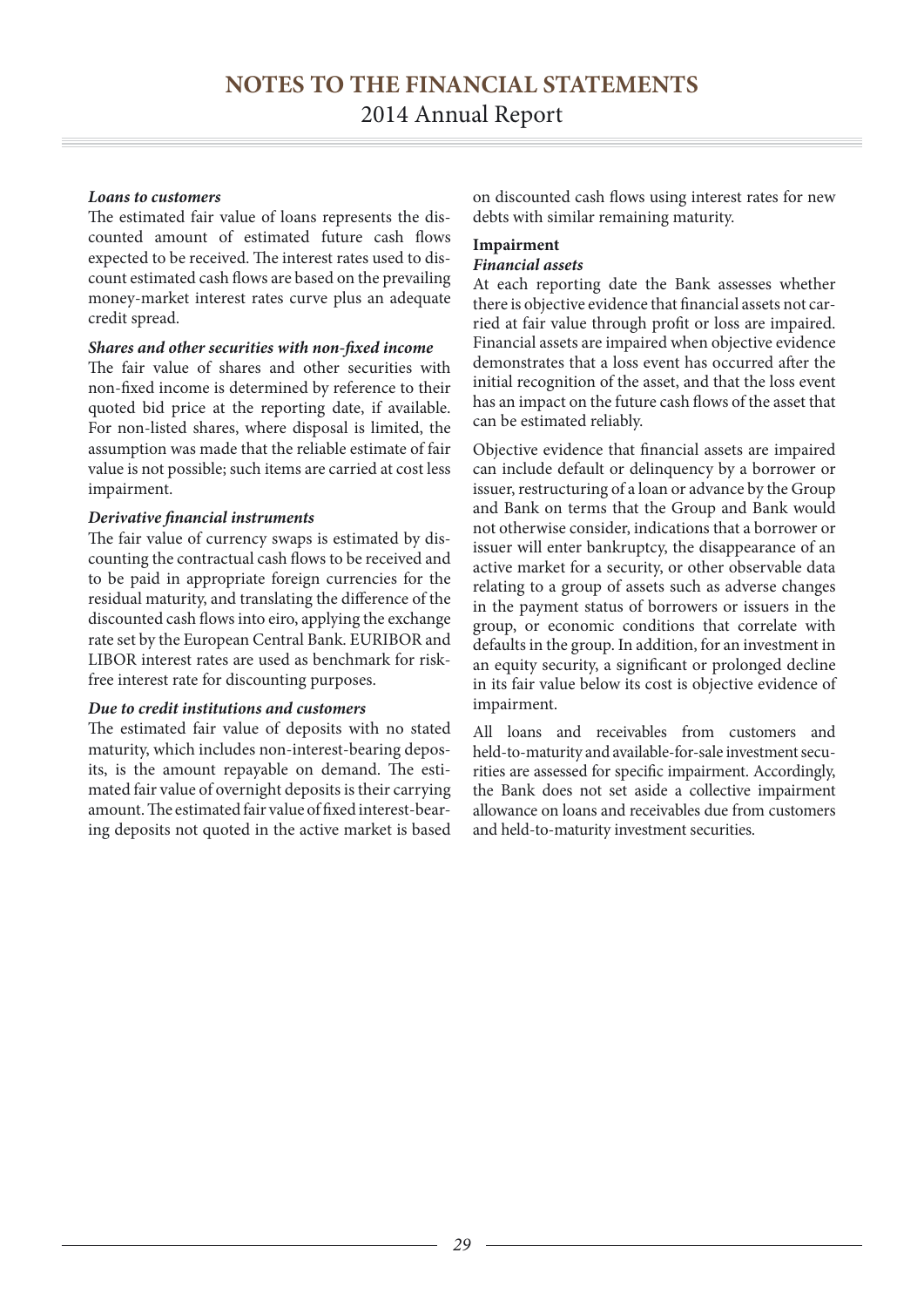***Loans to customers***

The estimated fair value of loans represents the discounted amount of estimated future cash flows expected to be received. The interest rates used to discount estimated cash flows are based on the prevailing money-market interest rates curve plus an adequate credit spread.

***Shares and other securities with non-fixed income***

The fair value of shares and other securities with non-fixed income is determined by reference to their quoted bid price at the reporting date, if available. For non-listed shares, where disposal is limited, the assumption was made that the reliable estimate of fair value is not possible; such items are carried at cost less impairment.

***Derivative financial instruments***

The fair value of currency swaps is estimated by discounting the contractual cash flows to be received and to be paid in appropriate foreign currencies for the residual maturity, and translating the difference of the discounted cash flows into eiro, applying the exchange rate set by the European Central Bank. EURIBOR and LIBOR interest rates are used as benchmark for risk-free interest rate for discounting purposes.

***Due to credit institutions and customers***

The estimated fair value of deposits with no stated maturity, which includes non-interest-bearing deposits, is the amount repayable on demand. The estimated fair value of overnight deposits is their carrying amount. The estimated fair value of fixed interest-bearing deposits not quoted in the active market is based on discounted cash flows using interest rates for new debts with similar remaining maturity.

**Impairment**

***Financial assets***

At each reporting date the Bank assesses whether there is objective evidence that financial assets not carried at fair value through profit or loss are impaired. Financial assets are impaired when objective evidence demonstrates that a loss event has occurred after the initial recognition of the asset, and that the loss event has an impact on the future cash flows of the asset that can be estimated reliably.

Objective evidence that financial assets are impaired can include default or delinquency by a borrower or issuer, restructuring of a loan or advance by the Group and Bank on terms that the Group and Bank would not otherwise consider, indications that a borrower or issuer will enter bankruptcy, the disappearance of an active market for a security, or other observable data relating to a group of assets such as adverse changes in the payment status of borrowers or issuers in the group, or economic conditions that correlate with defaults in the group. In addition, for an investment in an equity security, a significant or prolonged decline in its fair value below its cost is objective evidence of impairment.

All loans and receivables from customers and held-to-maturity and available-for-sale investment securities are assessed for specific impairment. Accordingly, the Bank does not set aside a collective impairment allowance on loans and receivables due from customers and held-to-maturity investment securities.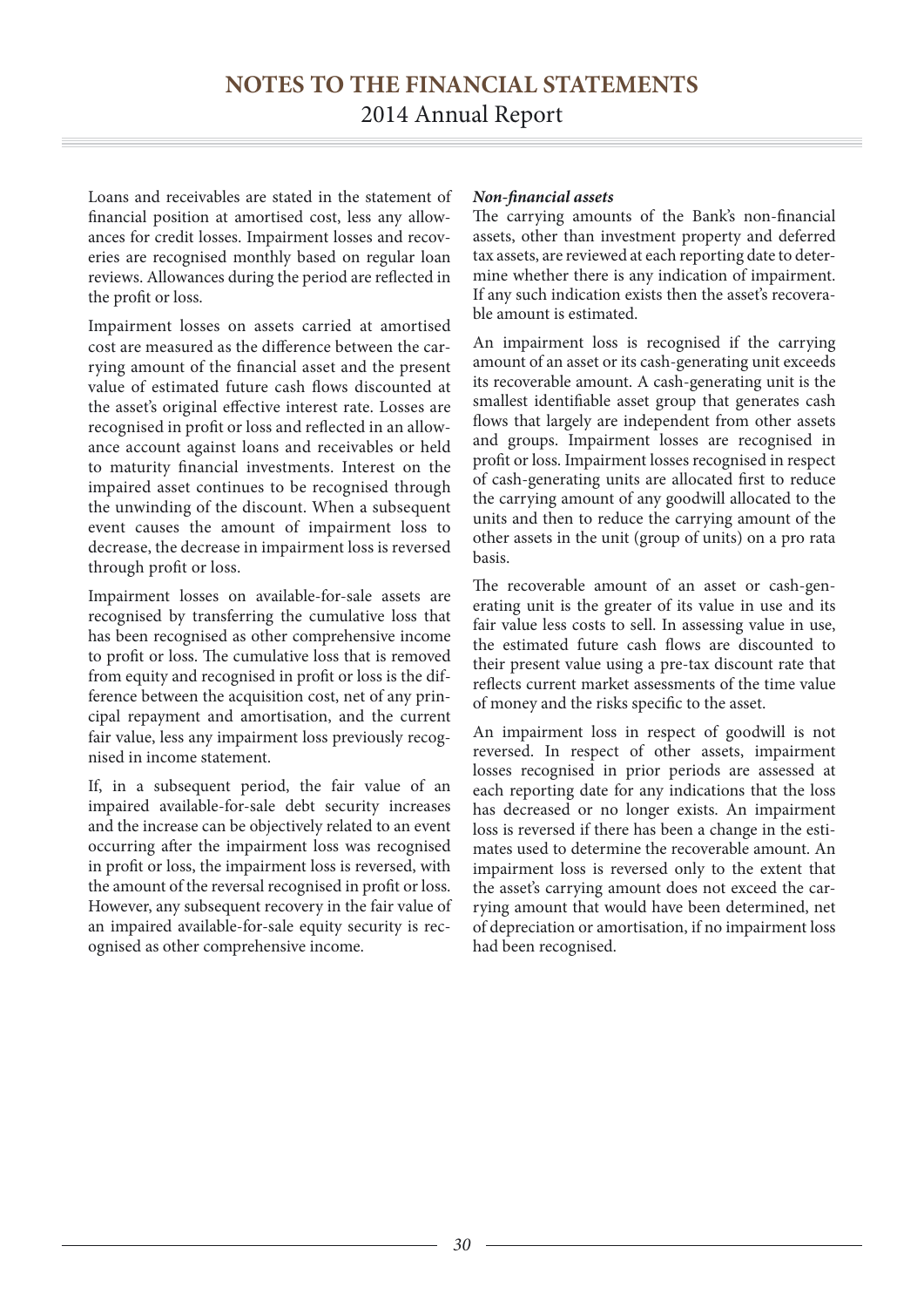Loans and receivables are stated in the statement of financial position at amortised cost, less any allowances for credit losses. Impairment losses and recoveries are recognised monthly based on regular loan reviews. Allowances during the period are reflected in the profit or loss.

Impairment losses on assets carried at amortised cost are measured as the difference between the carrying amount of the financial asset and the present value of estimated future cash flows discounted at the asset's original effective interest rate. Losses are recognised in profit or loss and reflected in an allowance account against loans and receivables or held to maturity financial investments. Interest on the impaired asset continues to be recognised through the unwinding of the discount. When a subsequent event causes the amount of impairment loss to decrease, the decrease in impairment loss is reversed through profit or loss.

Impairment losses on available-for-sale assets are recognised by transferring the cumulative loss that has been recognised as other comprehensive income to profit or loss. The cumulative loss that is removed from equity and recognised in profit or loss is the difference between the acquisition cost, net of any principal repayment and amortisation, and the current fair value, less any impairment loss previously recognised in income statement.

If, in a subsequent period, the fair value of an impaired available-for-sale debt security increases and the increase can be objectively related to an event occurring after the impairment loss was recognised in profit or loss, the impairment loss is reversed, with the amount of the reversal recognised in profit or loss. However, any subsequent recovery in the fair value of an impaired available-for-sale equity security is recognised as other comprehensive income.

***Non-financial assets***

The carrying amounts of the Bank's non-financial assets, other than investment property and deferred tax assets, are reviewed at each reporting date to determine whether there is any indication of impairment. If any such indication exists then the asset's recoverable amount is estimated.

An impairment loss is recognised if the carrying amount of an asset or its cash-generating unit exceeds its recoverable amount. A cash-generating unit is the smallest identifiable asset group that generates cash flows that largely are independent from other assets and groups. Impairment losses are recognised in profit or loss. Impairment losses recognised in respect of cash-generating units are allocated first to reduce the carrying amount of any goodwill allocated to the units and then to reduce the carrying amount of the other assets in the unit (group of units) on a pro rata basis.

The recoverable amount of an asset or cash-generating unit is the greater of its value in use and its fair value less costs to sell. In assessing value in use, the estimated future cash flows are discounted to their present value using a pre-tax discount rate that reflects current market assessments of the time value of money and the risks specific to the asset.

An impairment loss in respect of goodwill is not reversed. In respect of other assets, impairment losses recognised in prior periods are assessed at each reporting date for any indications that the loss has decreased or no longer exists. An impairment loss is reversed if there has been a change in the estimates used to determine the recoverable amount. An impairment loss is reversed only to the extent that the asset's carrying amount does not exceed the carrying amount that would have been determined, net of depreciation or amortisation, if no impairment loss had been recognised.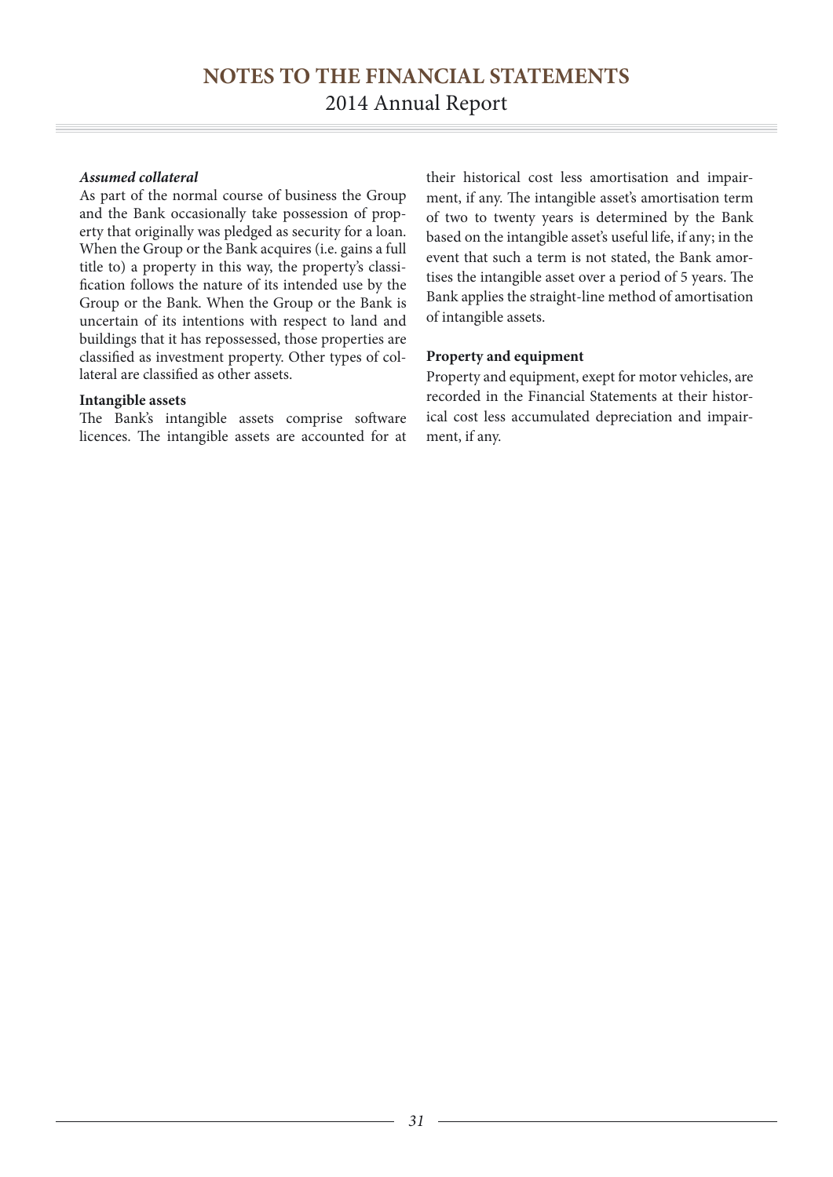***Assumed collateral***

As part of the normal course of business the Group and the Bank occasionally take possession of property that originally was pledged as security for a loan. When the Group or the Bank acquires (i.e. gains a full title to) a property in this way, the property's classification follows the nature of its intended use by the Group or the Bank. When the Group or the Bank is uncertain of its intentions with respect to land and buildings that it has repossessed, those properties are classified as investment property. Other types of collateral are classified as other assets.

**Intangible assets**

The Bank's intangible assets comprise software licences. The intangible assets are accounted for at their historical cost less amortisation and impairment, if any. The intangible asset's amortisation term of two to twenty years is determined by the Bank based on the intangible asset's useful life, if any; in the event that such a term is not stated, the Bank amortises the intangible asset over a period of 5 years. The Bank applies the straight-line method of amortisation of intangible assets.

**Property and equipment**

Property and equipment, exept for motor vehicles, are recorded in the Financial Statements at their historical cost less accumulated depreciation and impairment, if any.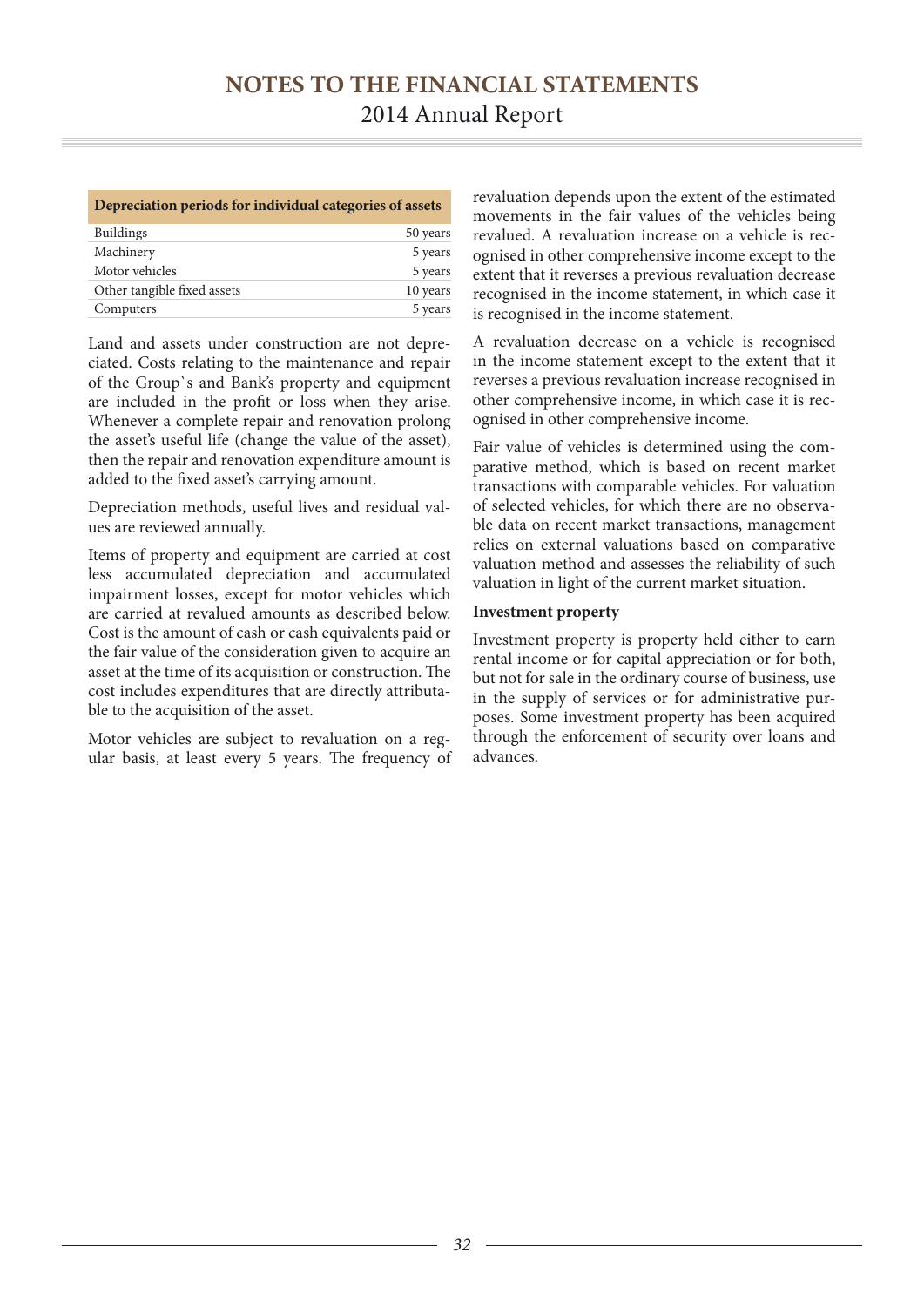| Depreciation periods for individual categories of assets | |
|---|---|
| Buildings | 50 years |
| Machinery | 5 years |
| Motor vehicles | 5 years |
| Other tangible fixed assets | 10 years |
| Computers | 5 years |

Land and assets under construction are not depreciated. Costs relating to the maintenance and repair of the Group`s and Bank's property and equipment are included in the profit or loss when they arise. Whenever a complete repair and renovation prolong the asset's useful life (change the value of the asset), then the repair and renovation expenditure amount is added to the fixed asset's carrying amount.

Depreciation methods, useful lives and residual values are reviewed annually.

Items of property and equipment are carried at cost less accumulated depreciation and accumulated impairment losses, except for motor vehicles which are carried at revalued amounts as described below. Cost is the amount of cash or cash equivalents paid or the fair value of the consideration given to acquire an asset at the time of its acquisition or construction. The cost includes expenditures that are directly attributable to the acquisition of the asset.

Motor vehicles are subject to revaluation on a regular basis, at least every 5 years. The frequency of revaluation depends upon the extent of the estimated movements in the fair values of the vehicles being revalued. A revaluation increase on a vehicle is recognised in other comprehensive income except to the extent that it reverses a previous revaluation decrease recognised in the income statement, in which case it is recognised in the income statement.

A revaluation decrease on a vehicle is recognised in the income statement except to the extent that it reverses a previous revaluation increase recognised in other comprehensive income, in which case it is recognised in other comprehensive income.

Fair value of vehicles is determined using the comparative method, which is based on recent market transactions with comparable vehicles. For valuation of selected vehicles, for which there are no observable data on recent market transactions, management relies on external valuations based on comparative valuation method and assesses the reliability of such valuation in light of the current market situation.

**Investment property**

Investment property is property held either to earn rental income or for capital appreciation or for both, but not for sale in the ordinary course of business, use in the supply of services or for administrative purposes. Some investment property has been acquired through the enforcement of security over loans and advances.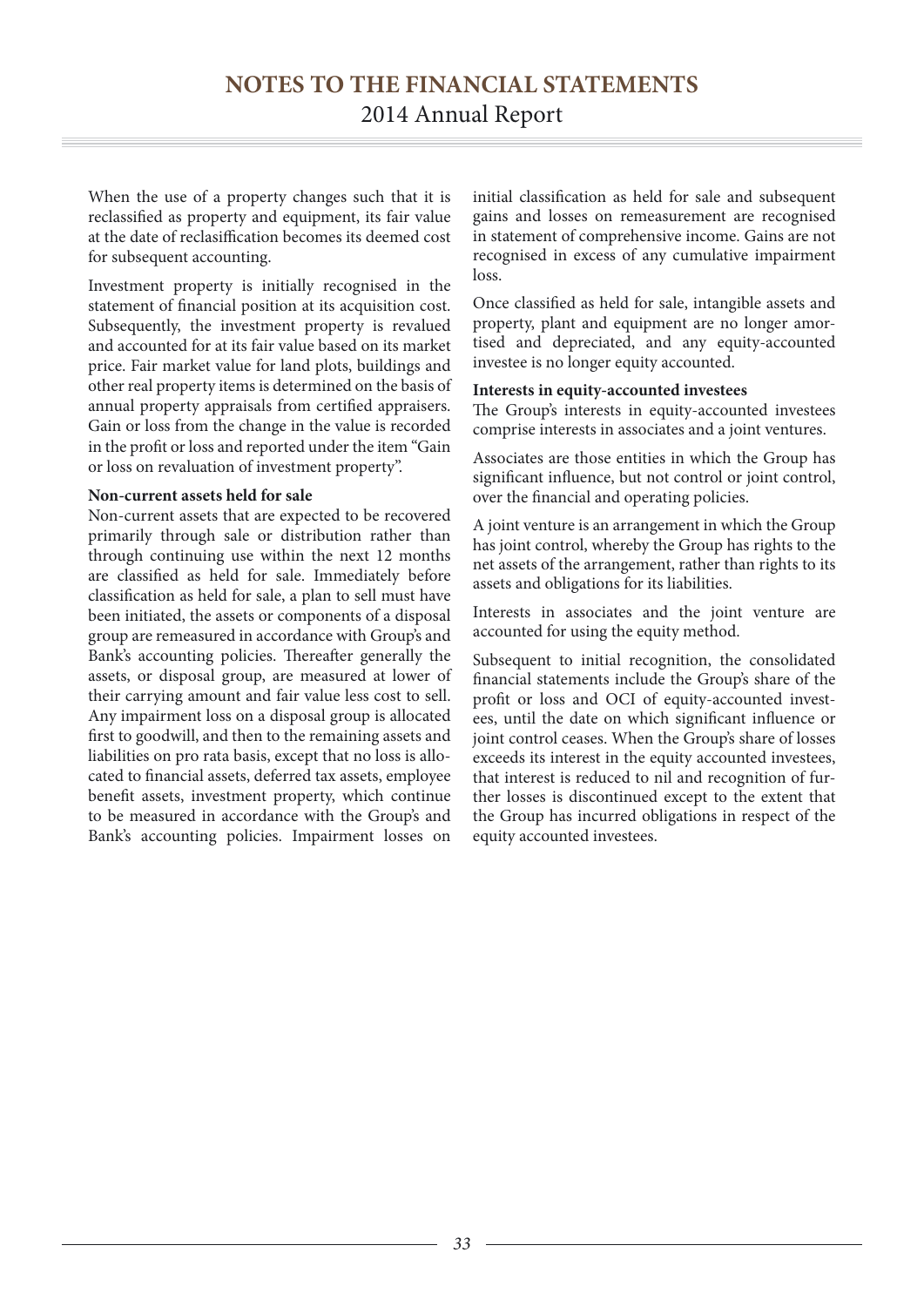When the use of a property changes such that it is reclassified as property and equipment, its fair value at the date of reclasiffication becomes its deemed cost for subsequent accounting.

Investment property is initially recognised in the statement of financial position at its acquisition cost. Subsequently, the investment property is revalued and accounted for at its fair value based on its market price. Fair market value for land plots, buildings and other real property items is determined on the basis of annual property appraisals from certified appraisers. Gain or loss from the change in the value is recorded in the profit or loss and reported under the item "Gain or loss on revaluation of investment property".

**Non-current assets held for sale**

Non-current assets that are expected to be recovered primarily through sale or distribution rather than through continuing use within the next 12 months are classified as held for sale. Immediately before classification as held for sale, a plan to sell must have been initiated, the assets or components of a disposal group are remeasured in accordance with Group's and Bank's accounting policies. Thereafter generally the assets, or disposal group, are measured at lower of their carrying amount and fair value less cost to sell. Any impairment loss on a disposal group is allocated first to goodwill, and then to the remaining assets and liabilities on pro rata basis, except that no loss is allocated to financial assets, deferred tax assets, employee benefit assets, investment property, which continue to be measured in accordance with the Group's and Bank's accounting policies. Impairment losses on initial classification as held for sale and subsequent gains and losses on remeasurement are recognised in statement of comprehensive income. Gains are not recognised in excess of any cumulative impairment loss.

Once classified as held for sale, intangible assets and property, plant and equipment are no longer amortised and depreciated, and any equity-accounted investee is no longer equity accounted.

**Interests in equity-accounted investees**

The Group's interests in equity-accounted investees comprise interests in associates and a joint ventures.

Associates are those entities in which the Group has significant influence, but not control or joint control, over the financial and operating policies.

A joint venture is an arrangement in which the Group has joint control, whereby the Group has rights to the net assets of the arrangement, rather than rights to its assets and obligations for its liabilities.

Interests in associates and the joint venture are accounted for using the equity method.

Subsequent to initial recognition, the consolidated financial statements include the Group's share of the profit or loss and OCI of equity-accounted investees, until the date on which significant influence or joint control ceases. When the Group's share of losses exceeds its interest in the equity accounted investees, that interest is reduced to nil and recognition of further losses is discontinued except to the extent that the Group has incurred obligations in respect of the equity accounted investees.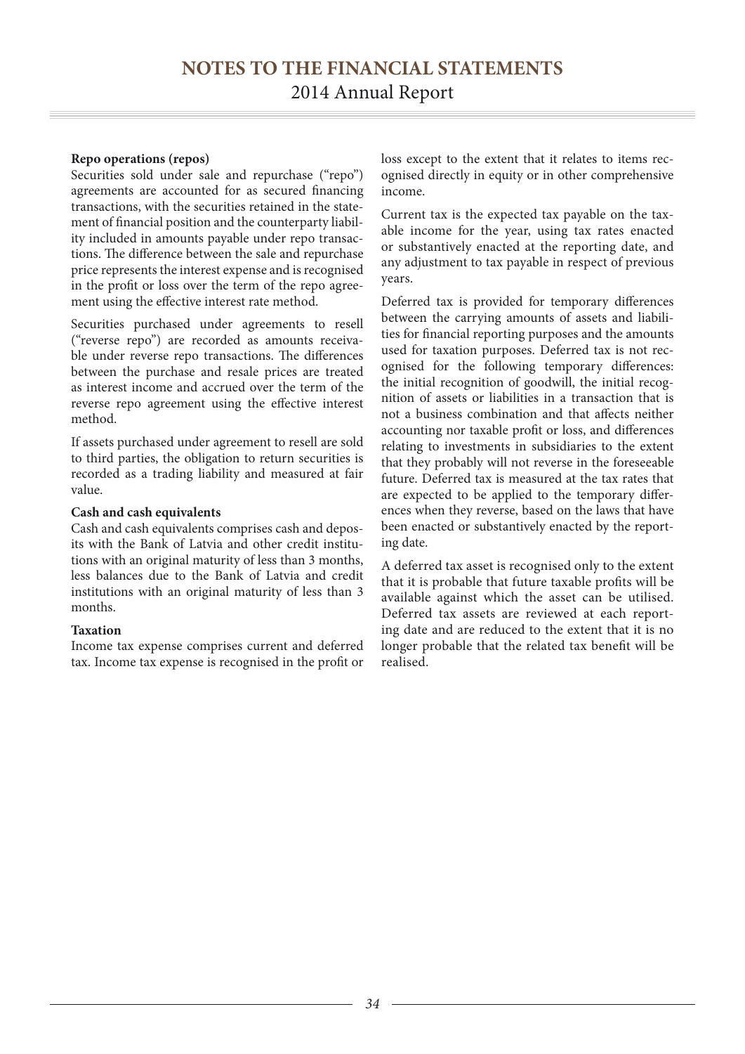**Repo operations (repos)**

Securities sold under sale and repurchase ("repo") agreements are accounted for as secured financing transactions, with the securities retained in the statement of financial position and the counterparty liability included in amounts payable under repo transactions. The difference between the sale and repurchase price represents the interest expense and is recognised in the profit or loss over the term of the repo agreement using the effective interest rate method.

Securities purchased under agreements to resell ("reverse repo") are recorded as amounts receivable under reverse repo transactions. The differences between the purchase and resale prices are treated as interest income and accrued over the term of the reverse repo agreement using the effective interest method.

If assets purchased under agreement to resell are sold to third parties, the obligation to return securities is recorded as a trading liability and measured at fair value.

**Cash and cash equivalents**

Cash and cash equivalents comprises cash and deposits with the Bank of Latvia and other credit institutions with an original maturity of less than 3 months, less balances due to the Bank of Latvia and credit institutions with an original maturity of less than 3 months.

**Taxation**

Income tax expense comprises current and deferred tax. Income tax expense is recognised in the profit or loss except to the extent that it relates to items recognised directly in equity or in other comprehensive income.

Current tax is the expected tax payable on the taxable income for the year, using tax rates enacted or substantively enacted at the reporting date, and any adjustment to tax payable in respect of previous years.

Deferred tax is provided for temporary differences between the carrying amounts of assets and liabilities for financial reporting purposes and the amounts used for taxation purposes. Deferred tax is not recognised for the following temporary differences: the initial recognition of goodwill, the initial recognition of assets or liabilities in a transaction that is not a business combination and that affects neither accounting nor taxable profit or loss, and differences relating to investments in subsidiaries to the extent that they probably will not reverse in the foreseeable future. Deferred tax is measured at the tax rates that are expected to be applied to the temporary differences when they reverse, based on the laws that have been enacted or substantively enacted by the reporting date.

A deferred tax asset is recognised only to the extent that it is probable that future taxable profits will be available against which the asset can be utilised. Deferred tax assets are reviewed at each reporting date and are reduced to the extent that it is no longer probable that the related tax benefit will be realised.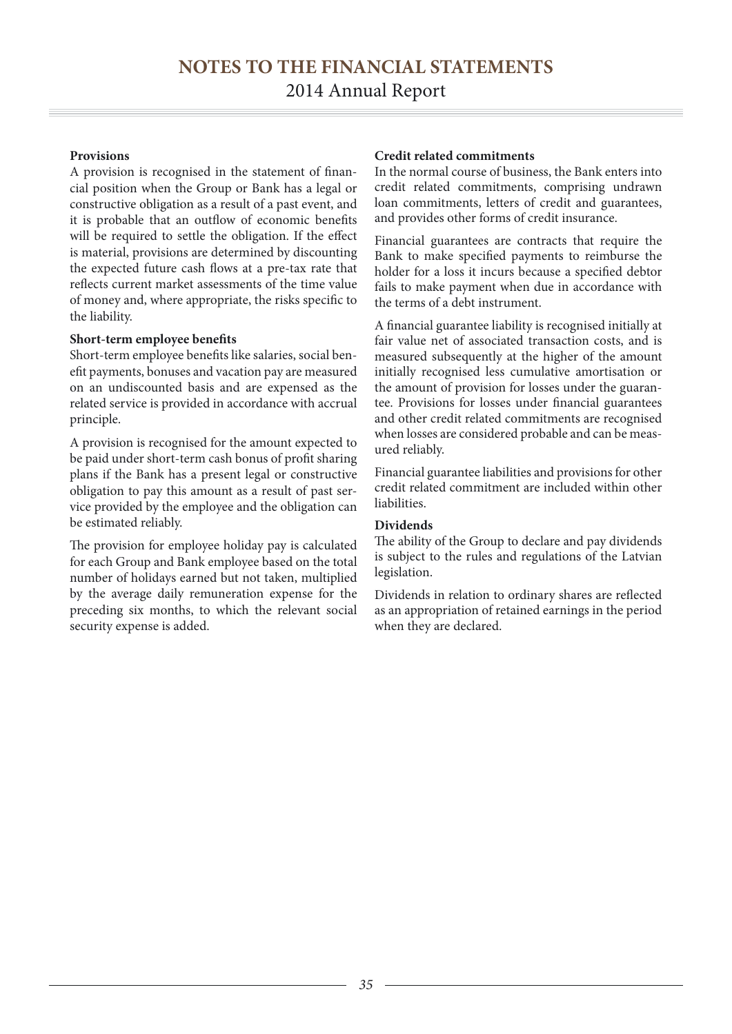**Provisions**

A provision is recognised in the statement of financial position when the Group or Bank has a legal or constructive obligation as a result of a past event, and it is probable that an outflow of economic benefits will be required to settle the obligation. If the effect is material, provisions are determined by discounting the expected future cash flows at a pre-tax rate that reflects current market assessments of the time value of money and, where appropriate, the risks specific to the liability.

**Short-term employee benefits**

Short-term employee benefits like salaries, social benefit payments, bonuses and vacation pay are measured on an undiscounted basis and are expensed as the related service is provided in accordance with accrual principle.

A provision is recognised for the amount expected to be paid under short-term cash bonus of profit sharing plans if the Bank has a present legal or constructive obligation to pay this amount as a result of past service provided by the employee and the obligation can be estimated reliably.

The provision for employee holiday pay is calculated for each Group and Bank employee based on the total number of holidays earned but not taken, multiplied by the average daily remuneration expense for the preceding six months, to which the relevant social security expense is added.

**Credit related commitments**

In the normal course of business, the Bank enters into credit related commitments, comprising undrawn loan commitments, letters of credit and guarantees, and provides other forms of credit insurance.

Financial guarantees are contracts that require the Bank to make specified payments to reimburse the holder for a loss it incurs because a specified debtor fails to make payment when due in accordance with the terms of a debt instrument.

A financial guarantee liability is recognised initially at fair value net of associated transaction costs, and is measured subsequently at the higher of the amount initially recognised less cumulative amortisation or the amount of provision for losses under the guarantee. Provisions for losses under financial guarantees and other credit related commitments are recognised when losses are considered probable and can be measured reliably.

Financial guarantee liabilities and provisions for other credit related commitment are included within other liabilities.

**Dividends**

The ability of the Group to declare and pay dividends is subject to the rules and regulations of the Latvian legislation.

Dividends in relation to ordinary shares are reflected as an appropriation of retained earnings in the period when they are declared.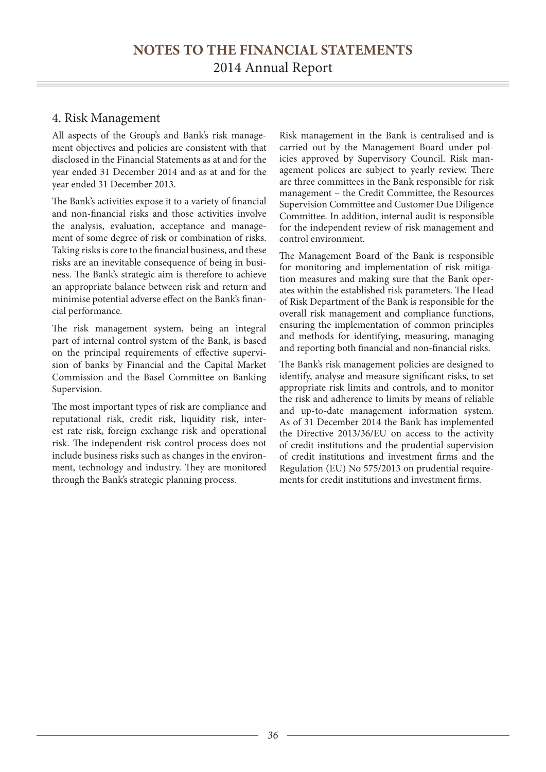## 4. Risk Management

All aspects of the Group's and Bank's risk management objectives and policies are consistent with that disclosed in the Financial Statements as at and for the year ended 31 December 2014 and as at and for the year ended 31 December 2013.

The Bank's activities expose it to a variety of financial and non-financial risks and those activities involve the analysis, evaluation, acceptance and management of some degree of risk or combination of risks. Taking risks is core to the financial business, and these risks are an inevitable consequence of being in business. The Bank's strategic aim is therefore to achieve an appropriate balance between risk and return and minimise potential adverse effect on the Bank's financial performance.

The risk management system, being an integral part of internal control system of the Bank, is based on the principal requirements of effective supervision of banks by Financial and the Capital Market Commission and the Basel Committee on Banking Supervision.

The most important types of risk are compliance and reputational risk, credit risk, liquidity risk, interest rate risk, foreign exchange risk and operational risk. The independent risk control process does not include business risks such as changes in the environment, technology and industry. They are monitored through the Bank's strategic planning process.

Risk management in the Bank is centralised and is carried out by the Management Board under policies approved by Supervisory Council. Risk management polices are subject to yearly review. There are three committees in the Bank responsible for risk management – the Credit Committee, the Resources Supervision Committee and Customer Due Diligence Committee. In addition, internal audit is responsible for the independent review of risk management and control environment.

The Management Board of the Bank is responsible for monitoring and implementation of risk mitigation measures and making sure that the Bank operates within the established risk parameters. The Head of Risk Department of the Bank is responsible for the overall risk management and compliance functions, ensuring the implementation of common principles and methods for identifying, measuring, managing and reporting both financial and non-financial risks.

The Bank's risk management policies are designed to identify, analyse and measure significant risks, to set appropriate risk limits and controls, and to monitor the risk and adherence to limits by means of reliable and up-to-date management information system. As of 31 December 2014 the Bank has implemented the Directive 2013/36/EU on access to the activity of credit institutions and the prudential supervision of credit institutions and investment firms and the Regulation (EU) No 575/2013 on prudential requirements for credit institutions and investment firms.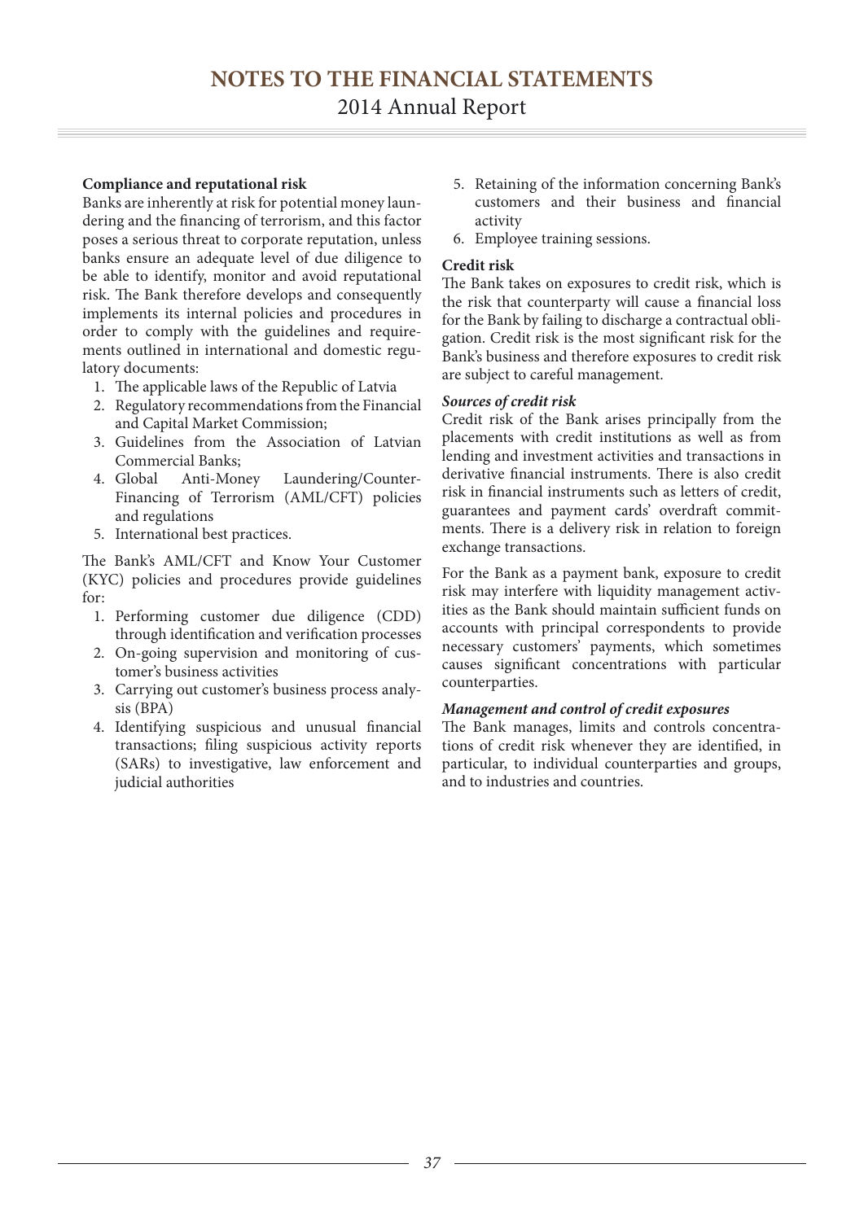**Compliance and reputational risk**

Banks are inherently at risk for potential money laundering and the financing of terrorism, and this factor poses a serious threat to corporate reputation, unless banks ensure an adequate level of due diligence to be able to identify, monitor and avoid reputational risk. The Bank therefore develops and consequently implements its internal policies and procedures in order to comply with the guidelines and requirements outlined in international and domestic regulatory documents:

1. The applicable laws of the Republic of Latvia
2. Regulatory recommendations from the Financial and Capital Market Commission;
3. Guidelines from the Association of Latvian Commercial Banks;
4. Global Anti-Money Laundering/Counter-Financing of Terrorism (AML/CFT) policies and regulations
5. International best practices.

The Bank's AML/CFT and Know Your Customer (KYC) policies and procedures provide guidelines for:

1. Performing customer due diligence (CDD) through identification and verification processes
2. On-going supervision and monitoring of customer's business activities
3. Carrying out customer's business process analysis (BPA)
4. Identifying suspicious and unusual financial transactions; filing suspicious activity reports (SARs) to investigative, law enforcement and judicial authorities
5. Retaining of the information concerning Bank's customers and their business and financial activity
6. Employee training sessions.

**Credit risk**

The Bank takes on exposures to credit risk, which is the risk that counterparty will cause a financial loss for the Bank by failing to discharge a contractual obligation. Credit risk is the most significant risk for the Bank's business and therefore exposures to credit risk are subject to careful management.

***Sources of credit risk***

Credit risk of the Bank arises principally from the placements with credit institutions as well as from lending and investment activities and transactions in derivative financial instruments. There is also credit risk in financial instruments such as letters of credit, guarantees and payment cards' overdraft commitments. There is a delivery risk in relation to foreign exchange transactions.

For the Bank as a payment bank, exposure to credit risk may interfere with liquidity management activities as the Bank should maintain sufficient funds on accounts with principal correspondents to provide necessary customers' payments, which sometimes causes significant concentrations with particular counterparties.

***Management and control of credit exposures***

The Bank manages, limits and controls concentrations of credit risk whenever they are identified, in particular, to individual counterparties and groups, and to industries and countries.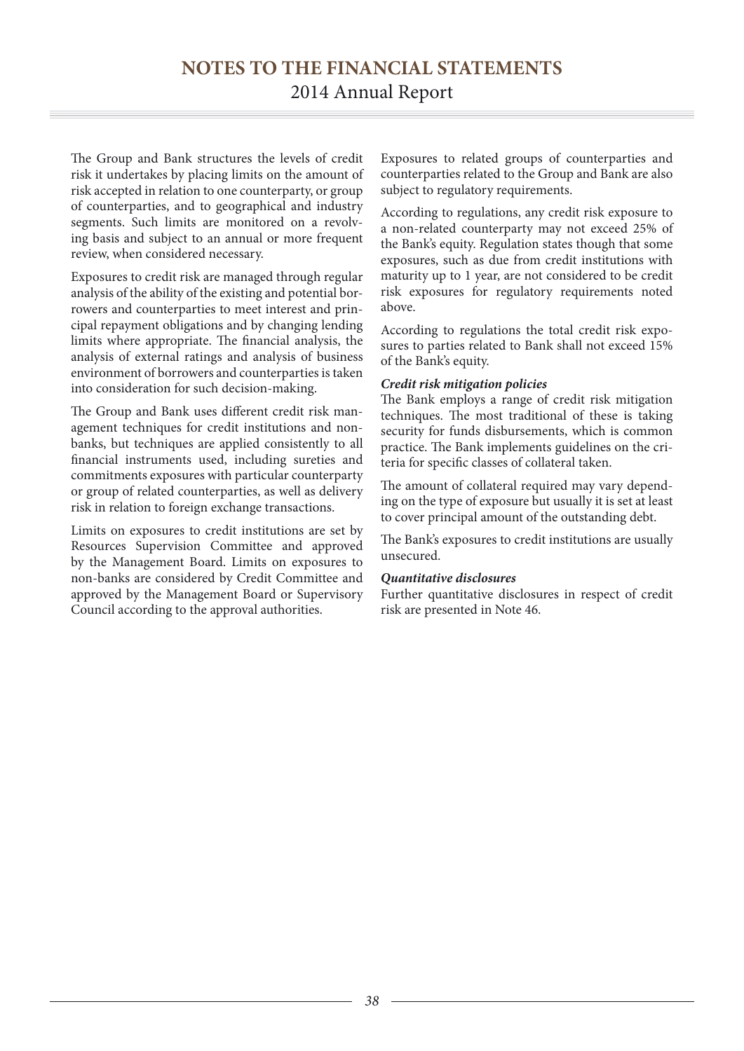The Group and Bank structures the levels of credit risk it undertakes by placing limits on the amount of risk accepted in relation to one counterparty, or group of counterparties, and to geographical and industry segments. Such limits are monitored on a revolving basis and subject to an annual or more frequent review, when considered necessary.

Exposures to credit risk are managed through regular analysis of the ability of the existing and potential borrowers and counterparties to meet interest and principal repayment obligations and by changing lending limits where appropriate. The financial analysis, the analysis of external ratings and analysis of business environment of borrowers and counterparties is taken into consideration for such decision-making.

The Group and Bank uses different credit risk management techniques for credit institutions and non-banks, but techniques are applied consistently to all financial instruments used, including sureties and commitments exposures with particular counterparty or group of related counterparties, as well as delivery risk in relation to foreign exchange transactions.

Limits on exposures to credit institutions are set by Resources Supervision Committee and approved by the Management Board. Limits on exposures to non-banks are considered by Credit Committee and approved by the Management Board or Supervisory Council according to the approval authorities.

Exposures to related groups of counterparties and counterparties related to the Group and Bank are also subject to regulatory requirements.

According to regulations, any credit risk exposure to a non-related counterparty may not exceed 25% of the Bank's equity. Regulation states though that some exposures, such as due from credit institutions with maturity up to 1 year, are not considered to be credit risk exposures for regulatory requirements noted above.

According to regulations the total credit risk exposures to parties related to Bank shall not exceed 15% of the Bank's equity.

***Credit risk mitigation policies***

The Bank employs a range of credit risk mitigation techniques. The most traditional of these is taking security for funds disbursements, which is common practice. The Bank implements guidelines on the criteria for specific classes of collateral taken.

The amount of collateral required may vary depending on the type of exposure but usually it is set at least to cover principal amount of the outstanding debt.

The Bank's exposures to credit institutions are usually unsecured.

***Quantitative disclosures***

Further quantitative disclosures in respect of credit risk are presented in Note 46.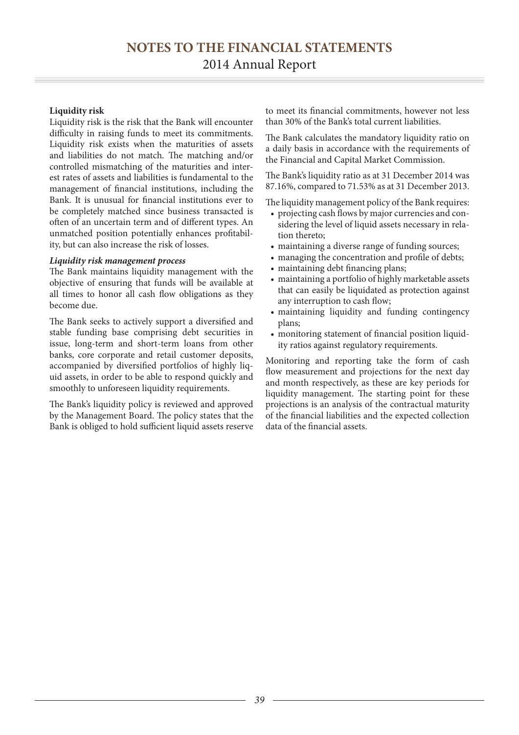### Liquidity risk

Liquidity risk is the risk that the Bank will encounter difficulty in raising funds to meet its commitments. Liquidity risk exists when the maturities of assets and liabilities do not match. The matching and/or controlled mismatching of the maturities and interest rates of assets and liabilities is fundamental to the management of financial institutions, including the Bank. It is unusual for financial institutions ever to be completely matched since business transacted is often of an uncertain term and of different types. An unmatched position potentially enhances profitability, but can also increase the risk of losses.

#### *Liquidity risk management process*

The Bank maintains liquidity management with the objective of ensuring that funds will be available at all times to honor all cash flow obligations as they become due.

The Bank seeks to actively support a diversified and stable funding base comprising debt securities in issue, long-term and short-term loans from other banks, core corporate and retail customer deposits, accompanied by diversified portfolios of highly liquid assets, in order to be able to respond quickly and smoothly to unforeseen liquidity requirements.

The Bank's liquidity policy is reviewed and approved by the Management Board. The policy states that the Bank is obliged to hold sufficient liquid assets reserve to meet its financial commitments, however not less than 30% of the Bank's total current liabilities.

The Bank calculates the mandatory liquidity ratio on a daily basis in accordance with the requirements of the Financial and Capital Market Commission.

The Bank's liquidity ratio as at 31 December 2014 was 87.16%, compared to 71.53% as at 31 December 2013.

The liquidity management policy of the Bank requires:

- projecting cash flows by major currencies and considering the level of liquid assets necessary in relation thereto;
- maintaining a diverse range of funding sources;
- managing the concentration and profile of debts;
- maintaining debt financing plans;
- maintaining a portfolio of highly marketable assets that can easily be liquidated as protection against any interruption to cash flow;
- maintaining liquidity and funding contingency plans;
- monitoring statement of financial position liquidity ratios against regulatory requirements.

Monitoring and reporting take the form of cash flow measurement and projections for the next day and month respectively, as these are key periods for liquidity management. The starting point for these projections is an analysis of the contractual maturity of the financial liabilities and the expected collection data of the financial assets.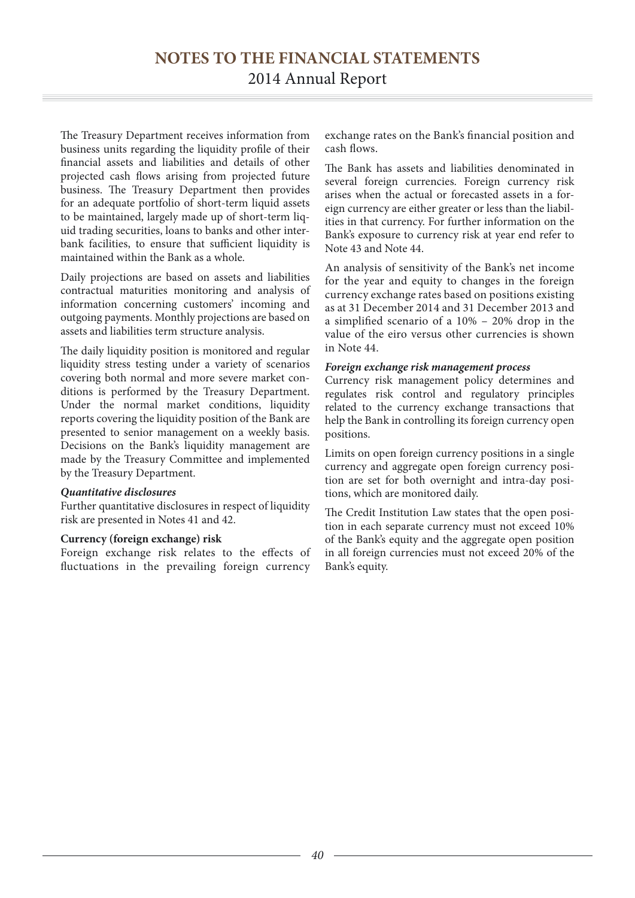The Treasury Department receives information from business units regarding the liquidity profile of their financial assets and liabilities and details of other projected cash flows arising from projected future business. The Treasury Department then provides for an adequate portfolio of short-term liquid assets to be maintained, largely made up of short-term liquid trading securities, loans to banks and other interbank facilities, to ensure that sufficient liquidity is maintained within the Bank as a whole.

Daily projections are based on assets and liabilities contractual maturities monitoring and analysis of information concerning customers' incoming and outgoing payments. Monthly projections are based on assets and liabilities term structure analysis.

The daily liquidity position is monitored and regular liquidity stress testing under a variety of scenarios covering both normal and more severe market conditions is performed by the Treasury Department. Under the normal market conditions, liquidity reports covering the liquidity position of the Bank are presented to senior management on a weekly basis. Decisions on the Bank's liquidity management are made by the Treasury Committee and implemented by the Treasury Department.

***Quantitative disclosures***

Further quantitative disclosures in respect of liquidity risk are presented in Notes 41 and 42.

**Currency (foreign exchange) risk**

Foreign exchange risk relates to the effects of fluctuations in the prevailing foreign currency exchange rates on the Bank's financial position and cash flows.

The Bank has assets and liabilities denominated in several foreign currencies. Foreign currency risk arises when the actual or forecasted assets in a foreign currency are either greater or less than the liabilities in that currency. For further information on the Bank's exposure to currency risk at year end refer to Note 43 and Note 44.

An analysis of sensitivity of the Bank's net income for the year and equity to changes in the foreign currency exchange rates based on positions existing as at 31 December 2014 and 31 December 2013 and a simplified scenario of a 10% – 20% drop in the value of the eiro versus other currencies is shown in Note 44.

***Foreign exchange risk management process***

Currency risk management policy determines and regulates risk control and regulatory principles related to the currency exchange transactions that help the Bank in controlling its foreign currency open positions.

Limits on open foreign currency positions in a single currency and aggregate open foreign currency position are set for both overnight and intra-day positions, which are monitored daily.

The Credit Institution Law states that the open position in each separate currency must not exceed 10% of the Bank's equity and the aggregate open position in all foreign currencies must not exceed 20% of the Bank's equity.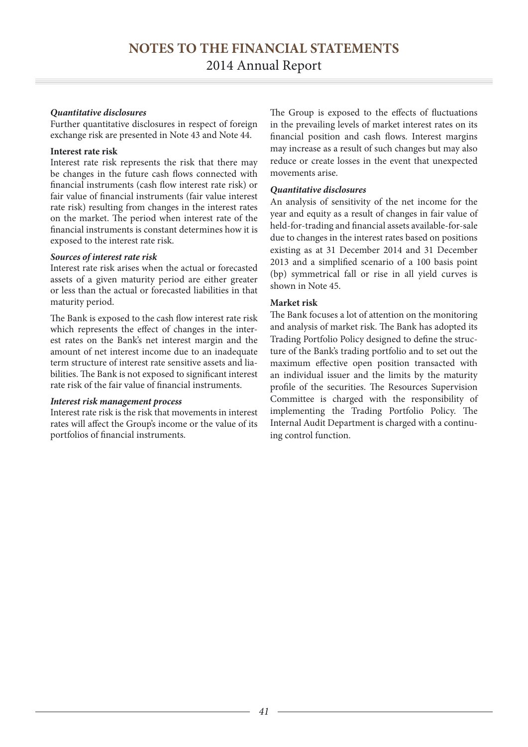***Quantitative disclosures***

Further quantitative disclosures in respect of foreign exchange risk are presented in Note 43 and Note 44.

**Interest rate risk**

Interest rate risk represents the risk that there may be changes in the future cash flows connected with financial instruments (cash flow interest rate risk) or fair value of financial instruments (fair value interest rate risk) resulting from changes in the interest rates on the market. The period when interest rate of the financial instruments is constant determines how it is exposed to the interest rate risk.

***Sources of interest rate risk***

Interest rate risk arises when the actual or forecasted assets of a given maturity period are either greater or less than the actual or forecasted liabilities in that maturity period.

The Bank is exposed to the cash flow interest rate risk which represents the effect of changes in the interest rates on the Bank's net interest margin and the amount of net interest income due to an inadequate term structure of interest rate sensitive assets and liabilities. The Bank is not exposed to significant interest rate risk of the fair value of financial instruments.

***Interest risk management process***

Interest rate risk is the risk that movements in interest rates will affect the Group's income or the value of its portfolios of financial instruments.

The Group is exposed to the effects of fluctuations in the prevailing levels of market interest rates on its financial position and cash flows. Interest margins may increase as a result of such changes but may also reduce or create losses in the event that unexpected movements arise.

***Quantitative disclosures***

An analysis of sensitivity of the net income for the year and equity as a result of changes in fair value of held-for-trading and financial assets available-for-sale due to changes in the interest rates based on positions existing as at 31 December 2014 and 31 December 2013 and a simplified scenario of a 100 basis point (bp) symmetrical fall or rise in all yield curves is shown in Note 45.

**Market risk**

The Bank focuses a lot of attention on the monitoring and analysis of market risk. The Bank has adopted its Trading Portfolio Policy designed to define the structure of the Bank's trading portfolio and to set out the maximum effective open position transacted with an individual issuer and the limits by the maturity profile of the securities. The Resources Supervision Committee is charged with the responsibility of implementing the Trading Portfolio Policy. The Internal Audit Department is charged with a continuing control function.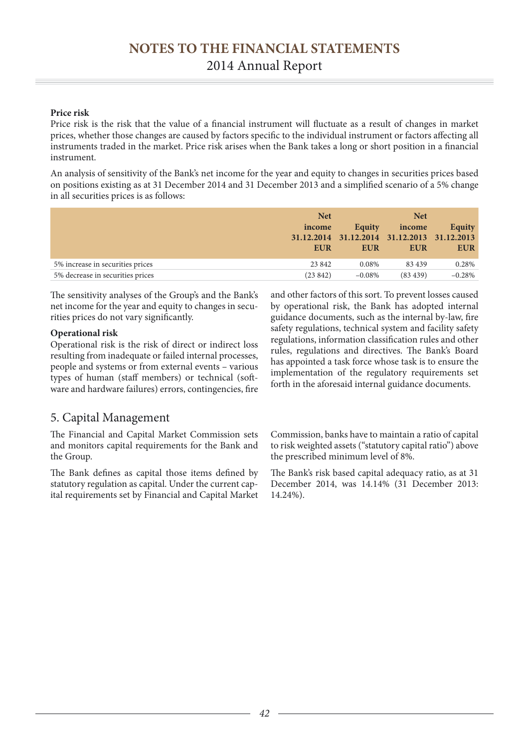**Price risk**

Price risk is the risk that the value of a financial instrument will fluctuate as a result of changes in market prices, whether those changes are caused by factors specific to the individual instrument or factors affecting all instruments traded in the market. Price risk arises when the Bank takes a long or short position in a financial instrument.

An analysis of sensitivity of the Bank's net income for the year and equity to changes in securities prices based on positions existing as at 31 December 2014 and 31 December 2013 and a simplified scenario of a 5% change in all securities prices is as follows:

| | Net income 31.12.2014 EUR | Equity 31.12.2014 EUR | Net income 31.12.2013 EUR | Equity 31.12.2013 EUR |
|---|---|---|---|---|
| 5% increase in securities prices | 23 842 | 0.08% | 83 439 | 0.28% |
| 5% decrease in securities prices | (23 842) | –0.08% | (83 439) | –0.28% |

The sensitivity analyses of the Group's and the Bank's net income for the year and equity to changes in securities prices do not vary significantly.

**Operational risk**

Operational risk is the risk of direct or indirect loss resulting from inadequate or failed internal processes, people and systems or from external events – various types of human (staff members) or technical (software and hardware failures) errors, contingencies, fire and other factors of this sort. To prevent losses caused by operational risk, the Bank has adopted internal guidance documents, such as the internal by-law, fire safety regulations, technical system and facility safety regulations, information classification rules and other rules, regulations and directives. The Bank's Board has appointed a task force whose task is to ensure the implementation of the regulatory requirements set forth in the aforesaid internal guidance documents.

## 5. Capital Management

The Financial and Capital Market Commission sets and monitors capital requirements for the Bank and the Group.

The Bank defines as capital those items defined by statutory regulation as capital. Under the current capital requirements set by Financial and Capital Market Commission, banks have to maintain a ratio of capital to risk weighted assets ("statutory capital ratio") above the prescribed minimum level of 8%.

The Bank's risk based capital adequacy ratio, as at 31 December 2014, was 14.14% (31 December 2013: 14.24%).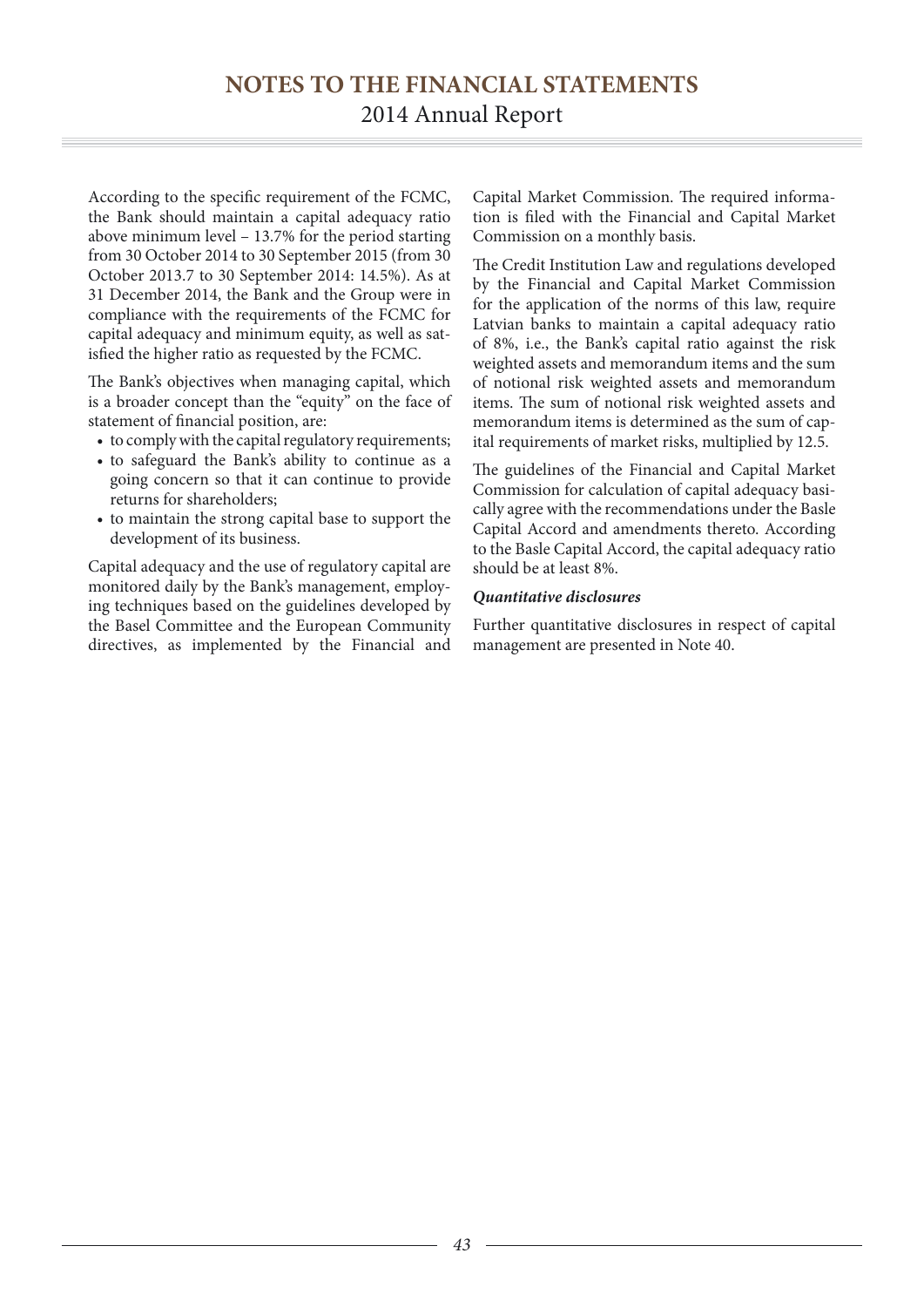According to the specific requirement of the FCMC, the Bank should maintain a capital adequacy ratio above minimum level – 13.7% for the period starting from 30 October 2014 to 30 September 2015 (from 30 October 2013.7 to 30 September 2014: 14.5%). As at 31 December 2014, the Bank and the Group were in compliance with the requirements of the FCMC for capital adequacy and minimum equity, as well as satisfied the higher ratio as requested by the FCMC.

The Bank's objectives when managing capital, which is a broader concept than the "equity" on the face of statement of financial position, are:

- to comply with the capital regulatory requirements;
- to safeguard the Bank's ability to continue as a going concern so that it can continue to provide returns for shareholders;
- to maintain the strong capital base to support the development of its business.

Capital adequacy and the use of regulatory capital are monitored daily by the Bank's management, employing techniques based on the guidelines developed by the Basel Committee and the European Community directives, as implemented by the Financial and Capital Market Commission. The required information is filed with the Financial and Capital Market Commission on a monthly basis.

The Credit Institution Law and regulations developed by the Financial and Capital Market Commission for the application of the norms of this law, require Latvian banks to maintain a capital adequacy ratio of 8%, i.e., the Bank's capital ratio against the risk weighted assets and memorandum items and the sum of notional risk weighted assets and memorandum items. The sum of notional risk weighted assets and memorandum items is determined as the sum of capital requirements of market risks, multiplied by 12.5.

The guidelines of the Financial and Capital Market Commission for calculation of capital adequacy basically agree with the recommendations under the Basle Capital Accord and amendments thereto. According to the Basle Capital Accord, the capital adequacy ratio should be at least 8%.

***Quantitative disclosures***

Further quantitative disclosures in respect of capital management are presented in Note 40.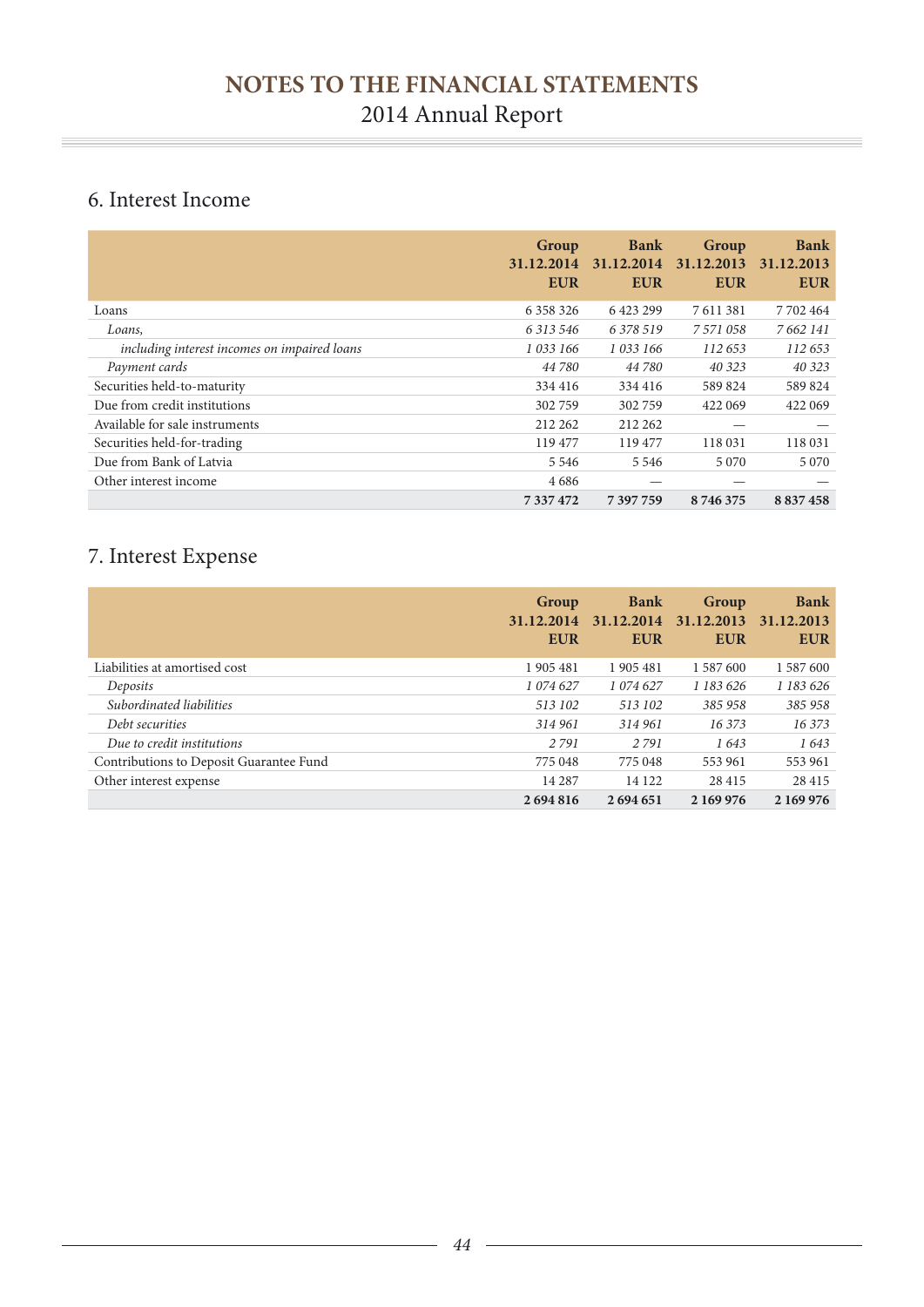## 6. Interest Income

| | Group 31.12.2014 EUR | Bank 31.12.2014 EUR | Group 31.12.2013 EUR | Bank 31.12.2013 EUR |
|---|---|---|---|---|
| Loans | 6 358 326 | 6 423 299 | 7 611 381 | 7 702 464 |
| *Loans,* | *6 313 546* | *6 378 519* | *7 571 058* | *7 662 141* |
| *including interest incomes on impaired loans* | *1 033 166* | *1 033 166* | *112 653* | *112 653* |
| *Payment cards* | *44 780* | *44 780* | *40 323* | *40 323* |
| Securities held-to-maturity | 334 416 | 334 416 | 589 824 | 589 824 |
| Due from credit institutions | 302 759 | 302 759 | 422 069 | 422 069 |
| Available for sale instruments | 212 262 | 212 262 | — | — |
| Securities held-for-trading | 119 477 | 119 477 | 118 031 | 118 031 |
| Due from Bank of Latvia | 5 546 | 5 546 | 5 070 | 5 070 |
| Other interest income | 4 686 | — | — | — |
| | **7 337 472** | **7 397 759** | **8 746 375** | **8 837 458** |

## 7. Interest Expense

| | Group 31.12.2014 EUR | Bank 31.12.2014 EUR | Group 31.12.2013 EUR | Bank 31.12.2013 EUR |
|---|---|---|---|---|
| Liabilities at amortised cost | 1 905 481 | 1 905 481 | 1 587 600 | 1 587 600 |
| *Deposits* | *1 074 627* | *1 074 627* | *1 183 626* | *1 183 626* |
| *Subordinated liabilities* | *513 102* | *513 102* | *385 958* | *385 958* |
| *Debt securities* | *314 961* | *314 961* | *16 373* | *16 373* |
| *Due to credit institutions* | *2 791* | *2 791* | *1 643* | *1 643* |
| Contributions to Deposit Guarantee Fund | 775 048 | 775 048 | 553 961 | 553 961 |
| Other interest expense | 14 287 | 14 122 | 28 415 | 28 415 |
| | **2 694 816** | **2 694 651** | **2 169 976** | **2 169 976** |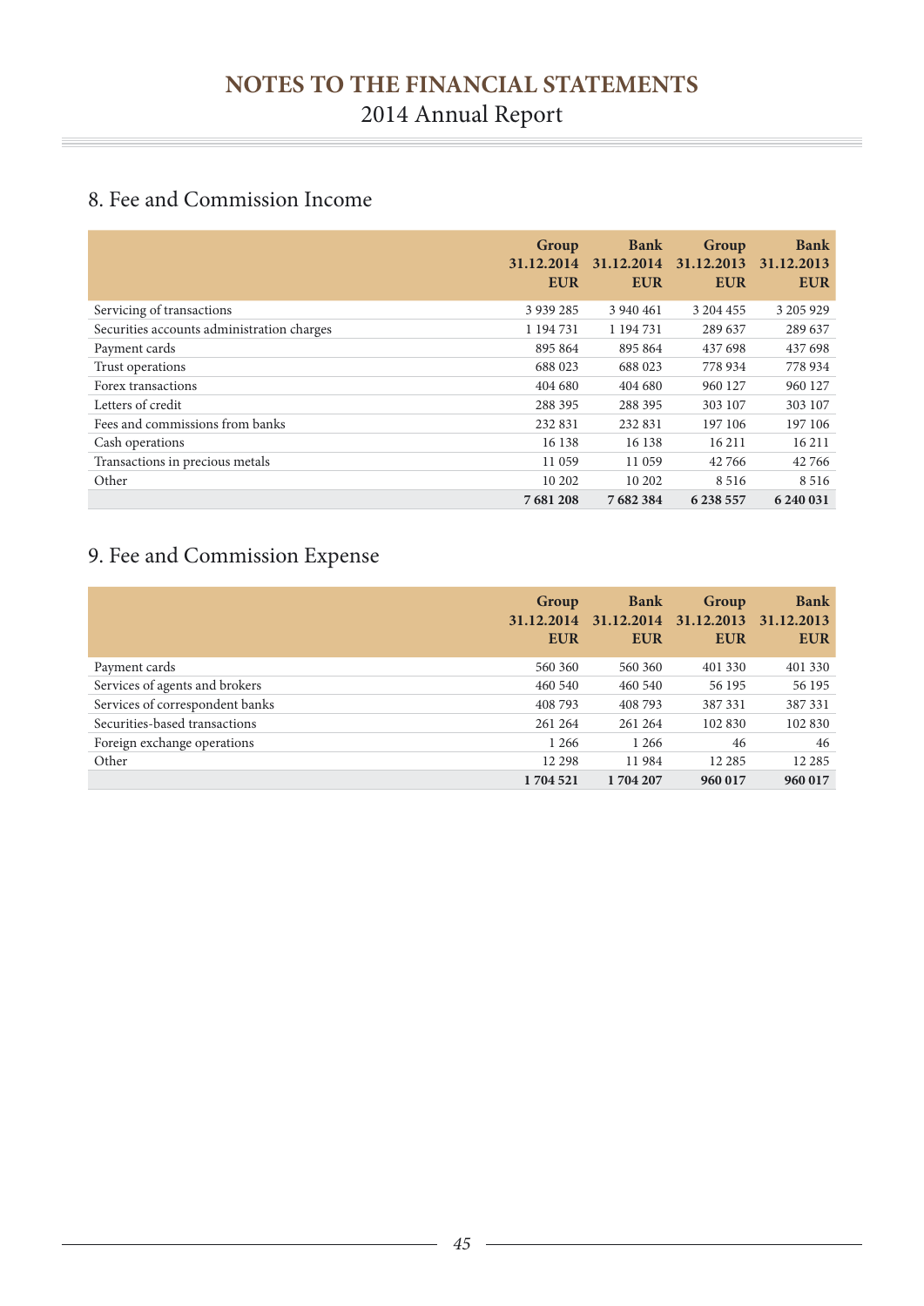## 8. Fee and Commission Income

| | Group 31.12.2014 EUR | Bank 31.12.2014 EUR | Group 31.12.2013 EUR | Bank 31.12.2013 EUR |
|---|---|---|---|---|
| Servicing of transactions | 3 939 285 | 3 940 461 | 3 204 455 | 3 205 929 |
| Securities accounts administration charges | 1 194 731 | 1 194 731 | 289 637 | 289 637 |
| Payment cards | 895 864 | 895 864 | 437 698 | 437 698 |
| Trust operations | 688 023 | 688 023 | 778 934 | 778 934 |
| Forex transactions | 404 680 | 404 680 | 960 127 | 960 127 |
| Letters of credit | 288 395 | 288 395 | 303 107 | 303 107 |
| Fees and commissions from banks | 232 831 | 232 831 | 197 106 | 197 106 |
| Cash operations | 16 138 | 16 138 | 16 211 | 16 211 |
| Transactions in precious metals | 11 059 | 11 059 | 42 766 | 42 766 |
| Other | 10 202 | 10 202 | 8 516 | 8 516 |
| | **7 681 208** | **7 682 384** | **6 238 557** | **6 240 031** |

## 9. Fee and Commission Expense

| | Group 31.12.2014 EUR | Bank 31.12.2014 EUR | Group 31.12.2013 EUR | Bank 31.12.2013 EUR |
|---|---|---|---|---|
| Payment cards | 560 360 | 560 360 | 401 330 | 401 330 |
| Services of agents and brokers | 460 540 | 460 540 | 56 195 | 56 195 |
| Services of correspondent banks | 408 793 | 408 793 | 387 331 | 387 331 |
| Securities-based transactions | 261 264 | 261 264 | 102 830 | 102 830 |
| Foreign exchange operations | 1 266 | 1 266 | 46 | 46 |
| Other | 12 298 | 11 984 | 12 285 | 12 285 |
| | **1 704 521** | **1 704 207** | **960 017** | **960 017** |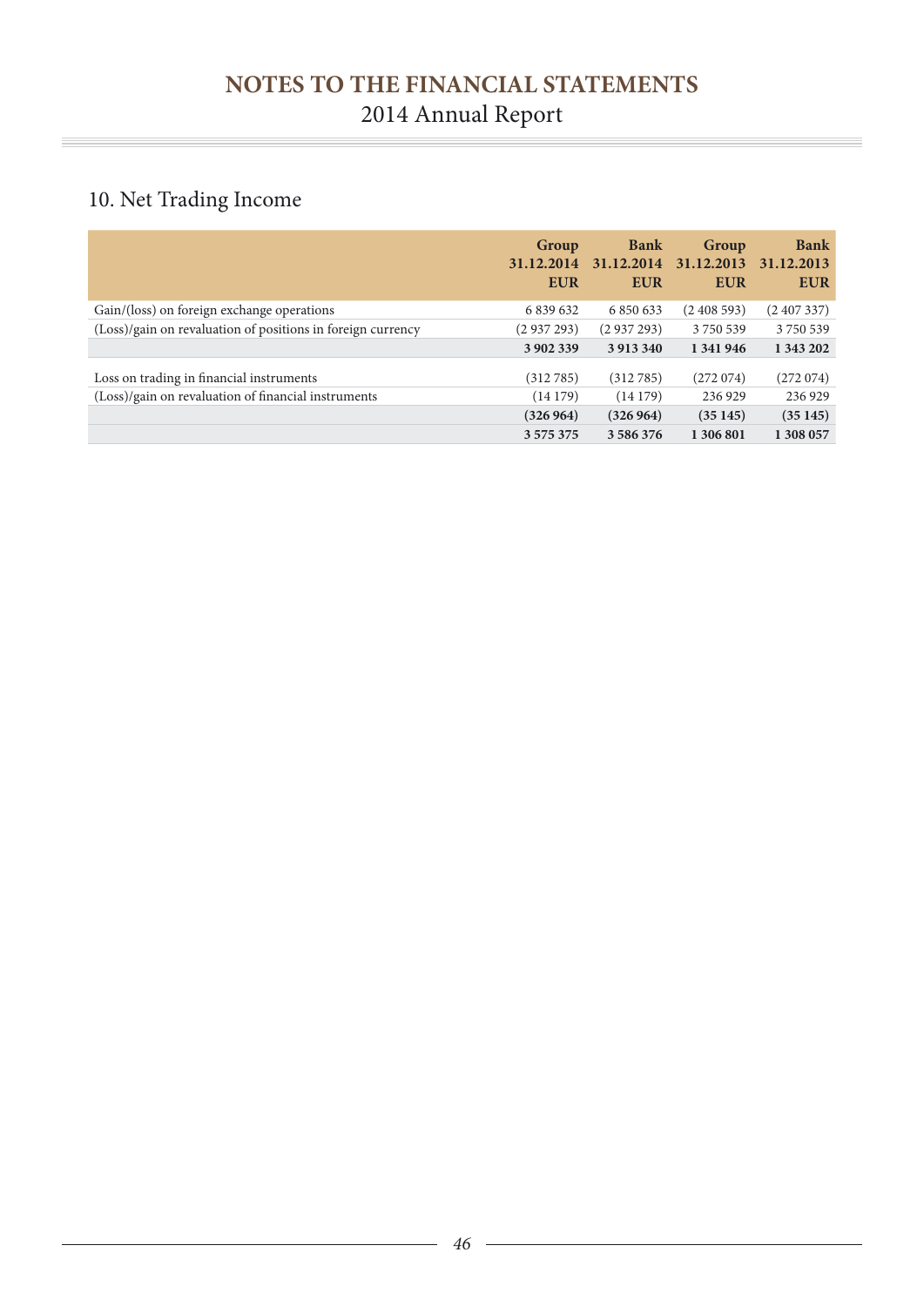## 10. Net Trading Income

| | Group 31.12.2014 EUR | Bank 31.12.2014 EUR | Group 31.12.2013 EUR | Bank 31.12.2013 EUR |
|---|---|---|---|---|
| Gain/(loss) on foreign exchange operations | 6 839 632 | 6 850 633 | (2 408 593) | (2 407 337) |
| (Loss)/gain on revaluation of positions in foreign currency | (2 937 293) | (2 937 293) | 3 750 539 | 3 750 539 |
| | **3 902 339** | **3 913 340** | **1 341 946** | **1 343 202** |
| Loss on trading in financial instruments | (312 785) | (312 785) | (272 074) | (272 074) |
| (Loss)/gain on revaluation of financial instruments | (14 179) | (14 179) | 236 929 | 236 929 |
| | **(326 964)** | **(326 964)** | **(35 145)** | **(35 145)** |
| | **3 575 375** | **3 586 376** | **1 306 801** | **1 308 057** |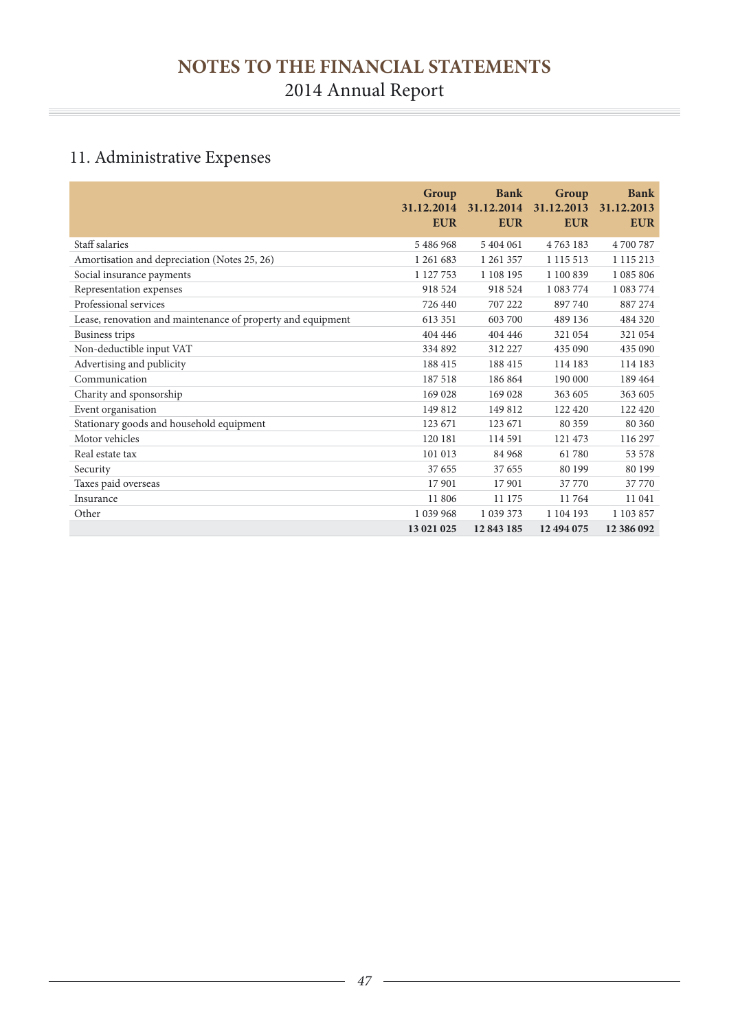## 11. Administrative Expenses

| | Group 31.12.2014 EUR | Bank 31.12.2014 EUR | Group 31.12.2013 EUR | Bank 31.12.2013 EUR |
|---|---|---|---|---|
| Staff salaries | 5 486 968 | 5 404 061 | 4 763 183 | 4 700 787 |
| Amortisation and depreciation (Notes 25, 26) | 1 261 683 | 1 261 357 | 1 115 513 | 1 115 213 |
| Social insurance payments | 1 127 753 | 1 108 195 | 1 100 839 | 1 085 806 |
| Representation expenses | 918 524 | 918 524 | 1 083 774 | 1 083 774 |
| Professional services | 726 440 | 707 222 | 897 740 | 887 274 |
| Lease, renovation and maintenance of property and equipment | 613 351 | 603 700 | 489 136 | 484 320 |
| Business trips | 404 446 | 404 446 | 321 054 | 321 054 |
| Non-deductible input VAT | 334 892 | 312 227 | 435 090 | 435 090 |
| Advertising and publicity | 188 415 | 188 415 | 114 183 | 114 183 |
| Communication | 187 518 | 186 864 | 190 000 | 189 464 |
| Charity and sponsorship | 169 028 | 169 028 | 363 605 | 363 605 |
| Event organisation | 149 812 | 149 812 | 122 420 | 122 420 |
| Stationary goods and household equipment | 123 671 | 123 671 | 80 359 | 80 360 |
| Motor vehicles | 120 181 | 114 591 | 121 473 | 116 297 |
| Real estate tax | 101 013 | 84 968 | 61 780 | 53 578 |
| Security | 37 655 | 37 655 | 80 199 | 80 199 |
| Taxes paid overseas | 17 901 | 17 901 | 37 770 | 37 770 |
| Insurance | 11 806 | 11 175 | 11 764 | 11 041 |
| Other | 1 039 968 | 1 039 373 | 1 104 193 | 1 103 857 |
| | **13 021 025** | **12 843 185** | **12 494 075** | **12 386 092** |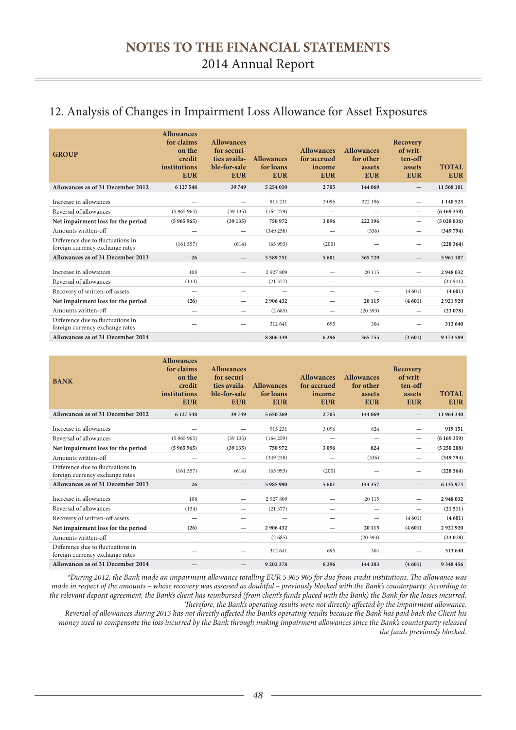## 12. Analysis of Changes in Impairment Loss Allowance for Asset Exposures

| GROUP | Allowances for claims on the credit institutions EUR | Allowances for securities available-for-sale EUR | Allowances for loans EUR | Allowances for accrued income EUR | Allowances for other assets EUR | Recovery of written-off assets EUR | TOTAL EUR |
|---|---|---|---|---|---|---|---|
| **Allowances as of 31 December 2012** | **6 127 548** | **39 749** | **5 254 030** | **2 705** | **144 069** | — | **11 568 101** |
| Increase in allowances | — | — | 915 231 | 3 096 | 222 196 | — | **1 140 523** |
| Reversal of allowances | (5 965 965) | (39 135) | (164 259) | — | — | — | **(6 169 359)** |
| **Net impairment loss for the period** | **(5 965 965)** | **(39 135)** | **750 972** | **3 096** | **222 196** | — | **(5 028 836)** |
| Amounts written-off | — | — | (349 258) | — | (536) | — | **(349 794)** |
| Difference due to fluctuations in foreign currency exchange rates | (161 557) | (614) | (65 993) | (200) | — | — | **(228 364)** |
| **Allowances as of 31 December 2013** | **26** | — | **5 589 751** | **5 601** | **365 729** | — | **5 961 107** |
| Increase in allowances | 108 | — | 2 927 809 | — | 20 115 | — | **2 948 032** |
| Reversal of allowances | (134) | — | (21 377) | — | — | — | **(21 511)** |
| Recovery of written-off assets | — | — | — | — | — | (4 601) | **(4 601)** |
| **Net impairment loss for the period** | **(26)** | — | **2 906 432** | — | **20 115** | **(4 601)** | **2 921 920** |
| Amounts written-off | — | — | (2 685) | — | (20 393) | — | **(23 078)** |
| Difference due to fluctuations in foreign currency exchange rates | — | — | 312 641 | 695 | 304 | — | **313 640** |
| **Allowances as of 31 December 2014** | — | — | **8 806 139** | **6 296** | **365 755** | **(4 601)** | **9 173 589** |

| BANK | Allowances for claims on the credit institutions EUR | Allowances for securities available-for-sale EUR | Allowances for loans EUR | Allowances for accrued income EUR | Allowances for other assets EUR | Recovery of written-off assets EUR | TOTAL EUR |
|---|---|---|---|---|---|---|---|
| **Allowances as of 31 December 2012** | **6 127 548** | **39 749** | **5 650 269** | **2 705** | **144 069** | — | **11 964 340** |
| Increase in allowances | — | — | 915 231 | 3 096 | 824 | — | **919 151** |
| Reversal of allowances | (5 965 965) | (39 135) | (164 259) | — | — | — | **(6 169 359)** |
| **Net impairment loss for the period** | **(5 965 965)** | **(39 135)** | **750 972** | **3 096** | **824** | — | **(5 250 208)** |
| Amounts written-off | — | — | (349 258) | — | (536) | — | **(349 794)** |
| Difference due to fluctuations in foreign currency exchange rates | (161 557) | (614) | (65 993) | (200) | — | — | **(228 364)** |
| **Allowances as of 31 December 2013** | **26** | — | **5 985 990** | **5 601** | **144 357** | — | **6 135 974** |
| Increase in allowances | 108 | — | 2 927 809 | — | 20 115 | — | **2 948 032** |
| Reversal of allowances | (134) | — | (21 377) | — | — | — | **(21 511)** |
| Recovery of written-off assets | — | — | — | — | — | (4 601) | **(4 601)** |
| **Net impairment loss for the period** | **(26)** | — | **2 906 432** | — | **20 115** | **(4 601)** | **2 921 920** |
| Amounts written-off | — | — | (2 685) | — | (20 393) | — | **(23 078)** |
| Difference due to fluctuations in foreign currency exchange rates | — | — | 312 641 | 695 | 304 | — | **313 640** |
| **Allowances as of 31 December 2014** | — | — | **9 202 378** | **6 296** | **144 383** | **(4 601)** | **9 348 456** |

*\*During 2012, the Bank made an impairment allowance totalling EUR 5 965 965 for due from credit institutions. The allowance was made in respect of the amounts – whose recovery was assessed as doubtful – previously blocked with the Bank's counterparty. According to the relevant deposit agreement, the Bank's client has reimbursed (from client's funds placed with the Bank) the Bank for the losses incurred. Therefore, the Bank's operating results were not directly affected by the impairment allowance.*

*Reversal of allowances during 2013 has not directly affected the Bank's operating results because the Bank has paid back the Client his money used to compensate the loss incurred by the Bank through making impairment allowances since the Bank's counterparty released the funds previously blocked.*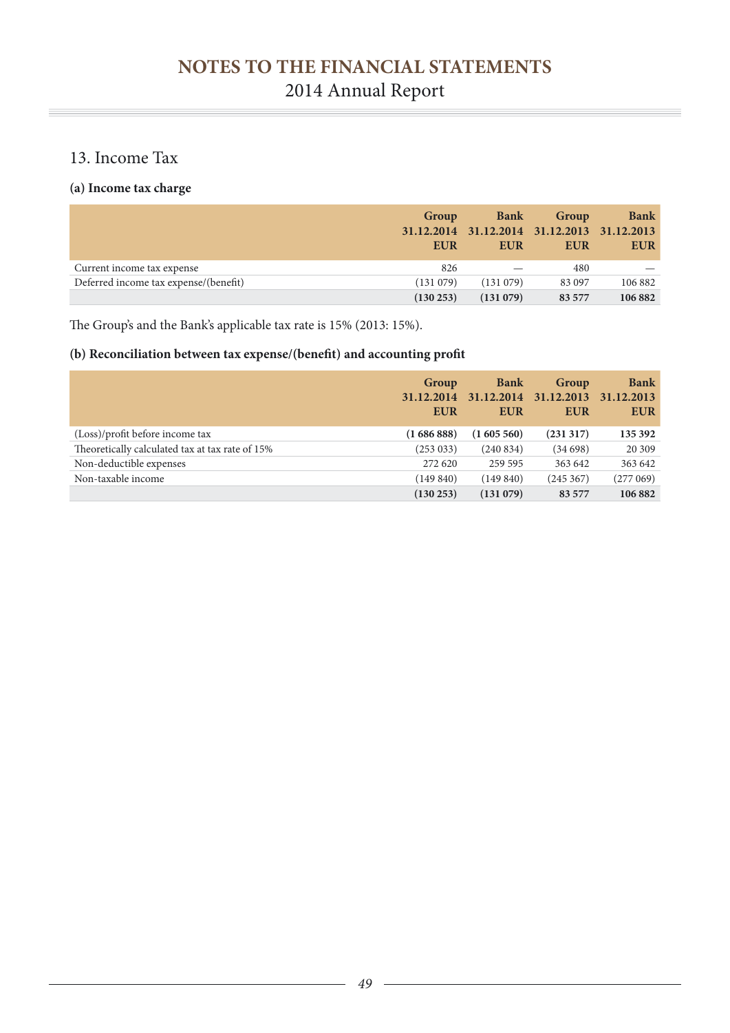## 13. Income Tax

### (a) Income tax charge

| | Group 31.12.2014 EUR | Bank 31.12.2014 EUR | Group 31.12.2013 EUR | Bank 31.12.2013 EUR |
|---|---|---|---|---|
| Current income tax expense | 826 | — | 480 | — |
| Deferred income tax expense/(benefit) | (131 079) | (131 079) | 83 097 | 106 882 |
| | **(130 253)** | **(131 079)** | **83 577** | **106 882** |

The Group's and the Bank's applicable tax rate is 15% (2013: 15%).

### (b) Reconciliation between tax expense/(benefit) and accounting profit

| | Group 31.12.2014 EUR | Bank 31.12.2014 EUR | Group 31.12.2013 EUR | Bank 31.12.2013 EUR |
|---|---|---|---|---|
| (Loss)/profit before income tax | **(1 686 888)** | **(1 605 560)** | **(231 317)** | **135 392** |
| Theoretically calculated tax at tax rate of 15% | (253 033) | (240 834) | (34 698) | 20 309 |
| Non-deductible expenses | 272 620 | 259 595 | 363 642 | 363 642 |
| Non-taxable income | (149 840) | (149 840) | (245 367) | (277 069) |
| | **(130 253)** | **(131 079)** | **83 577** | **106 882** |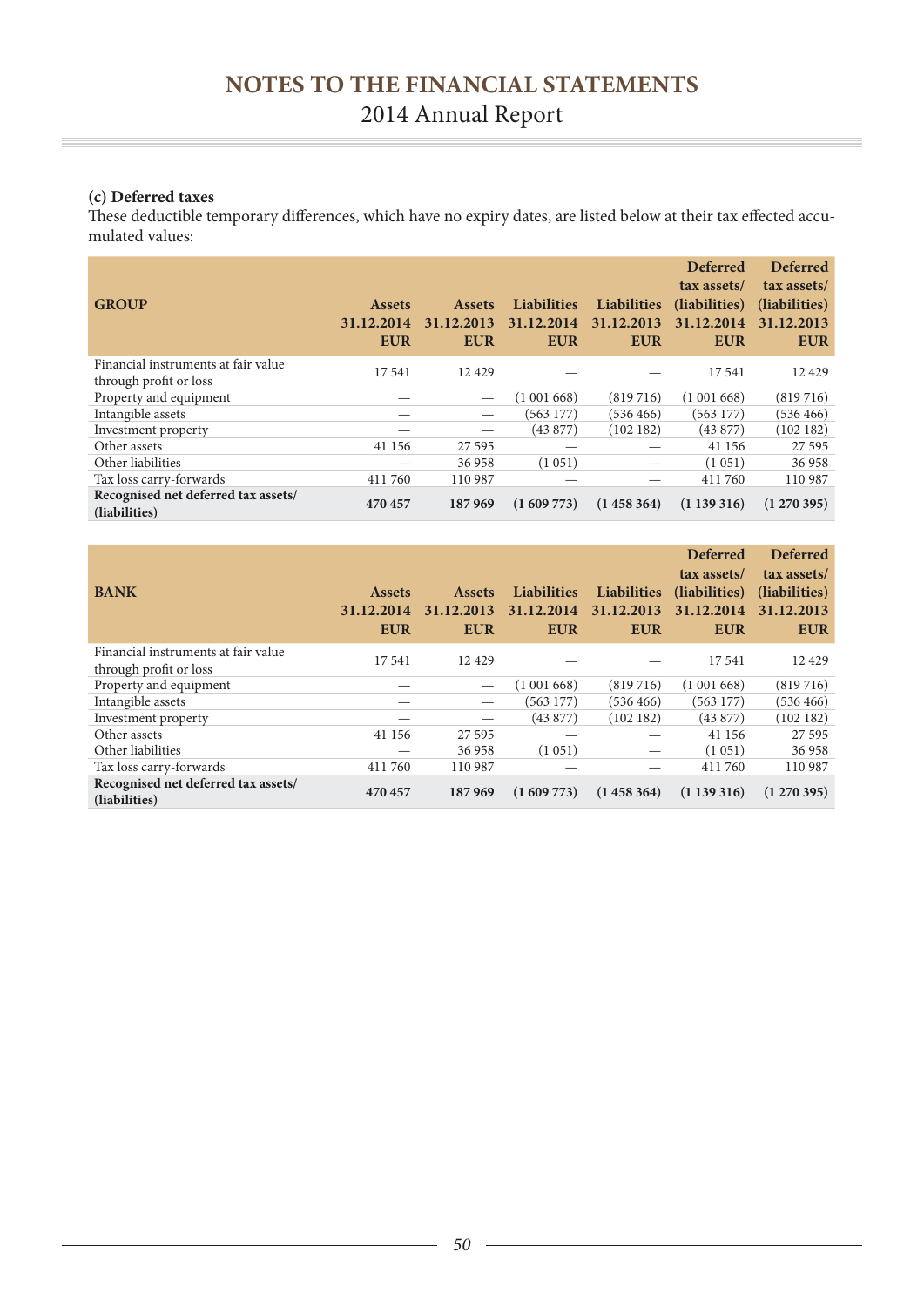### (c) Deferred taxes

These deductible temporary differences, which have no expiry dates, are listed below at their tax effected accumulated values:

| GROUP | Assets 31.12.2014 EUR | Assets 31.12.2013 EUR | Liabilities 31.12.2014 EUR | Liabilities 31.12.2013 EUR | Deferred tax assets/ (liabilities) 31.12.2014 EUR | Deferred tax assets/ (liabilities) 31.12.2013 EUR |
|---|---|---|---|---|---|---|
| Financial instruments at fair value through profit or loss | 17 541 | 12 429 | — | — | 17 541 | 12 429 |
| Property and equipment | — | — | (1 001 668) | (819 716) | (1 001 668) | (819 716) |
| Intangible assets | — | — | (563 177) | (536 466) | (563 177) | (536 466) |
| Investment property | — | — | (43 877) | (102 182) | (43 877) | (102 182) |
| Other assets | 41 156 | 27 595 | — | — | 41 156 | 27 595 |
| Other liabilities | — | 36 958 | (1 051) | — | (1 051) | 36 958 |
| Tax loss carry-forwards | 411 760 | 110 987 | — | — | 411 760 | 110 987 |
| **Recognised net deferred tax assets/ (liabilities)** | **470 457** | **187 969** | **(1 609 773)** | **(1 458 364)** | **(1 139 316)** | **(1 270 395)** |

| BANK | Assets 31.12.2014 EUR | Assets 31.12.2013 EUR | Liabilities 31.12.2014 EUR | Liabilities 31.12.2013 EUR | Deferred tax assets/ (liabilities) 31.12.2014 EUR | Deferred tax assets/ (liabilities) 31.12.2013 EUR |
|---|---|---|---|---|---|---|
| Financial instruments at fair value through profit or loss | 17 541 | 12 429 | — | — | 17 541 | 12 429 |
| Property and equipment | — | — | (1 001 668) | (819 716) | (1 001 668) | (819 716) |
| Intangible assets | — | — | (563 177) | (536 466) | (563 177) | (536 466) |
| Investment property | — | — | (43 877) | (102 182) | (43 877) | (102 182) |
| Other assets | 41 156 | 27 595 | — | — | 41 156 | 27 595 |
| Other liabilities | — | 36 958 | (1 051) | — | (1 051) | 36 958 |
| Tax loss carry-forwards | 411 760 | 110 987 | — | — | 411 760 | 110 987 |
| **Recognised net deferred tax assets/ (liabilities)** | **470 457** | **187 969** | **(1 609 773)** | **(1 458 364)** | **(1 139 316)** | **(1 270 395)** |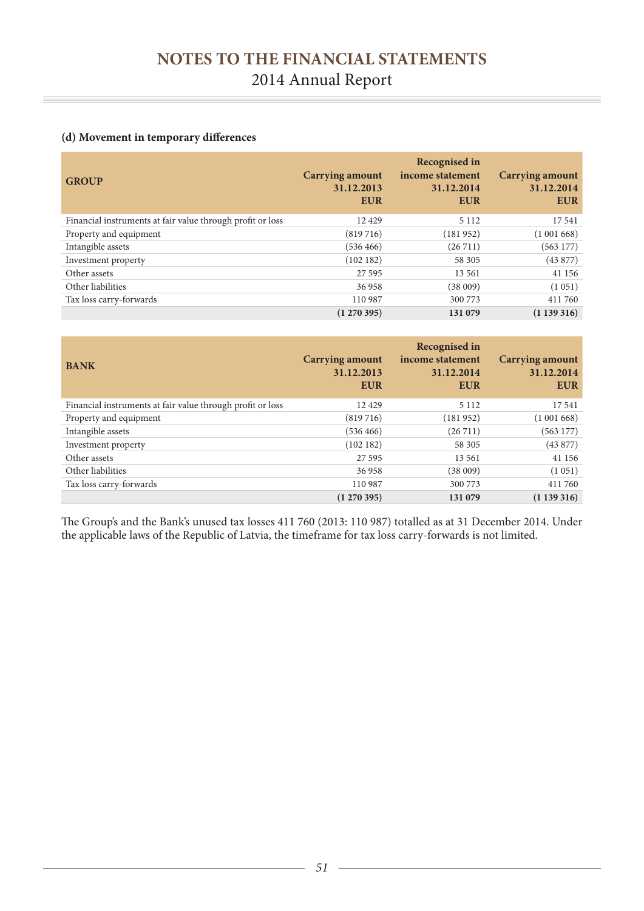### (d) Movement in temporary differences

| GROUP | Carrying amount 31.12.2013 EUR | Recognised in income statement 31.12.2014 EUR | Carrying amount 31.12.2014 EUR |
|---|---|---|---|
| Financial instruments at fair value through profit or loss | 12 429 | 5 112 | 17 541 |
| Property and equipment | (819 716) | (181 952) | (1 001 668) |
| Intangible assets | (536 466) | (26 711) | (563 177) |
| Investment property | (102 182) | 58 305 | (43 877) |
| Other assets | 27 595 | 13 561 | 41 156 |
| Other liabilities | 36 958 | (38 009) | (1 051) |
| Tax loss carry-forwards | 110 987 | 300 773 | 411 760 |
| | **(1 270 395)** | **131 079** | **(1 139 316)** |

| BANK | Carrying amount 31.12.2013 EUR | Recognised in income statement 31.12.2014 EUR | Carrying amount 31.12.2014 EUR |
|---|---|---|---|
| Financial instruments at fair value through profit or loss | 12 429 | 5 112 | 17 541 |
| Property and equipment | (819 716) | (181 952) | (1 001 668) |
| Intangible assets | (536 466) | (26 711) | (563 177) |
| Investment property | (102 182) | 58 305 | (43 877) |
| Other assets | 27 595 | 13 561 | 41 156 |
| Other liabilities | 36 958 | (38 009) | (1 051) |
| Tax loss carry-forwards | 110 987 | 300 773 | 411 760 |
| | **(1 270 395)** | **131 079** | **(1 139 316)** |

The Group's and the Bank's unused tax losses 411 760 (2013: 110 987) totalled as at 31 December 2014. Under the applicable laws of the Republic of Latvia, the timeframe for tax loss carry-forwards is not limited.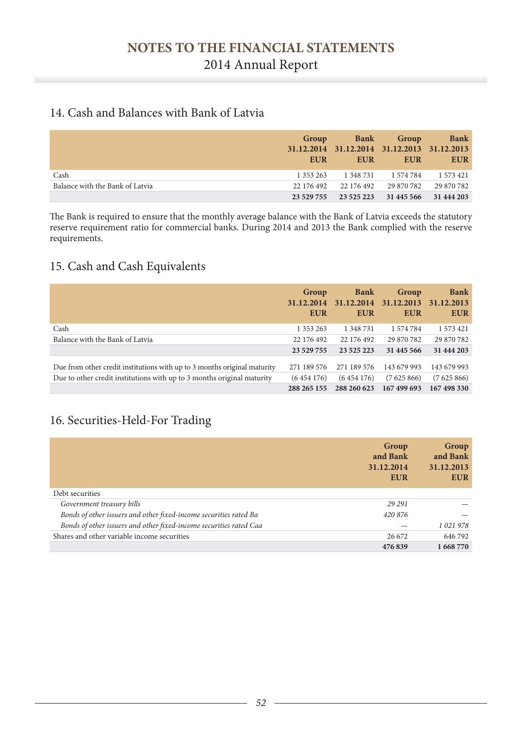# NOTES TO THE FINANCIAL STATEMENTS

2014 Annual Report

## 14. Cash and Balances with Bank of Latvia

| | Group 31.12.2014 EUR | Bank 31.12.2014 EUR | Group 31.12.2013 EUR | Bank 31.12.2013 EUR |
|---|---|---|---|---|
| Cash | 1 353 263 | 1 348 731 | 1 574 784 | 1 573 421 |
| Balance with the Bank of Latvia | 22 176 492 | 22 176 492 | 29 870 782 | 29 870 782 |
| | **23 529 755** | **23 525 223** | **31 445 566** | **31 444 203** |

The Bank is required to ensure that the monthly average balance with the Bank of Latvia exceeds the statutory reserve requirement ratio for commercial banks. During 2014 and 2013 the Bank complied with the reserve requirements.

## 15. Cash and Cash Equivalents

| | Group 31.12.2014 EUR | Bank 31.12.2014 EUR | Group 31.12.2013 EUR | Bank 31.12.2013 EUR |
|---|---|---|---|---|
| Cash | 1 353 263 | 1 348 731 | 1 574 784 | 1 573 421 |
| Balance with the Bank of Latvia | 22 176 492 | 22 176 492 | 29 870 782 | 29 870 782 |
| | **23 529 755** | **23 525 223** | **31 445 566** | **31 444 203** |
| Due from other credit institutions with up to 3 months original maturity | 271 189 576 | 271 189 576 | 143 679 993 | 143 679 993 |
| Due to other credit institutions with up to 3 months original maturity | (6 454 176) | (6 454 176) | (7 625 866) | (7 625 866) |
| | **288 265 155** | **288 260 623** | **167 499 693** | **167 498 330** |

## 16. Securities-Held-For Trading

| | Group and Bank 31.12.2014 EUR | Group and Bank 31.12.2013 EUR |
|---|---|---|
| Debt securities | | |
| *Government treasury bills* | *29 291* | — |
| *Bonds of other issuers and other fixed-income securities rated Ba* | *420 876* | — |
| *Bonds of other issuers and other fixed-income securities rated Caa* | — | *1 021 978* |
| Shares and other variable income securities | 26 672 | 646 792 |
| | **476 839** | **1 668 770** |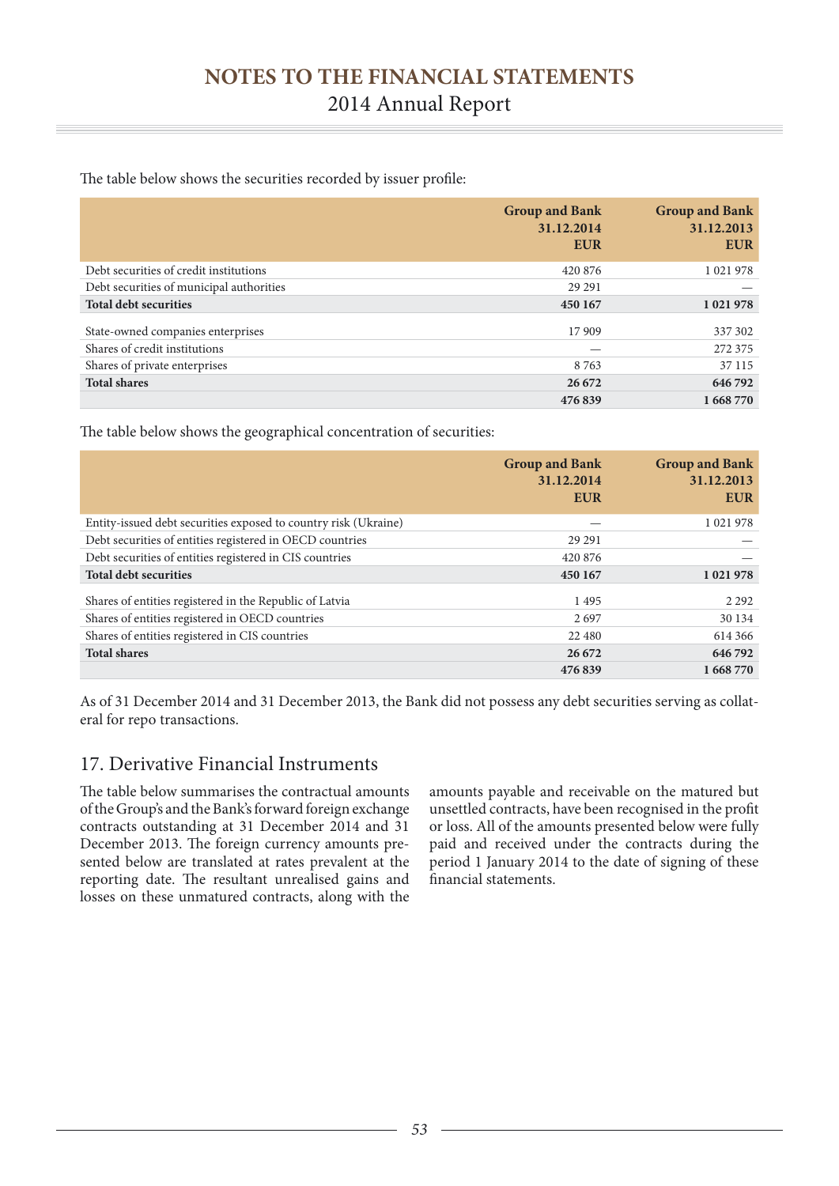The table below shows the securities recorded by issuer profile:

| | Group and Bank 31.12.2014 EUR | Group and Bank 31.12.2013 EUR |
|---|---|---|
| Debt securities of credit institutions | 420 876 | 1 021 978 |
| Debt securities of municipal authorities | 29 291 | — |
| **Total debt securities** | **450 167** | **1 021 978** |
| State-owned companies enterprises | 17 909 | 337 302 |
| Shares of credit institutions | — | 272 375 |
| Shares of private enterprises | 8 763 | 37 115 |
| **Total shares** | **26 672** | **646 792** |
| | **476 839** | **1 668 770** |

The table below shows the geographical concentration of securities:

| | Group and Bank 31.12.2014 EUR | Group and Bank 31.12.2013 EUR |
|---|---|---|
| Entity-issued debt securities exposed to country risk (Ukraine) | — | 1 021 978 |
| Debt securities of entities registered in OECD countries | 29 291 | — |
| Debt securities of entities registered in CIS countries | 420 876 | — |
| **Total debt securities** | **450 167** | **1 021 978** |
| Shares of entities registered in the Republic of Latvia | 1 495 | 2 292 |
| Shares of entities registered in OECD countries | 2 697 | 30 134 |
| Shares of entities registered in CIS countries | 22 480 | 614 366 |
| **Total shares** | **26 672** | **646 792** |
| | **476 839** | **1 668 770** |

As of 31 December 2014 and 31 December 2013, the Bank did not possess any debt securities serving as collateral for repo transactions.

## 17. Derivative Financial Instruments

The table below summarises the contractual amounts of the Group's and the Bank's forward foreign exchange contracts outstanding at 31 December 2014 and 31 December 2013. The foreign currency amounts presented below are translated at rates prevalent at the reporting date. The resultant unrealised gains and losses on these unmatured contracts, along with the amounts payable and receivable on the matured but unsettled contracts, have been recognised in the profit or loss. All of the amounts presented below were fully paid and received under the contracts during the period 1 January 2014 to the date of signing of these financial statements.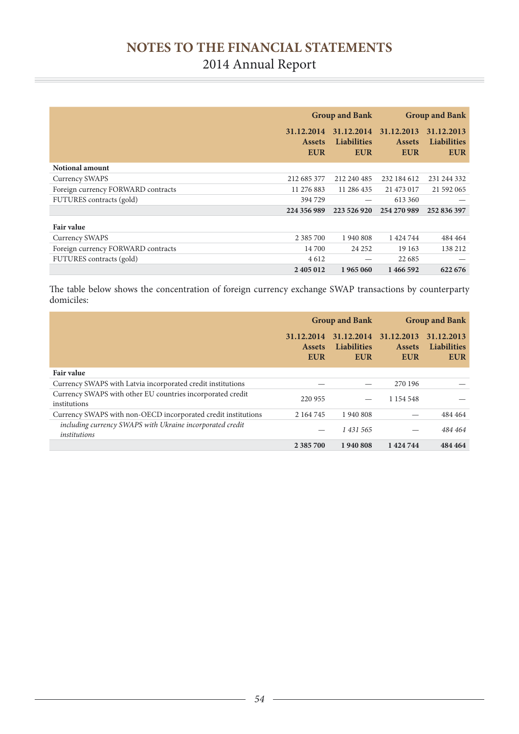| | Group and Bank | | Group and Bank | |
|---|---|---|---|---|
| | 31.12.2014 Assets EUR | 31.12.2014 Liabilities EUR | 31.12.2013 Assets EUR | 31.12.2013 Liabilities EUR |
| **Notional amount** | | | | |
| Currency SWAPS | 212 685 377 | 212 240 485 | 232 184 612 | 231 244 332 |
| Foreign currency FORWARD contracts | 11 276 883 | 11 286 435 | 21 473 017 | 21 592 065 |
| FUTURES contracts (gold) | 394 729 | — | 613 360 | — |
| | **224 356 989** | **223 526 920** | **254 270 989** | **252 836 397** |
| **Fair value** | | | | |
| Currency SWAPS | 2 385 700 | 1 940 808 | 1 424 744 | 484 464 |
| Foreign currency FORWARD contracts | 14 700 | 24 252 | 19 163 | 138 212 |
| FUTURES contracts (gold) | 4 612 | — | 22 685 | — |
| | **2 405 012** | **1 965 060** | **1 466 592** | **622 676** |

The table below shows the concentration of foreign currency exchange SWAP transactions by counterparty domiciles:

| | Group and Bank | | Group and Bank | |
|---|---|---|---|---|
| | 31.12.2014 Assets EUR | 31.12.2014 Liabilities EUR | 31.12.2013 Assets EUR | 31.12.2013 Liabilities EUR |
| **Fair value** | | | | |
| Currency SWAPS with Latvia incorporated credit institutions | — | — | 270 196 | — |
| Currency SWAPS with other EU countries incorporated credit institutions | 220 955 | — | 1 154 548 | — |
| Currency SWAPS with non-OECD incorporated credit institutions | 2 164 745 | 1 940 808 | — | 484 464 |
| *including currency SWAPS with Ukraine incorporated credit institutions* | — | *1 431 565* | — | *484 464* |
| | **2 385 700** | **1 940 808** | **1 424 744** | **484 464** |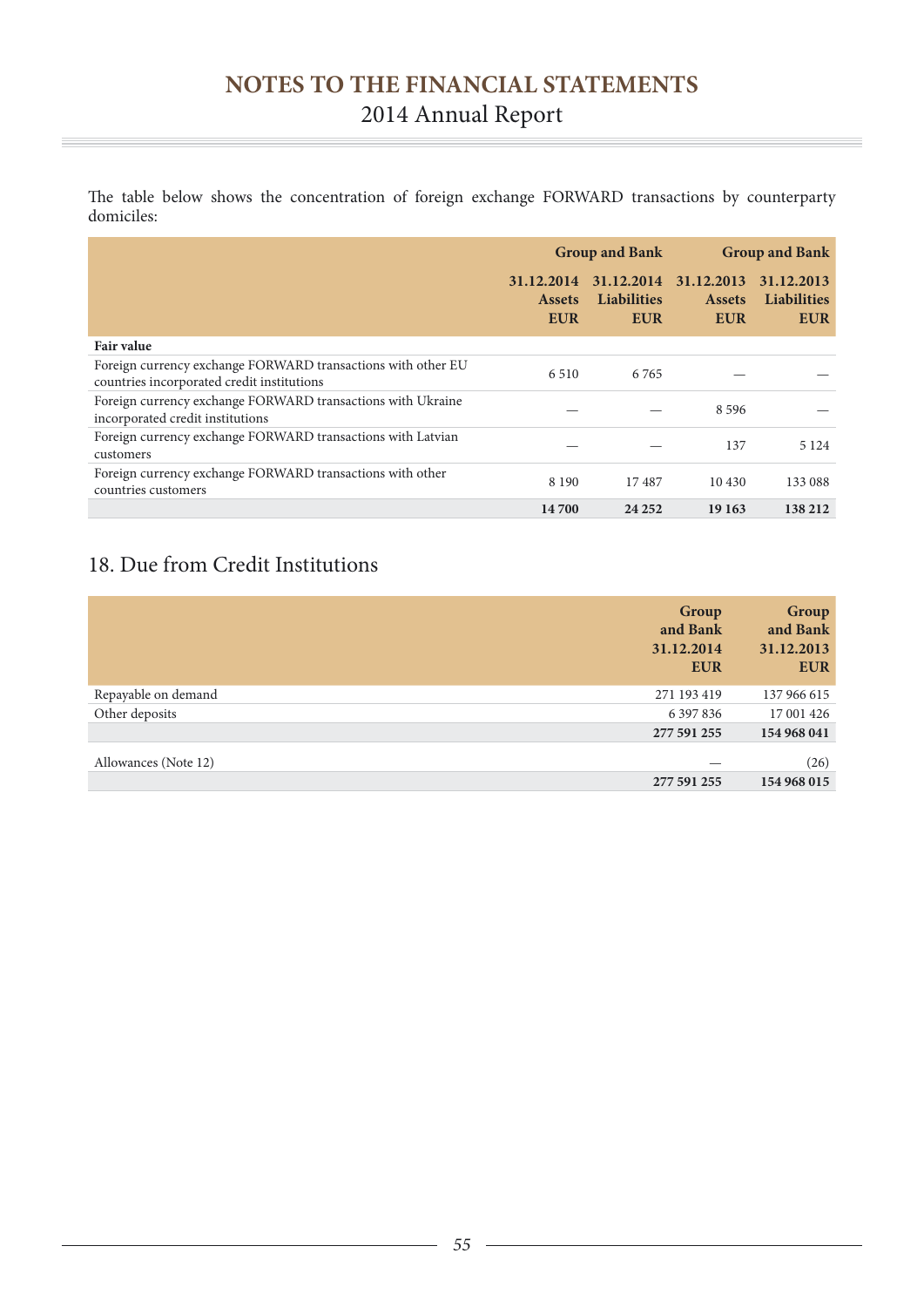The table below shows the concentration of foreign exchange FORWARD transactions by counterparty domiciles:

| | Group and Bank | | Group and Bank | |
|---|---|---|---|---|
| | 31.12.2014 Assets EUR | 31.12.2014 Liabilities EUR | 31.12.2013 Assets EUR | 31.12.2013 Liabilities EUR |
| **Fair value** | | | | |
| Foreign currency exchange FORWARD transactions with other EU countries incorporated credit institutions | 6 510 | 6 765 | — | — |
| Foreign currency exchange FORWARD transactions with Ukraine incorporated credit institutions | — | — | 8 596 | — |
| Foreign currency exchange FORWARD transactions with Latvian customers | — | — | 137 | 5 124 |
| Foreign currency exchange FORWARD transactions with other countries customers | 8 190 | 17 487 | 10 430 | 133 088 |
| | **14 700** | **24 252** | **19 163** | **138 212** |

## 18. Due from Credit Institutions

| | Group and Bank 31.12.2014 EUR | Group and Bank 31.12.2013 EUR |
|---|---|---|
| Repayable on demand | 271 193 419 | 137 966 615 |
| Other deposits | 6 397 836 | 17 001 426 |
| | **277 591 255** | **154 968 041** |
| Allowances (Note 12) | — | (26) |
| | **277 591 255** | **154 968 015** |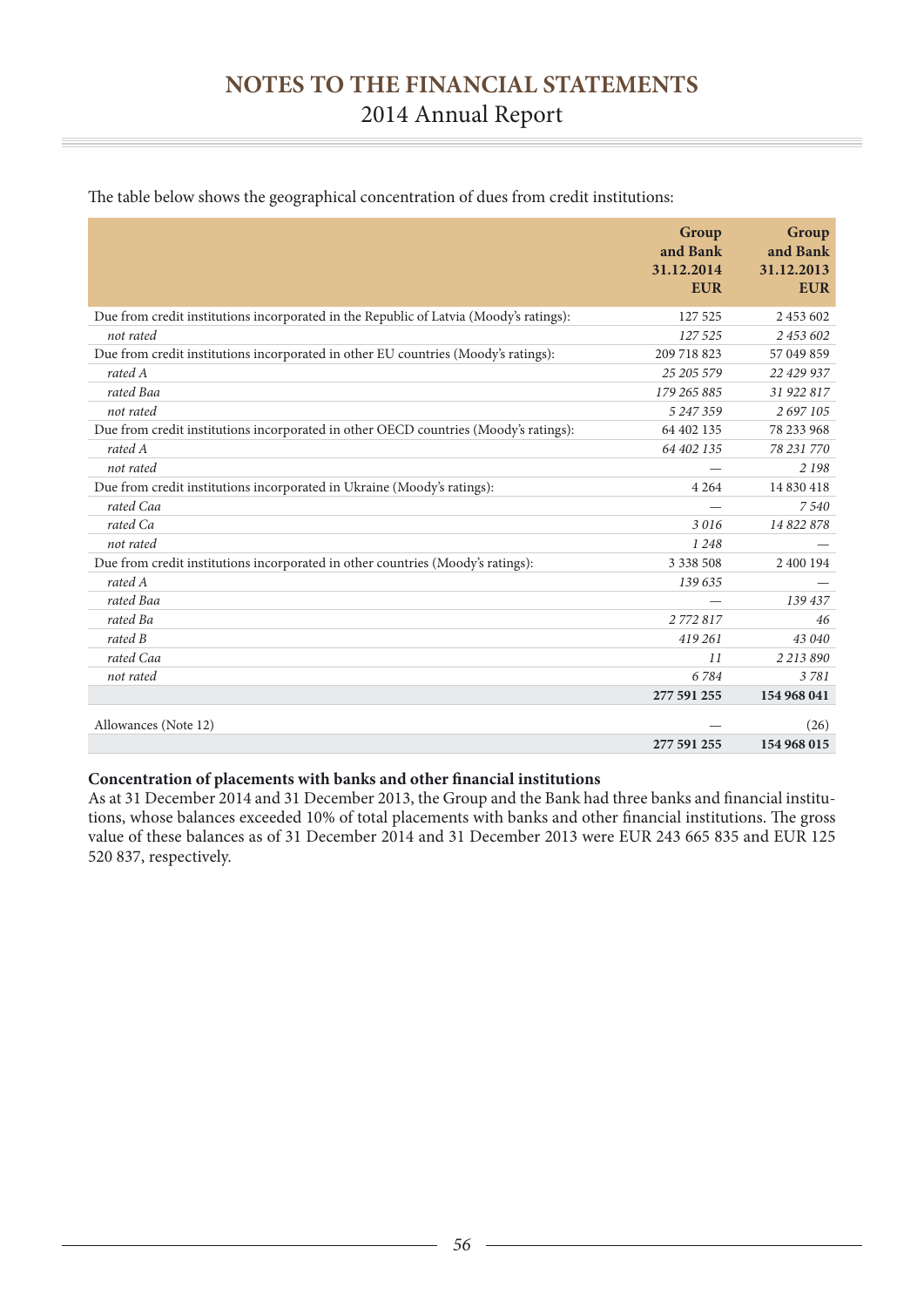The table below shows the geographical concentration of dues from credit institutions:

| | Group and Bank 31.12.2014 EUR | Group and Bank 31.12.2013 EUR |
|---|---|---|
| Due from credit institutions incorporated in the Republic of Latvia (Moody's ratings): | 127 525 | 2 453 602 |
| *not rated* | *127 525* | *2 453 602* |
| Due from credit institutions incorporated in other EU countries (Moody's ratings): | 209 718 823 | 57 049 859 |
| *rated A* | *25 205 579* | *22 429 937* |
| *rated Baa* | *179 265 885* | *31 922 817* |
| *not rated* | *5 247 359* | *2 697 105* |
| Due from credit institutions incorporated in other OECD countries (Moody's ratings): | 64 402 135 | 78 233 968 |
| *rated A* | *64 402 135* | *78 231 770* |
| *not rated* | — | *2 198* |
| Due from credit institutions incorporated in Ukraine (Moody's ratings): | 4 264 | 14 830 418 |
| *rated Caa* | — | *7 540* |
| *rated Ca* | *3 016* | *14 822 878* |
| *not rated* | *1 248* | — |
| Due from credit institutions incorporated in other countries (Moody's ratings): | 3 338 508 | 2 400 194 |
| *rated A* | *139 635* | — |
| *rated Baa* | — | *139 437* |
| *rated Ba* | *2 772 817* | *46* |
| *rated B* | *419 261* | *43 040* |
| *rated Caa* | *11* | *2 213 890* |
| *not rated* | *6 784* | *3 781* |
| | **277 591 255** | **154 968 041** |
| Allowances (Note 12) | — | (26) |
| | **277 591 255** | **154 968 015** |

**Concentration of placements with banks and other financial institutions**

As at 31 December 2014 and 31 December 2013, the Group and the Bank had three banks and financial institutions, whose balances exceeded 10% of total placements with banks and other financial institutions. The gross value of these balances as of 31 December 2014 and 31 December 2013 were EUR 243 665 835 and EUR 125 520 837, respectively.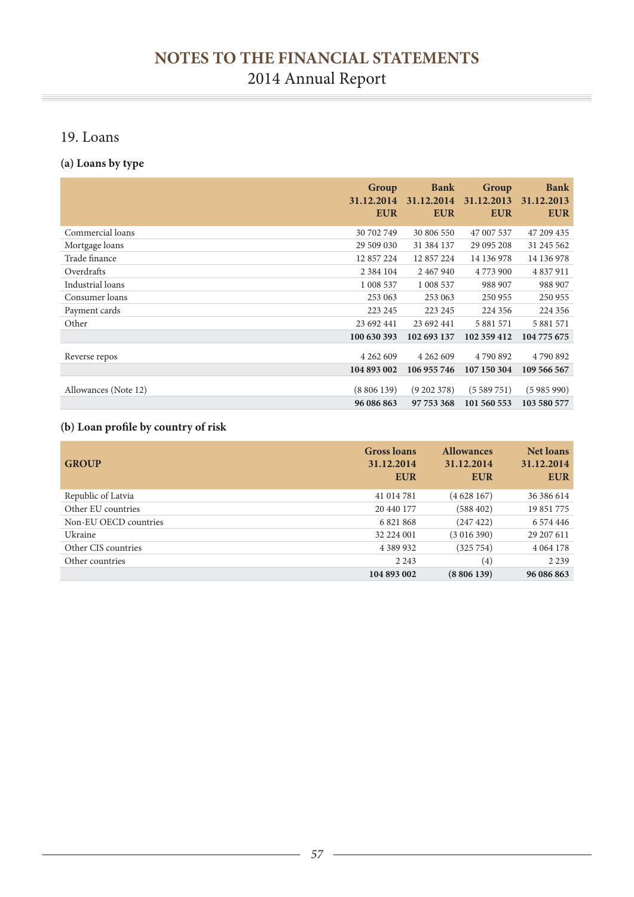## 19. Loans

### (a) Loans by type

| | Group 31.12.2014 EUR | Bank 31.12.2014 EUR | Group 31.12.2013 EUR | Bank 31.12.2013 EUR |
|---|---|---|---|---|
| Commercial loans | 30 702 749 | 30 806 550 | 47 007 537 | 47 209 435 |
| Mortgage loans | 29 509 030 | 31 384 137 | 29 095 208 | 31 245 562 |
| Trade finance | 12 857 224 | 12 857 224 | 14 136 978 | 14 136 978 |
| Overdrafts | 2 384 104 | 2 467 940 | 4 773 900 | 4 837 911 |
| Industrial loans | 1 008 537 | 1 008 537 | 988 907 | 988 907 |
| Consumer loans | 253 063 | 253 063 | 250 955 | 250 955 |
| Payment cards | 223 245 | 223 245 | 224 356 | 224 356 |
| Other | 23 692 441 | 23 692 441 | 5 881 571 | 5 881 571 |
| | **100 630 393** | **102 693 137** | **102 359 412** | **104 775 675** |
| Reverse repos | 4 262 609 | 4 262 609 | 4 790 892 | 4 790 892 |
| | **104 893 002** | **106 955 746** | **107 150 304** | **109 566 567** |
| Allowances (Note 12) | (8 806 139) | (9 202 378) | (5 589 751) | (5 985 990) |
| | **96 086 863** | **97 753 368** | **101 560 553** | **103 580 577** |

### (b) Loan profile by country of risk

| GROUP | Gross loans 31.12.2014 EUR | Allowances 31.12.2014 EUR | Net loans 31.12.2014 EUR |
|---|---|---|---|
| Republic of Latvia | 41 014 781 | (4 628 167) | 36 386 614 |
| Other EU countries | 20 440 177 | (588 402) | 19 851 775 |
| Non-EU OECD countries | 6 821 868 | (247 422) | 6 574 446 |
| Ukraine | 32 224 001 | (3 016 390) | 29 207 611 |
| Other CIS countries | 4 389 932 | (325 754) | 4 064 178 |
| Other countries | 2 243 | (4) | 2 239 |
| | **104 893 002** | **(8 806 139)** | **96 086 863** |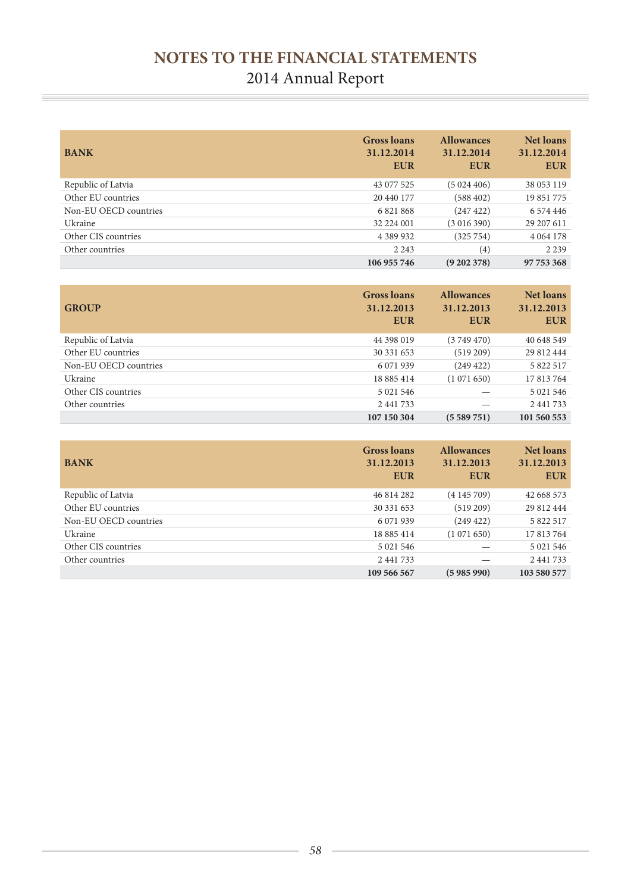| BANK | Gross loans 31.12.2014 EUR | Allowances 31.12.2014 EUR | Net loans 31.12.2014 EUR |
|---|---|---|---|
| Republic of Latvia | 43 077 525 | (5 024 406) | 38 053 119 |
| Other EU countries | 20 440 177 | (588 402) | 19 851 775 |
| Non-EU OECD countries | 6 821 868 | (247 422) | 6 574 446 |
| Ukraine | 32 224 001 | (3 016 390) | 29 207 611 |
| Other CIS countries | 4 389 932 | (325 754) | 4 064 178 |
| Other countries | 2 243 | (4) | 2 239 |
| | **106 955 746** | **(9 202 378)** | **97 753 368** |

| GROUP | Gross loans 31.12.2013 EUR | Allowances 31.12.2013 EUR | Net loans 31.12.2013 EUR |
|---|---|---|---|
| Republic of Latvia | 44 398 019 | (3 749 470) | 40 648 549 |
| Other EU countries | 30 331 653 | (519 209) | 29 812 444 |
| Non-EU OECD countries | 6 071 939 | (249 422) | 5 822 517 |
| Ukraine | 18 885 414 | (1 071 650) | 17 813 764 |
| Other CIS countries | 5 021 546 | — | 5 021 546 |
| Other countries | 2 441 733 | — | 2 441 733 |
| | **107 150 304** | **(5 589 751)** | **101 560 553** |

| BANK | Gross loans 31.12.2013 EUR | Allowances 31.12.2013 EUR | Net loans 31.12.2013 EUR |
|---|---|---|---|
| Republic of Latvia | 46 814 282 | (4 145 709) | 42 668 573 |
| Other EU countries | 30 331 653 | (519 209) | 29 812 444 |
| Non-EU OECD countries | 6 071 939 | (249 422) | 5 822 517 |
| Ukraine | 18 885 414 | (1 071 650) | 17 813 764 |
| Other CIS countries | 5 021 546 | — | 5 021 546 |
| Other countries | 2 441 733 | — | 2 441 733 |
| | **109 566 567** | **(5 985 990)** | **103 580 577** |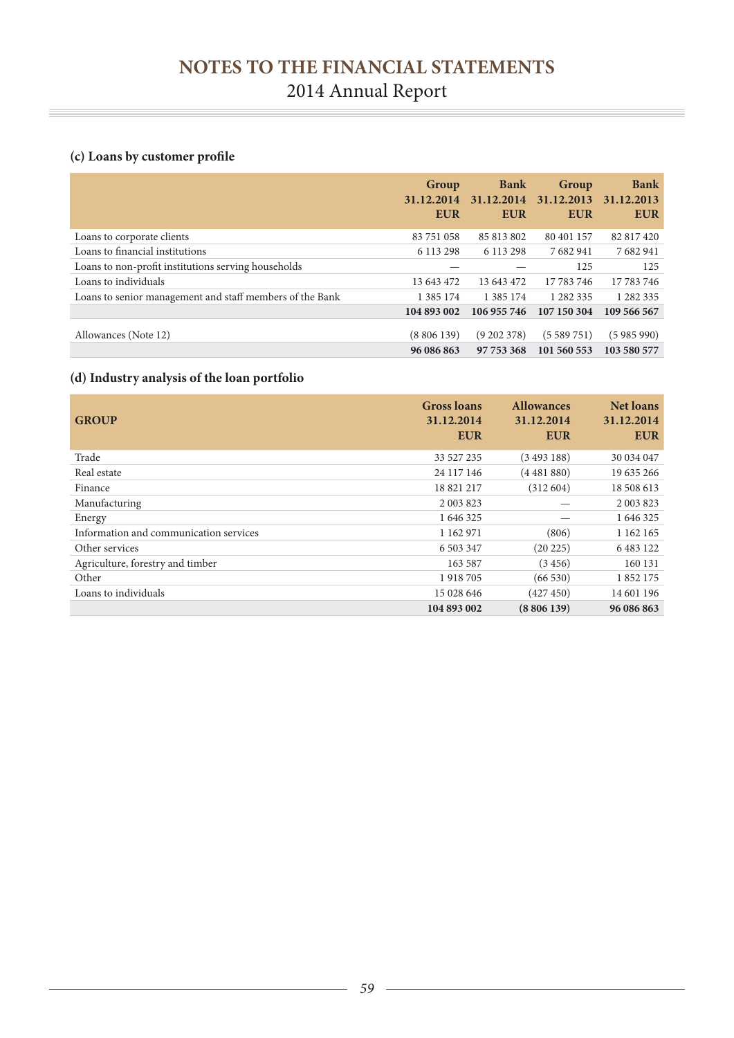### (c) Loans by customer profile

| | Group 31.12.2014 EUR | Bank 31.12.2014 EUR | Group 31.12.2013 EUR | Bank 31.12.2013 EUR |
|---|---|---|---|---|
| Loans to corporate clients | 83 751 058 | 85 813 802 | 80 401 157 | 82 817 420 |
| Loans to financial institutions | 6 113 298 | 6 113 298 | 7 682 941 | 7 682 941 |
| Loans to non-profit institutions serving households | — | — | 125 | 125 |
| Loans to individuals | 13 643 472 | 13 643 472 | 17 783 746 | 17 783 746 |
| Loans to senior management and staff members of the Bank | 1 385 174 | 1 385 174 | 1 282 335 | 1 282 335 |
| | **104 893 002** | **106 955 746** | **107 150 304** | **109 566 567** |
| Allowances (Note 12) | (8 806 139) | (9 202 378) | (5 589 751) | (5 985 990) |
| | **96 086 863** | **97 753 368** | **101 560 553** | **103 580 577** |

### (d) Industry analysis of the loan portfolio

| GROUP | Gross loans 31.12.2014 EUR | Allowances 31.12.2014 EUR | Net loans 31.12.2014 EUR |
|---|---|---|---|
| Trade | 33 527 235 | (3 493 188) | 30 034 047 |
| Real estate | 24 117 146 | (4 481 880) | 19 635 266 |
| Finance | 18 821 217 | (312 604) | 18 508 613 |
| Manufacturing | 2 003 823 | — | 2 003 823 |
| Energy | 1 646 325 | — | 1 646 325 |
| Information and communication services | 1 162 971 | (806) | 1 162 165 |
| Other services | 6 503 347 | (20 225) | 6 483 122 |
| Agriculture, forestry and timber | 163 587 | (3 456) | 160 131 |
| Other | 1 918 705 | (66 530) | 1 852 175 |
| Loans to individuals | 15 028 646 | (427 450) | 14 601 196 |
| | **104 893 002** | **(8 806 139)** | **96 086 863** |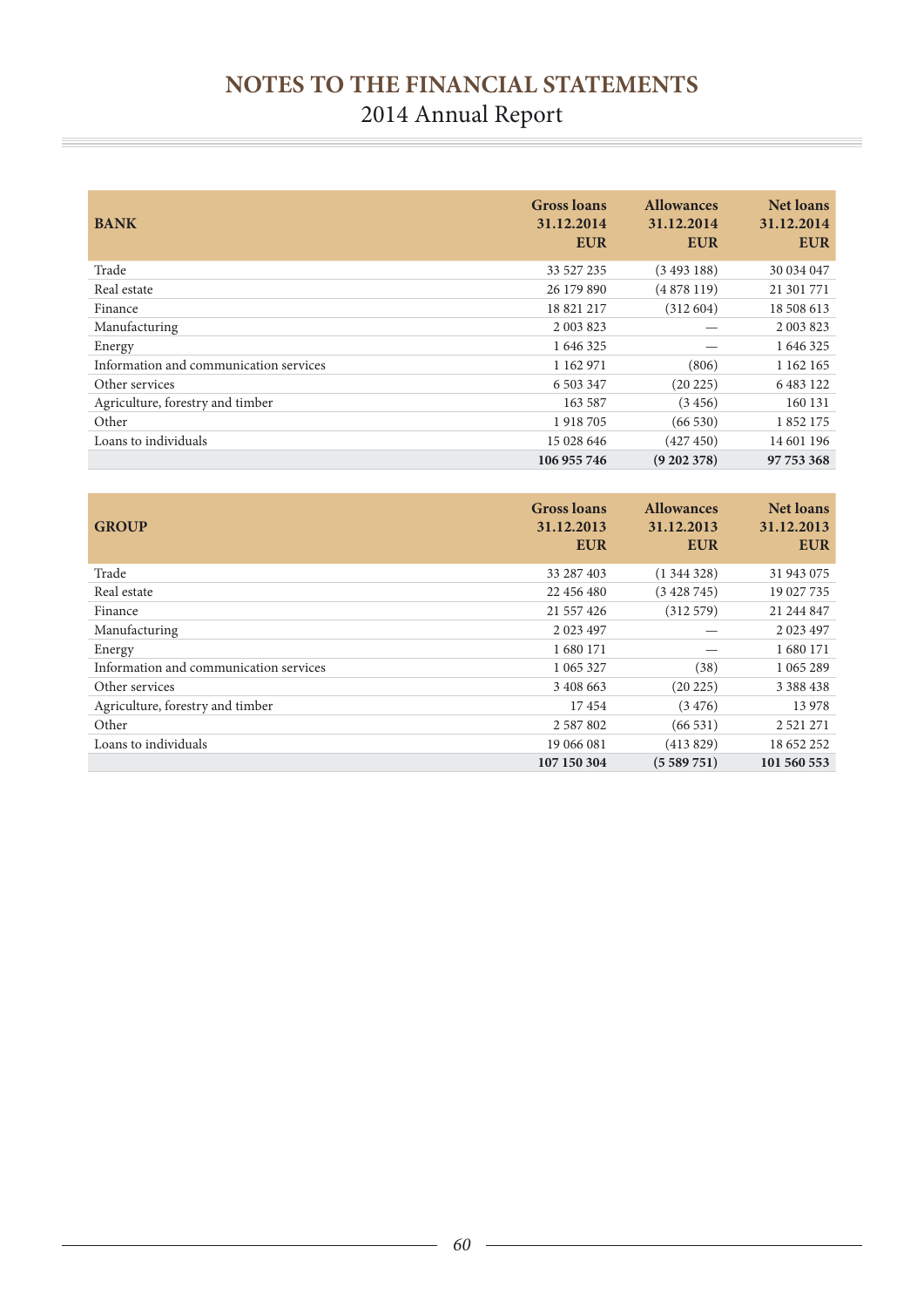| BANK | Gross loans 31.12.2014 EUR | Allowances 31.12.2014 EUR | Net loans 31.12.2014 EUR |
|---|---|---|---|
| Trade | 33 527 235 | (3 493 188) | 30 034 047 |
| Real estate | 26 179 890 | (4 878 119) | 21 301 771 |
| Finance | 18 821 217 | (312 604) | 18 508 613 |
| Manufacturing | 2 003 823 | — | 2 003 823 |
| Energy | 1 646 325 | — | 1 646 325 |
| Information and communication services | 1 162 971 | (806) | 1 162 165 |
| Other services | 6 503 347 | (20 225) | 6 483 122 |
| Agriculture, forestry and timber | 163 587 | (3 456) | 160 131 |
| Other | 1 918 705 | (66 530) | 1 852 175 |
| Loans to individuals | 15 028 646 | (427 450) | 14 601 196 |
| | **106 955 746** | **(9 202 378)** | **97 753 368** |

| GROUP | Gross loans 31.12.2013 EUR | Allowances 31.12.2013 EUR | Net loans 31.12.2013 EUR |
|---|---|---|---|
| Trade | 33 287 403 | (1 344 328) | 31 943 075 |
| Real estate | 22 456 480 | (3 428 745) | 19 027 735 |
| Finance | 21 557 426 | (312 579) | 21 244 847 |
| Manufacturing | 2 023 497 | — | 2 023 497 |
| Energy | 1 680 171 | — | 1 680 171 |
| Information and communication services | 1 065 327 | (38) | 1 065 289 |
| Other services | 3 408 663 | (20 225) | 3 388 438 |
| Agriculture, forestry and timber | 17 454 | (3 476) | 13 978 |
| Other | 2 587 802 | (66 531) | 2 521 271 |
| Loans to individuals | 19 066 081 | (413 829) | 18 652 252 |
| | **107 150 304** | **(5 589 751)** | **101 560 553** |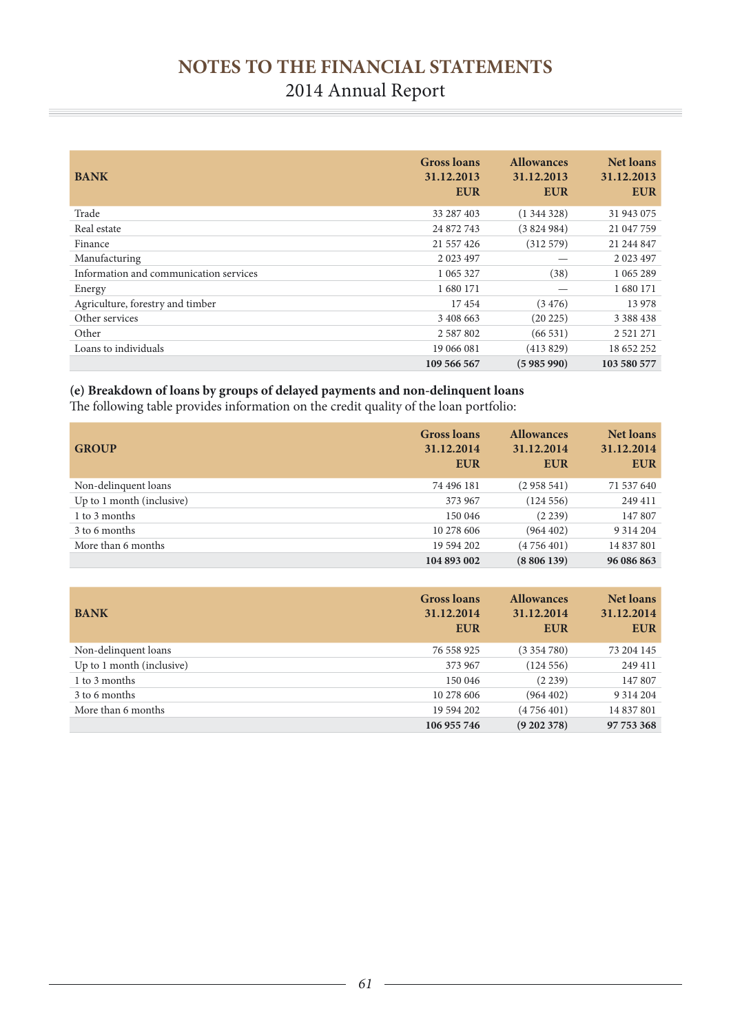| BANK | Gross loans 31.12.2013 EUR | Allowances 31.12.2013 EUR | Net loans 31.12.2013 EUR |
|---|---|---|---|
| Trade | 33 287 403 | (1 344 328) | 31 943 075 |
| Real estate | 24 872 743 | (3 824 984) | 21 047 759 |
| Finance | 21 557 426 | (312 579) | 21 244 847 |
| Manufacturing | 2 023 497 | — | 2 023 497 |
| Information and communication services | 1 065 327 | (38) | 1 065 289 |
| Energy | 1 680 171 | — | 1 680 171 |
| Agriculture, forestry and timber | 17 454 | (3 476) | 13 978 |
| Other services | 3 408 663 | (20 225) | 3 388 438 |
| Other | 2 587 802 | (66 531) | 2 521 271 |
| Loans to individuals | 19 066 081 | (413 829) | 18 652 252 |
| | **109 566 567** | **(5 985 990)** | **103 580 577** |

**(e) Breakdown of loans by groups of delayed payments and non-delinquent loans**

The following table provides information on the credit quality of the loan portfolio:

| GROUP | Gross loans 31.12.2014 EUR | Allowances 31.12.2014 EUR | Net loans 31.12.2014 EUR |
|---|---|---|---|
| Non-delinquent loans | 74 496 181 | (2 958 541) | 71 537 640 |
| Up to 1 month (inclusive) | 373 967 | (124 556) | 249 411 |
| 1 to 3 months | 150 046 | (2 239) | 147 807 |
| 3 to 6 months | 10 278 606 | (964 402) | 9 314 204 |
| More than 6 months | 19 594 202 | (4 756 401) | 14 837 801 |
| | **104 893 002** | **(8 806 139)** | **96 086 863** |

| BANK | Gross loans 31.12.2014 EUR | Allowances 31.12.2014 EUR | Net loans 31.12.2014 EUR |
|---|---|---|---|
| Non-delinquent loans | 76 558 925 | (3 354 780) | 73 204 145 |
| Up to 1 month (inclusive) | 373 967 | (124 556) | 249 411 |
| 1 to 3 months | 150 046 | (2 239) | 147 807 |
| 3 to 6 months | 10 278 606 | (964 402) | 9 314 204 |
| More than 6 months | 19 594 202 | (4 756 401) | 14 837 801 |
| | **106 955 746** | **(9 202 378)** | **97 753 368** |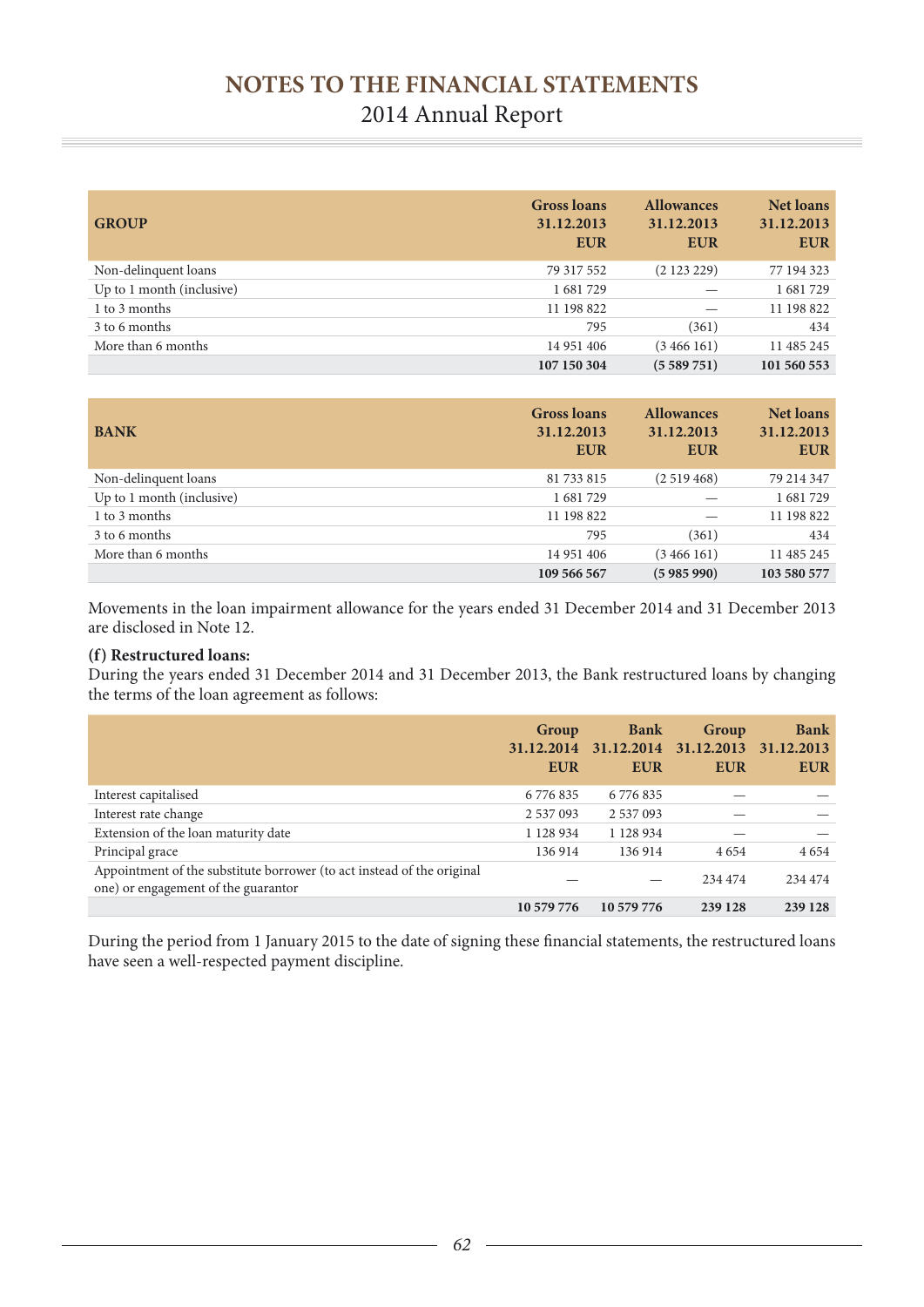| GROUP | Gross loans 31.12.2013 EUR | Allowances 31.12.2013 EUR | Net loans 31.12.2013 EUR |
|---|---|---|---|
| Non-delinquent loans | 79 317 552 | (2 123 229) | 77 194 323 |
| Up to 1 month (inclusive) | 1 681 729 | — | 1 681 729 |
| 1 to 3 months | 11 198 822 | — | 11 198 822 |
| 3 to 6 months | 795 | (361) | 434 |
| More than 6 months | 14 951 406 | (3 466 161) | 11 485 245 |
| | **107 150 304** | **(5 589 751)** | **101 560 553** |

| BANK | Gross loans 31.12.2013 EUR | Allowances 31.12.2013 EUR | Net loans 31.12.2013 EUR |
|---|---|---|---|
| Non-delinquent loans | 81 733 815 | (2 519 468) | 79 214 347 |
| Up to 1 month (inclusive) | 1 681 729 | — | 1 681 729 |
| 1 to 3 months | 11 198 822 | — | 11 198 822 |
| 3 to 6 months | 795 | (361) | 434 |
| More than 6 months | 14 951 406 | (3 466 161) | 11 485 245 |
| | **109 566 567** | **(5 985 990)** | **103 580 577** |

Movements in the loan impairment allowance for the years ended 31 December 2014 and 31 December 2013 are disclosed in Note 12.

**(f) Restructured loans:**

During the years ended 31 December 2014 and 31 December 2013, the Bank restructured loans by changing the terms of the loan agreement as follows:

| | Group 31.12.2014 EUR | Bank 31.12.2014 EUR | Group 31.12.2013 EUR | Bank 31.12.2013 EUR |
|---|---|---|---|---|
| Interest capitalised | 6 776 835 | 6 776 835 | — | — |
| Interest rate change | 2 537 093 | 2 537 093 | — | — |
| Extension of the loan maturity date | 1 128 934 | 1 128 934 | — | — |
| Principal grace | 136 914 | 136 914 | 4 654 | 4 654 |
| Appointment of the substitute borrower (to act instead of the original one) or engagement of the guarantor | — | — | 234 474 | 234 474 |
| | **10 579 776** | **10 579 776** | **239 128** | **239 128** |

During the period from 1 January 2015 to the date of signing these financial statements, the restructured loans have seen a well-respected payment discipline.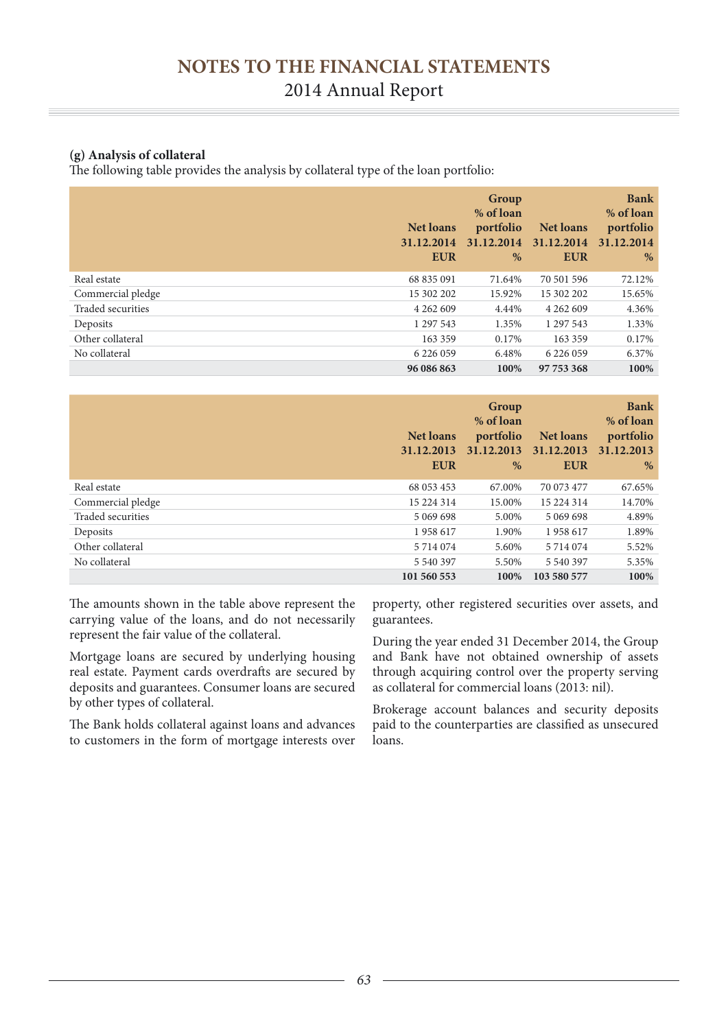### (g) Analysis of collateral

The following table provides the analysis by collateral type of the loan portfolio:

| | Net loans 31.12.2014 EUR | Group % of loan portfolio 31.12.2014 % | Net loans 31.12.2014 EUR | Bank % of loan portfolio 31.12.2014 % |
|---|---|---|---|---|
| Real estate | 68 835 091 | 71.64% | 70 501 596 | 72.12% |
| Commercial pledge | 15 302 202 | 15.92% | 15 302 202 | 15.65% |
| Traded securities | 4 262 609 | 4.44% | 4 262 609 | 4.36% |
| Deposits | 1 297 543 | 1.35% | 1 297 543 | 1.33% |
| Other collateral | 163 359 | 0.17% | 163 359 | 0.17% |
| No collateral | 6 226 059 | 6.48% | 6 226 059 | 6.37% |
| | **96 086 863** | **100%** | **97 753 368** | **100%** |

| | Net loans 31.12.2013 EUR | Group % of loan portfolio 31.12.2013 % | Net loans 31.12.2013 EUR | Bank % of loan portfolio 31.12.2013 % |
|---|---|---|---|---|
| Real estate | 68 053 453 | 67.00% | 70 073 477 | 67.65% |
| Commercial pledge | 15 224 314 | 15.00% | 15 224 314 | 14.70% |
| Traded securities | 5 069 698 | 5.00% | 5 069 698 | 4.89% |
| Deposits | 1 958 617 | 1.90% | 1 958 617 | 1.89% |
| Other collateral | 5 714 074 | 5.60% | 5 714 074 | 5.52% |
| No collateral | 5 540 397 | 5.50% | 5 540 397 | 5.35% |
| | **101 560 553** | **100%** | **103 580 577** | **100%** |

The amounts shown in the table above represent the carrying value of the loans, and do not necessarily represent the fair value of the collateral.

Mortgage loans are secured by underlying housing real estate. Payment cards overdrafts are secured by deposits and guarantees. Consumer loans are secured by other types of collateral.

The Bank holds collateral against loans and advances to customers in the form of mortgage interests over property, other registered securities over assets, and guarantees.

During the year ended 31 December 2014, the Group and Bank have not obtained ownership of assets through acquiring control over the property serving as collateral for commercial loans (2013: nil).

Brokerage account balances and security deposits paid to the counterparties are classified as unsecured loans.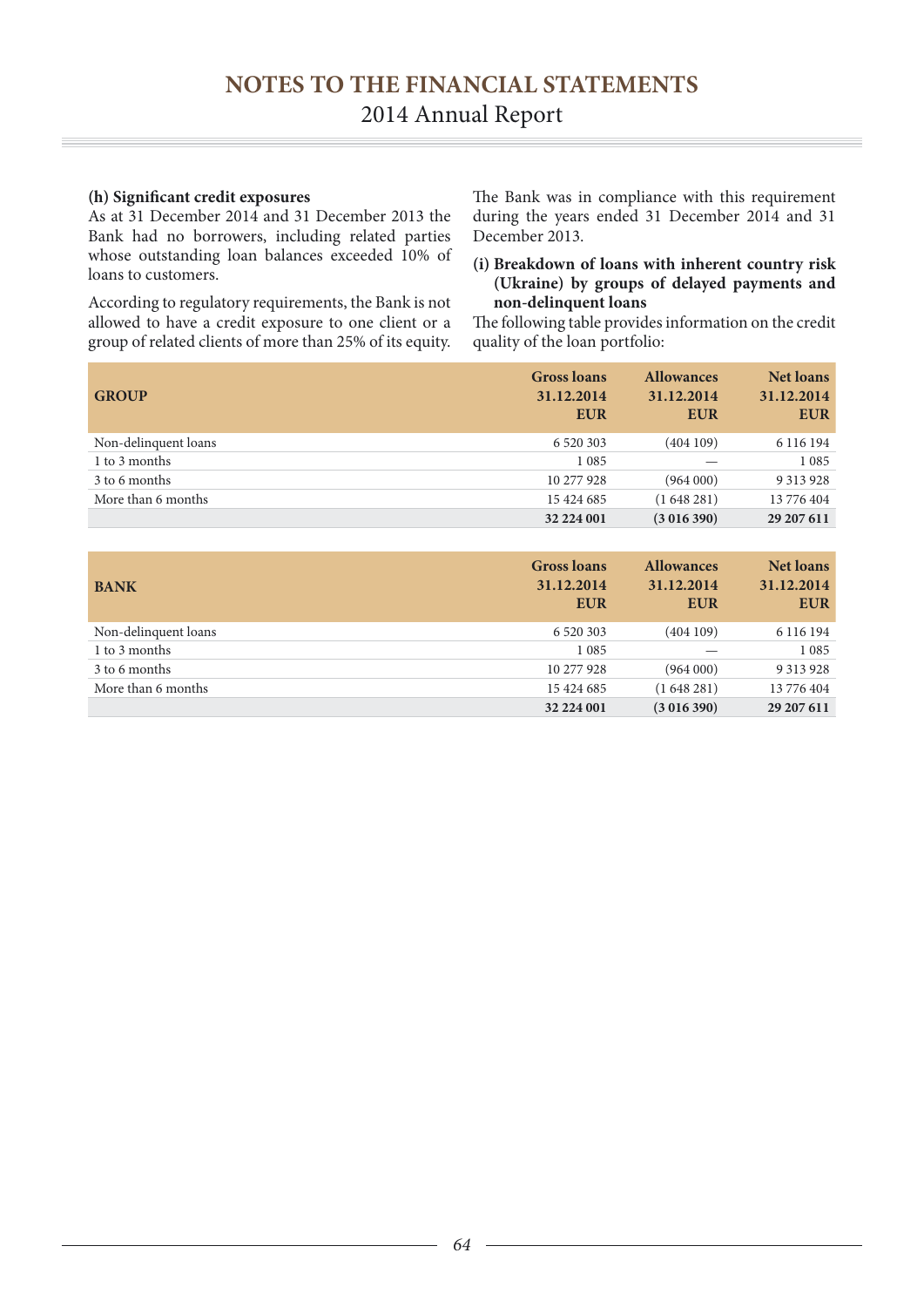**(h) Significant credit exposures**

As at 31 December 2014 and 31 December 2013 the Bank had no borrowers, including related parties whose outstanding loan balances exceeded 10% of loans to customers.

According to regulatory requirements, the Bank is not allowed to have a credit exposure to one client or a group of related clients of more than 25% of its equity. The Bank was in compliance with this requirement during the years ended 31 December 2014 and 31 December 2013.

**(i) Breakdown of loans with inherent country risk (Ukraine) by groups of delayed payments and non-delinquent loans**

The following table provides information on the credit quality of the loan portfolio:

| GROUP | Gross loans 31.12.2014 EUR | Allowances 31.12.2014 EUR | Net loans 31.12.2014 EUR |
|---|---|---|---|
| Non-delinquent loans | 6 520 303 | (404 109) | 6 116 194 |
| 1 to 3 months | 1 085 | — | 1 085 |
| 3 to 6 months | 10 277 928 | (964 000) | 9 313 928 |
| More than 6 months | 15 424 685 | (1 648 281) | 13 776 404 |
| | **32 224 001** | **(3 016 390)** | **29 207 611** |

| BANK | Gross loans 31.12.2014 EUR | Allowances 31.12.2014 EUR | Net loans 31.12.2014 EUR |
|---|---|---|---|
| Non-delinquent loans | 6 520 303 | (404 109) | 6 116 194 |
| 1 to 3 months | 1 085 | — | 1 085 |
| 3 to 6 months | 10 277 928 | (964 000) | 9 313 928 |
| More than 6 months | 15 424 685 | (1 648 281) | 13 776 404 |
| | **32 224 001** | **(3 016 390)** | **29 207 611** |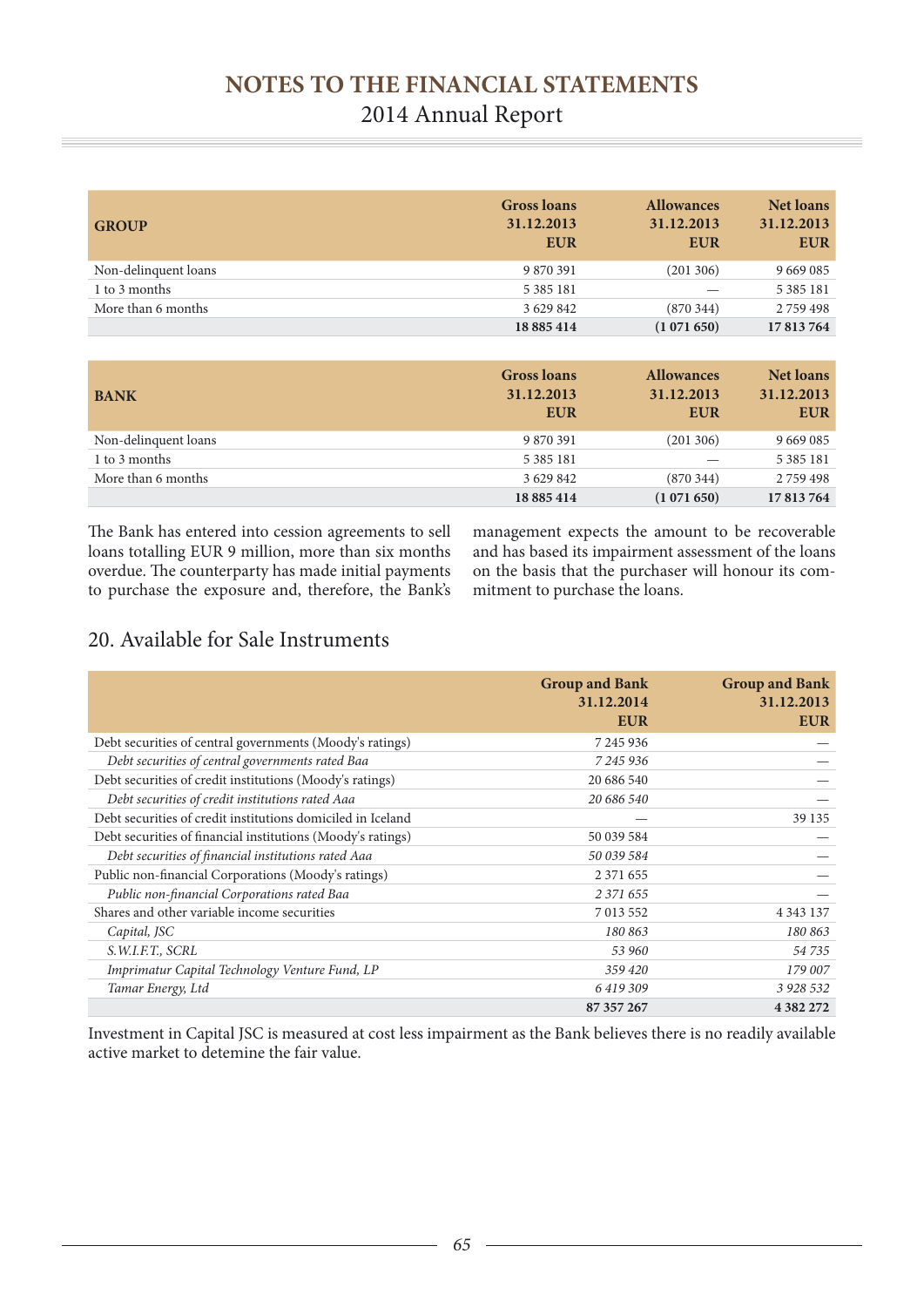| GROUP | Gross loans 31.12.2013 EUR | Allowances 31.12.2013 EUR | Net loans 31.12.2013 EUR |
|---|---|---|---|
| Non-delinquent loans | 9 870 391 | (201 306) | 9 669 085 |
| 1 to 3 months | 5 385 181 | — | 5 385 181 |
| More than 6 months | 3 629 842 | (870 344) | 2 759 498 |
| | **18 885 414** | **(1 071 650)** | **17 813 764** |

| BANK | Gross loans 31.12.2013 EUR | Allowances 31.12.2013 EUR | Net loans 31.12.2013 EUR |
|---|---|---|---|
| Non-delinquent loans | 9 870 391 | (201 306) | 9 669 085 |
| 1 to 3 months | 5 385 181 | — | 5 385 181 |
| More than 6 months | 3 629 842 | (870 344) | 2 759 498 |
| | **18 885 414** | **(1 071 650)** | **17 813 764** |

The Bank has entered into cession agreements to sell loans totalling EUR 9 million, more than six months overdue. The counterparty has made initial payments to purchase the exposure and, therefore, the Bank's management expects the amount to be recoverable and has based its impairment assessment of the loans on the basis that the purchaser will honour its commitment to purchase the loans.

## 20. Available for Sale Instruments

| | Group and Bank 31.12.2014 EUR | Group and Bank 31.12.2013 EUR |
|---|---|---|
| Debt securities of central governments (Moody's ratings) | 7 245 936 | — |
| *Debt securities of central governments rated Baa* | *7 245 936* | — |
| Debt securities of credit institutions (Moody's ratings) | 20 686 540 | — |
| *Debt securities of credit institutions rated Aaa* | *20 686 540* | — |
| Debt securities of credit institutions domiciled in Iceland | — | 39 135 |
| Debt securities of financial institutions (Moody's ratings) | 50 039 584 | — |
| *Debt securities of financial institutions rated Aaa* | *50 039 584* | — |
| Public non-financial Corporations (Moody's ratings) | 2 371 655 | — |
| *Public non-financial Corporations rated Baa* | *2 371 655* | — |
| Shares and other variable income securities | 7 013 552 | 4 343 137 |
| *Capital, JSC* | *180 863* | *180 863* |
| *S.W.I.F.T., SCRL* | *53 960* | *54 735* |
| *Imprimatur Capital Technology Venture Fund, LP* | *359 420* | *179 007* |
| *Tamar Energy, Ltd* | *6 419 309* | *3 928 532* |
| | **87 357 267** | **4 382 272** |

Investment in Capital JSC is measured at cost less impairment as the Bank believes there is no readily available active market to detemine the fair value.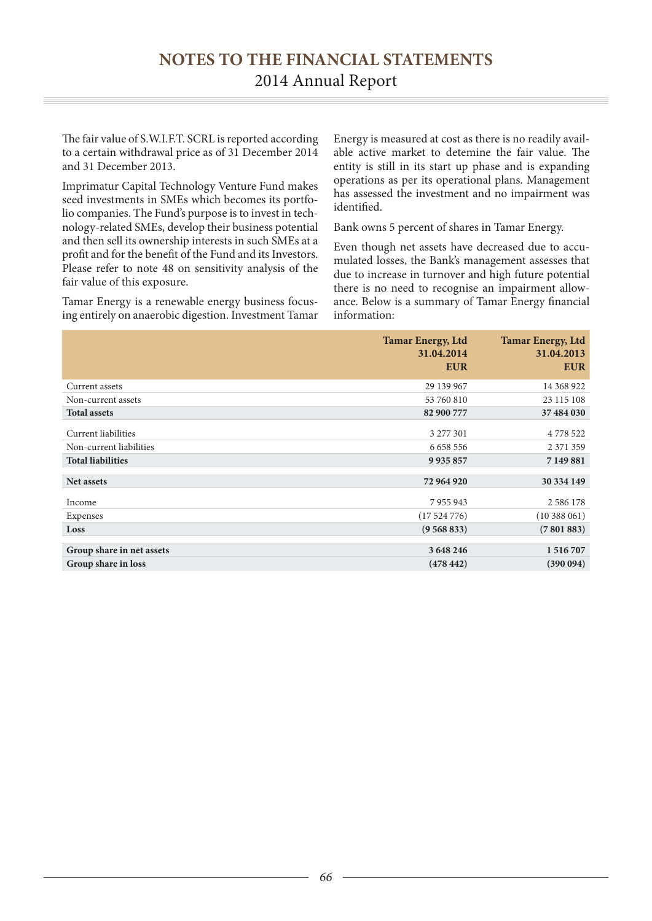The fair value of S.W.I.F.T. SCRL is reported according to a certain withdrawal price as of 31 December 2014 and 31 December 2013.

Imprimatur Capital Technology Venture Fund makes seed investments in SMEs which becomes its portfolio companies. The Fund's purpose is to invest in technology-related SMEs, develop their business potential and then sell its ownership interests in such SMEs at a profit and for the benefit of the Fund and its Investors. Please refer to note 48 on sensitivity analysis of the fair value of this exposure.

Tamar Energy is a renewable energy business focusing entirely on anaerobic digestion. Investment Tamar Energy is measured at cost as there is no readily available active market to detemine the fair value. The entity is still in its start up phase and is expanding operations as per its operational plans. Management has assessed the investment and no impairment was identified.

Bank owns 5 percent of shares in Tamar Energy.

Even though net assets have decreased due to accumulated losses, the Bank's management assesses that due to increase in turnover and high future potential there is no need to recognise an impairment allowance. Below is a summary of Tamar Energy financial information:

| | Tamar Energy, Ltd 31.04.2014 EUR | Tamar Energy, Ltd 31.04.2013 EUR |
|---|---|---|
| Current assets | 29 139 967 | 14 368 922 |
| Non-current assets | 53 760 810 | 23 115 108 |
| **Total assets** | **82 900 777** | **37 484 030** |
| Current liabilities | 3 277 301 | 4 778 522 |
| Non-current liabilities | 6 658 556 | 2 371 359 |
| **Total liabilities** | **9 935 857** | **7 149 881** |
| **Net assets** | **72 964 920** | **30 334 149** |
| Income | 7 955 943 | 2 586 178 |
| Expenses | (17 524 776) | (10 388 061) |
| **Loss** | **(9 568 833)** | **(7 801 883)** |
| **Group share in net assets** | **3 648 246** | **1 516 707** |
| **Group share in loss** | **(478 442)** | **(390 094)** |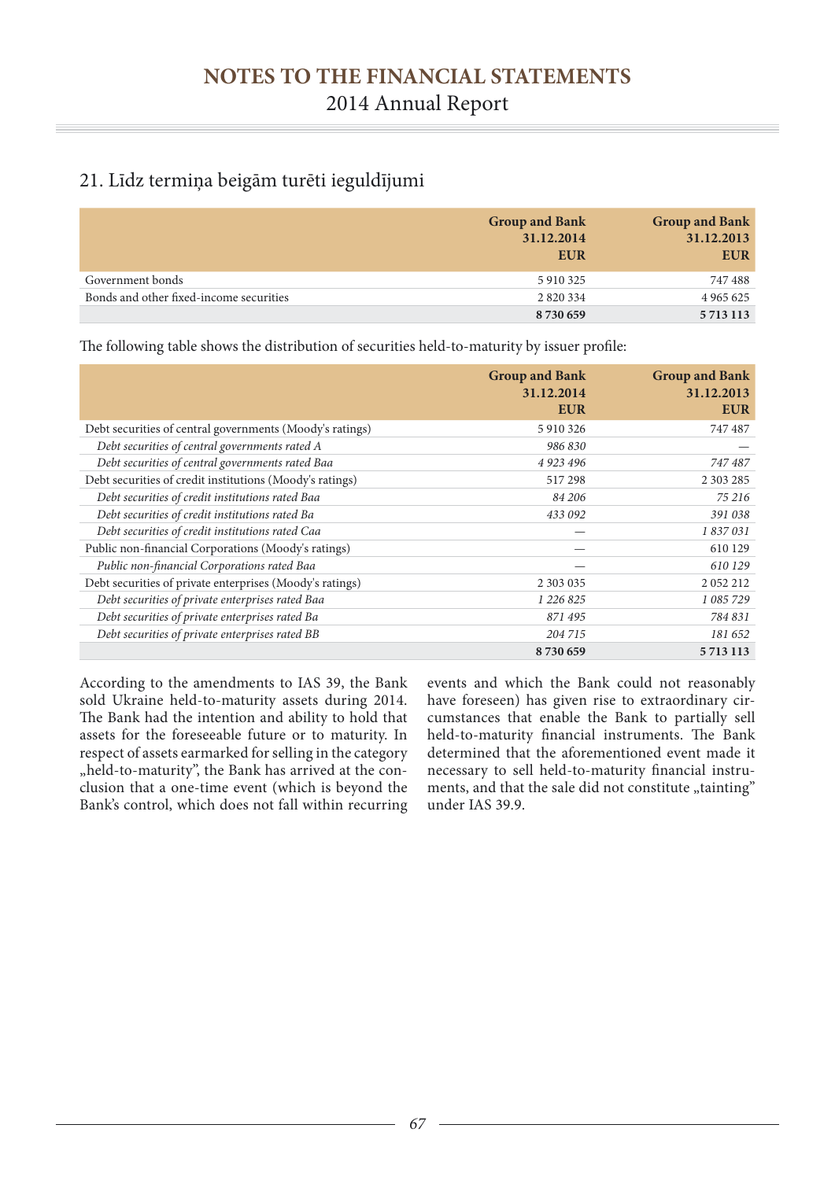## 21. Līdz termiņa beigām turēti ieguldījumi

| | Group and Bank 31.12.2014 EUR | Group and Bank 31.12.2013 EUR |
|---|---|---|
| Government bonds | 5 910 325 | 747 488 |
| Bonds and other fixed-income securities | 2 820 334 | 4 965 625 |
| | **8 730 659** | **5 713 113** |

The following table shows the distribution of securities held-to-maturity by issuer profile:

| | Group and Bank 31.12.2014 EUR | Group and Bank 31.12.2013 EUR |
|---|---|---|
| Debt securities of central governments (Moody's ratings) | 5 910 326 | 747 487 |
| *Debt securities of central governments rated A* | *986 830* | — |
| *Debt securities of central governments rated Baa* | *4 923 496* | *747 487* |
| Debt securities of credit institutions (Moody's ratings) | 517 298 | 2 303 285 |
| *Debt securities of credit institutions rated Baa* | *84 206* | *75 216* |
| *Debt securities of credit institutions rated Ba* | *433 092* | *391 038* |
| *Debt securities of credit institutions rated Caa* | — | *1 837 031* |
| Public non-financial Corporations (Moody's ratings) | — | 610 129 |
| *Public non-financial Corporations rated Baa* | — | *610 129* |
| Debt securities of private enterprises (Moody's ratings) | 2 303 035 | 2 052 212 |
| *Debt securities of private enterprises rated Baa* | *1 226 825* | *1 085 729* |
| *Debt securities of private enterprises rated Ba* | *871 495* | *784 831* |
| *Debt securities of private enterprises rated BB* | *204 715* | *181 652* |
| | **8 730 659** | **5 713 113** |

According to the amendments to IAS 39, the Bank sold Ukraine held-to-maturity assets during 2014. The Bank had the intention and ability to hold that assets for the foreseeable future or to maturity. In respect of assets earmarked for selling in the category „held-to-maturity", the Bank has arrived at the conclusion that a one-time event (which is beyond the Bank's control, which does not fall within recurring events and which the Bank could not reasonably have foreseen) has given rise to extraordinary circumstances that enable the Bank to partially sell held-to-maturity financial instruments. The Bank determined that the aforementioned event made it necessary to sell held-to-maturity financial instruments, and that the sale did not constitute „tainting" under IAS 39.9.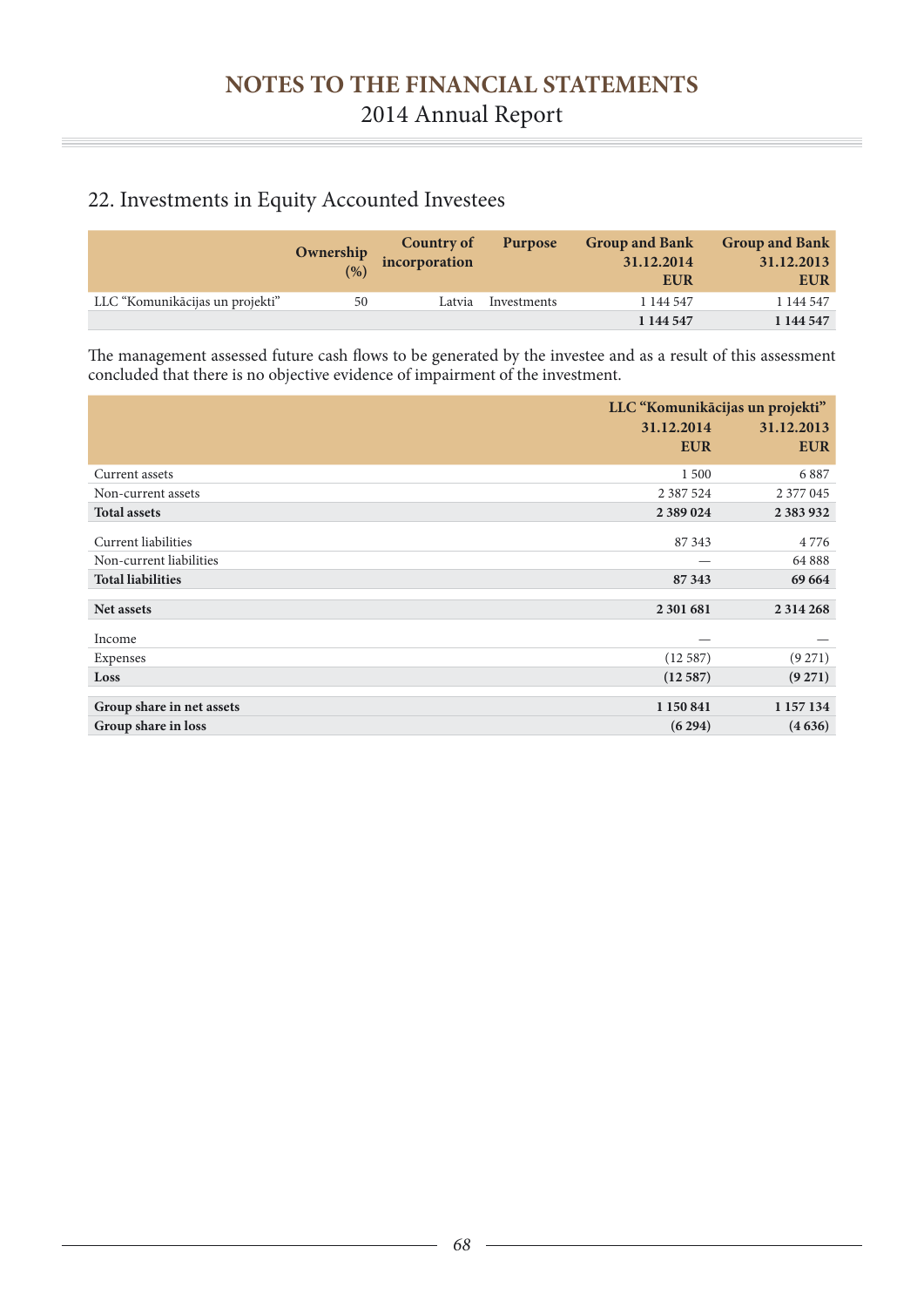## 22. Investments in Equity Accounted Investees

| | Ownership (%) | Country of incorporation | Purpose | Group and Bank 31.12.2014 EUR | Group and Bank 31.12.2013 EUR |
|---|---|---|---|---|---|
| LLC "Komunikācijas un projekti" | 50 | Latvia | Investments | 1 144 547 | 1 144 547 |
| | | | | **1 144 547** | **1 144 547** |

The management assessed future cash flows to be generated by the investee and as a result of this assessment concluded that there is no objective evidence of impairment of the investment.

| | LLC "Komunikācijas un projekti" 31.12.2014 EUR | LLC "Komunikācijas un projekti" 31.12.2013 EUR |
|---|---|---|
| Current assets | 1 500 | 6 887 |
| Non-current assets | 2 387 524 | 2 377 045 |
| **Total assets** | **2 389 024** | **2 383 932** |
| Current liabilities | 87 343 | 4 776 |
| Non-current liabilities | — | 64 888 |
| **Total liabilities** | **87 343** | **69 664** |
| **Net assets** | **2 301 681** | **2 314 268** |
| Income | — | — |
| Expenses | (12 587) | (9 271) |
| **Loss** | **(12 587)** | **(9 271)** |
| **Group share in net assets** | **1 150 841** | **1 157 134** |
| **Group share in loss** | **(6 294)** | **(4 636)** |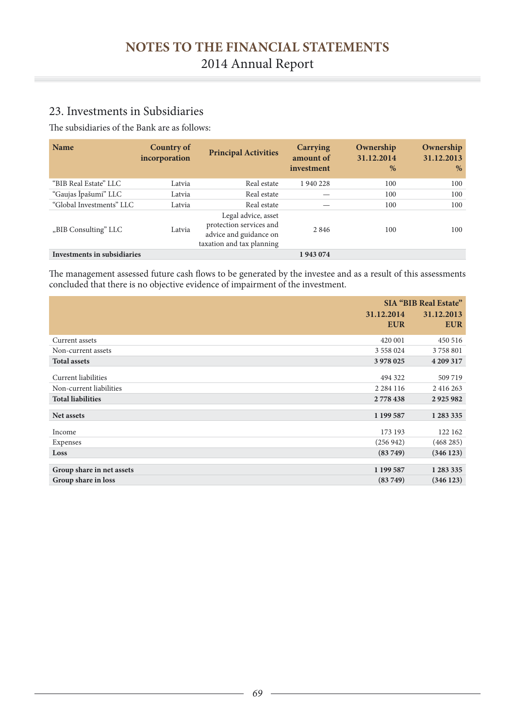## 23. Investments in Subsidiaries

The subsidiaries of the Bank are as follows:

| Name | Country of incorporation | Principal Activities | Carrying amount of investment | Ownership 31.12.2014 % | Ownership 31.12.2013 % |
|---|---|---|---|---|---|
| "BIB Real Estate" LLC | Latvia | Real estate | 1 940 228 | 100 | 100 |
| "Gaujas Īpašumi" LLC | Latvia | Real estate | — | 100 | 100 |
| "Global Investments" LLC | Latvia | Real estate | — | 100 | 100 |
| „BIB Consulting" LLC | Latvia | Legal advice, asset protection services and advice and guidance on taxation and tax planning | 2 846 | 100 | 100 |
| **Investments in subsidiaries** | | | **1 943 074** | | |

The management assessed future cash flows to be generated by the investee and as a result of this assessments concluded that there is no objective evidence of impairment of the investment.

| | SIA "BIB Real Estate" | |
|---|---|---|
| | 31.12.2014 EUR | 31.12.2013 EUR |
| Current assets | 420 001 | 450 516 |
| Non-current assets | 3 558 024 | 3 758 801 |
| **Total assets** | **3 978 025** | **4 209 317** |
| Current liabilities | 494 322 | 509 719 |
| Non-current liabilities | 2 284 116 | 2 416 263 |
| **Total liabilities** | **2 778 438** | **2 925 982** |
| **Net assets** | **1 199 587** | **1 283 335** |
| Income | 173 193 | 122 162 |
| Expenses | (256 942) | (468 285) |
| **Loss** | **(83 749)** | **(346 123)** |
| **Group share in net assets** | **1 199 587** | **1 283 335** |
| **Group share in loss** | **(83 749)** | **(346 123)** |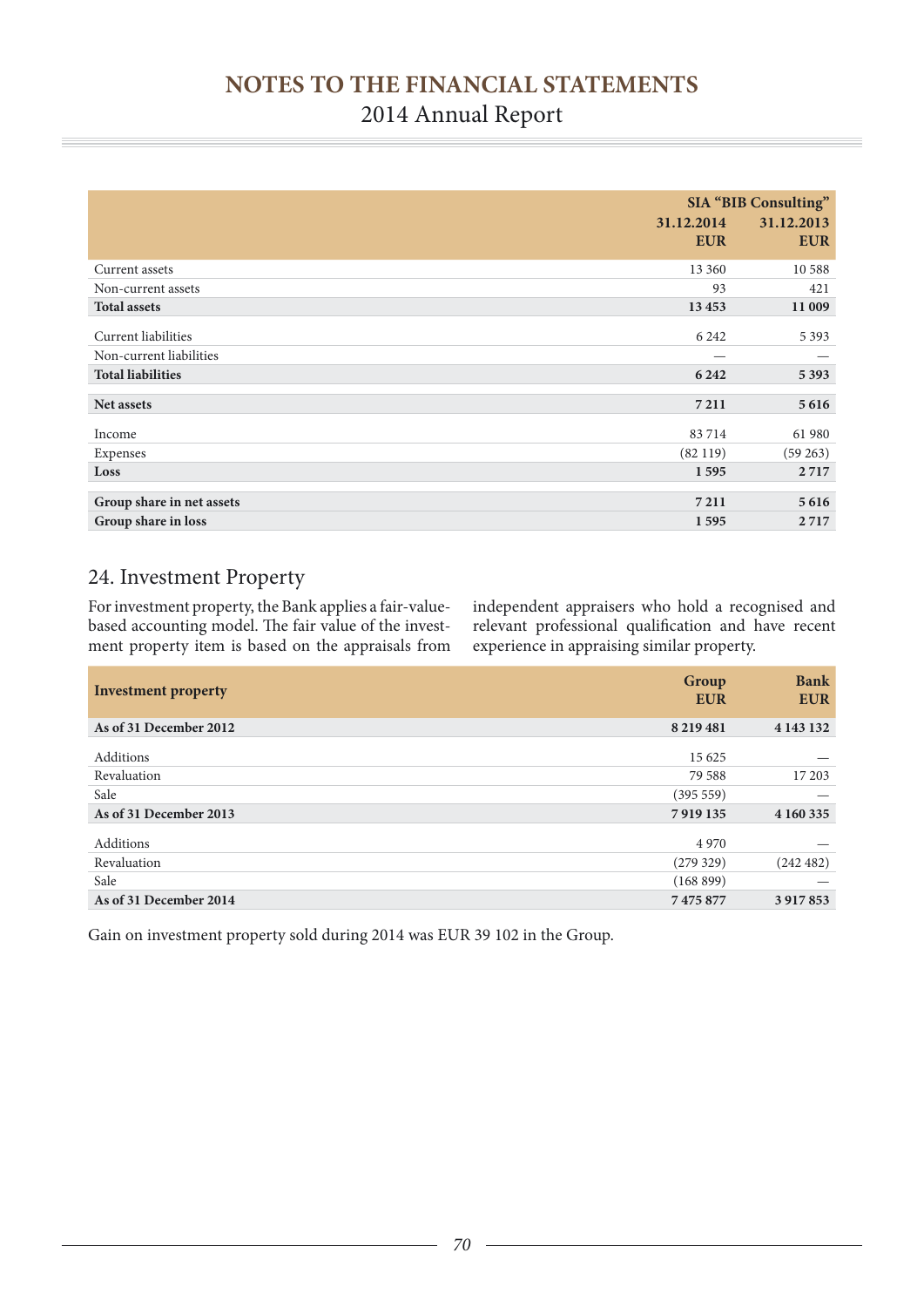| | SIA "BIB Consulting" | |
|---|---|---|
| | 31.12.2014 EUR | 31.12.2013 EUR |
| Current assets | 13 360 | 10 588 |
| Non-current assets | 93 | 421 |
| **Total assets** | **13 453** | **11 009** |
| Current liabilities | 6 242 | 5 393 |
| Non-current liabilities | — | — |
| **Total liabilities** | **6 242** | **5 393** |
| **Net assets** | **7 211** | **5 616** |
| Income | 83 714 | 61 980 |
| Expenses | (82 119) | (59 263) |
| **Loss** | **1 595** | **2 717** |
| **Group share in net assets** | **7 211** | **5 616** |
| **Group share in loss** | **1 595** | **2 717** |

## 24. Investment Property

For investment property, the Bank applies a fair-value-based accounting model. The fair value of the investment property item is based on the appraisals from independent appraisers who hold a recognised and relevant professional qualification and have recent experience in appraising similar property.

| Investment property | Group EUR | Bank EUR |
|---|---|---|
| **As of 31 December 2012** | **8 219 481** | **4 143 132** |
| Additions | 15 625 | — |
| Revaluation | 79 588 | 17 203 |
| Sale | (395 559) | — |
| **As of 31 December 2013** | **7 919 135** | **4 160 335** |
| Additions | 4 970 | — |
| Revaluation | (279 329) | (242 482) |
| Sale | (168 899) | — |
| **As of 31 December 2014** | **7 475 877** | **3 917 853** |

Gain on investment property sold during 2014 was EUR 39 102 in the Group.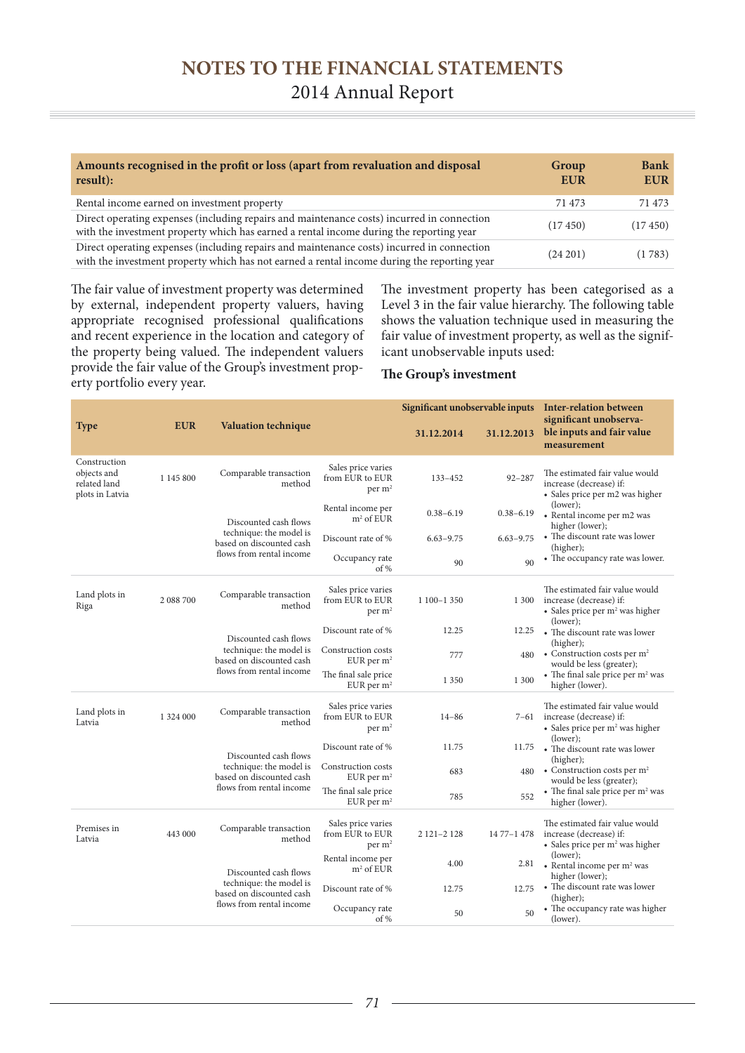| Amounts recognised in the profit or loss (apart from revaluation and disposal result): | Group EUR | Bank EUR |
|---|---|---|
| Rental income earned on investment property | 71 473 | 71 473 |
| Direct operating expenses (including repairs and maintenance costs) incurred in connection with the investment property which has earned a rental income during the reporting year | (17 450) | (17 450) |
| Direct operating expenses (including repairs and maintenance costs) incurred in connection with the investment property which has not earned a rental income during the reporting year | (24 201) | (1 783) |

The fair value of investment property was determined by external, independent property valuers, having appropriate recognised professional qualifications and recent experience in the location and category of the property being valued. The independent valuers provide the fair value of the Group's investment property portfolio every year.

The investment property has been categorised as a Level 3 in the fair value hierarchy. The following table shows the valuation technique used in measuring the fair value of investment property, as well as the significant unobservable inputs used:

**The Group's investment**

| Type | EUR | Valuation technique | | Significant unobservable inputs | | Inter-relation between significant unobservable inputs and fair value measurement |
|---|---|---|---|---|---|---|
| | | | | 31.12.2014 | 31.12.2013 | |
| Construction objects and related land plots in Latvia | 1 145 800 | Comparable transaction method | Sales price varies from EUR to EUR per m² | 133–452 | 92–287 | The estimated fair value would increase (decrease) if: • Sales price per m2 was higher (lower); • Rental income per m2 was higher (lower); • The discount rate was lower (higher); • The occupancy rate was lower. |
| | | Discounted cash flows technique: the model is based on discounted cash flows from rental income | Rental income per m² of EUR | 0.38–6.19 | 0.38–6.19 | |
| | | | Discount rate of % | 6.63–9.75 | 6.63–9.75 | |
| | | | Occupancy rate of % | 90 | 90 | |
| Land plots in Riga | 2 088 700 | Comparable transaction method | Sales price varies from EUR to EUR per m² | 1 100–1 350 | 1 300 | The estimated fair value would increase (decrease) if: • Sales price per m² was higher (lower); • The discount rate was lower (higher); • Construction costs per m² would be less (greater); • The final sale price per m² was higher (lower). |
| | | Discounted cash flows technique: the model is based on discounted cash flows from rental income | Discount rate of % | 12.25 | 12.25 | |
| | | | Construction costs EUR per m² | 777 | 480 | |
| | | | The final sale price EUR per m² | 1 350 | 1 300 | |
| Land plots in Latvia | 1 324 000 | Comparable transaction method | Sales price varies from EUR to EUR per m² | 14–86 | 7–61 | The estimated fair value would increase (decrease) if: • Sales price per m² was higher (lower); • The discount rate was lower (higher); • Construction costs per m² would be less (greater); • The final sale price per m² was higher (lower). |
| | | Discounted cash flows technique: the model is based on discounted cash flows from rental income | Discount rate of % | 11.75 | 11.75 | |
| | | | Construction costs EUR per m² | 683 | 480 | |
| | | | The final sale price EUR per m² | 785 | 552 | |
| Premises in Latvia | 443 000 | Comparable transaction method | Sales price varies from EUR to EUR per m² | 2 121–2 128 | 14 77–1 478 | The estimated fair value would increase (decrease) if: • Sales price per m² was higher (lower); • Rental income per m² was higher (lower); • The discount rate was lower (higher); • The occupancy rate was higher (lower). |
| | | Discounted cash flows technique: the model is based on discounted cash flows from rental income | Rental income per m² of EUR | 4.00 | 2.81 | |
| | | | Discount rate of % | 12.75 | 12.75 | |
| | | | Occupancy rate of % | 50 | 50 | |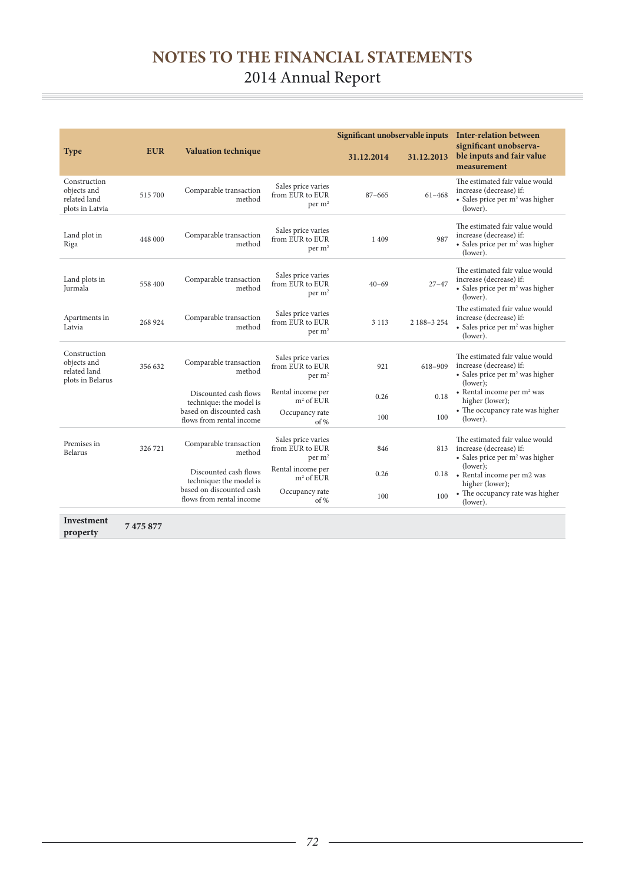# NOTES TO THE FINANCIAL STATEMENTS

2014 Annual Report

| Type | EUR | Valuation technique | | Significant unobservable inputs 31.12.2014 | 31.12.2013 | Inter-relation between significant unobservable inputs and fair value measurement |
|---|---|---|---|---|---|---|
| Construction objects and related land plots in Latvia | 515 700 | Comparable transaction method | Sales price varies from EUR to EUR per m² | 87–665 | 61–468 | The estimated fair value would increase (decrease) if: • Sales price per m² was higher (lower). |
| Land plot in Riga | 448 000 | Comparable transaction method | Sales price varies from EUR to EUR per m² | 1 409 | 987 | The estimated fair value would increase (decrease) if: • Sales price per m² was higher (lower). |
| Land plots in Jurmala | 558 400 | Comparable transaction method | Sales price varies from EUR to EUR per m² | 40–69 | 27–47 | The estimated fair value would increase (decrease) if: • Sales price per m² was higher (lower). |
| Apartments in Latvia | 268 924 | Comparable transaction method | Sales price varies from EUR to EUR per m² | 3 113 | 2 188–3 254 | The estimated fair value would increase (decrease) if: • Sales price per m² was higher (lower). |
| Construction objects and related land plots in Belarus | 356 632 | Comparable transaction method | Sales price varies from EUR to EUR per m² | 921 | 618–909 | The estimated fair value would increase (decrease) if: • Sales price per m² was higher (lower); |
| | | Discounted cash flows technique: the model is based on discounted cash flows from rental income | Rental income per m² of EUR | 0.26 | 0.18 | • Rental income per m² was higher (lower); |
| | | | Occupancy rate of % | 100 | 100 | • The occupancy rate was higher (lower). |
| Premises in Belarus | 326 721 | Comparable transaction method | Sales price varies from EUR to EUR per m² | 846 | 813 | The estimated fair value would increase (decrease) if: • Sales price per m² was higher (lower); |
| | | Discounted cash flows technique: the model is based on discounted cash flows from rental income | Rental income per m² of EUR | 0.26 | 0.18 | • Rental income per m2 was higher (lower); |
| | | | Occupancy rate of % | 100 | 100 | • The occupancy rate was higher (lower). |
| **Investment property** | **7 475 877** | | | | | |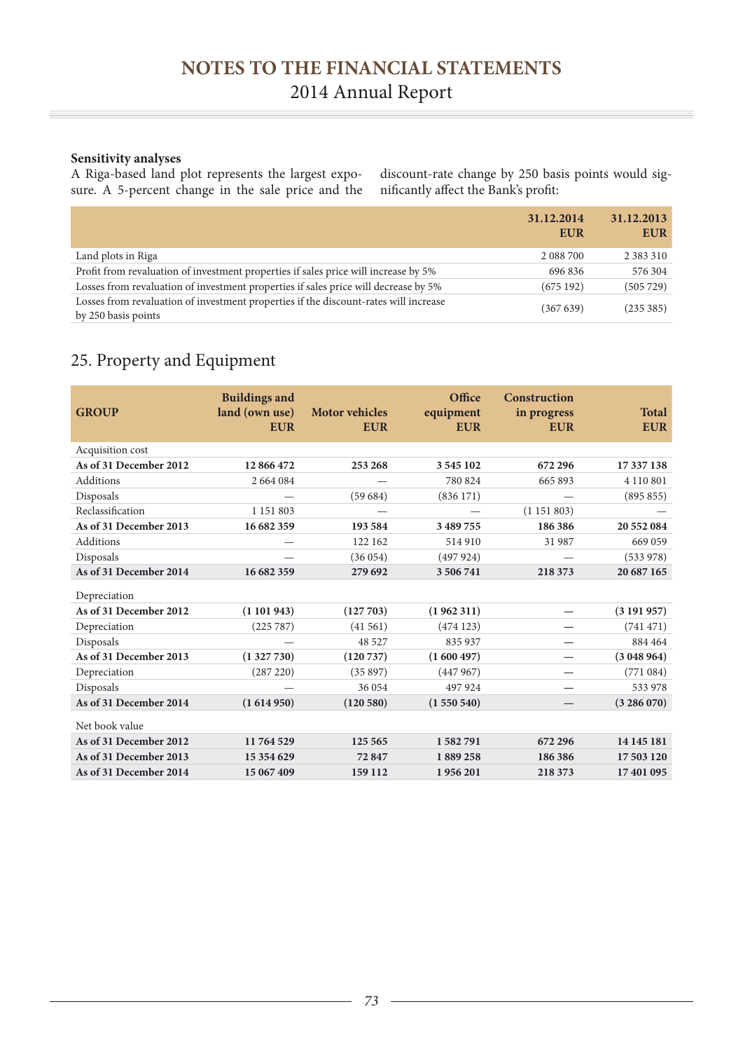**Sensitivity analyses**

A Riga-based land plot represents the largest exposure. A 5-percent change in the sale price and the discount-rate change by 250 basis points would significantly affect the Bank's profit:

| | 31.12.2014 EUR | 31.12.2013 EUR |
|---|---|---|
| Land plots in Riga | 2 088 700 | 2 383 310 |
| Profit from revaluation of investment properties if sales price will increase by 5% | 696 836 | 576 304 |
| Losses from revaluation of investment properties if sales price will decrease by 5% | (675 192) | (505 729) |
| Losses from revaluation of investment properties if the discount-rates will increase by 250 basis points | (367 639) | (235 385) |

## 25. Property and Equipment

| GROUP | Buildings and land (own use) EUR | Motor vehicles EUR | Office equipment EUR | Construction in progress EUR | Total EUR |
|---|---|---|---|---|---|
| Acquisition cost | | | | | |
| **As of 31 December 2012** | **12 866 472** | **253 268** | **3 545 102** | **672 296** | **17 337 138** |
| Additions | 2 664 084 | — | 780 824 | 665 893 | 4 110 801 |
| Disposals | — | (59 684) | (836 171) | — | (895 855) |
| Reclassification | 1 151 803 | — | — | (1 151 803) | — |
| **As of 31 December 2013** | **16 682 359** | **193 584** | **3 489 755** | **186 386** | **20 552 084** |
| Additions | — | 122 162 | 514 910 | 31 987 | 669 059 |
| Disposals | — | (36 054) | (497 924) | — | (533 978) |
| **As of 31 December 2014** | **16 682 359** | **279 692** | **3 506 741** | **218 373** | **20 687 165** |
| Depreciation | | | | | |
| **As of 31 December 2012** | **(1 101 943)** | **(127 703)** | **(1 962 311)** | **—** | **(3 191 957)** |
| Depreciation | (225 787) | (41 561) | (474 123) | — | (741 471) |
| Disposals | — | 48 527 | 835 937 | — | 884 464 |
| **As of 31 December 2013** | **(1 327 730)** | **(120 737)** | **(1 600 497)** | **—** | **(3 048 964)** |
| Depreciation | (287 220) | (35 897) | (447 967) | — | (771 084) |
| Disposals | — | 36 054 | 497 924 | — | 533 978 |
| **As of 31 December 2014** | **(1 614 950)** | **(120 580)** | **(1 550 540)** | **—** | **(3 286 070)** |
| Net book value | | | | | |
| **As of 31 December 2012** | **11 764 529** | **125 565** | **1 582 791** | **672 296** | **14 145 181** |
| **As of 31 December 2013** | **15 354 629** | **72 847** | **1 889 258** | **186 386** | **17 503 120** |
| **As of 31 December 2014** | **15 067 409** | **159 112** | **1 956 201** | **218 373** | **17 401 095** |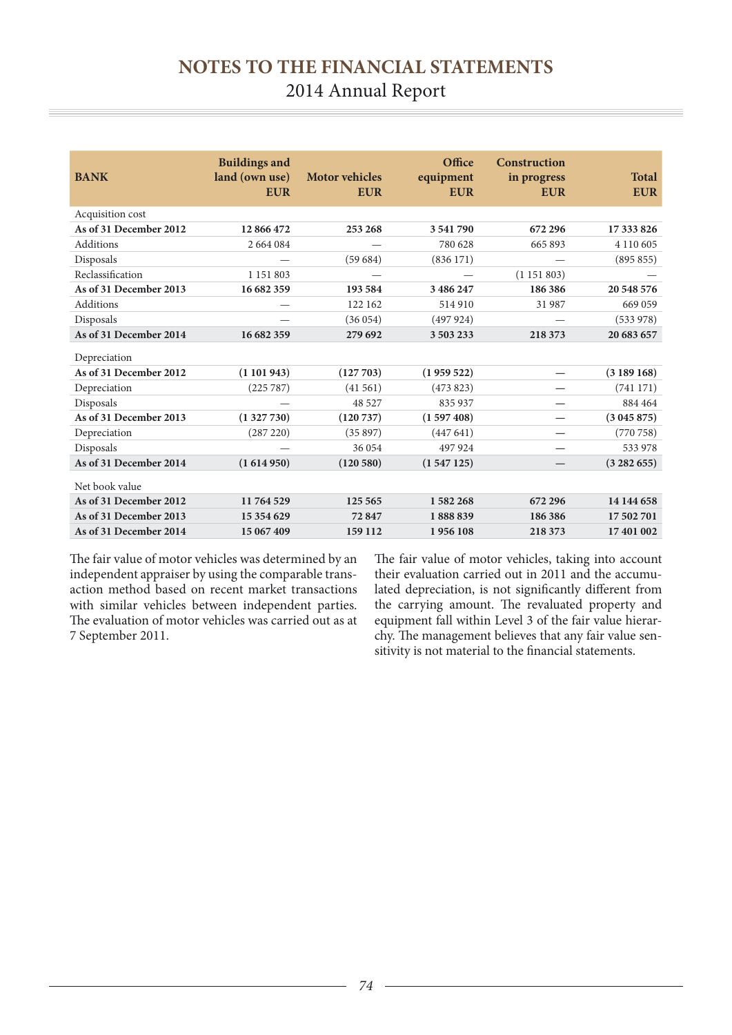| BANK | Buildings and land (own use) EUR | Motor vehicles EUR | Office equipment EUR | Construction in progress EUR | Total EUR |
|---|---|---|---|---|---|
| Acquisition cost | | | | | |
| **As of 31 December 2012** | **12 866 472** | **253 268** | **3 541 790** | **672 296** | **17 333 826** |
| Additions | 2 664 084 | — | 780 628 | 665 893 | 4 110 605 |
| Disposals | — | (59 684) | (836 171) | — | (895 855) |
| Reclassification | 1 151 803 | — | — | (1 151 803) | — |
| **As of 31 December 2013** | **16 682 359** | **193 584** | **3 486 247** | **186 386** | **20 548 576** |
| Additions | — | 122 162 | 514 910 | 31 987 | 669 059 |
| Disposals | — | (36 054) | (497 924) | — | (533 978) |
| **As of 31 December 2014** | **16 682 359** | **279 692** | **3 503 233** | **218 373** | **20 683 657** |
| Depreciation | | | | | |
| **As of 31 December 2012** | **(1 101 943)** | **(127 703)** | **(1 959 522)** | — | **(3 189 168)** |
| Depreciation | (225 787) | (41 561) | (473 823) | — | (741 171) |
| Disposals | — | 48 527 | 835 937 | — | 884 464 |
| **As of 31 December 2013** | **(1 327 730)** | **(120 737)** | **(1 597 408)** | — | **(3 045 875)** |
| Depreciation | (287 220) | (35 897) | (447 641) | — | (770 758) |
| Disposals | — | 36 054 | 497 924 | — | 533 978 |
| **As of 31 December 2014** | **(1 614 950)** | **(120 580)** | **(1 547 125)** | — | **(3 282 655)** |
| Net book value | | | | | |
| **As of 31 December 2012** | **11 764 529** | **125 565** | **1 582 268** | **672 296** | **14 144 658** |
| **As of 31 December 2013** | **15 354 629** | **72 847** | **1 888 839** | **186 386** | **17 502 701** |
| **As of 31 December 2014** | **15 067 409** | **159 112** | **1 956 108** | **218 373** | **17 401 002** |

The fair value of motor vehicles was determined by an independent appraiser by using the comparable transaction method based on recent market transactions with similar vehicles between independent parties. The evaluation of motor vehicles was carried out as at 7 September 2011.

The fair value of motor vehicles, taking into account their evaluation carried out in 2011 and the accumulated depreciation, is not significantly different from the carrying amount. The revaluated property and equipment fall within Level 3 of the fair value hierarchy. The management believes that any fair value sensitivity is not material to the financial statements.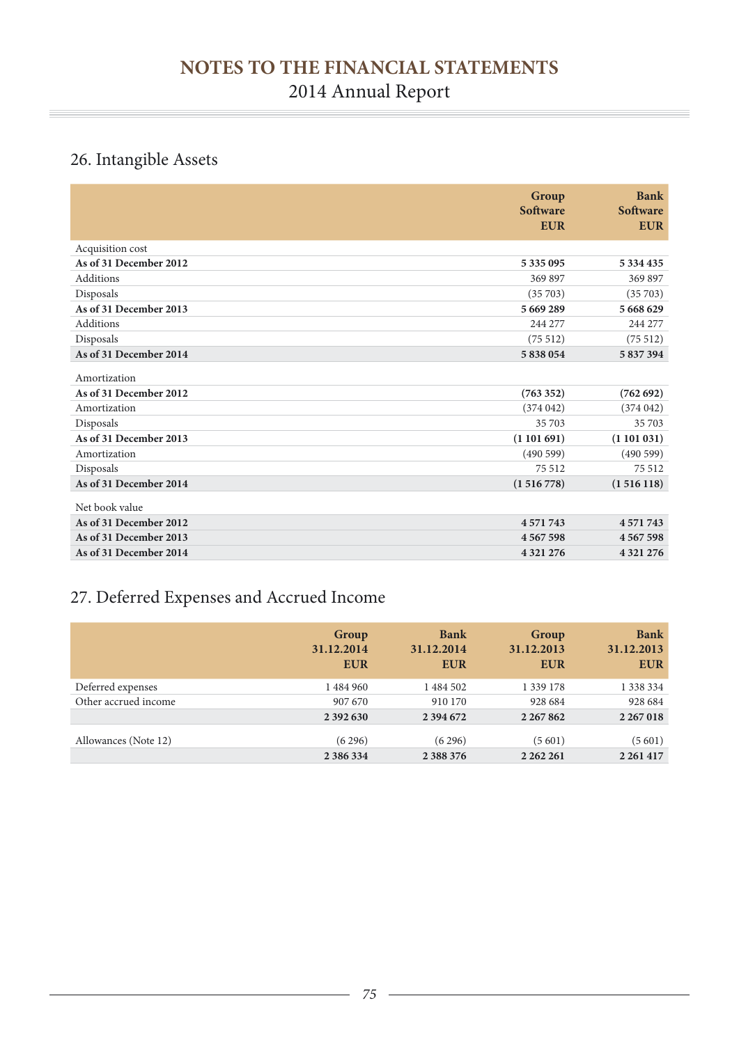## 26. Intangible Assets

| | Group Software EUR | Bank Software EUR |
|---|---|---|
| Acquisition cost | | |
| **As of 31 December 2012** | **5 335 095** | **5 334 435** |
| Additions | 369 897 | 369 897 |
| Disposals | (35 703) | (35 703) |
| **As of 31 December 2013** | **5 669 289** | **5 668 629** |
| Additions | 244 277 | 244 277 |
| Disposals | (75 512) | (75 512) |
| **As of 31 December 2014** | **5 838 054** | **5 837 394** |
| Amortization | | |
| **As of 31 December 2012** | **(763 352)** | **(762 692)** |
| Amortization | (374 042) | (374 042) |
| Disposals | 35 703 | 35 703 |
| **As of 31 December 2013** | **(1 101 691)** | **(1 101 031)** |
| Amortization | (490 599) | (490 599) |
| Disposals | 75 512 | 75 512 |
| **As of 31 December 2014** | **(1 516 778)** | **(1 516 118)** |
| Net book value | | |
| **As of 31 December 2012** | **4 571 743** | **4 571 743** |
| **As of 31 December 2013** | **4 567 598** | **4 567 598** |
| **As of 31 December 2014** | **4 321 276** | **4 321 276** |

## 27. Deferred Expenses and Accrued Income

| | Group 31.12.2014 EUR | Bank 31.12.2014 EUR | Group 31.12.2013 EUR | Bank 31.12.2013 EUR |
|---|---|---|---|---|
| Deferred expenses | 1 484 960 | 1 484 502 | 1 339 178 | 1 338 334 |
| Other accrued income | 907 670 | 910 170 | 928 684 | 928 684 |
| | **2 392 630** | **2 394 672** | **2 267 862** | **2 267 018** |
| Allowances (Note 12) | (6 296) | (6 296) | (5 601) | (5 601) |
| | **2 386 334** | **2 388 376** | **2 262 261** | **2 261 417** |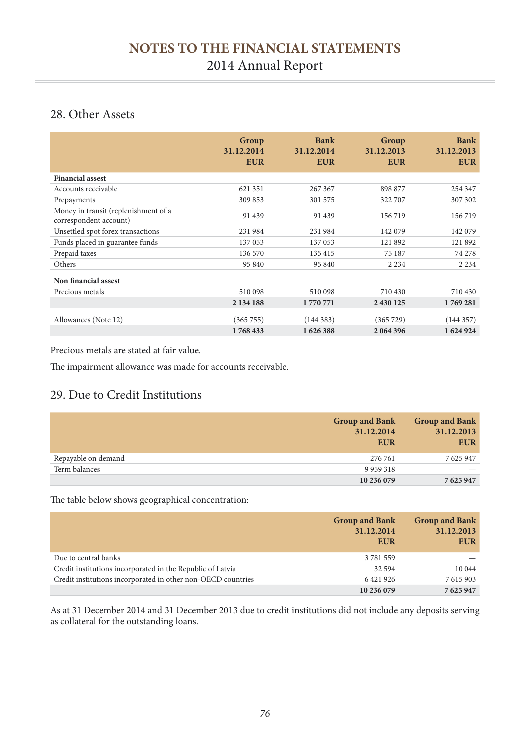## 28. Other Assets

| | Group 31.12.2014 EUR | Bank 31.12.2014 EUR | Group 31.12.2013 EUR | Bank 31.12.2013 EUR |
|---|---|---|---|---|
| **Financial assest** | | | | |
| Accounts receivable | 621 351 | 267 367 | 898 877 | 254 347 |
| Prepayments | 309 853 | 301 575 | 322 707 | 307 302 |
| Money in transit (replenishment of a correspondent account) | 91 439 | 91 439 | 156 719 | 156 719 |
| Unsettled spot forex transactions | 231 984 | 231 984 | 142 079 | 142 079 |
| Funds placed in guarantee funds | 137 053 | 137 053 | 121 892 | 121 892 |
| Prepaid taxes | 136 570 | 135 415 | 75 187 | 74 278 |
| Others | 95 840 | 95 840 | 2 234 | 2 234 |
| **Non financial assest** | | | | |
| Precious metals | 510 098 | 510 098 | 710 430 | 710 430 |
| | **2 134 188** | **1 770 771** | **2 430 125** | **1 769 281** |
| Allowances (Note 12) | (365 755) | (144 383) | (365 729) | (144 357) |
| | **1 768 433** | **1 626 388** | **2 064 396** | **1 624 924** |

Precious metals are stated at fair value.

The impairment allowance was made for accounts receivable.

## 29. Due to Credit Institutions

| | Group and Bank 31.12.2014 EUR | Group and Bank 31.12.2013 EUR |
|---|---|---|
| Repayable on demand | 276 761 | 7 625 947 |
| Term balances | 9 959 318 | — |
| | **10 236 079** | **7 625 947** |

The table below shows geographical concentration:

| | Group and Bank 31.12.2014 EUR | Group and Bank 31.12.2013 EUR |
|---|---|---|
| Due to central banks | 3 781 559 | — |
| Credit institutions incorporated in the Republic of Latvia | 32 594 | 10 044 |
| Credit institutions incorporated in other non-OECD countries | 6 421 926 | 7 615 903 |
| | **10 236 079** | **7 625 947** |

As at 31 December 2014 and 31 December 2013 due to credit institutions did not include any deposits serving as collateral for the outstanding loans.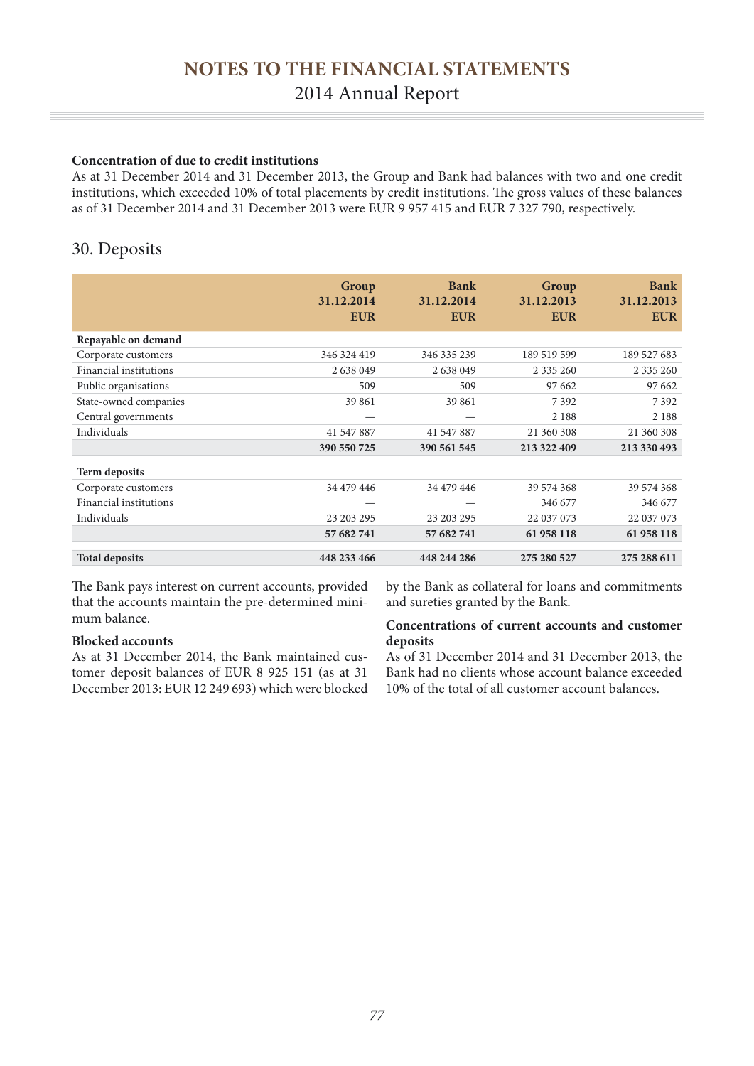**Concentration of due to credit institutions**

As at 31 December 2014 and 31 December 2013, the Group and Bank had balances with two and one credit institutions, which exceeded 10% of total placements by credit institutions. The gross values of these balances as of 31 December 2014 and 31 December 2013 were EUR 9 957 415 and EUR 7 327 790, respectively.

## 30. Deposits

| | Group 31.12.2014 EUR | Bank 31.12.2014 EUR | Group 31.12.2013 EUR | Bank 31.12.2013 EUR |
|---|---|---|---|---|
| **Repayable on demand** | | | | |
| Corporate customers | 346 324 419 | 346 335 239 | 189 519 599 | 189 527 683 |
| Financial institutions | 2 638 049 | 2 638 049 | 2 335 260 | 2 335 260 |
| Public organisations | 509 | 509 | 97 662 | 97 662 |
| State-owned companies | 39 861 | 39 861 | 7 392 | 7 392 |
| Central governments | — | — | 2 188 | 2 188 |
| Individuals | 41 547 887 | 41 547 887 | 21 360 308 | 21 360 308 |
| | **390 550 725** | **390 561 545** | **213 322 409** | **213 330 493** |
| **Term deposits** | | | | |
| Corporate customers | 34 479 446 | 34 479 446 | 39 574 368 | 39 574 368 |
| Financial institutions | — | — | 346 677 | 346 677 |
| Individuals | 23 203 295 | 23 203 295 | 22 037 073 | 22 037 073 |
| | **57 682 741** | **57 682 741** | **61 958 118** | **61 958 118** |
| **Total deposits** | **448 233 466** | **448 244 286** | **275 280 527** | **275 288 611** |

The Bank pays interest on current accounts, provided that the accounts maintain the pre-determined minimum balance.

**Blocked accounts**

As at 31 December 2014, the Bank maintained customer deposit balances of EUR 8 925 151 (as at 31 December 2013: EUR 12 249 693) which were blocked by the Bank as collateral for loans and commitments and sureties granted by the Bank.

**Concentrations of current accounts and customer deposits**

As of 31 December 2014 and 31 December 2013, the Bank had no clients whose account balance exceeded 10% of the total of all customer account balances.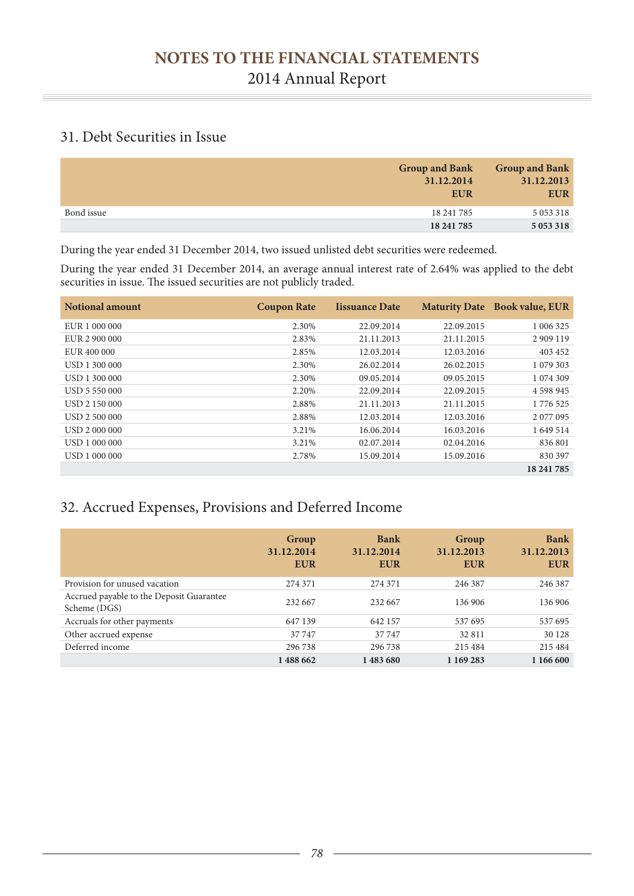## 31. Debt Securities in Issue

| | Group and Bank 31.12.2014 EUR | Group and Bank 31.12.2013 EUR |
|---|---|---|
| Bond issue | 18 241 785 | 5 053 318 |
| | **18 241 785** | **5 053 318** |

During the year ended 31 December 2014, two issued unlisted debt securities were redeemed.

During the year ended 31 December 2014, an average annual interest rate of 2.64% was applied to the debt securities in issue. The issued securities are not publicly traded.

| Notional amount | Coupon Rate | Iissuance Date | Maturity Date | Book value, EUR |
|---|---|---|---|---|
| EUR 1 000 000 | 2.30% | 22.09.2014 | 22.09.2015 | 1 006 325 |
| EUR 2 900 000 | 2.83% | 21.11.2013 | 21.11.2015 | 2 909 119 |
| EUR 400 000 | 2.85% | 12.03.2014 | 12.03.2016 | 403 452 |
| USD 1 300 000 | 2.30% | 26.02.2014 | 26.02.2015 | 1 079 303 |
| USD 1 300 000 | 2.30% | 09.05.2014 | 09.05.2015 | 1 074 309 |
| USD 5 550 000 | 2.20% | 22.09.2014 | 22.09.2015 | 4 598 945 |
| USD 2 150 000 | 2.88% | 21.11.2013 | 21.11.2015 | 1 776 525 |
| USD 2 500 000 | 2.88% | 12.03.2014 | 12.03.2016 | 2 077 095 |
| USD 2 000 000 | 3.21% | 16.06.2014 | 16.03.2016 | 1 649 514 |
| USD 1 000 000 | 3.21% | 02.07.2014 | 02.04.2016 | 836 801 |
| USD 1 000 000 | 2.78% | 15.09.2014 | 15.09.2016 | 830 397 |
| | | | | **18 241 785** |

## 32. Accrued Expenses, Provisions and Deferred Income

| | Group 31.12.2014 EUR | Bank 31.12.2014 EUR | Group 31.12.2013 EUR | Bank 31.12.2013 EUR |
|---|---|---|---|---|
| Provision for unused vacation | 274 371 | 274 371 | 246 387 | 246 387 |
| Accrued payable to the Deposit Guarantee Scheme (DGS) | 232 667 | 232 667 | 136 906 | 136 906 |
| Accruals for other payments | 647 139 | 642 157 | 537 695 | 537 695 |
| Other accrued expense | 37 747 | 37 747 | 32 811 | 30 128 |
| Deferred income | 296 738 | 296 738 | 215 484 | 215 484 |
| | **1 488 662** | **1 483 680** | **1 169 283** | **1 166 600** |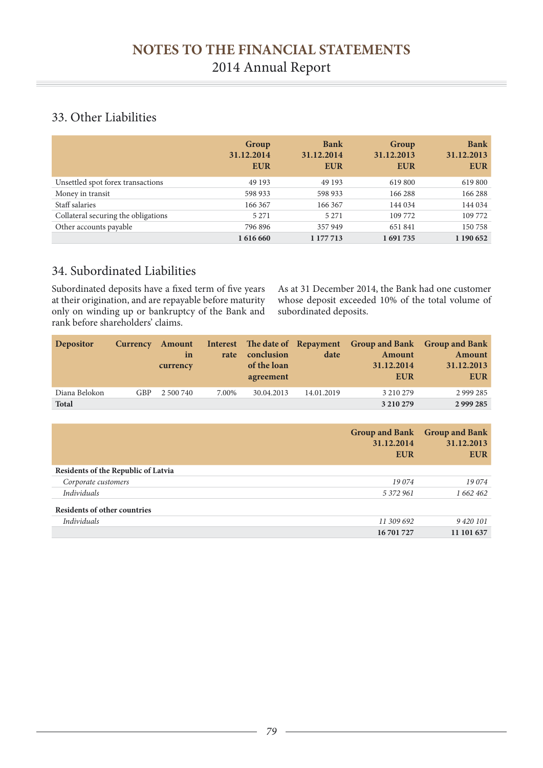## 33. Other Liabilities

| | Group 31.12.2014 EUR | Bank 31.12.2014 EUR | Group 31.12.2013 EUR | Bank 31.12.2013 EUR |
|---|---|---|---|---|
| Unsettled spot forex transactions | 49 193 | 49 193 | 619 800 | 619 800 |
| Money in transit | 598 933 | 598 933 | 166 288 | 166 288 |
| Staff salaries | 166 367 | 166 367 | 144 034 | 144 034 |
| Collateral securing the obligations | 5 271 | 5 271 | 109 772 | 109 772 |
| Other accounts payable | 796 896 | 357 949 | 651 841 | 150 758 |
| | **1 616 660** | **1 177 713** | **1 691 735** | **1 190 652** |

## 34. Subordinated Liabilities

Subordinated deposits have a fixed term of five years at their origination, and are repayable before maturity only on winding up or bankruptcy of the Bank and rank before shareholders' claims.

As at 31 December 2014, the Bank had one customer whose deposit exceeded 10% of the total volume of subordinated deposits.

| Depositor | Currency | Amount in currency | Interest rate | The date of conclusion of the loan agreement | Repayment date | Group and Bank Amount 31.12.2014 EUR | Group and Bank Amount 31.12.2013 EUR |
|---|---|---|---|---|---|---|---|
| Diana Belokon | GBP | 2 500 740 | 7.00% | 30.04.2013 | 14.01.2019 | 3 210 279 | 2 999 285 |
| **Total** | | | | | | **3 210 279** | **2 999 285** |

| | Group and Bank 31.12.2014 EUR | Group and Bank 31.12.2013 EUR |
|---|---|---|
| **Residents of the Republic of Latvia** | | |
| *Corporate customers* | *19 074* | *19 074* |
| *Individuals* | *5 372 961* | *1 662 462* |
| **Residents of other countries** | | |
| *Individuals* | *11 309 692* | *9 420 101* |
| | **16 701 727** | **11 101 637** |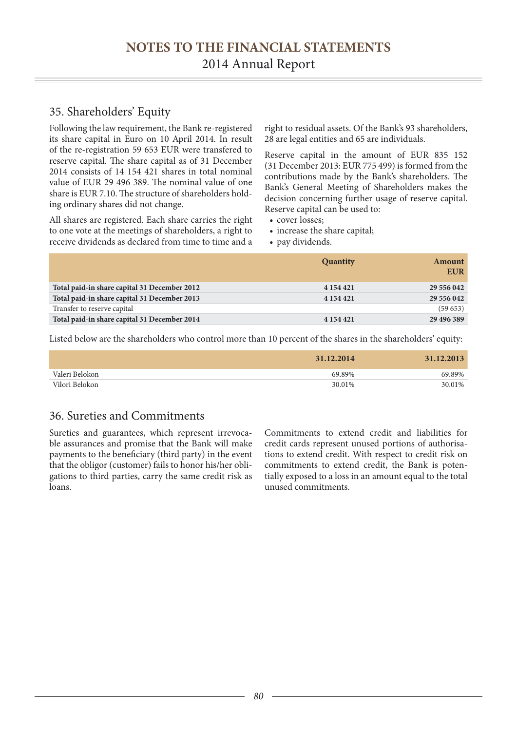## 35. Shareholders' Equity

Following the law requirement, the Bank re-registered its share capital in Euro on 10 April 2014. In result of the re-registration 59 653 EUR were transfered to reserve capital. The share capital as of 31 December 2014 consists of 14 154 421 shares in total nominal value of EUR 29 496 389. The nominal value of one share is EUR 7.10. The structure of shareholders holding ordinary shares did not change.

All shares are registered. Each share carries the right to one vote at the meetings of shareholders, a right to receive dividends as declared from time to time and a right to residual assets. Of the Bank's 93 shareholders, 28 are legal entities and 65 are individuals.

Reserve capital in the amount of EUR 835 152 (31 December 2013: EUR 775 499) is formed from the contributions made by the Bank's shareholders. The Bank's General Meeting of Shareholders makes the decision concerning further usage of reserve capital. Reserve capital can be used to:

- cover losses;
- increase the share capital;
- pay dividends.

| | Quantity | Amount EUR |
|---|---|---|
| **Total paid-in share capital 31 December 2012** | **4 154 421** | **29 556 042** |
| **Total paid-in share capital 31 December 2013** | **4 154 421** | **29 556 042** |
| Transfer to reserve capital | | (59 653) |
| **Total paid-in share capital 31 December 2014** | **4 154 421** | **29 496 389** |

Listed below are the shareholders who control more than 10 percent of the shares in the shareholders' equity:

| | 31.12.2014 | 31.12.2013 |
|---|---|---|
| Valeri Belokon | 69.89% | 69.89% |
| Vilori Belokon | 30.01% | 30.01% |

## 36. Sureties and Commitments

Sureties and guarantees, which represent irrevocable assurances and promise that the Bank will make payments to the beneficiary (third party) in the event that the obligor (customer) fails to honor his/her obligations to third parties, carry the same credit risk as loans.

Commitments to extend credit and liabilities for credit cards represent unused portions of authorisations to extend credit. With respect to credit risk on commitments to extend credit, the Bank is potentially exposed to a loss in an amount equal to the total unused commitments.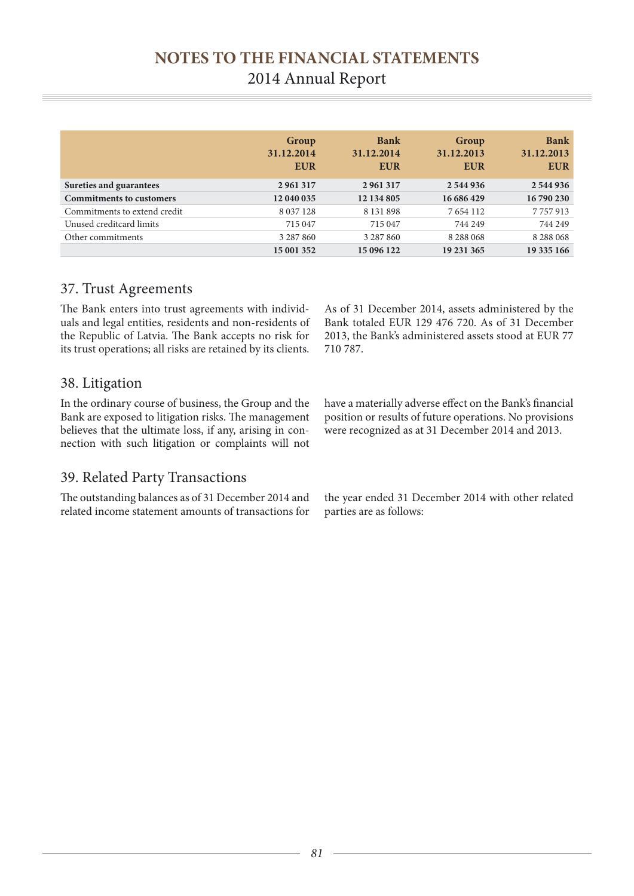| | Group 31.12.2014 EUR | Bank 31.12.2014 EUR | Group 31.12.2013 EUR | Bank 31.12.2013 EUR |
|---|---|---|---|---|
| **Sureties and guarantees** | **2 961 317** | **2 961 317** | **2 544 936** | **2 544 936** |
| **Commitments to customers** | **12 040 035** | **12 134 805** | **16 686 429** | **16 790 230** |
| Commitments to extend credit | 8 037 128 | 8 131 898 | 7 654 112 | 7 757 913 |
| Unused creditcard limits | 715 047 | 715 047 | 744 249 | 744 249 |
| Other commitments | 3 287 860 | 3 287 860 | 8 288 068 | 8 288 068 |
| | **15 001 352** | **15 096 122** | **19 231 365** | **19 335 166** |

## 37. Trust Agreements

The Bank enters into trust agreements with individuals and legal entities, residents and non-residents of the Republic of Latvia. The Bank accepts no risk for its trust operations; all risks are retained by its clients.

As of 31 December 2014, assets administered by the Bank totaled EUR 129 476 720. As of 31 December 2013, the Bank's administered assets stood at EUR 77 710 787.

## 38. Litigation

In the ordinary course of business, the Group and the Bank are exposed to litigation risks. The management believes that the ultimate loss, if any, arising in connection with such litigation or complaints will not have a materially adverse effect on the Bank's financial position or results of future operations. No provisions were recognized as at 31 December 2014 and 2013.

## 39. Related Party Transactions

The outstanding balances as of 31 December 2014 and related income statement amounts of transactions for the year ended 31 December 2014 with other related parties are as follows: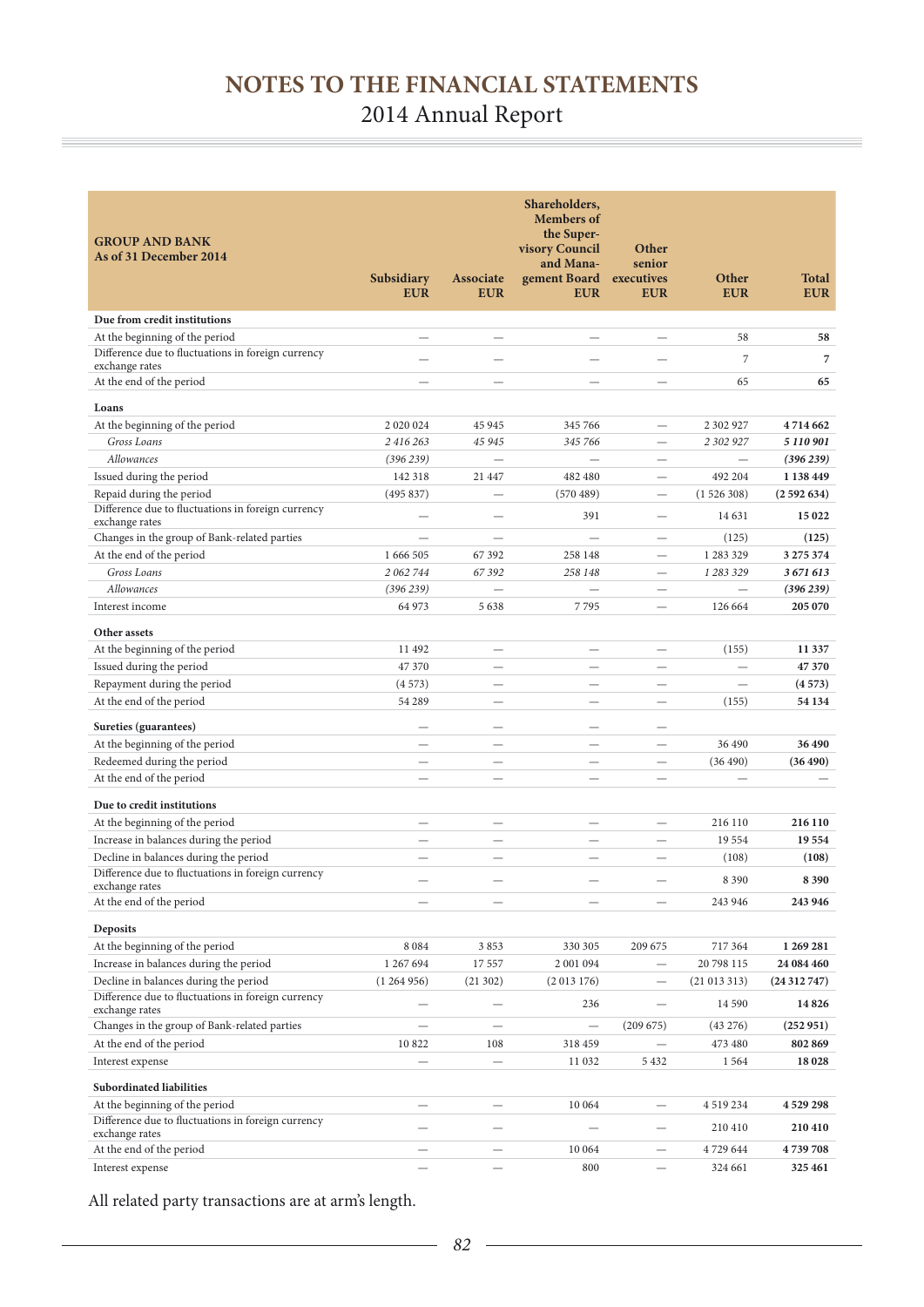# NOTES TO THE FINANCIAL STATEMENTS

2014 Annual Report

| **GROUP AND BANK**<br>**As of 31 December 2014** | **Subsidiary EUR** | **Associate EUR** | **Shareholders, Members of the Supervisory Council and Management Board EUR** | **Other senior executives EUR** | **Other EUR** | **Total EUR** |
|---|---|---|---|---|---|---|
| **Due from credit institutions** | | | | | | |
| At the beginning of the period | — | — | — | — | 58 | **58** |
| Difference due to fluctuations in foreign currency exchange rates | — | — | — | — | 7 | **7** |
| At the end of the period | — | — | — | — | 65 | **65** |
| **Loans** | | | | | | |
| At the beginning of the period | 2 020 024 | 45 945 | 345 766 | — | 2 302 927 | **4 714 662** |
| *Gross Loans* | *2 416 263* | *45 945* | *345 766* | — | *2 302 927* | ***5 110 901*** |
| *Allowances* | *(396 239)* | — | — | — | — | ***(396 239)*** |
| Issued during the period | 142 318 | 21 447 | 482 480 | — | 492 204 | **1 138 449** |
| Repaid during the period | (495 837) | — | (570 489) | — | (1 526 308) | **(2 592 634)** |
| Difference due to fluctuations in foreign currency exchange rates | — | — | 391 | — | 14 631 | **15 022** |
| Changes in the group of Bank-related parties | — | — | — | — | (125) | **(125)** |
| At the end of the period | 1 666 505 | 67 392 | 258 148 | — | 1 283 329 | **3 275 374** |
| *Gross Loans* | *2 062 744* | *67 392* | *258 148* | — | *1 283 329* | ***3 671 613*** |
| *Allowances* | *(396 239)* | — | — | — | — | ***(396 239)*** |
| Interest income | 64 973 | 5 638 | 7 795 | — | 126 664 | **205 070** |
| **Other assets** | | | | | | |
| At the beginning of the period | 11 492 | — | — | — | (155) | **11 337** |
| Issued during the period | 47 370 | — | — | — | — | **47 370** |
| Repayment during the period | (4 573) | — | — | — | — | **(4 573)** |
| At the end of the period | 54 289 | — | — | — | (155) | **54 134** |
| **Sureties (guarantees)** | — | — | — | — | | |
| At the beginning of the period | — | — | — | — | 36 490 | **36 490** |
| Redeemed during the period | — | — | — | — | (36 490) | **(36 490)** |
| At the end of the period | — | — | — | — | — | — |
| **Due to credit institutions** | | | | | | |
| At the beginning of the period | — | — | — | — | 216 110 | **216 110** |
| Increase in balances during the period | — | — | — | — | 19 554 | **19 554** |
| Decline in balances during the period | — | — | — | — | (108) | **(108)** |
| Difference due to fluctuations in foreign currency exchange rates | — | — | — | — | 8 390 | **8 390** |
| At the end of the period | — | — | — | — | 243 946 | **243 946** |
| **Deposits** | | | | | | |
| At the beginning of the period | 8 084 | 3 853 | 330 305 | 209 675 | 717 364 | **1 269 281** |
| Increase in balances during the period | 1 267 694 | 17 557 | 2 001 094 | — | 20 798 115 | **24 084 460** |
| Decline in balances during the period | (1 264 956) | (21 302) | (2 013 176) | — | (21 013 313) | **(24 312 747)** |
| Difference due to fluctuations in foreign currency exchange rates | — | — | 236 | — | 14 590 | **14 826** |
| Changes in the group of Bank-related parties | — | — | — | (209 675) | (43 276) | **(252 951)** |
| At the end of the period | 10 822 | 108 | 318 459 | — | 473 480 | **802 869** |
| Interest expense | — | — | 11 032 | 5 432 | 1 564 | **18 028** |
| **Subordinated liabilities** | | | | | | |
| At the beginning of the period | — | — | 10 064 | — | 4 519 234 | **4 529 298** |
| Difference due to fluctuations in foreign currency exchange rates | — | — | — | — | 210 410 | **210 410** |
| At the end of the period | — | — | 10 064 | — | 4 729 644 | **4 739 708** |
| Interest expense | — | — | 800 | — | 324 661 | **325 461** |

All related party transactions are at arm's length.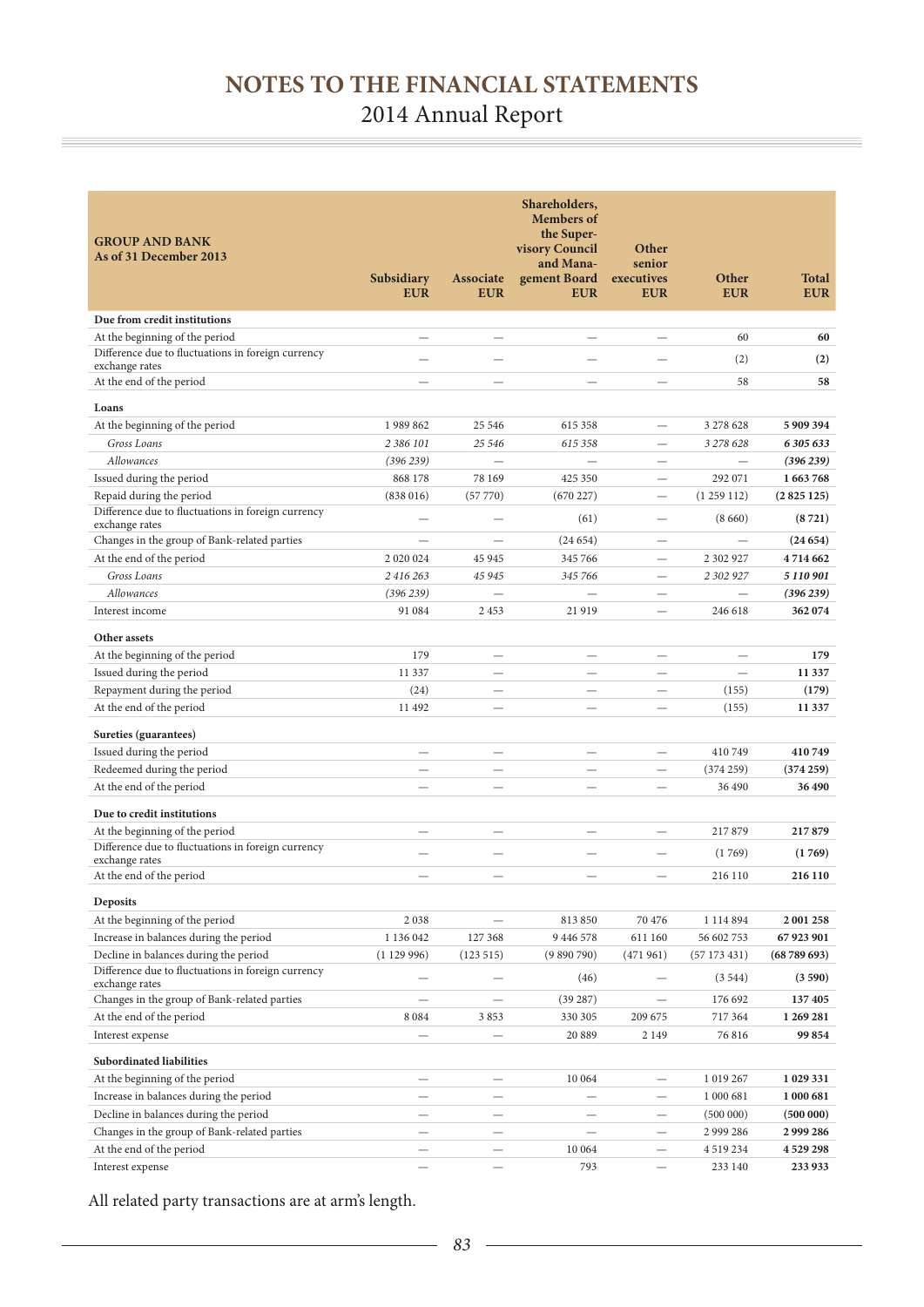# NOTES TO THE FINANCIAL STATEMENTS

2014 Annual Report

| GROUP AND BANK As of 31 December 2013 | Subsidiary EUR | Associate EUR | Shareholders, Members of the Supervisory Council and Management Board EUR | Other senior executives EUR | Other EUR | Total EUR |
|---|---|---|---|---|---|---|
| **Due from credit institutions** | | | | | | |
| At the beginning of the period | — | — | — | — | 60 | **60** |
| Difference due to fluctuations in foreign currency exchange rates | — | — | — | — | (2) | **(2)** |
| At the end of the period | — | — | — | — | 58 | **58** |
| **Loans** | | | | | | |
| At the beginning of the period | 1 989 862 | 25 546 | 615 358 | — | 3 278 628 | **5 909 394** |
| *Gross Loans* | *2 386 101* | *25 546* | *615 358* | — | *3 278 628* | ***6 305 633*** |
| *Allowances* | *(396 239)* | — | — | — | — | ***(396 239)*** |
| Issued during the period | 868 178 | 78 169 | 425 350 | — | 292 071 | **1 663 768** |
| Repaid during the period | (838 016) | (57 770) | (670 227) | — | (1 259 112) | **(2 825 125)** |
| Difference due to fluctuations in foreign currency exchange rates | — | — | (61) | — | (8 660) | **(8 721)** |
| Changes in the group of Bank-related parties | — | — | (24 654) | — | — | **(24 654)** |
| At the end of the period | 2 020 024 | 45 945 | 345 766 | — | 2 302 927 | **4 714 662** |
| *Gross Loans* | *2 416 263* | *45 945* | *345 766* | — | *2 302 927* | ***5 110 901*** |
| *Allowances* | *(396 239)* | — | — | — | — | ***(396 239)*** |
| Interest income | 91 084 | 2 453 | 21 919 | — | 246 618 | **362 074** |
| **Other assets** | | | | | | |
| At the beginning of the period | 179 | — | — | — | — | **179** |
| Issued during the period | 11 337 | — | — | — | — | **11 337** |
| Repayment during the period | (24) | — | — | — | (155) | **(179)** |
| At the end of the period | 11 492 | — | — | — | (155) | **11 337** |
| **Sureties (guarantees)** | | | | | | |
| Issued during the period | — | — | — | — | 410 749 | **410 749** |
| Redeemed during the period | — | — | — | — | (374 259) | **(374 259)** |
| At the end of the period | — | — | — | — | 36 490 | **36 490** |
| **Due to credit institutions** | | | | | | |
| At the beginning of the period | — | — | — | — | 217 879 | **217 879** |
| Difference due to fluctuations in foreign currency exchange rates | — | — | — | — | (1 769) | **(1 769)** |
| At the end of the period | — | — | — | — | 216 110 | **216 110** |
| **Deposits** | | | | | | |
| At the beginning of the period | 2 038 | — | 813 850 | 70 476 | 1 114 894 | **2 001 258** |
| Increase in balances during the period | 1 136 042 | 127 368 | 9 446 578 | 611 160 | 56 602 753 | **67 923 901** |
| Decline in balances during the period | (1 129 996) | (123 515) | (9 890 790) | (471 961) | (57 173 431) | **(68 789 693)** |
| Difference due to fluctuations in foreign currency exchange rates | — | — | (46) | — | (3 544) | **(3 590)** |
| Changes in the group of Bank-related parties | — | — | (39 287) | — | 176 692 | **137 405** |
| At the end of the period | 8 084 | 3 853 | 330 305 | 209 675 | 717 364 | **1 269 281** |
| Interest expense | — | — | 20 889 | 2 149 | 76 816 | **99 854** |
| **Subordinated liabilities** | | | | | | |
| At the beginning of the period | — | — | 10 064 | — | 1 019 267 | **1 029 331** |
| Increase in balances during the period | — | — | — | — | 1 000 681 | **1 000 681** |
| Decline in balances during the period | — | — | — | — | (500 000) | **(500 000)** |
| Changes in the group of Bank-related parties | — | — | — | — | 2 999 286 | **2 999 286** |
| At the end of the period | — | — | 10 064 | — | 4 519 234 | **4 529 298** |
| Interest expense | — | — | 793 | — | 233 140 | **233 933** |

All related party transactions are at arm's length.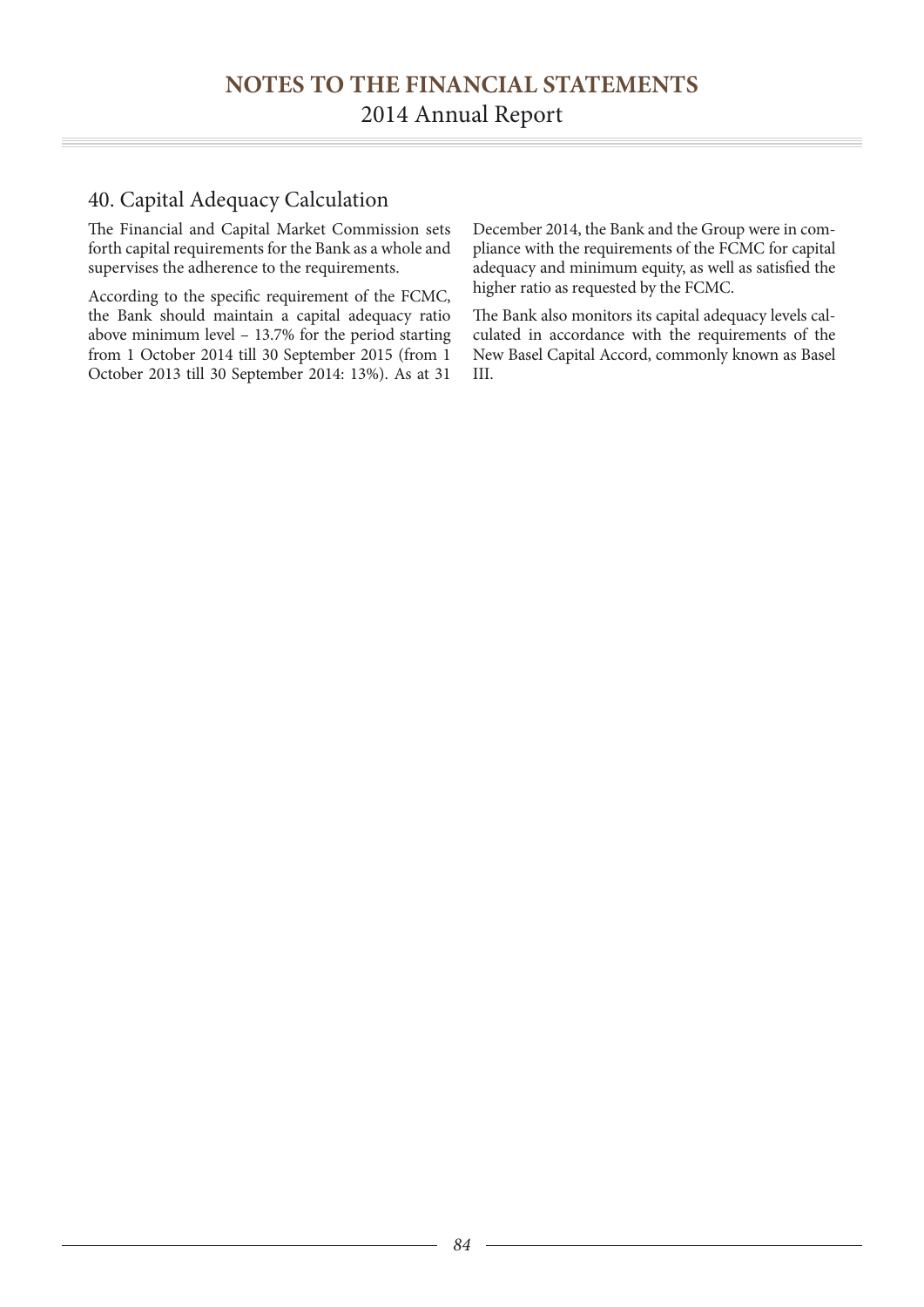## 40. Capital Adequacy Calculation

The Financial and Capital Market Commission sets forth capital requirements for the Bank as a whole and supervises the adherence to the requirements.

According to the specific requirement of the FCMC, the Bank should maintain a capital adequacy ratio above minimum level – 13.7% for the period starting from 1 October 2014 till 30 September 2015 (from 1 October 2013 till 30 September 2014: 13%). As at 31 December 2014, the Bank and the Group were in compliance with the requirements of the FCMC for capital adequacy and minimum equity, as well as satisfied the higher ratio as requested by the FCMC.

The Bank also monitors its capital adequacy levels calculated in accordance with the requirements of the New Basel Capital Accord, commonly known as Basel III.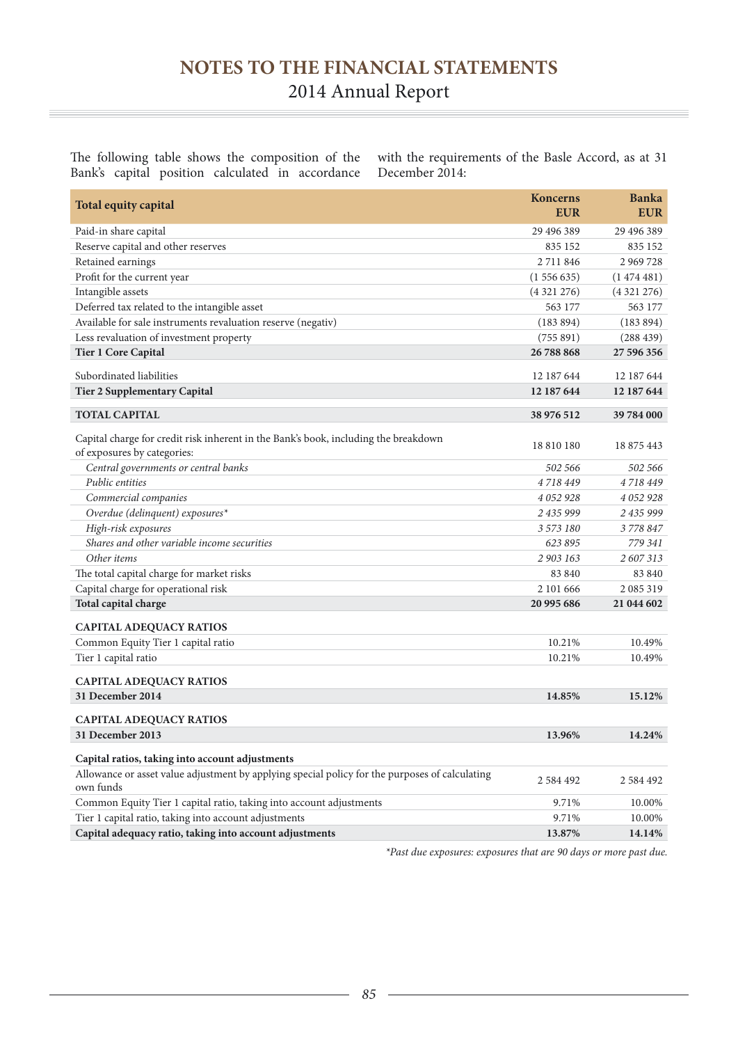The following table shows the composition of the Bank's capital position calculated in accordance with the requirements of the Basle Accord, as at 31 December 2014:

| **Total equity capital** | **Koncerns EUR** | **Banka EUR** |
|---|---|---|
| Paid-in share capital | 29 496 389 | 29 496 389 |
| Reserve capital and other reserves | 835 152 | 835 152 |
| Retained earnings | 2 711 846 | 2 969 728 |
| Profit for the current year | (1 556 635) | (1 474 481) |
| Intangible assets | (4 321 276) | (4 321 276) |
| Deferred tax related to the intangible asset | 563 177 | 563 177 |
| Available for sale instruments revaluation reserve (negativ) | (183 894) | (183 894) |
| Less revaluation of investment property | (755 891) | (288 439) |
| **Tier 1 Core Capital** | **26 788 868** | **27 596 356** |
| Subordinated liabilities | 12 187 644 | 12 187 644 |
| **Tier 2 Supplementary Capital** | **12 187 644** | **12 187 644** |
| **TOTAL CAPITAL** | **38 976 512** | **39 784 000** |
| Capital charge for credit risk inherent in the Bank's book, including the breakdown of exposures by categories: | 18 810 180 | 18 875 443 |
| *Central governments or central banks* | *502 566* | *502 566* |
| *Public entities* | *4 718 449* | *4 718 449* |
| *Commercial companies* | *4 052 928* | *4 052 928* |
| *Overdue (delinquent) exposures** | *2 435 999* | *2 435 999* |
| *High-risk exposures* | *3 573 180* | *3 778 847* |
| *Shares and other variable income securities* | *623 895* | *779 341* |
| *Other items* | *2 903 163* | *2 607 313* |
| The total capital charge for market risks | 83 840 | 83 840 |
| Capital charge for operational risk | 2 101 666 | 2 085 319 |
| **Total capital charge** | **20 995 686** | **21 044 602** |
| **CAPITAL ADEQUACY RATIOS** | | |
| Common Equity Tier 1 capital ratio | 10.21% | 10.49% |
| Tier 1 capital ratio | 10.21% | 10.49% |
| **CAPITAL ADEQUACY RATIOS** | | |
| **31 December 2014** | **14.85%** | **15.12%** |
| **CAPITAL ADEQUACY RATIOS** | | |
| **31 December 2013** | **13.96%** | **14.24%** |
| **Capital ratios, taking into account adjustments** | | |
| Allowance or asset value adjustment by applying special policy for the purposes of calculating own funds | 2 584 492 | 2 584 492 |
| Common Equity Tier 1 capital ratio, taking into account adjustments | 9.71% | 10.00% |
| Tier 1 capital ratio, taking into account adjustments | 9.71% | 10.00% |
| **Capital adequacy ratio, taking into account adjustments** | **13.87%** | **14.14%** |

**Past due exposures: exposures that are 90 days or more past due.*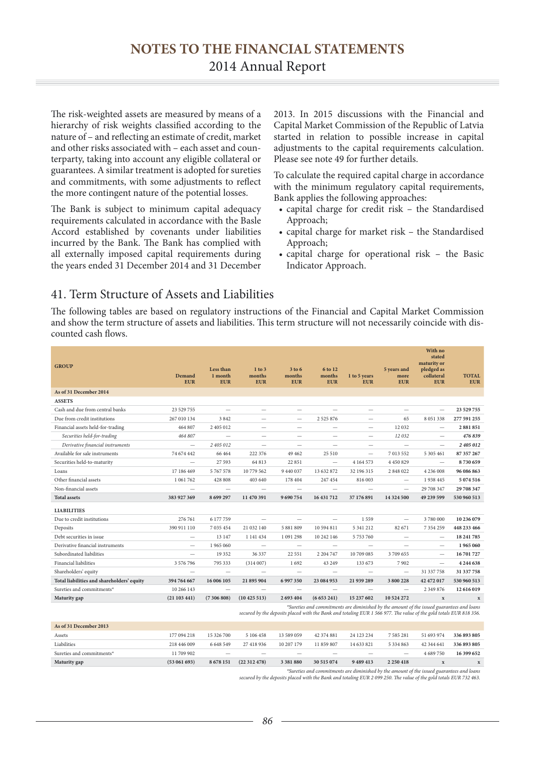The risk-weighted assets are measured by means of a hierarchy of risk weights classified according to the nature of – and reflecting an estimate of credit, market and other risks associated with – each asset and counterparty, taking into account any eligible collateral or guarantees. A similar treatment is adopted for sureties and commitments, with some adjustments to reflect the more contingent nature of the potential losses.

The Bank is subject to minimum capital adequacy requirements calculated in accordance with the Basle Accord established by covenants under liabilities incurred by the Bank. The Bank has complied with all externally imposed capital requirements during the years ended 31 December 2014 and 31 December 2013. In 2015 discussions with the Financial and Capital Market Commission of the Republic of Latvia started in relation to possible increase in capital adjustments to the capital requirements calculation. Please see note 49 for further details.

To calculate the required capital charge in accordance with the minimum regulatory capital requirements, Bank applies the following approaches:

- capital charge for credit risk – the Standardised Approach;
- capital charge for market risk – the Standardised Approach;
- capital charge for operational risk – the Basic Indicator Approach.

## 41. Term Structure of Assets and Liabilities

The following tables are based on regulatory instructions of the Financial and Capital Market Commission and show the term structure of assets and liabilities. This term structure will not necessarily coincide with discounted cash flows.

| GROUP | Demand EUR | Less than 1 month EUR | 1 to 3 months EUR | 3 to 6 months EUR | 6 to 12 months EUR | 1 to 5 years EUR | 5 years and more EUR | With no stated maturity or pledged as collateral EUR | TOTAL EUR |
|---|---|---|---|---|---|---|---|---|---|
| **As of 31 December 2014** | | | | | | | | | |
| **ASSETS** | | | | | | | | | |
| Cash and due from central banks | 23 529 755 | — | — | — | — | — | — | — | **23 529 755** |
| Due from credit institutions | 267 010 134 | 3 842 | — | — | 2 525 876 | — | 65 | 8 051 338 | **277 591 255** |
| Financial assets held-for-trading | 464 807 | 2 405 012 | — | — | — | — | 12 032 | — | **2 881 851** |
| *Securities held-for-trading* | *464 807* | — | — | — | — | — | *12 032* | — | ***476 839*** |
| *Derivative financial instruments* | — | *2 405 012* | — | — | — | — | — | — | ***2 405 012*** |
| Available for sale instruments | 74 674 442 | 66 464 | 222 376 | 49 462 | 25 510 | — | 7 013 552 | 5 305 461 | **87 357 267** |
| Securities held-to-maturity | — | 27 593 | 64 813 | 22 851 | — | 4 164 573 | 4 450 829 | — | **8 730 659** |
| Loans | 17 186 469 | 5 767 578 | 10 779 562 | 9 440 037 | 13 632 872 | 32 196 315 | 2 848 022 | 4 236 008 | **96 086 863** |
| Other financial assets | 1 061 762 | 428 808 | 403 640 | 178 404 | 247 454 | 816 003 | — | 1 938 445 | **5 074 516** |
| Non-financial assets | — | — | — | — | — | — | — | 29 708 347 | **29 708 347** |
| **Total assets** | **383 927 369** | **8 699 297** | **11 470 391** | **9 690 754** | **16 431 712** | **37 176 891** | **14 324 500** | **49 239 599** | **530 960 513** |
| **LIABILITIES** | | | | | | | | | |
| Due to credit institutions | 276 761 | 6 177 759 | — | — | — | 1 559 | — | 3 780 000 | **10 236 079** |
| Deposits | 390 911 110 | 7 035 454 | 21 032 140 | 5 881 809 | 10 594 811 | 5 341 212 | 82 671 | 7 354 259 | **448 233 466** |
| Debt securities in issue | — | 13 147 | 1 141 434 | 1 091 298 | 10 242 146 | 5 753 760 | — | — | **18 241 785** |
| Derivative financial instruments | — | 1 965 060 | — | — | — | — | — | — | **1 965 060** |
| Subordinated liabilities | — | 19 352 | 36 337 | 22 551 | 2 204 747 | 10 709 085 | 3 709 655 | — | **16 701 727** |
| Financial liabilities | 3 576 796 | 795 333 | (314 007) | 1 692 | 43 249 | 133 673 | 7 902 | — | **4 244 638** |
| Shareholders' equity | — | — | — | — | — | — | — | 31 337 758 | **31 337 758** |
| **Total liabilities and shareholders' equity** | **394 764 667** | **16 006 105** | **21 895 904** | **6 997 350** | **23 084 953** | **21 939 289** | **3 800 228** | **42 472 017** | **530 960 513** |
| Sureties and commitments* | 10 266 143 | — | — | — | — | — | — | 2 349 876 | 12 616 019 |
| **Maturity gap** | **(21 103 441)** | **(7 306 808)** | **(10 425 513)** | **2 693 404** | **(6 653 241)** | **15 237 602** | **10 524 272** | **x** | **x** |

*\*Sureties and commitments are diminished by the amount of the issued guarantees and loans secured by the deposits placed with the Bank and totaling EUR 1 566 977. The value of the gold totals EUR 818 356.*

| GROUP | Demand EUR | Less than 1 month EUR | 1 to 3 months EUR | 3 to 6 months EUR | 6 to 12 months EUR | 1 to 5 years EUR | 5 years and more EUR | With no stated maturity or pledged as collateral EUR | TOTAL EUR |
|---|---|---|---|---|---|---|---|---|---|
| **As of 31 December 2013** | | | | | | | | | |
| Assets | 177 094 218 | 15 326 700 | 5 106 458 | 13 589 059 | 42 374 881 | 24 123 234 | 7 585 281 | 51 693 974 | **336 893 805** |
| Liabilities | 218 446 009 | 6 648 549 | 27 418 936 | 10 207 179 | 11 859 807 | 14 633 821 | 5 334 863 | 42 344 641 | **336 893 805** |
| Sureties and commitments* | 11 709 902 | — | — | — | — | — | — | 4 689 750 | **16 399 652** |
| **Maturity gap** | **(53 061 693)** | **8 678 151** | **(22 312 478)** | **3 381 880** | **30 515 074** | **9 489 413** | **2 250 418** | **x** | **x** |

*\*Sureties and commitments are diminished by the amount of the issued guarantees and loans secured by the deposits placed with the Bank and totaling EUR 2 099 250. The value of the gold totals EUR 732 463.*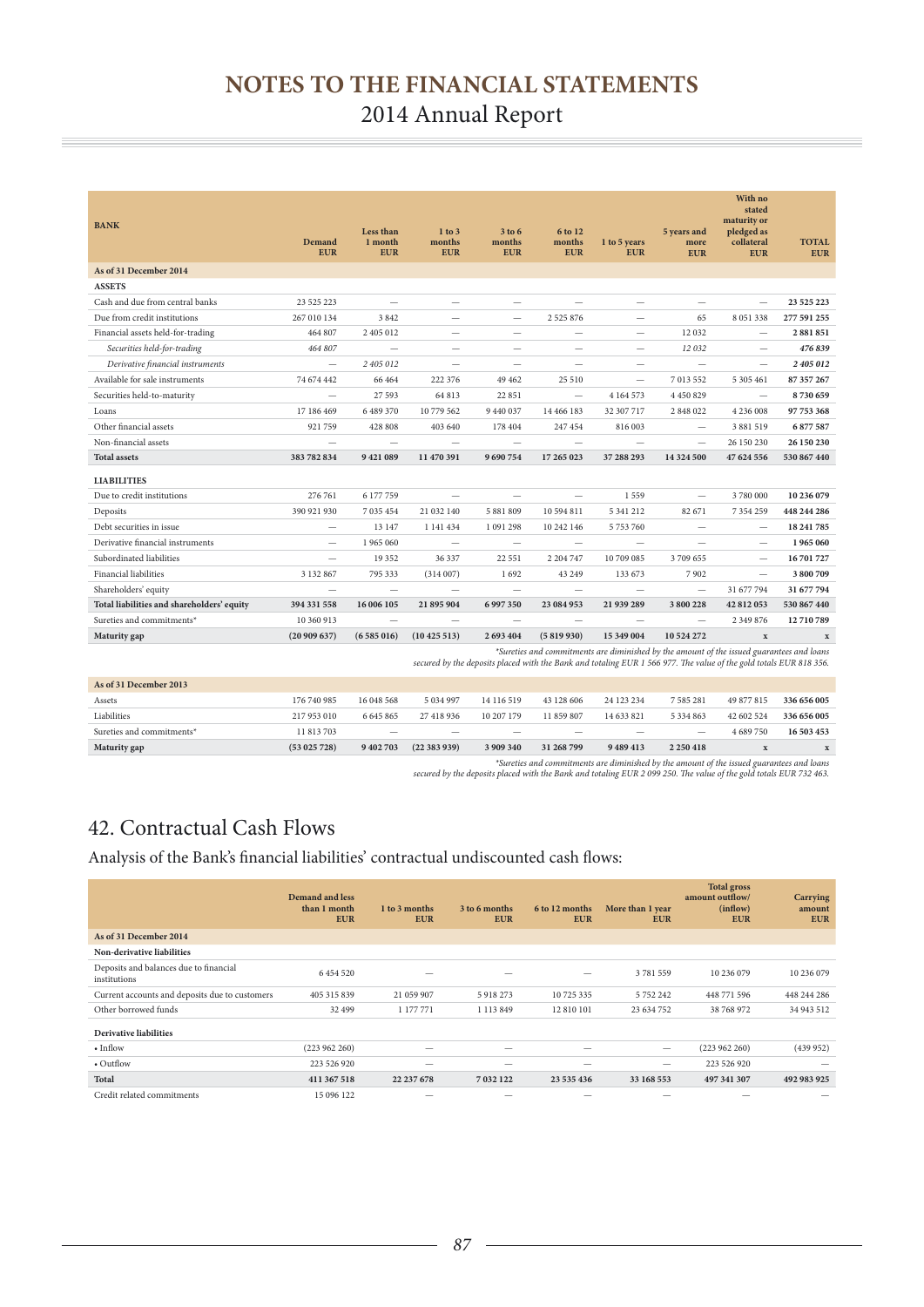# NOTES TO THE FINANCIAL STATEMENTS
2014 Annual Report

| BANK | Demand EUR | Less than 1 month EUR | 1 to 3 months EUR | 3 to 6 months EUR | 6 to 12 months EUR | 1 to 5 years EUR | 5 years and more EUR | With no stated maturity or pledged as collateral EUR | TOTAL EUR |
|---|---|---|---|---|---|---|---|---|---|
| **As of 31 December 2014** | | | | | | | | | |
| **ASSETS** | | | | | | | | | |
| Cash and due from central banks | 23 525 223 | — | — | — | — | — | — | — | **23 525 223** |
| Due from credit institutions | 267 010 134 | 3 842 | — | — | 2 525 876 | — | 65 | 8 051 338 | **277 591 255** |
| Financial assets held-for-trading | 464 807 | 2 405 012 | — | — | — | — | 12 032 | — | **2 881 851** |
| *Securities held-for-trading* | *464 807* | — | — | — | — | — | *12 032* | — | ***476 839*** |
| *Derivative financial instruments* | — | *2 405 012* | — | — | — | — | — | — | ***2 405 012*** |
| Available for sale instruments | 74 674 442 | 66 464 | 222 376 | 49 462 | 25 510 | — | 7 013 552 | 5 305 461 | **87 357 267** |
| Securities held-to-maturity | — | 27 593 | 64 813 | 22 851 | — | 4 164 573 | 4 450 829 | — | **8 730 659** |
| Loans | 17 186 469 | 6 489 370 | 10 779 562 | 9 440 037 | 14 466 183 | 32 307 717 | 2 848 022 | 4 236 008 | **97 753 368** |
| Other financial assets | 921 759 | 428 808 | 403 640 | 178 404 | 247 454 | 816 003 | — | 3 881 519 | **6 877 587** |
| Non-financial assets | — | — | — | — | — | — | — | 26 150 230 | **26 150 230** |
| **Total assets** | **383 782 834** | **9 421 089** | **11 470 391** | **9 690 754** | **17 265 023** | **37 288 293** | **14 324 500** | **47 624 556** | **530 867 440** |
| **LIABILITIES** | | | | | | | | | |
| Due to credit institutions | 276 761 | 6 177 759 | — | — | — | 1 559 | — | 3 780 000 | **10 236 079** |
| Deposits | 390 921 930 | 7 035 454 | 21 032 140 | 5 881 809 | 10 594 811 | 5 341 212 | 82 671 | 7 354 259 | **448 244 286** |
| Debt securities in issue | — | 13 147 | 1 141 434 | 1 091 298 | 10 242 146 | 5 753 760 | — | — | **18 241 785** |
| Derivative financial instruments | — | 1 965 060 | — | — | — | — | — | — | **1 965 060** |
| Subordinated liabilities | — | 19 352 | 36 337 | 22 551 | 2 204 747 | 10 709 085 | 3 709 655 | — | **16 701 727** |
| Financial liabilities | 3 132 867 | 795 333 | (314 007) | 1 692 | 43 249 | 133 673 | 7 902 | — | **3 800 709** |
| Shareholders' equity | — | — | — | — | — | — | — | 31 677 794 | **31 677 794** |
| **Total liabilities and shareholders' equity** | **394 331 558** | **16 006 105** | **21 895 904** | **6 997 350** | **23 084 953** | **21 939 289** | **3 800 228** | **42 812 053** | **530 867 440** |
| Sureties and commitments* | 10 360 913 | — | — | — | — | — | — | 2 349 876 | **12 710 789** |
| **Maturity gap** | **(20 909 637)** | **(6 585 016)** | **(10 425 513)** | **2 693 404** | **(5 819 930)** | **15 349 004** | **10 524 272** | **x** | **x** |

*\*Sureties and commitments are diminished by the amount of the issued guarantees and loans secured by the deposits placed with the Bank and totaling EUR 1 566 977. The value of the gold totals EUR 818 356.*

| As of 31 December 2013 | Demand EUR | Less than 1 month EUR | 1 to 3 months EUR | 3 to 6 months EUR | 6 to 12 months EUR | 1 to 5 years EUR | 5 years and more EUR | With no stated maturity or pledged as collateral EUR | TOTAL EUR |
|---|---|---|---|---|---|---|---|---|---|
| Assets | 176 740 985 | 16 048 568 | 5 034 997 | 14 116 519 | 43 128 606 | 24 123 234 | 7 585 281 | 49 877 815 | 336 656 005 |
| Liabilities | 217 953 010 | 6 645 865 | 27 418 936 | 10 207 179 | 11 859 807 | 14 633 821 | 5 334 863 | 42 602 524 | 336 656 005 |
| Sureties and commitments* | 11 813 703 | — | — | — | — | — | — | 4 689 750 | 16 503 453 |
| **Maturity gap** | **(53 025 728)** | **9 402 703** | **(22 383 939)** | **3 909 340** | **31 268 799** | **9 489 413** | **2 250 418** | **x** | **x** |

*\*Sureties and commitments are diminished by the amount of the issued guarantees and loans secured by the deposits placed with the Bank and totaling EUR 2 099 250. The value of the gold totals EUR 732 463.*

# 42. Contractual Cash Flows

Analysis of the Bank's financial liabilities' contractual undiscounted cash flows:

| | Demand and less than 1 month EUR | 1 to 3 months EUR | 3 to 6 months EUR | 6 to 12 months EUR | More than 1 year EUR | Total gross amount outflow/ (inflow) EUR | Carrying amount EUR |
|---|---|---|---|---|---|---|---|
| **As of 31 December 2014** | | | | | | | |
| **Non-derivative liabilities** | | | | | | | |
| Deposits and balances due to financial institutions | 6 454 520 | — | — | — | 3 781 559 | 10 236 079 | 10 236 079 |
| Current accounts and deposits due to customers | 405 315 839 | 21 059 907 | 5 918 273 | 10 725 335 | 5 752 242 | 448 771 596 | 448 244 286 |
| Other borrowed funds | 32 499 | 1 177 771 | 1 113 849 | 12 810 101 | 23 634 752 | 38 768 972 | 34 943 512 |
| **Derivative liabilities** | | | | | | | |
| • Inflow | (223 962 260) | — | — | — | — | (223 962 260) | (439 952) |
| • Outflow | 223 526 920 | — | — | — | — | 223 526 920 | — |
| **Total** | **411 367 518** | **22 237 678** | **7 032 122** | **23 535 436** | **33 168 553** | **497 341 307** | **492 983 925** |
| Credit related commitments | 15 096 122 | — | — | — | — | — | — |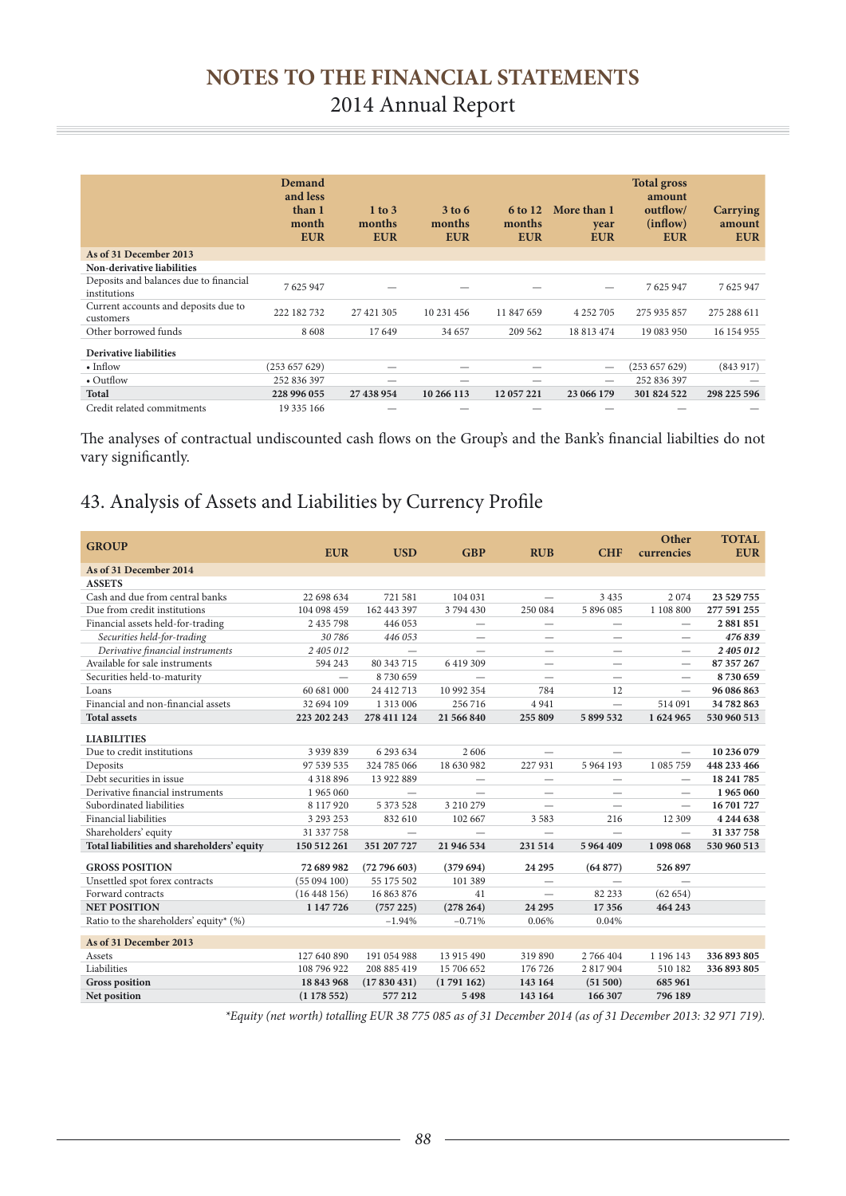# NOTES TO THE FINANCIAL STATEMENTS

2014 Annual Report

| | Demand and less than 1 month EUR | 1 to 3 months EUR | 3 to 6 months EUR | 6 to 12 months EUR | More than 1 year EUR | Total gross amount outflow/ (inflow) EUR | Carrying amount EUR |
|---|---|---|---|---|---|---|---|
| **As of 31 December 2013** | | | | | | | |
| **Non-derivative liabilities** | | | | | | | |
| Deposits and balances due to financial institutions | 7 625 947 | — | — | — | — | 7 625 947 | 7 625 947 |
| Current accounts and deposits due to customers | 222 182 732 | 27 421 305 | 10 231 456 | 11 847 659 | 4 252 705 | 275 935 857 | 275 288 611 |
| Other borrowed funds | 8 608 | 17 649 | 34 657 | 209 562 | 18 813 474 | 19 083 950 | 16 154 955 |
| **Derivative liabilities** | | | | | | | |
| • Inflow | (253 657 629) | — | — | — | — | (253 657 629) | (843 917) |
| • Outflow | 252 836 397 | — | — | — | — | 252 836 397 | — |
| **Total** | **228 996 055** | **27 438 954** | **10 266 113** | **12 057 221** | **23 066 179** | **301 824 522** | **298 225 596** |
| Credit related commitments | 19 335 166 | — | — | — | — | — | — |

The analyses of contractual undiscounted cash flows on the Group's and the Bank's financial liabilties do not vary significantly.

## 43. Analysis of Assets and Liabilities by Currency Profile

| GROUP | EUR | USD | GBP | RUB | CHF | Other currencies | TOTAL EUR |
|---|---|---|---|---|---|---|---|
| **As of 31 December 2014** | | | | | | | |
| **ASSETS** | | | | | | | |
| Cash and due from central banks | 22 698 634 | 721 581 | 104 031 | — | 3 435 | 2 074 | **23 529 755** |
| Due from credit institutions | 104 098 459 | 162 443 397 | 3 794 430 | 250 084 | 5 896 085 | 1 108 800 | **277 591 255** |
| Financial assets held-for-trading | 2 435 798 | 446 053 | — | — | — | — | **2 881 851** |
| *Securities held-for-trading* | *30 786* | *446 053* | — | — | — | — | ***476 839*** |
| *Derivative financial instruments* | *2 405 012* | — | — | — | — | — | ***2 405 012*** |
| Available for sale instruments | 594 243 | 80 343 715 | 6 419 309 | — | — | — | **87 357 267** |
| Securities held-to-maturity | — | 8 730 659 | — | — | — | — | **8 730 659** |
| Loans | 60 681 000 | 24 412 713 | 10 992 354 | 784 | 12 | — | **96 086 863** |
| Financial and non-financial assets | 32 694 109 | 1 313 006 | 256 716 | 4 941 | — | 514 091 | **34 782 863** |
| **Total assets** | **223 202 243** | **278 411 124** | **21 566 840** | **255 809** | **5 899 532** | **1 624 965** | **530 960 513** |
| **LIABILITIES** | | | | | | | |
| Due to credit institutions | 3 939 839 | 6 293 634 | 2 606 | — | — | — | **10 236 079** |
| Deposits | 97 539 535 | 324 785 066 | 18 630 982 | 227 931 | 5 964 193 | 1 085 759 | **448 233 466** |
| Debt securities in issue | 4 318 896 | 13 922 889 | — | — | — | — | **18 241 785** |
| Derivative financial instruments | 1 965 060 | — | — | — | — | — | **1 965 060** |
| Subordinated liabilities | 8 117 920 | 5 373 528 | 3 210 279 | — | — | — | **16 701 727** |
| Financial liabilities | 3 293 253 | 832 610 | 102 667 | 3 583 | 216 | 12 309 | **4 244 638** |
| Shareholders' equity | 31 337 758 | — | — | — | — | — | **31 337 758** |
| **Total liabilities and shareholders' equity** | **150 512 261** | **351 207 727** | **21 946 534** | **231 514** | **5 964 409** | **1 098 068** | **530 960 513** |
| **GROSS POSITION** | **72 689 982** | **(72 796 603)** | **(379 694)** | **24 295** | **(64 877)** | **526 897** | |
| Unsettled spot forex contracts | (55 094 100) | 55 175 502 | 101 389 | — | — | — | |
| Forward contracts | (16 448 156) | 16 863 876 | 41 | — | 82 233 | (62 654) | |
| **NET POSITION** | **1 147 726** | **(757 225)** | **(278 264)** | **24 295** | **17 356** | **464 243** | |
| Ratio to the shareholders' equity* (%) | | −1.94% | −0.71% | 0.06% | 0.04% | | |
| **As of 31 December 2013** | | | | | | | |
| Assets | 127 640 890 | 191 054 988 | 13 915 490 | 319 890 | 2 766 404 | 1 196 143 | **336 893 805** |
| Liabilities | 108 796 922 | 208 885 419 | 15 706 652 | 176 726 | 2 817 904 | 510 182 | **336 893 805** |
| **Gross position** | **18 843 968** | **(17 830 431)** | **(1 791 162)** | **143 164** | **(51 500)** | **685 961** | |
| **Net position** | **(1 178 552)** | **577 212** | **5 498** | **143 164** | **166 307** | **796 189** | |

*\*Equity (net worth) totalling EUR 38 775 085 as of 31 December 2014 (as of 31 December 2013: 32 971 719).*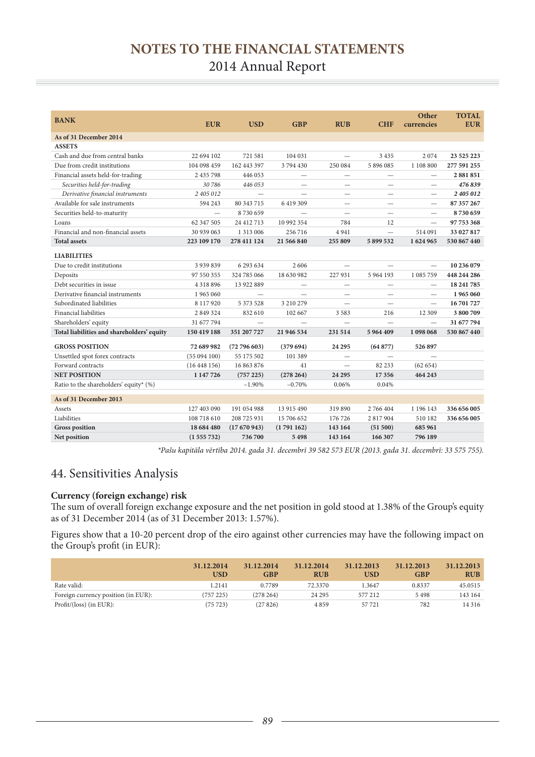| BANK | EUR | USD | GBP | RUB | CHF | Other currencies | TOTAL EUR |
|---|---|---|---|---|---|---|---|
| **As of 31 December 2014** | | | | | | | |
| **ASSETS** | | | | | | | |
| Cash and due from central banks | 22 694 102 | 721 581 | 104 031 | — | 3 435 | 2 074 | **23 525 223** |
| Due from credit institutions | 104 098 459 | 162 443 397 | 3 794 430 | 250 084 | 5 896 085 | 1 108 800 | **277 591 255** |
| Financial assets held-for-trading | 2 435 798 | 446 053 | — | — | — | — | **2 881 851** |
| *Securities held-for-trading* | *30 786* | *446 053* | — | — | — | — | ***476 839*** |
| *Derivative financial instruments* | *2 405 012* | — | — | — | — | — | ***2 405 012*** |
| Available for sale instruments | 594 243 | 80 343 715 | 6 419 309 | — | — | — | **87 357 267** |
| Securities held-to-maturity | — | 8 730 659 | — | — | — | — | **8 730 659** |
| Loans | 62 347 505 | 24 412 713 | 10 992 354 | 784 | 12 | — | **97 753 368** |
| Financial and non-financial assets | 30 939 063 | 1 313 006 | 256 716 | 4 941 | — | 514 091 | **33 027 817** |
| **Total assets** | **223 109 170** | **278 411 124** | **21 566 840** | **255 809** | **5 899 532** | **1 624 965** | **530 867 440** |
| **LIABILITIES** | | | | | | | |
| Due to credit institutions | 3 939 839 | 6 293 634 | 2 606 | — | — | — | **10 236 079** |
| Deposits | 97 550 355 | 324 785 066 | 18 630 982 | 227 931 | 5 964 193 | 1 085 759 | **448 244 286** |
| Debt securities in issue | 4 318 896 | 13 922 889 | — | — | — | — | **18 241 785** |
| Derivative financial instruments | 1 965 060 | — | — | — | — | — | **1 965 060** |
| Subordinated liabilities | 8 117 920 | 5 373 528 | 3 210 279 | — | — | — | **16 701 727** |
| Financial liabilities | 2 849 324 | 832 610 | 102 667 | 3 583 | 216 | 12 309 | **3 800 709** |
| Shareholders' equity | 31 677 794 | — | — | — | — | — | **31 677 794** |
| **Total liabilities and shareholders' equity** | **150 419 188** | **351 207 727** | **21 946 534** | **231 514** | **5 964 409** | **1 098 068** | **530 867 440** |
| **GROSS POSITION** | **72 689 982** | **(72 796 603)** | **(379 694)** | **24 295** | **(64 877)** | **526 897** | |
| Unsettled spot forex contracts | (55 094 100) | 55 175 502 | 101 389 | — | — | — | |
| Forward contracts | (16 448 156) | 16 863 876 | 41 | — | 82 233 | (62 654) | |
| **NET POSITION** | **1 147 726** | **(757 225)** | **(278 264)** | **24 295** | **17 356** | **464 243** | |
| Ratio to the shareholders' equity* (%) | | −1.90% | −0.70% | 0.06% | 0.04% | | |
| **As of 31 December 2013** | | | | | | | |
| Assets | 127 403 090 | 191 054 988 | 13 915 490 | 319 890 | 2 766 404 | 1 196 143 | **336 656 005** |
| Liabilities | 108 718 610 | 208 725 931 | 15 706 652 | 176 726 | 2 817 904 | 510 182 | **336 656 005** |
| **Gross position** | **18 684 480** | **(17 670 943)** | **(1 791 162)** | **143 164** | **(51 500)** | **685 961** | |
| **Net position** | **(1 555 732)** | **736 700** | **5 498** | **143 164** | **166 307** | **796 189** | |

*\*Pašu kapitāla vērtība 2014. gada 31. decembrī 39 582 573 EUR (2013. gada 31. decembrī: 33 575 755).*

## 44. Sensitivities Analysis

**Currency (foreign exchange) risk**

The sum of overall foreign exchange exposure and the net position in gold stood at 1.38% of the Group's equity as of 31 December 2014 (as of 31 December 2013: 1.57%).

Figures show that a 10-20 percent drop of the eiro against other currencies may have the following impact on the Group's profit (in EUR):

| | 31.12.2014 USD | 31.12.2014 GBP | 31.12.2014 RUB | 31.12.2013 USD | 31.12.2013 GBP | 31.12.2013 RUB |
|---|---|---|---|---|---|---|
| Rate valid: | 1.2141 | 0.7789 | 72.3370 | 1.3647 | 0.8337 | 45.0515 |
| Foreign currency position (in EUR): | (757 225) | (278 264) | 24 295 | 577 212 | 5 498 | 143 164 |
| Profit/(loss) (in EUR): | (75 723) | (27 826) | 4 859 | 57 721 | 782 | 14 316 |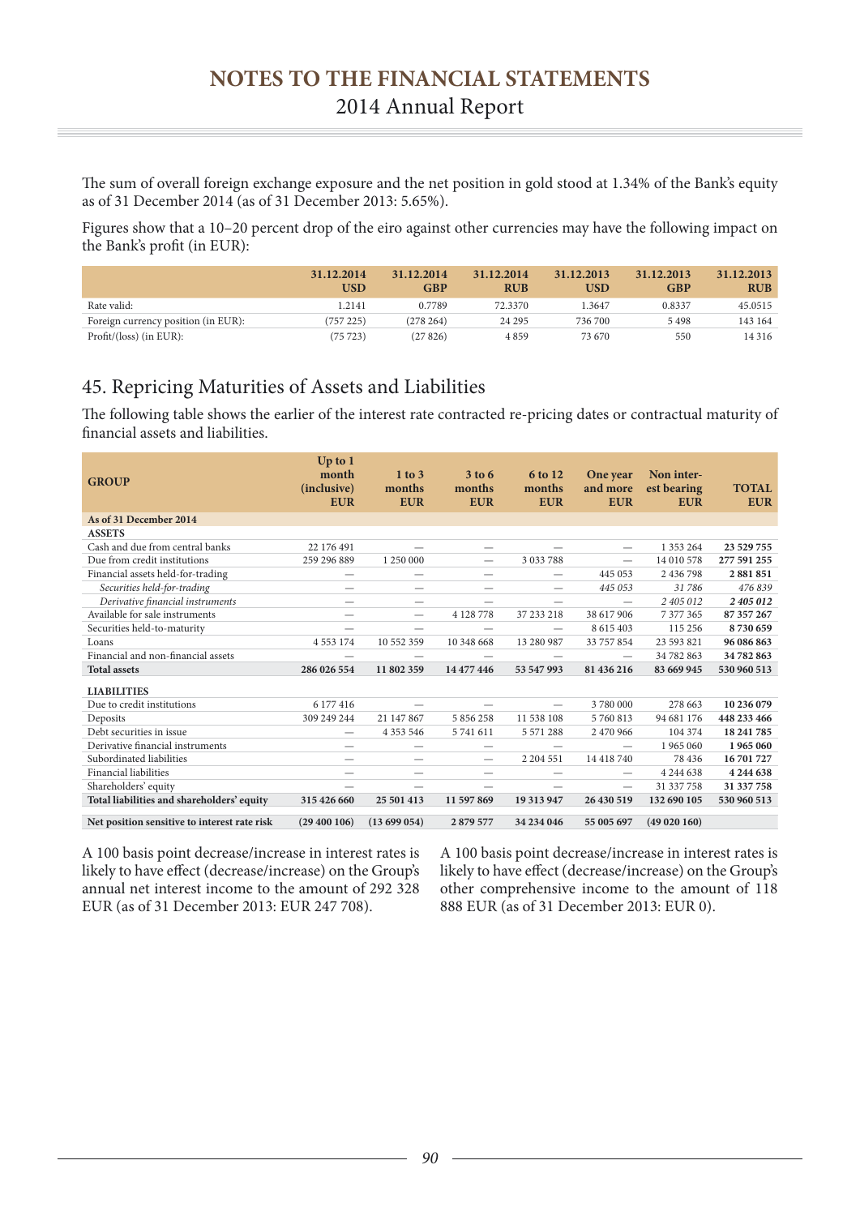The sum of overall foreign exchange exposure and the net position in gold stood at 1.34% of the Bank's equity as of 31 December 2014 (as of 31 December 2013: 5.65%).

Figures show that a 10–20 percent drop of the eiro against other currencies may have the following impact on the Bank's profit (in EUR):

| | 31.12.2014 USD | 31.12.2014 GBP | 31.12.2014 RUB | 31.12.2013 USD | 31.12.2013 GBP | 31.12.2013 RUB |
|---|---|---|---|---|---|---|
| Rate valid: | 1.2141 | 0.7789 | 72.3370 | 1.3647 | 0.8337 | 45.0515 |
| Foreign currency position (in EUR): | (757 225) | (278 264) | 24 295 | 736 700 | 5 498 | 143 164 |
| Profit/(loss) (in EUR): | (75 723) | (27 826) | 4 859 | 73 670 | 550 | 14 316 |

## 45. Repricing Maturities of Assets and Liabilities

The following table shows the earlier of the interest rate contracted re-pricing dates or contractual maturity of financial assets and liabilities.

| GROUP | Up to 1 month (inclusive) EUR | 1 to 3 months EUR | 3 to 6 months EUR | 6 to 12 months EUR | One year and more EUR | Non interest bearing EUR | TOTAL EUR |
|---|---|---|---|---|---|---|---|
| **As of 31 December 2014** | | | | | | | |
| **ASSETS** | | | | | | | |
| Cash and due from central banks | 22 176 491 | — | — | — | — | 1 353 264 | **23 529 755** |
| Due from credit institutions | 259 296 889 | 1 250 000 | — | 3 033 788 | — | 14 010 578 | **277 591 255** |
| Financial assets held-for-trading | — | — | — | — | 445 053 | 2 436 798 | **2 881 851** |
| *Securities held-for-trading* | — | — | — | — | *445 053* | *31 786* | *476 839* |
| *Derivative financial instruments* | — | — | — | — | — | *2 405 012* | ***2 405 012*** |
| Available for sale instruments | — | — | 4 128 778 | 37 233 218 | 38 617 906 | 7 377 365 | **87 357 267** |
| Securities held-to-maturity | — | — | — | — | 8 615 403 | 115 256 | **8 730 659** |
| Loans | 4 553 174 | 10 552 359 | 10 348 668 | 13 280 987 | 33 757 854 | 23 593 821 | **96 086 863** |
| Financial and non-financial assets | — | — | — | — | — | 34 782 863 | **34 782 863** |
| **Total assets** | **286 026 554** | **11 802 359** | **14 477 446** | **53 547 993** | **81 436 216** | **83 669 945** | **530 960 513** |
| **LIABILITIES** | | | | | | | |
| Due to credit institutions | 6 177 416 | — | — | — | 3 780 000 | 278 663 | **10 236 079** |
| Deposits | 309 249 244 | 21 147 867 | 5 856 258 | 11 538 108 | 5 760 813 | 94 681 176 | **448 233 466** |
| Debt securities in issue | — | 4 353 546 | 5 741 611 | 5 571 288 | 2 470 966 | 104 374 | **18 241 785** |
| Derivative financial instruments | — | — | — | — | — | 1 965 060 | **1 965 060** |
| Subordinated liabilities | — | — | — | 2 204 551 | 14 418 740 | 78 436 | **16 701 727** |
| Financial liabilities | — | — | — | — | — | 4 244 638 | **4 244 638** |
| Shareholders' equity | — | — | — | — | — | 31 337 758 | **31 337 758** |
| **Total liabilities and shareholders' equity** | **315 426 660** | **25 501 413** | **11 597 869** | **19 313 947** | **26 430 519** | **132 690 105** | **530 960 513** |
| **Net position sensitive to interest rate risk** | **(29 400 106)** | **(13 699 054)** | **2 879 577** | **34 234 046** | **55 005 697** | **(49 020 160)** | |

A 100 basis point decrease/increase in interest rates is likely to have effect (decrease/increase) on the Group's annual net interest income to the amount of 292 328 EUR (as of 31 December 2013: EUR 247 708).

A 100 basis point decrease/increase in interest rates is likely to have effect (decrease/increase) on the Group's other comprehensive income to the amount of 118 888 EUR (as of 31 December 2013: EUR 0).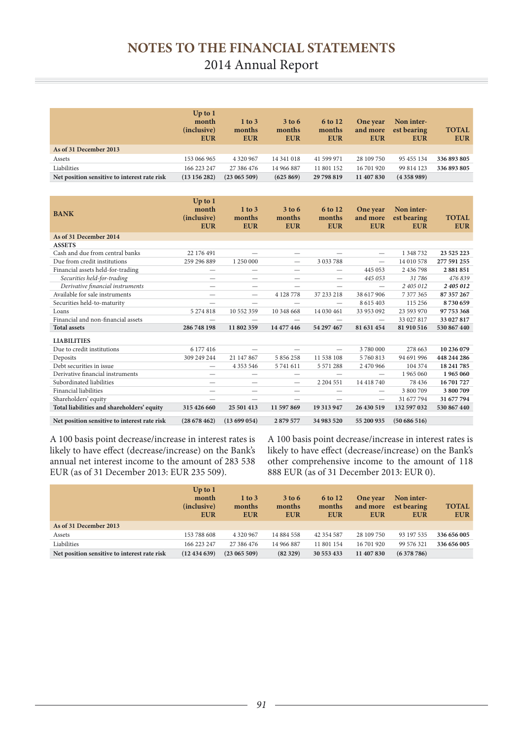# NOTES TO THE FINANCIAL STATEMENTS

2014 Annual Report

| | Up to 1 month (inclusive) EUR | 1 to 3 months EUR | 3 to 6 months EUR | 6 to 12 months EUR | One year and more EUR | Non interest bearing EUR | TOTAL EUR |
|---|---|---|---|---|---|---|---|
| **As of 31 December 2013** | | | | | | | |
| Assets | 153 066 965 | 4 320 967 | 14 341 018 | 41 599 971 | 28 109 750 | 95 455 134 | **336 893 805** |
| Liabilities | 166 223 247 | 27 386 476 | 14 966 887 | 11 801 152 | 16 701 920 | 99 814 123 | **336 893 805** |
| **Net position sensitive to interest rate risk** | **(13 156 282)** | **(23 065 509)** | **(625 869)** | **29 798 819** | **11 407 830** | **(4 358 989)** | |

| **BANK** | Up to 1 month (inclusive) EUR | 1 to 3 months EUR | 3 to 6 months EUR | 6 to 12 months EUR | One year and more EUR | Non interest bearing EUR | TOTAL EUR |
|---|---|---|---|---|---|---|---|
| **As of 31 December 2014** | | | | | | | |
| **ASSETS** | | | | | | | |
| Cash and due from central banks | 22 176 491 | — | — | — | — | 1 348 732 | **23 525 223** |
| Due from credit institutions | 259 296 889 | 1 250 000 | — | 3 033 788 | — | 14 010 578 | **277 591 255** |
| Financial assets held-for-trading | — | — | — | — | 445 053 | 2 436 798 | **2 881 851** |
| *Securities held-for-trading* | — | — | — | — | *445 053* | *31 786* | *476 839* |
| *Derivative financial instruments* | — | — | — | — | — | *2 405 012* | ***2 405 012*** |
| Available for sale instruments | — | — | 4 128 778 | 37 233 218 | 38 617 906 | 7 377 365 | **87 357 267** |
| Securities held-to-maturity | — | — | — | — | 8 615 403 | 115 256 | **8 730 659** |
| Loans | 5 274 818 | 10 552 359 | 10 348 668 | 14 030 461 | 33 953 092 | 23 593 970 | **97 753 368** |
| Financial and non-financial assets | — | — | — | — | — | 33 027 817 | **33 027 817** |
| **Total assets** | **286 748 198** | **11 802 359** | **14 477 446** | **54 297 467** | **81 631 454** | **81 910 516** | **530 867 440** |
| **LIABILITIES** | | | | | | | |
| Due to credit institutions | 6 177 416 | — | — | — | 3 780 000 | 278 663 | **10 236 079** |
| Deposits | 309 249 244 | 21 147 867 | 5 856 258 | 11 538 108 | 5 760 813 | 94 691 996 | **448 244 286** |
| Debt securities in issue | — | 4 353 546 | 5 741 611 | 5 571 288 | 2 470 966 | 104 374 | **18 241 785** |
| Derivative financial instruments | — | — | — | — | — | 1 965 060 | **1 965 060** |
| Subordinated liabilities | — | — | — | 2 204 551 | 14 418 740 | 78 436 | **16 701 727** |
| Financial liabilities | — | — | — | — | — | 3 800 709 | **3 800 709** |
| Shareholders' equity | — | — | — | — | — | 31 677 794 | **31 677 794** |
| **Total liabilities and shareholders' equity** | **315 426 660** | **25 501 413** | **11 597 869** | **19 313 947** | **26 430 519** | **132 597 032** | **530 867 440** |
| **Net position sensitive to interest rate risk** | **(28 678 462)** | **(13 699 054)** | **2 879 577** | **34 983 520** | **55 200 935** | **(50 686 516)** | |

A 100 basis point decrease/increase in interest rates is likely to have effect (decrease/increase) on the Bank's annual net interest income to the amount of 283 538 EUR (as of 31 December 2013: EUR 235 509).

A 100 basis point decrease/increase in interest rates is likely to have effect (decrease/increase) on the Bank's other comprehensive income to the amount of 118 888 EUR (as of 31 December 2013: EUR 0).

| | Up to 1 month (inclusive) EUR | 1 to 3 months EUR | 3 to 6 months EUR | 6 to 12 months EUR | One year and more EUR | Non interest bearing EUR | TOTAL EUR |
|---|---|---|---|---|---|---|---|
| **As of 31 December 2013** | | | | | | | |
| Assets | 153 788 608 | 4 320 967 | 14 884 558 | 42 354 587 | 28 109 750 | 93 197 535 | **336 656 005** |
| Liabilities | 166 223 247 | 27 386 476 | 14 966 887 | 11 801 154 | 16 701 920 | 99 576 321 | **336 656 005** |
| **Net position sensitive to interest rate risk** | **(12 434 639)** | **(23 065 509)** | **(82 329)** | **30 553 433** | **11 407 830** | **(6 378 786)** | |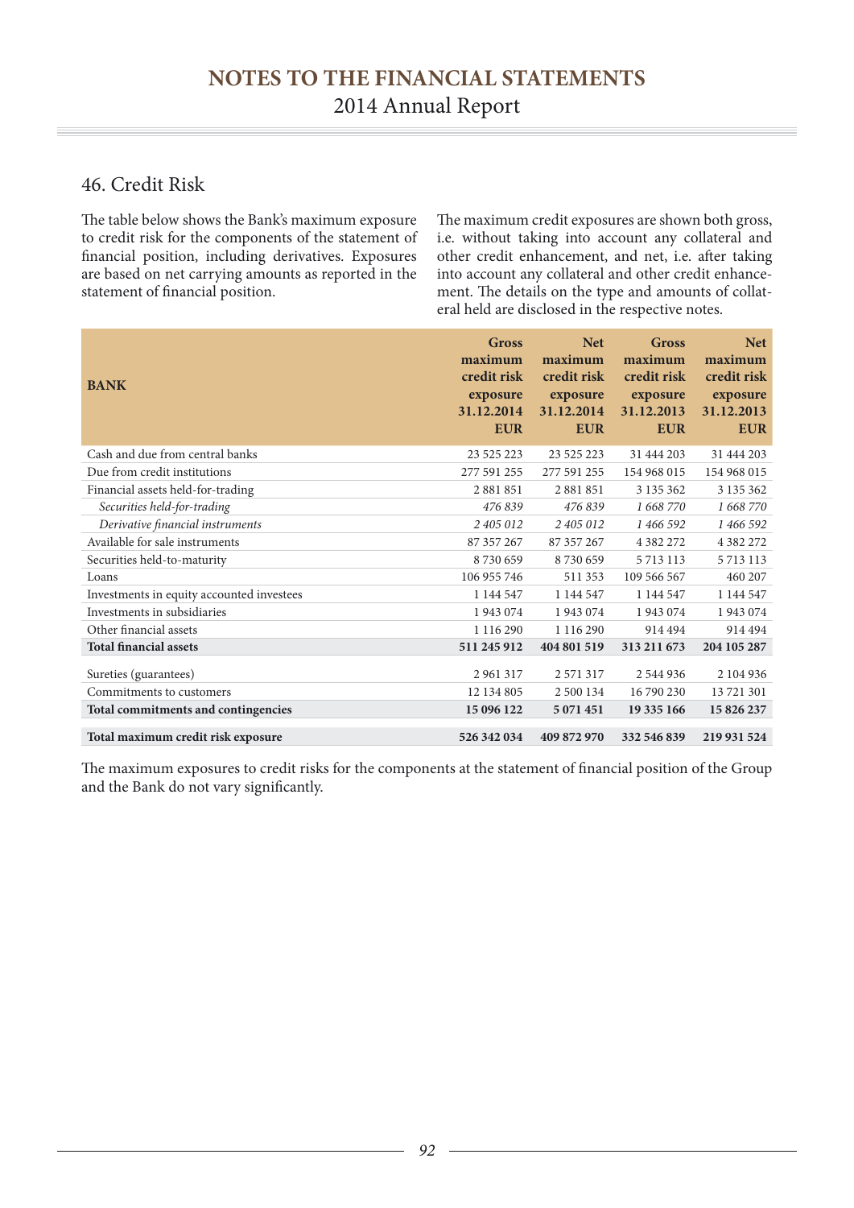## 46. Credit Risk

The table below shows the Bank's maximum exposure to credit risk for the components of the statement of financial position, including derivatives. Exposures are based on net carrying amounts as reported in the statement of financial position.

The maximum credit exposures are shown both gross, i.e. without taking into account any collateral and other credit enhancement, and net, i.e. after taking into account any collateral and other credit enhancement. The details on the type and amounts of collateral held are disclosed in the respective notes.

| BANK | Gross maximum credit risk exposure 31.12.2014 EUR | Net maximum credit risk exposure 31.12.2014 EUR | Gross maximum credit risk exposure 31.12.2013 EUR | Net maximum credit risk exposure 31.12.2013 EUR |
|---|---|---|---|---|
| Cash and due from central banks | 23 525 223 | 23 525 223 | 31 444 203 | 31 444 203 |
| Due from credit institutions | 277 591 255 | 277 591 255 | 154 968 015 | 154 968 015 |
| Financial assets held-for-trading | 2 881 851 | 2 881 851 | 3 135 362 | 3 135 362 |
| *Securities held-for-trading* | *476 839* | *476 839* | *1 668 770* | *1 668 770* |
| *Derivative financial instruments* | *2 405 012* | *2 405 012* | *1 466 592* | *1 466 592* |
| Available for sale instruments | 87 357 267 | 87 357 267 | 4 382 272 | 4 382 272 |
| Securities held-to-maturity | 8 730 659 | 8 730 659 | 5 713 113 | 5 713 113 |
| Loans | 106 955 746 | 511 353 | 109 566 567 | 460 207 |
| Investments in equity accounted investees | 1 144 547 | 1 144 547 | 1 144 547 | 1 144 547 |
| Investments in subsidiaries | 1 943 074 | 1 943 074 | 1 943 074 | 1 943 074 |
| Other financial assets | 1 116 290 | 1 116 290 | 914 494 | 914 494 |
| **Total financial assets** | **511 245 912** | **404 801 519** | **313 211 673** | **204 105 287** |
| Sureties (guarantees) | 2 961 317 | 2 571 317 | 2 544 936 | 2 104 936 |
| Commitments to customers | 12 134 805 | 2 500 134 | 16 790 230 | 13 721 301 |
| **Total commitments and contingencies** | **15 096 122** | **5 071 451** | **19 335 166** | **15 826 237** |
| **Total maximum credit risk exposure** | **526 342 034** | **409 872 970** | **332 546 839** | **219 931 524** |

The maximum exposures to credit risks for the components at the statement of financial position of the Group and the Bank do not vary significantly.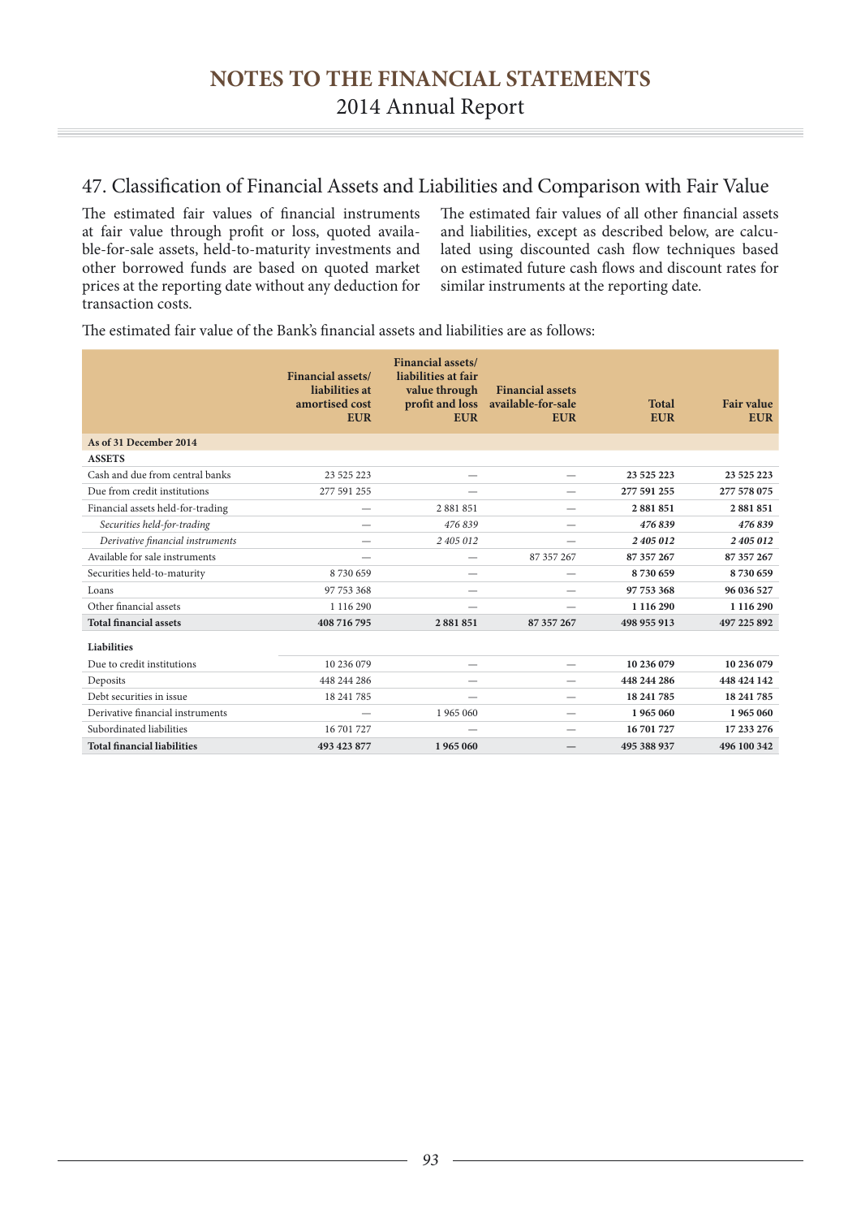## 47. Classification of Financial Assets and Liabilities and Comparison with Fair Value

The estimated fair values of financial instruments at fair value through profit or loss, quoted available-for-sale assets, held-to-maturity investments and other borrowed funds are based on quoted market prices at the reporting date without any deduction for transaction costs.

The estimated fair values of all other financial assets and liabilities, except as described below, are calculated using discounted cash flow techniques based on estimated future cash flows and discount rates for similar instruments at the reporting date.

The estimated fair value of the Bank's financial assets and liabilities are as follows:

| | Financial assets/ liabilities at amortised cost EUR | Financial assets/ liabilities at fair value through profit and loss EUR | Financial assets available-for-sale EUR | Total EUR | Fair value EUR |
|---|---|---|---|---|---|
| **As of 31 December 2014** | | | | | |
| **ASSETS** | | | | | |
| Cash and due from central banks | 23 525 223 | — | — | **23 525 223** | **23 525 223** |
| Due from credit institutions | 277 591 255 | — | — | **277 591 255** | **277 578 075** |
| Financial assets held-for-trading | — | 2 881 851 | — | **2 881 851** | **2 881 851** |
| *Securities held-for-trading* | — | *476 839* | — | ***476 839*** | ***476 839*** |
| *Derivative financial instruments* | — | *2 405 012* | — | ***2 405 012*** | ***2 405 012*** |
| Available for sale instruments | — | — | 87 357 267 | **87 357 267** | **87 357 267** |
| Securities held-to-maturity | 8 730 659 | — | — | **8 730 659** | **8 730 659** |
| Loans | 97 753 368 | — | — | **97 753 368** | **96 036 527** |
| Other financial assets | 1 116 290 | — | — | **1 116 290** | **1 116 290** |
| **Total financial assets** | **408 716 795** | **2 881 851** | **87 357 267** | **498 955 913** | **497 225 892** |
| **Liabilities** | | | | | |
| Due to credit institutions | 10 236 079 | — | — | **10 236 079** | **10 236 079** |
| Deposits | 448 244 286 | — | — | **448 244 286** | **448 424 142** |
| Debt securities in issue | 18 241 785 | — | — | **18 241 785** | **18 241 785** |
| Derivative financial instruments | — | 1 965 060 | — | **1 965 060** | **1 965 060** |
| Subordinated liabilities | 16 701 727 | — | — | **16 701 727** | **17 233 276** |
| **Total financial liabilities** | **493 423 877** | **1 965 060** | **—** | **495 388 937** | **496 100 342** |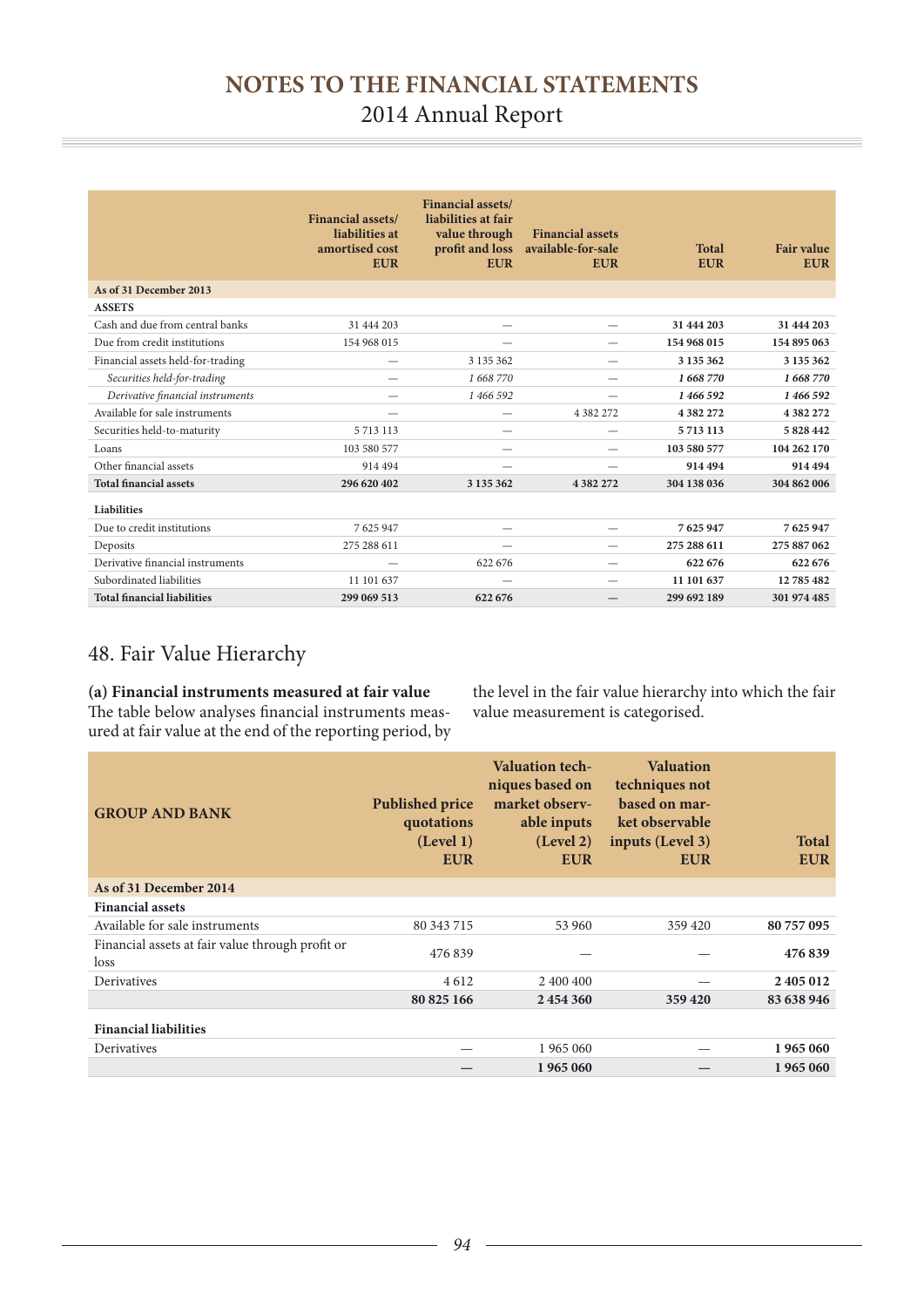|  | Financial assets/ liabilities at amortised cost EUR | Financial assets/ liabilities at fair value through profit and loss EUR | Financial assets available-for-sale EUR | Total EUR | Fair value EUR |
|---|---|---|---|---|---|
| **As of 31 December 2013** | | | | | |
| **ASSETS** | | | | | |
| Cash and due from central banks | 31 444 203 | — | — | **31 444 203** | **31 444 203** |
| Due from credit institutions | 154 968 015 | — | — | **154 968 015** | **154 895 063** |
| Financial assets held-for-trading | — | 3 135 362 | — | **3 135 362** | **3 135 362** |
| *Securities held-for-trading* | — | *1 668 770* | — | ***1 668 770*** | ***1 668 770*** |
| *Derivative financial instruments* | — | *1 466 592* | — | ***1 466 592*** | ***1 466 592*** |
| Available for sale instruments | — | — | 4 382 272 | **4 382 272** | **4 382 272** |
| Securities held-to-maturity | 5 713 113 | — | — | **5 713 113** | **5 828 442** |
| Loans | 103 580 577 | — | — | **103 580 577** | **104 262 170** |
| Other financial assets | 914 494 | — | — | **914 494** | **914 494** |
| **Total financial assets** | **296 620 402** | **3 135 362** | **4 382 272** | **304 138 036** | **304 862 006** |
| **Liabilities** | | | | | |
| Due to credit institutions | 7 625 947 | — | — | **7 625 947** | **7 625 947** |
| Deposits | 275 288 611 | — | — | **275 288 611** | **275 887 062** |
| Derivative financial instruments | — | 622 676 | — | **622 676** | **622 676** |
| Subordinated liabilities | 11 101 637 | — | — | **11 101 637** | **12 785 482** |
| **Total financial liabilities** | **299 069 513** | **622 676** | **—** | **299 692 189** | **301 974 485** |

## 48. Fair Value Hierarchy

**(a) Financial instruments measured at fair value**
The table below analyses financial instruments measured at fair value at the end of the reporting period, by the level in the fair value hierarchy into which the fair value measurement is categorised.

| GROUP AND BANK | Published price quotations (Level 1) EUR | Valuation techniques based on market observable inputs (Level 2) EUR | Valuation techniques not based on market observable inputs (Level 3) EUR | Total EUR |
|---|---|---|---|---|
| **As of 31 December 2014** | | | | |
| **Financial assets** | | | | |
| Available for sale instruments | 80 343 715 | 53 960 | 359 420 | **80 757 095** |
| Financial assets at fair value through profit or loss | 476 839 | — | — | **476 839** |
| Derivatives | 4 612 | 2 400 400 | — | **2 405 012** |
| | **80 825 166** | **2 454 360** | **359 420** | **83 638 946** |
| **Financial liabilities** | | | | |
| Derivatives | — | 1 965 060 | — | **1 965 060** |
| | **—** | **1 965 060** | **—** | **1 965 060** |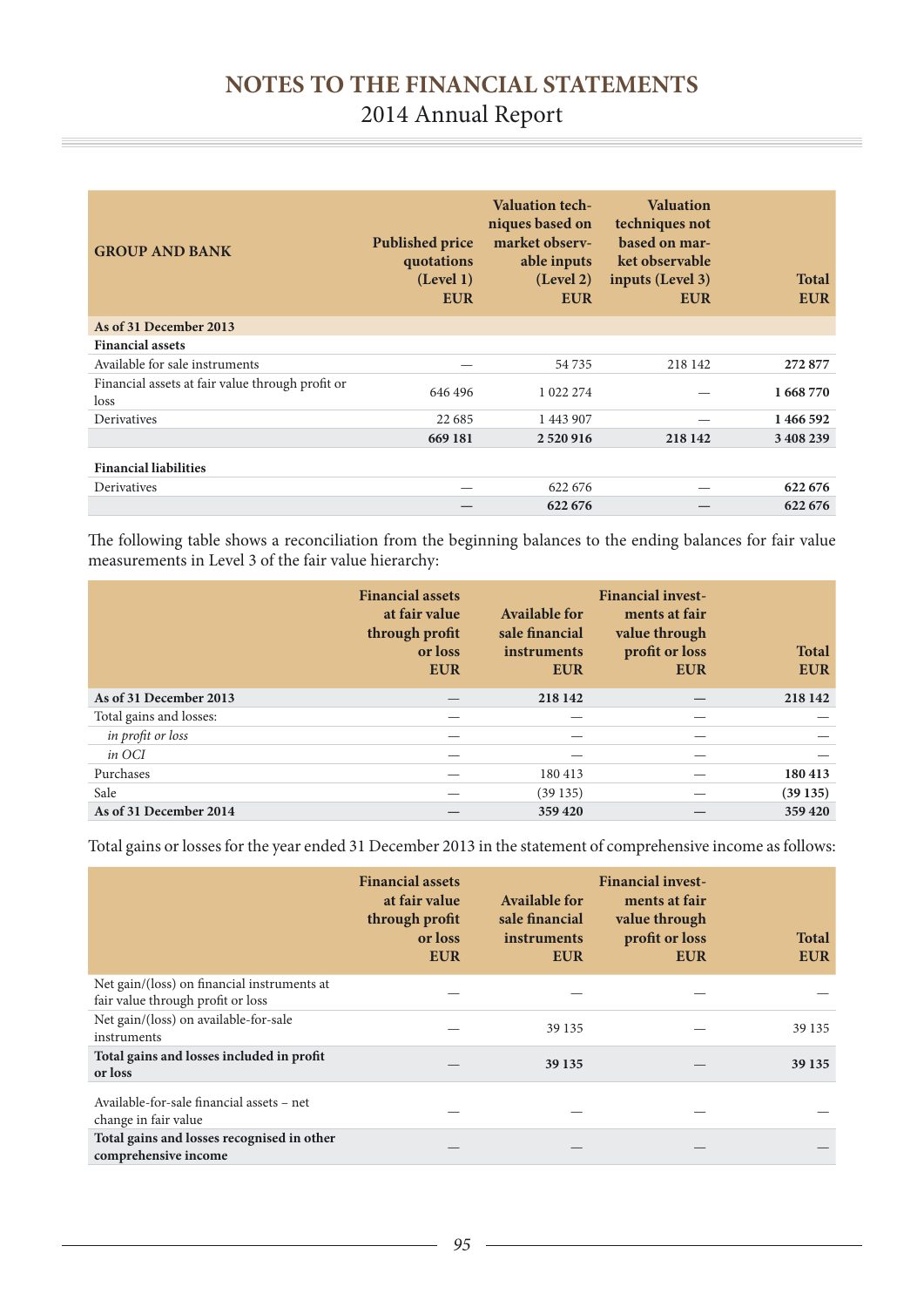# NOTES TO THE FINANCIAL STATEMENTS

2014 Annual Report

| GROUP AND BANK | Published price quotations (Level 1) EUR | Valuation techniques based on market observable inputs (Level 2) EUR | Valuation techniques not based on market observable inputs (Level 3) EUR | Total EUR |
|---|---|---|---|---|
| **As of 31 December 2013** | | | | |
| **Financial assets** | | | | |
| Available for sale instruments | — | 54 735 | 218 142 | **272 877** |
| Financial assets at fair value through profit or loss | 646 496 | 1 022 274 | — | **1 668 770** |
| Derivatives | 22 685 | 1 443 907 | — | **1 466 592** |
| | **669 181** | **2 520 916** | **218 142** | **3 408 239** |
| **Financial liabilities** | | | | |
| Derivatives | — | 622 676 | — | **622 676** |
| | **—** | **622 676** | **—** | **622 676** |

The following table shows a reconciliation from the beginning balances to the ending balances for fair value measurements in Level 3 of the fair value hierarchy:

| | Financial assets at fair value through profit or loss EUR | Available for sale financial instruments EUR | Financial investments at fair value through profit or loss EUR | Total EUR |
|---|---|---|---|---|
| **As of 31 December 2013** | — | **218 142** | — | **218 142** |
| Total gains and losses: | — | — | — | — |
| *in profit or loss* | — | — | — | — |
| *in OCI* | — | — | — | — |
| Purchases | — | 180 413 | — | **180 413** |
| Sale | — | (39 135) | — | **(39 135)** |
| **As of 31 December 2014** | — | **359 420** | — | **359 420** |

Total gains or losses for the year ended 31 December 2013 in the statement of comprehensive income as follows:

| | Financial assets at fair value through profit or loss EUR | Available for sale financial instruments EUR | Financial investments at fair value through profit or loss EUR | Total EUR |
|---|---|---|---|---|
| Net gain/(loss) on financial instruments at fair value through profit or loss | — | — | — | — |
| Net gain/(loss) on available-for-sale instruments | — | 39 135 | — | 39 135 |
| **Total gains and losses included in profit or loss** | — | **39 135** | — | **39 135** |
| Available-for-sale financial assets – net change in fair value | — | — | — | — |
| **Total gains and losses recognised in other comprehensive income** | — | — | — | — |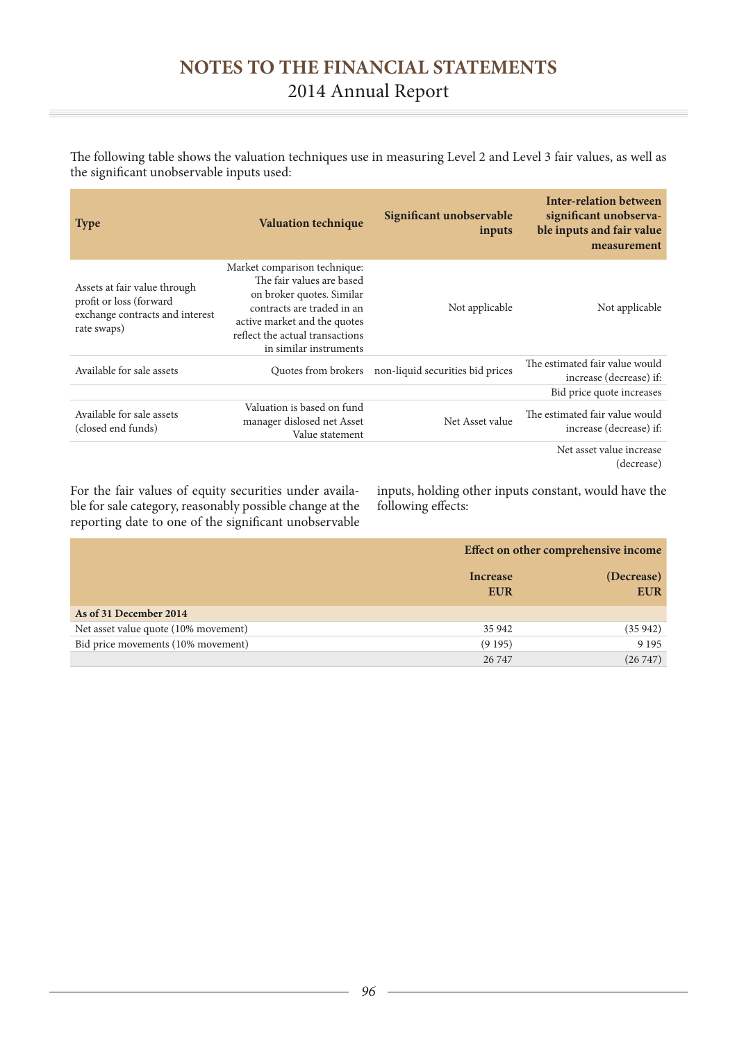The following table shows the valuation techniques use in measuring Level 2 and Level 3 fair values, as well as the significant unobservable inputs used:

| Type | Valuation technique | Significant unobservable inputs | Inter-relation between significant unobservable inputs and fair value measurement |
|---|---|---|---|
| Assets at fair value through profit or loss (forward exchange contracts and interest rate swaps) | Market comparison technique: The fair values are based on broker quotes. Similar contracts are traded in an active market and the quotes reflect the actual transactions in similar instruments | Not applicable | Not applicable |
| Available for sale assets | Quotes from brokers | non-liquid securities bid prices | The estimated fair value would increase (decrease) if: |
| | | | Bid price quote increases |
| Available for sale assets (closed end funds) | Valuation is based on fund manager dislosed net Asset Value statement | Net Asset value | The estimated fair value would increase (decrease) if: |
| | | | Net asset value increase (decrease) |

For the fair values of equity securities under available for sale category, reasonably possible change at the reporting date to one of the significant unobservable inputs, holding other inputs constant, would have the following effects:

| | Effect on other comprehensive income | |
|---|---|---|
| | **Increase EUR** | **(Decrease) EUR** |
| **As of 31 December 2014** | | |
| Net asset value quote (10% movement) | 35 942 | (35 942) |
| Bid price movements (10% movement) | (9 195) | 9 195 |
| | 26 747 | (26 747) |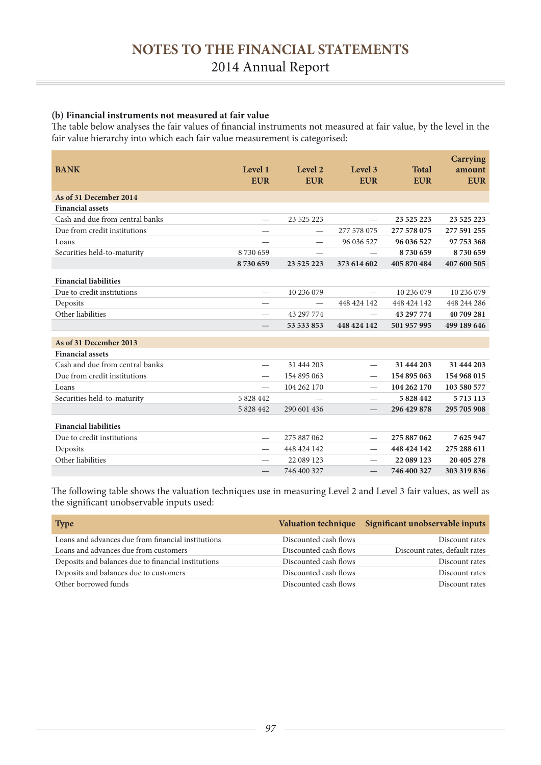### (b) Financial instruments not measured at fair value

The table below analyses the fair values of financial instruments not measured at fair value, by the level in the fair value hierarchy into which each fair value measurement is categorised:

| BANK | Level 1 EUR | Level 2 EUR | Level 3 EUR | Total EUR | Carrying amount EUR |
|---|---|---|---|---|---|
| **As of 31 December 2014** | | | | | |
| **Financial assets** | | | | | |
| Cash and due from central banks | — | 23 525 223 | — | **23 525 223** | **23 525 223** |
| Due from credit institutions | — | — | 277 578 075 | **277 578 075** | **277 591 255** |
| Loans | — | — | 96 036 527 | **96 036 527** | **97 753 368** |
| Securities held-to-maturity | 8 730 659 | — | — | **8 730 659** | **8 730 659** |
| | **8 730 659** | **23 525 223** | **373 614 602** | **405 870 484** | **407 600 505** |
| **Financial liabilities** | | | | | |
| Due to credit institutions | — | 10 236 079 | — | 10 236 079 | 10 236 079 |
| Deposits | — | — | 448 424 142 | 448 424 142 | 448 244 286 |
| Other liabilities | — | 43 297 774 | — | **43 297 774** | **40 709 281** |
| | **—** | **53 533 853** | **448 424 142** | **501 957 995** | **499 189 646** |
| **As of 31 December 2013** | | | | | |
| **Financial assets** | | | | | |
| Cash and due from central banks | — | 31 444 203 | — | **31 444 203** | **31 444 203** |
| Due from credit institutions | — | 154 895 063 | — | **154 895 063** | **154 968 015** |
| Loans | — | 104 262 170 | — | **104 262 170** | **103 580 577** |
| Securities held-to-maturity | 5 828 442 | — | — | **5 828 442** | **5 713 113** |
| | 5 828 442 | 290 601 436 | — | **296 429 878** | **295 705 908** |
| **Financial liabilities** | | | | | |
| Due to credit institutions | — | 275 887 062 | — | **275 887 062** | **7 625 947** |
| Deposits | — | 448 424 142 | — | **448 424 142** | **275 288 611** |
| Other liabilities | — | 22 089 123 | — | **22 089 123** | **20 405 278** |
| | — | 746 400 327 | — | **746 400 327** | **303 319 836** |

The following table shows the valuation techniques use in measuring Level 2 and Level 3 fair values, as well as the significant unobservable inputs used:

| Type | Valuation technique | Significant unobservable inputs |
|---|---|---|
| Loans and advances due from financial institutions | Discounted cash flows | Discount rates |
| Loans and advances due from customers | Discounted cash flows | Discount rates, default rates |
| Deposits and balances due to financial institutions | Discounted cash flows | Discount rates |
| Deposits and balances due to customers | Discounted cash flows | Discount rates |
| Other borrowed funds | Discounted cash flows | Discount rates |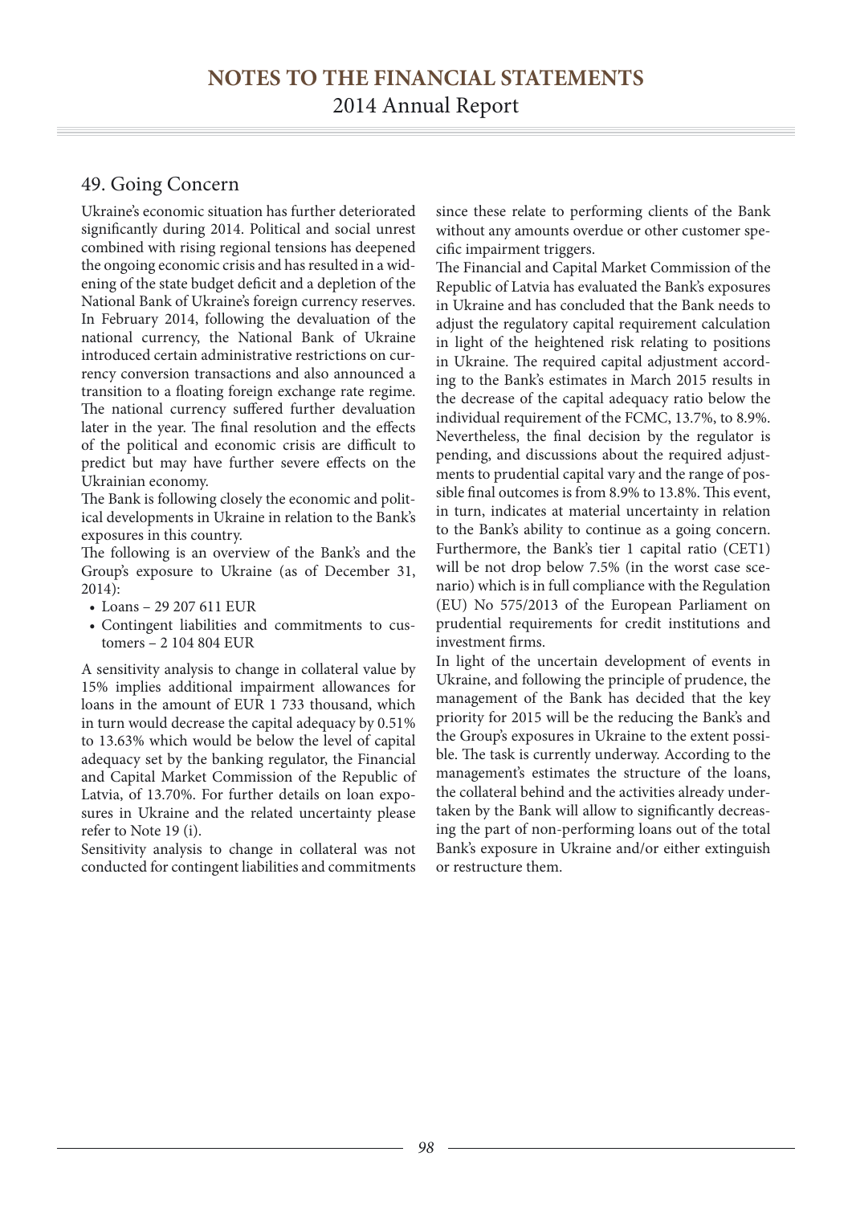## 49. Going Concern

Ukraine's economic situation has further deteriorated significantly during 2014. Political and social unrest combined with rising regional tensions has deepened the ongoing economic crisis and has resulted in a widening of the state budget deficit and a depletion of the National Bank of Ukraine's foreign currency reserves. In February 2014, following the devaluation of the national currency, the National Bank of Ukraine introduced certain administrative restrictions on currency conversion transactions and also announced a transition to a floating foreign exchange rate regime. The national currency suffered further devaluation later in the year. The final resolution and the effects of the political and economic crisis are difficult to predict but may have further severe effects on the Ukrainian economy.

The Bank is following closely the economic and political developments in Ukraine in relation to the Bank's exposures in this country.

The following is an overview of the Bank's and the Group's exposure to Ukraine (as of December 31, 2014):

- Loans – 29 207 611 EUR
- Contingent liabilities and commitments to customers – 2 104 804 EUR

A sensitivity analysis to change in collateral value by 15% implies additional impairment allowances for loans in the amount of EUR 1 733 thousand, which in turn would decrease the capital adequacy by 0.51% to 13.63% which would be below the level of capital adequacy set by the banking regulator, the Financial and Capital Market Commission of the Republic of Latvia, of 13.70%. For further details on loan exposures in Ukraine and the related uncertainty please refer to Note 19 (i).

Sensitivity analysis to change in collateral was not conducted for contingent liabilities and commitments since these relate to performing clients of the Bank without any amounts overdue or other customer specific impairment triggers.

The Financial and Capital Market Commission of the Republic of Latvia has evaluated the Bank's exposures in Ukraine and has concluded that the Bank needs to adjust the regulatory capital requirement calculation in light of the heightened risk relating to positions in Ukraine. The required capital adjustment according to the Bank's estimates in March 2015 results in the decrease of the capital adequacy ratio below the individual requirement of the FCMC, 13.7%, to 8.9%. Nevertheless, the final decision by the regulator is pending, and discussions about the required adjustments to prudential capital vary and the range of possible final outcomes is from 8.9% to 13.8%. This event, in turn, indicates at material uncertainty in relation to the Bank's ability to continue as a going concern. Furthermore, the Bank's tier 1 capital ratio (CET1) will be not drop below 7.5% (in the worst case scenario) which is in full compliance with the Regulation (EU) No 575/2013 of the European Parliament on prudential requirements for credit institutions and investment firms.

In light of the uncertain development of events in Ukraine, and following the principle of prudence, the management of the Bank has decided that the key priority for 2015 will be the reducing the Bank's and the Group's exposures in Ukraine to the extent possible. The task is currently underway. According to the management's estimates the structure of the loans, the collateral behind and the activities already undertaken by the Bank will allow to significantly decreasing the part of non-performing loans out of the total Bank's exposure in Ukraine and/or either extinguish or restructure them.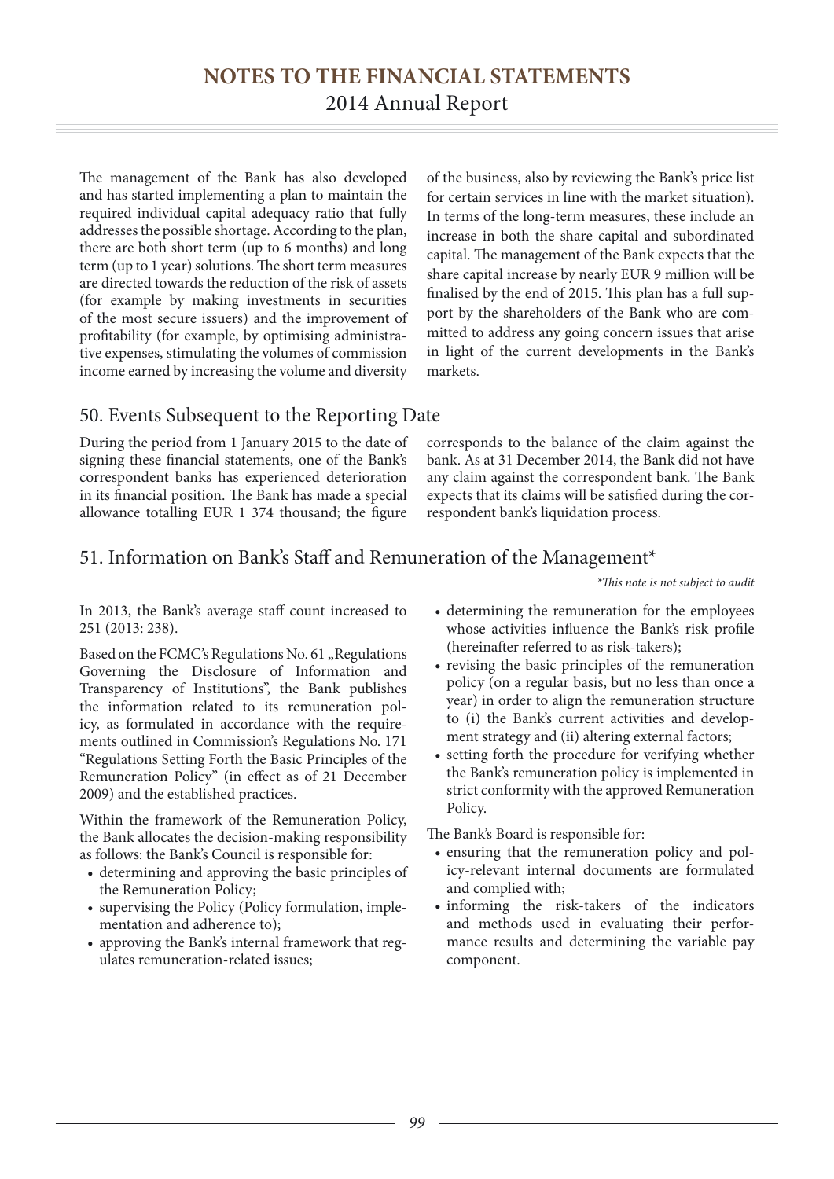The management of the Bank has also developed and has started implementing a plan to maintain the required individual capital adequacy ratio that fully addresses the possible shortage. According to the plan, there are both short term (up to 6 months) and long term (up to 1 year) solutions. The short term measures are directed towards the reduction of the risk of assets (for example by making investments in securities of the most secure issuers) and the improvement of profitability (for example, by optimising administrative expenses, stimulating the volumes of commission income earned by increasing the volume and diversity of the business, also by reviewing the Bank's price list for certain services in line with the market situation). In terms of the long-term measures, these include an increase in both the share capital and subordinated capital. The management of the Bank expects that the share capital increase by nearly EUR 9 million will be finalised by the end of 2015. This plan has a full support by the shareholders of the Bank who are committed to address any going concern issues that arise in light of the current developments in the Bank's markets.

## 50. Events Subsequent to the Reporting Date

During the period from 1 January 2015 to the date of signing these financial statements, one of the Bank's correspondent banks has experienced deterioration in its financial position. The Bank has made a special allowance totalling EUR 1 374 thousand; the figure corresponds to the balance of the claim against the bank. As at 31 December 2014, the Bank did not have any claim against the correspondent bank. The Bank expects that its claims will be satisfied during the correspondent bank's liquidation process.

## 51. Information on Bank's Staff and Remuneration of the Management*

*\*This note is not subject to audit*

In 2013, the Bank's average staff count increased to 251 (2013: 238).

Based on the FCMC's Regulations No. 61 „Regulations Governing the Disclosure of Information and Transparency of Institutions", the Bank publishes the information related to its remuneration policy, as formulated in accordance with the requirements outlined in Commission's Regulations No. 171 "Regulations Setting Forth the Basic Principles of the Remuneration Policy" (in effect as of 21 December 2009) and the established practices.

Within the framework of the Remuneration Policy, the Bank allocates the decision-making responsibility as follows: the Bank's Council is responsible for:

- determining and approving the basic principles of the Remuneration Policy;
- supervising the Policy (Policy formulation, implementation and adherence to);
- approving the Bank's internal framework that regulates remuneration-related issues;
- determining the remuneration for the employees whose activities influence the Bank's risk profile (hereinafter referred to as risk-takers);
- revising the basic principles of the remuneration policy (on a regular basis, but no less than once a year) in order to align the remuneration structure to (i) the Bank's current activities and development strategy and (ii) altering external factors;
- setting forth the procedure for verifying whether the Bank's remuneration policy is implemented in strict conformity with the approved Remuneration Policy.

The Bank's Board is responsible for:

- ensuring that the remuneration policy and policy-relevant internal documents are formulated and complied with;
- informing the risk-takers of the indicators and methods used in evaluating their performance results and determining the variable pay component.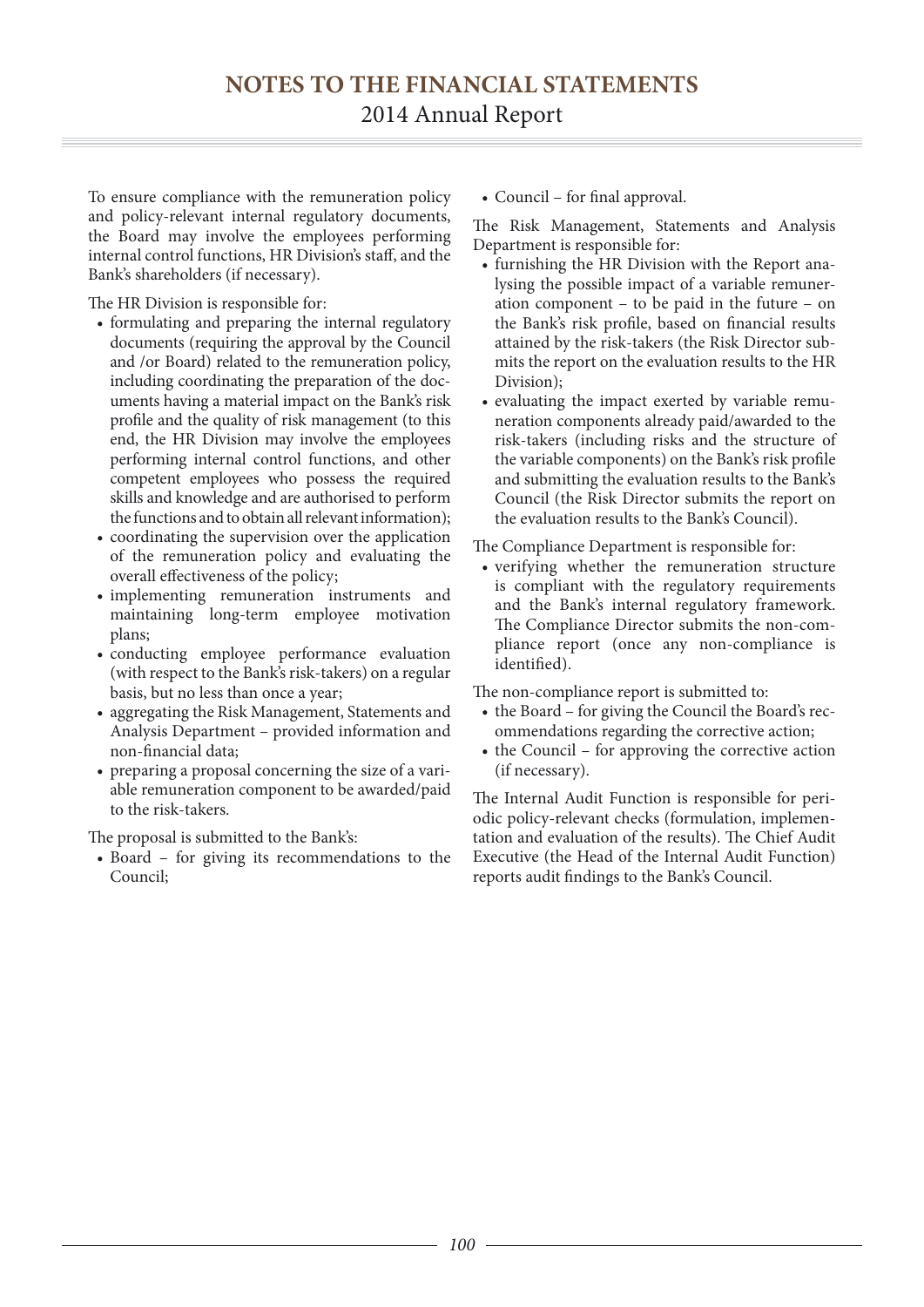To ensure compliance with the remuneration policy and policy-relevant internal regulatory documents, the Board may involve the employees performing internal control functions, HR Division's staff, and the Bank's shareholders (if necessary).

The HR Division is responsible for:

- formulating and preparing the internal regulatory documents (requiring the approval by the Council and /or Board) related to the remuneration policy, including coordinating the preparation of the documents having a material impact on the Bank's risk profile and the quality of risk management (to this end, the HR Division may involve the employees performing internal control functions, and other competent employees who possess the required skills and knowledge and are authorised to perform the functions and to obtain all relevant information);
- coordinating the supervision over the application of the remuneration policy and evaluating the overall effectiveness of the policy;
- implementing remuneration instruments and maintaining long-term employee motivation plans;
- conducting employee performance evaluation (with respect to the Bank's risk-takers) on a regular basis, but no less than once a year;
- aggregating the Risk Management, Statements and Analysis Department – provided information and non-financial data;
- preparing a proposal concerning the size of a variable remuneration component to be awarded/paid to the risk-takers.

The proposal is submitted to the Bank's:

- Board – for giving its recommendations to the Council;
- Council – for final approval.

The Risk Management, Statements and Analysis Department is responsible for:

- furnishing the HR Division with the Report analysing the possible impact of a variable remuneration component – to be paid in the future – on the Bank's risk profile, based on financial results attained by the risk-takers (the Risk Director submits the report on the evaluation results to the HR Division);
- evaluating the impact exerted by variable remuneration components already paid/awarded to the risk-takers (including risks and the structure of the variable components) on the Bank's risk profile and submitting the evaluation results to the Bank's Council (the Risk Director submits the report on the evaluation results to the Bank's Council).

The Compliance Department is responsible for:

- verifying whether the remuneration structure is compliant with the regulatory requirements and the Bank's internal regulatory framework. The Compliance Director submits the non-compliance report (once any non-compliance is identified).

The non-compliance report is submitted to:

- the Board – for giving the Council the Board's recommendations regarding the corrective action;
- the Council – for approving the corrective action (if necessary).

The Internal Audit Function is responsible for periodic policy-relevant checks (formulation, implementation and evaluation of the results). The Chief Audit Executive (the Head of the Internal Audit Function) reports audit findings to the Bank's Council.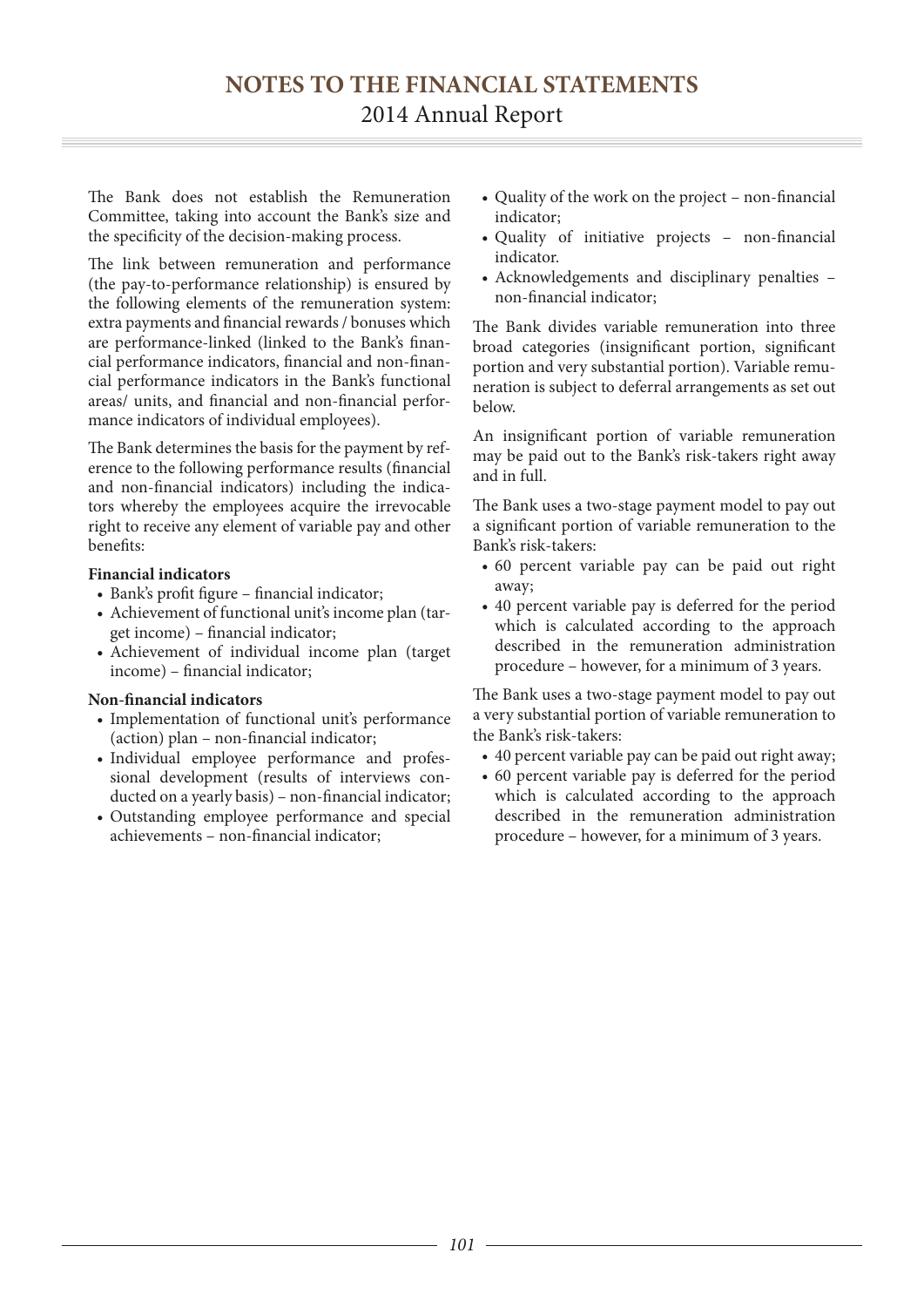The Bank does not establish the Remuneration Committee, taking into account the Bank's size and the specificity of the decision-making process.

The link between remuneration and performance (the pay-to-performance relationship) is ensured by the following elements of the remuneration system: extra payments and financial rewards / bonuses which are performance-linked (linked to the Bank's financial performance indicators, financial and non-financial performance indicators in the Bank's functional areas/ units, and financial and non-financial performance indicators of individual employees).

The Bank determines the basis for the payment by reference to the following performance results (financial and non-financial indicators) including the indicators whereby the employees acquire the irrevocable right to receive any element of variable pay and other benefits:

**Financial indicators**

- Bank's profit figure – financial indicator;
- Achievement of functional unit's income plan (target income) – financial indicator;
- Achievement of individual income plan (target income) – financial indicator;

**Non-financial indicators**

- Implementation of functional unit's performance (action) plan – non-financial indicator;
- Individual employee performance and professional development (results of interviews conducted on a yearly basis) – non-financial indicator;
- Outstanding employee performance and special achievements – non-financial indicator;
- Quality of the work on the project – non-financial indicator;
- Quality of initiative projects – non-financial indicator.
- Acknowledgements and disciplinary penalties – non-financial indicator;

The Bank divides variable remuneration into three broad categories (insignificant portion, significant portion and very substantial portion). Variable remuneration is subject to deferral arrangements as set out below.

An insignificant portion of variable remuneration may be paid out to the Bank's risk-takers right away and in full.

The Bank uses a two-stage payment model to pay out a significant portion of variable remuneration to the Bank's risk-takers:

- 60 percent variable pay can be paid out right away;
- 40 percent variable pay is deferred for the period which is calculated according to the approach described in the remuneration administration procedure – however, for a minimum of 3 years.

The Bank uses a two-stage payment model to pay out a very substantial portion of variable remuneration to the Bank's risk-takers:

- 40 percent variable pay can be paid out right away;
- 60 percent variable pay is deferred for the period which is calculated according to the approach described in the remuneration administration procedure – however, for a minimum of 3 years.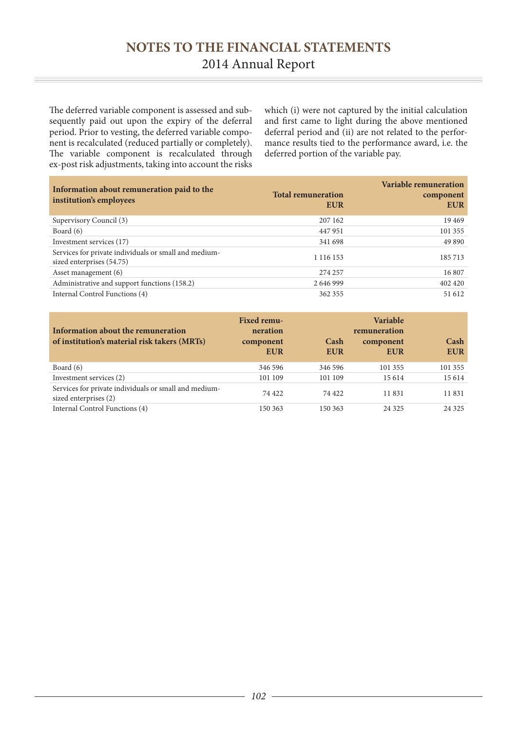The deferred variable component is assessed and subsequently paid out upon the expiry of the deferral period. Prior to vesting, the deferred variable component is recalculated (reduced partially or completely). The variable component is recalculated through ex-post risk adjustments, taking into account the risks which (i) were not captured by the initial calculation and first came to light during the above mentioned deferral period and (ii) are not related to the performance results tied to the performance award, i.e. the deferred portion of the variable pay.

| Information about remuneration paid to the institution's employees | Total remuneration EUR | Variable remuneration component EUR |
|---|---|---|
| Supervisory Council (3) | 207 162 | 19 469 |
| Board (6) | 447 951 | 101 355 |
| Investment services (17) | 341 698 | 49 890 |
| Services for private individuals or small and medium-sized enterprises (54.75) | 1 116 153 | 185 713 |
| Asset management (6) | 274 257 | 16 807 |
| Administrative and support functions (158.2) | 2 646 999 | 402 420 |
| Internal Control Functions (4) | 362 355 | 51 612 |

| Information about the remuneration of institution's material risk takers (MRTs) | Fixed remuneration component EUR | Cash EUR | Variable remuneration component EUR | Cash EUR |
|---|---|---|---|---|
| Board (6) | 346 596 | 346 596 | 101 355 | 101 355 |
| Investment services (2) | 101 109 | 101 109 | 15 614 | 15 614 |
| Services for private individuals or small and medium-sized enterprises (2) | 74 422 | 74 422 | 11 831 | 11 831 |
| Internal Control Functions (4) | 150 363 | 150 363 | 24 325 | 24 325 |